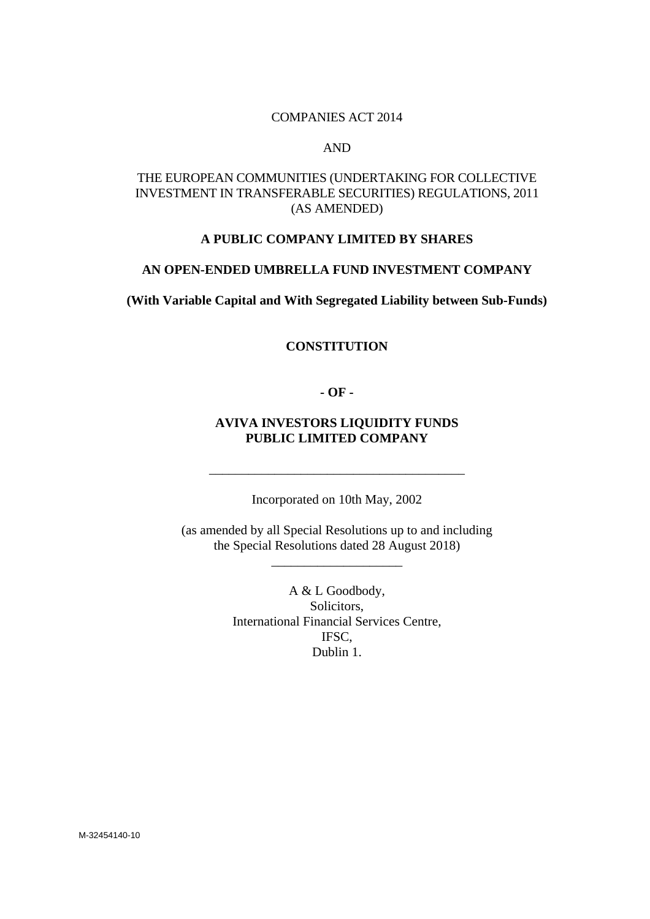COMPANIES ACT 2014

AND

THE EUROPEAN COMMUNITIES (UNDERTAKING FOR COLLECTIVE INVESTMENT IN TRANSFERABLE SECURITIES) REGULATIONS, 2011 (AS AMENDED)

**A PUBLIC COMPANY LIMITED BY SHARES**

**AN OPEN-ENDED UMBRELLA FUND INVESTMENT COMPANY**

**(With Variable Capital and With Segregated Liability between Sub-Funds)**

# CONSTITUTION

**- OF -**

# AVIVA INVESTORS LIQUIDITY FUNDS PUBLIC LIMITED COMPANY

---

Incorporated on 10th May, 2002

(as amended by all Special Resolutions up to and including the Special Resolutions dated 28 August 2018)

---

A & L Goodbody,
Solicitors,
International Financial Services Centre,
IFSC,
Dublin 1.

M-32454140-10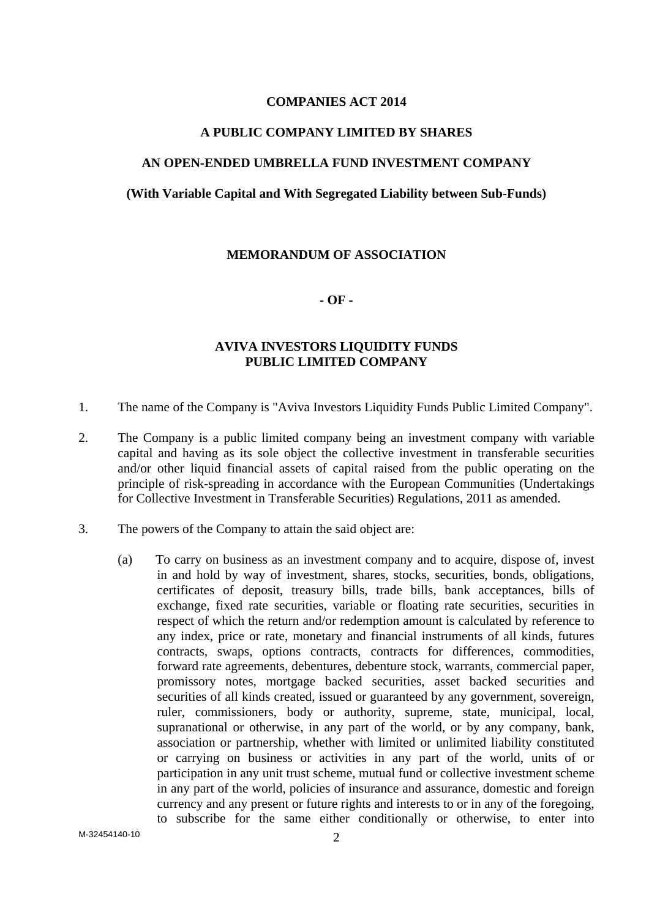**COMPANIES ACT 2014**

**A PUBLIC COMPANY LIMITED BY SHARES**

**AN OPEN-ENDED UMBRELLA FUND INVESTMENT COMPANY**

**(With Variable Capital and With Segregated Liability between Sub-Funds)**

**MEMORANDUM OF ASSOCIATION**

**- OF -**

**AVIVA INVESTORS LIQUIDITY FUNDS**
**PUBLIC LIMITED COMPANY**

1. The name of the Company is "Aviva Investors Liquidity Funds Public Limited Company".

2. The Company is a public limited company being an investment company with variable capital and having as its sole object the collective investment in transferable securities and/or other liquid financial assets of capital raised from the public operating on the principle of risk-spreading in accordance with the European Communities (Undertakings for Collective Investment in Transferable Securities) Regulations, 2011 as amended.

3. The powers of the Company to attain the said object are:

   (a) To carry on business as an investment company and to acquire, dispose of, invest in and hold by way of investment, shares, stocks, securities, bonds, obligations, certificates of deposit, treasury bills, trade bills, bank acceptances, bills of exchange, fixed rate securities, variable or floating rate securities, securities in respect of which the return and/or redemption amount is calculated by reference to any index, price or rate, monetary and financial instruments of all kinds, futures contracts, swaps, options contracts, contracts for differences, commodities, forward rate agreements, debentures, debenture stock, warrants, commercial paper, promissory notes, mortgage backed securities, asset backed securities and securities of all kinds created, issued or guaranteed by any government, sovereign, ruler, commissioners, body or authority, supreme, state, municipal, local, supranational or otherwise, in any part of the world, or by any company, bank, association or partnership, whether with limited or unlimited liability constituted or carrying on business or activities in any part of the world, units of or participation in any unit trust scheme, mutual fund or collective investment scheme in any part of the world, policies of insurance and assurance, domestic and foreign currency and any present or future rights and interests to or in any of the foregoing, to subscribe for the same either conditionally or otherwise, to enter into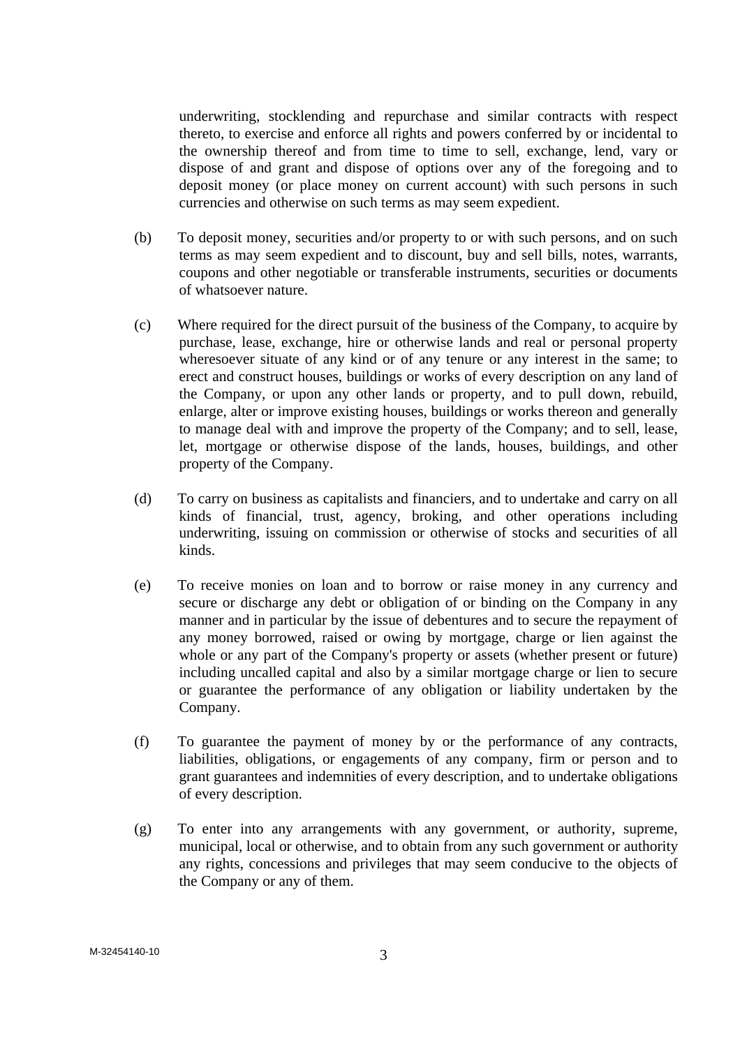underwriting, stocklending and repurchase and similar contracts with respect thereto, to exercise and enforce all rights and powers conferred by or incidental to the ownership thereof and from time to time to sell, exchange, lend, vary or dispose of and grant and dispose of options over any of the foregoing and to deposit money (or place money on current account) with such persons in such currencies and otherwise on such terms as may seem expedient.

(b) To deposit money, securities and/or property to or with such persons, and on such terms as may seem expedient and to discount, buy and sell bills, notes, warrants, coupons and other negotiable or transferable instruments, securities or documents of whatsoever nature.

(c) Where required for the direct pursuit of the business of the Company, to acquire by purchase, lease, exchange, hire or otherwise lands and real or personal property wheresoever situate of any kind or of any tenure or any interest in the same; to erect and construct houses, buildings or works of every description on any land of the Company, or upon any other lands or property, and to pull down, rebuild, enlarge, alter or improve existing houses, buildings or works thereon and generally to manage deal with and improve the property of the Company; and to sell, lease, let, mortgage or otherwise dispose of the lands, houses, buildings, and other property of the Company.

(d) To carry on business as capitalists and financiers, and to undertake and carry on all kinds of financial, trust, agency, broking, and other operations including underwriting, issuing on commission or otherwise of stocks and securities of all kinds.

(e) To receive monies on loan and to borrow or raise money in any currency and secure or discharge any debt or obligation of or binding on the Company in any manner and in particular by the issue of debentures and to secure the repayment of any money borrowed, raised or owing by mortgage, charge or lien against the whole or any part of the Company's property or assets (whether present or future) including uncalled capital and also by a similar mortgage charge or lien to secure or guarantee the performance of any obligation or liability undertaken by the Company.

(f) To guarantee the payment of money by or the performance of any contracts, liabilities, obligations, or engagements of any company, firm or person and to grant guarantees and indemnities of every description, and to undertake obligations of every description.

(g) To enter into any arrangements with any government, or authority, supreme, municipal, local or otherwise, and to obtain from any such government or authority any rights, concessions and privileges that may seem conducive to the objects of the Company or any of them.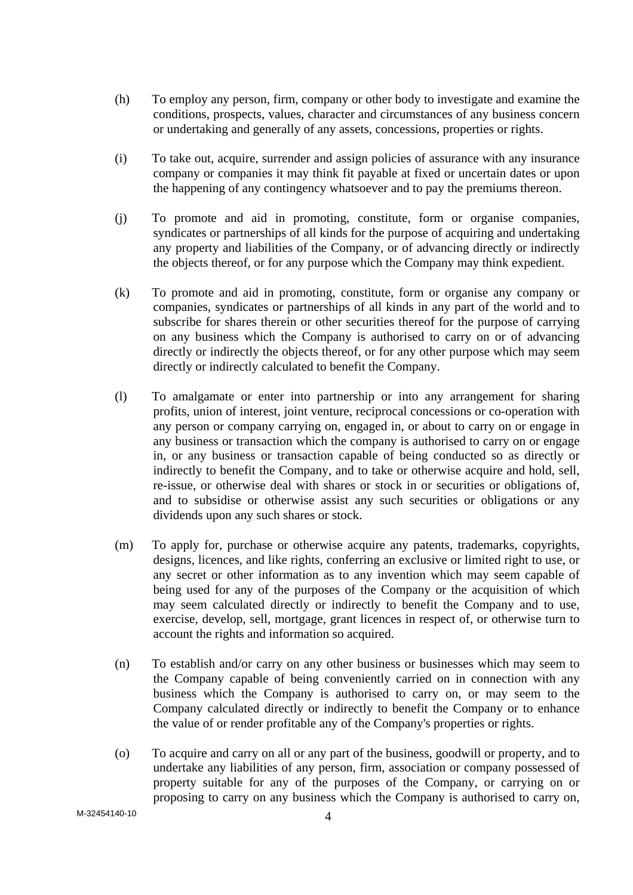(h) To employ any person, firm, company or other body to investigate and examine the conditions, prospects, values, character and circumstances of any business concern or undertaking and generally of any assets, concessions, properties or rights.

(i) To take out, acquire, surrender and assign policies of assurance with any insurance company or companies it may think fit payable at fixed or uncertain dates or upon the happening of any contingency whatsoever and to pay the premiums thereon.

(j) To promote and aid in promoting, constitute, form or organise companies, syndicates or partnerships of all kinds for the purpose of acquiring and undertaking any property and liabilities of the Company, or of advancing directly or indirectly the objects thereof, or for any purpose which the Company may think expedient.

(k) To promote and aid in promoting, constitute, form or organise any company or companies, syndicates or partnerships of all kinds in any part of the world and to subscribe for shares therein or other securities thereof for the purpose of carrying on any business which the Company is authorised to carry on or of advancing directly or indirectly the objects thereof, or for any other purpose which may seem directly or indirectly calculated to benefit the Company.

(l) To amalgamate or enter into partnership or into any arrangement for sharing profits, union of interest, joint venture, reciprocal concessions or co-operation with any person or company carrying on, engaged in, or about to carry on or engage in any business or transaction which the company is authorised to carry on or engage in, or any business or transaction capable of being conducted so as directly or indirectly to benefit the Company, and to take or otherwise acquire and hold, sell, re-issue, or otherwise deal with shares or stock in or securities or obligations of, and to subsidise or otherwise assist any such securities or obligations or any dividends upon any such shares or stock.

(m) To apply for, purchase or otherwise acquire any patents, trademarks, copyrights, designs, licences, and like rights, conferring an exclusive or limited right to use, or any secret or other information as to any invention which may seem capable of being used for any of the purposes of the Company or the acquisition of which may seem calculated directly or indirectly to benefit the Company and to use, exercise, develop, sell, mortgage, grant licences in respect of, or otherwise turn to account the rights and information so acquired.

(n) To establish and/or carry on any other business or businesses which may seem to the Company capable of being conveniently carried on in connection with any business which the Company is authorised to carry on, or may seem to the Company calculated directly or indirectly to benefit the Company or to enhance the value of or render profitable any of the Company's properties or rights.

(o) To acquire and carry on all or any part of the business, goodwill or property, and to undertake any liabilities of any person, firm, association or company possessed of property suitable for any of the purposes of the Company, or carrying on or proposing to carry on any business which the Company is authorised to carry on,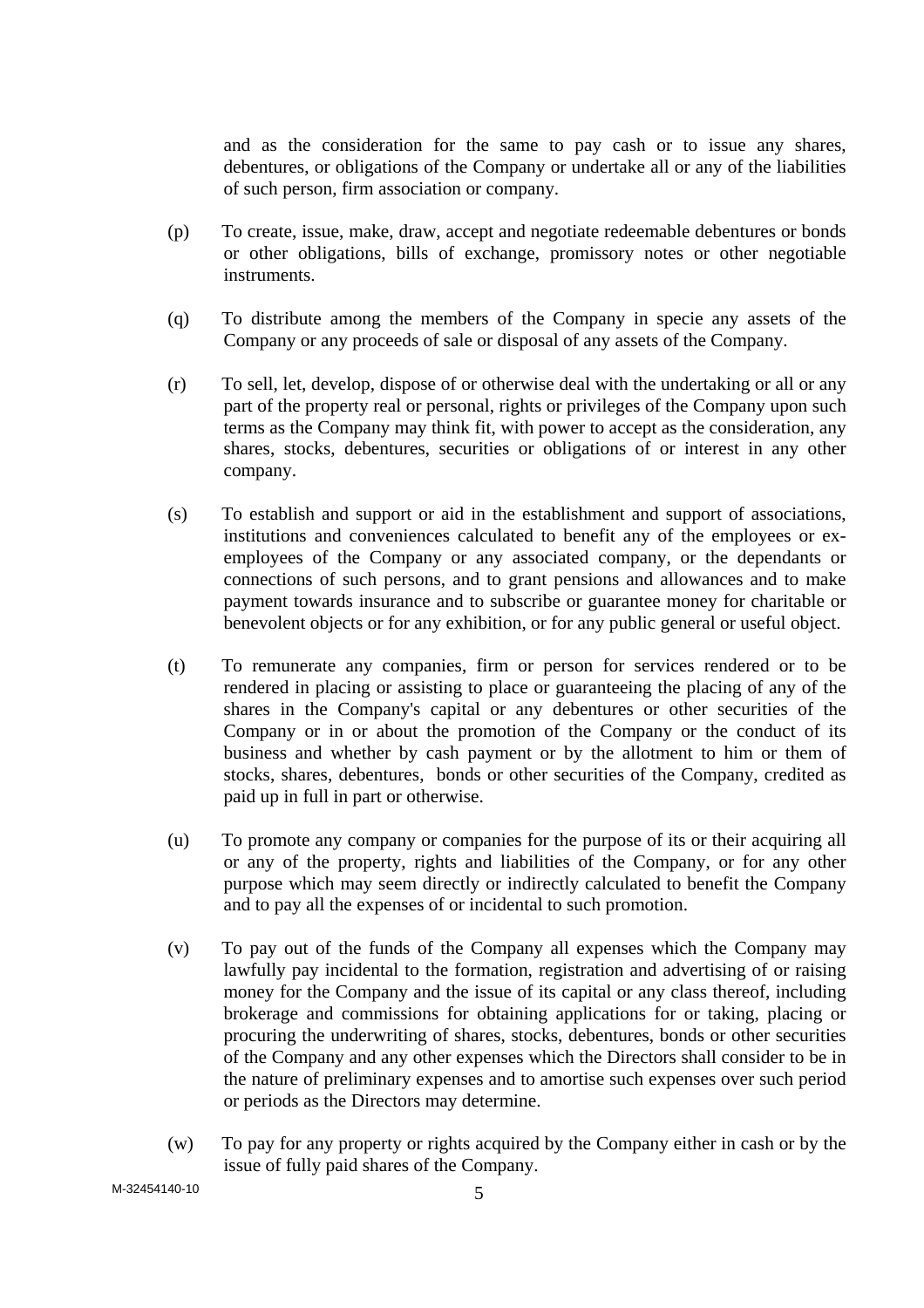and as the consideration for the same to pay cash or to issue any shares, debentures, or obligations of the Company or undertake all or any of the liabilities of such person, firm association or company.

(p) To create, issue, make, draw, accept and negotiate redeemable debentures or bonds or other obligations, bills of exchange, promissory notes or other negotiable instruments.

(q) To distribute among the members of the Company in specie any assets of the Company or any proceeds of sale or disposal of any assets of the Company.

(r) To sell, let, develop, dispose of or otherwise deal with the undertaking or all or any part of the property real or personal, rights or privileges of the Company upon such terms as the Company may think fit, with power to accept as the consideration, any shares, stocks, debentures, securities or obligations of or interest in any other company.

(s) To establish and support or aid in the establishment and support of associations, institutions and conveniences calculated to benefit any of the employees or ex-employees of the Company or any associated company, or the dependants or connections of such persons, and to grant pensions and allowances and to make payment towards insurance and to subscribe or guarantee money for charitable or benevolent objects or for any exhibition, or for any public general or useful object.

(t) To remunerate any companies, firm or person for services rendered or to be rendered in placing or assisting to place or guaranteeing the placing of any of the shares in the Company's capital or any debentures or other securities of the Company or in or about the promotion of the Company or the conduct of its business and whether by cash payment or by the allotment to him or them of stocks, shares, debentures, bonds or other securities of the Company, credited as paid up in full in part or otherwise.

(u) To promote any company or companies for the purpose of its or their acquiring all or any of the property, rights and liabilities of the Company, or for any other purpose which may seem directly or indirectly calculated to benefit the Company and to pay all the expenses of or incidental to such promotion.

(v) To pay out of the funds of the Company all expenses which the Company may lawfully pay incidental to the formation, registration and advertising of or raising money for the Company and the issue of its capital or any class thereof, including brokerage and commissions for obtaining applications for or taking, placing or procuring the underwriting of shares, stocks, debentures, bonds or other securities of the Company and any other expenses which the Directors shall consider to be in the nature of preliminary expenses and to amortise such expenses over such period or periods as the Directors may determine.

(w) To pay for any property or rights acquired by the Company either in cash or by the issue of fully paid shares of the Company.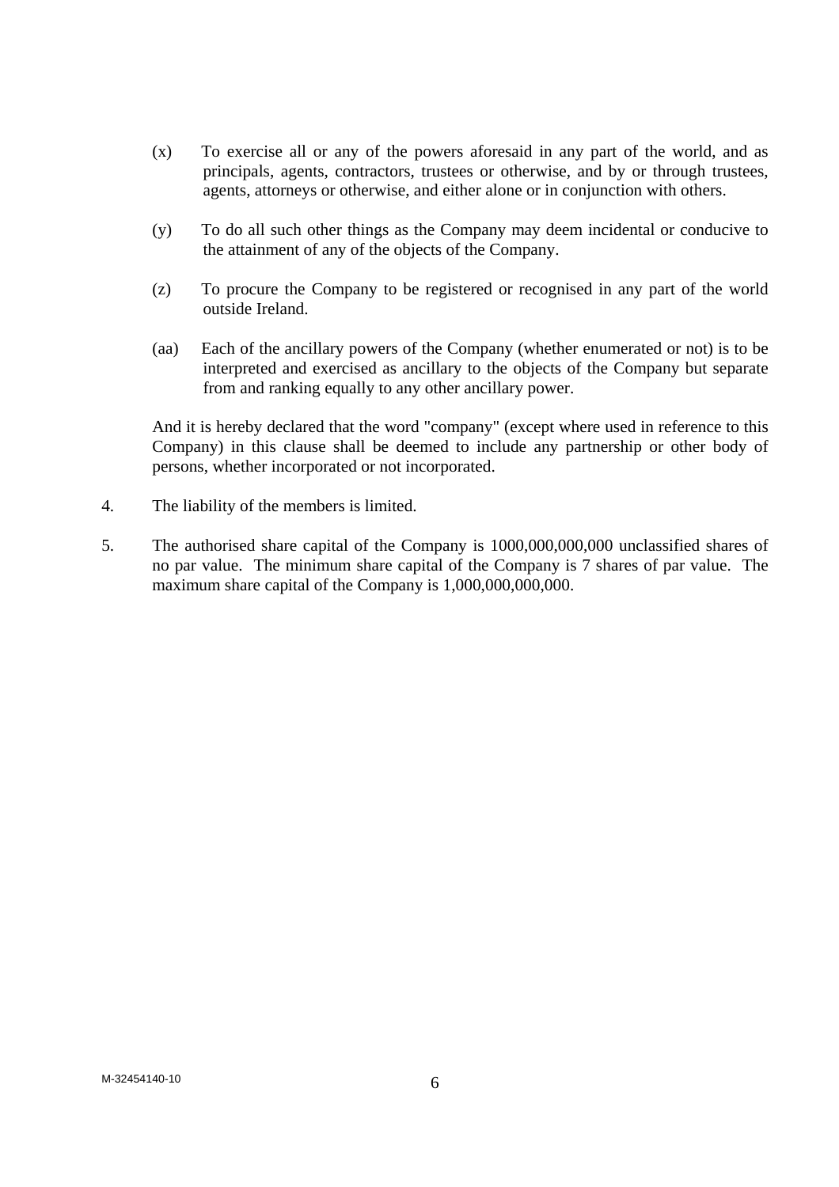(x) To exercise all or any of the powers aforesaid in any part of the world, and as principals, agents, contractors, trustees or otherwise, and by or through trustees, agents, attorneys or otherwise, and either alone or in conjunction with others.

(y) To do all such other things as the Company may deem incidental or conducive to the attainment of any of the objects of the Company.

(z) To procure the Company to be registered or recognised in any part of the world outside Ireland.

(aa) Each of the ancillary powers of the Company (whether enumerated or not) is to be interpreted and exercised as ancillary to the objects of the Company but separate from and ranking equally to any other ancillary power.

And it is hereby declared that the word "company" (except where used in reference to this Company) in this clause shall be deemed to include any partnership or other body of persons, whether incorporated or not incorporated.

4. The liability of the members is limited.

5. The authorised share capital of the Company is 1000,000,000,000 unclassified shares of no par value. The minimum share capital of the Company is 7 shares of par value. The maximum share capital of the Company is 1,000,000,000,000.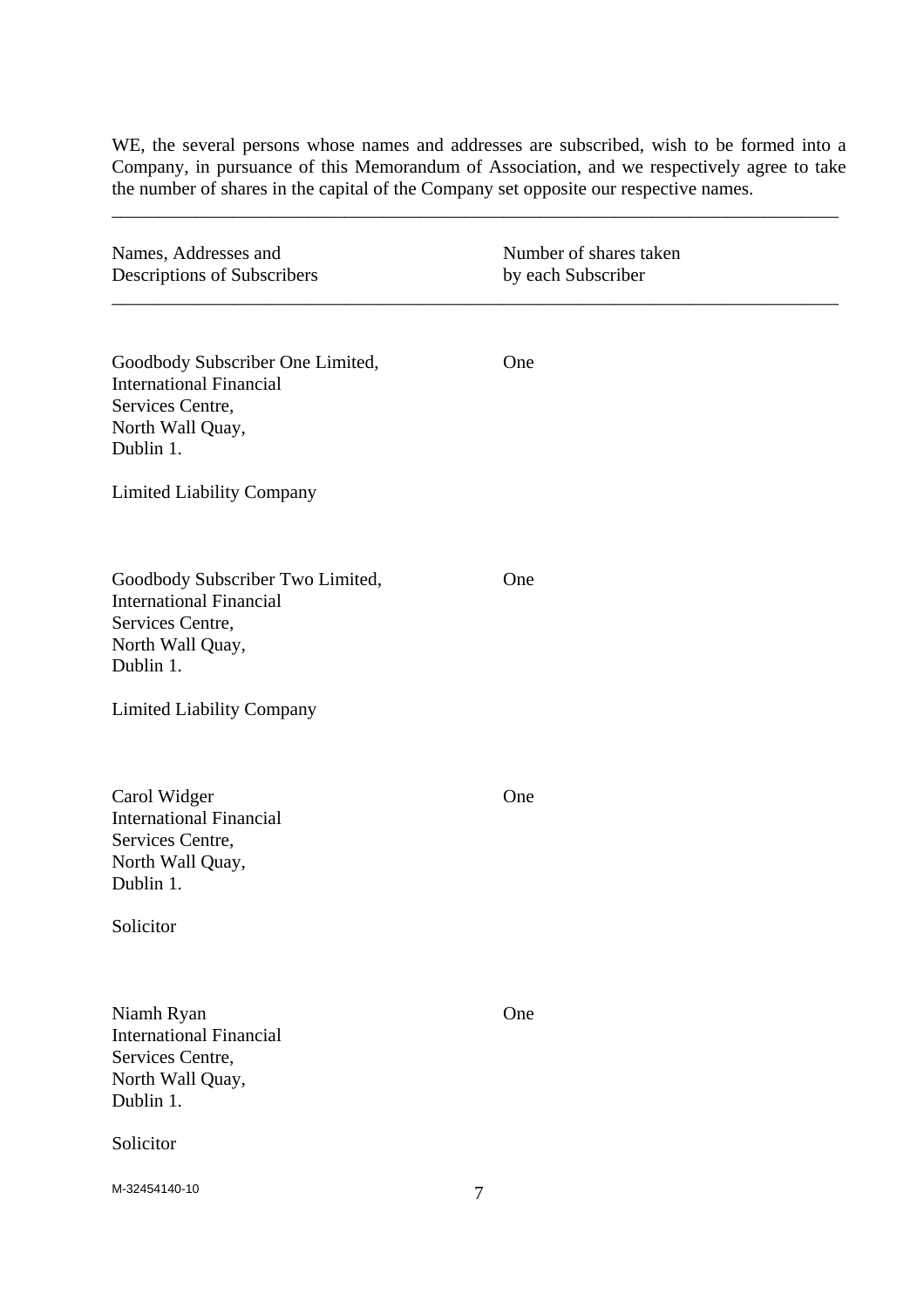WE, the several persons whose names and addresses are subscribed, wish to be formed into a Company, in pursuance of this Memorandum of Association, and we respectively agree to take the number of shares in the capital of the Company set opposite our respective names.

| Names, Addresses and Descriptions of Subscribers | Number of shares taken by each Subscriber |
|---|---|
| Goodbody Subscriber One Limited,<br>International Financial Services Centre,<br>North Wall Quay,<br>Dublin 1.<br><br>Limited Liability Company | One |
| Goodbody Subscriber Two Limited,<br>International Financial Services Centre,<br>North Wall Quay,<br>Dublin 1.<br><br>Limited Liability Company | One |
| Carol Widger<br>International Financial Services Centre,<br>North Wall Quay,<br>Dublin 1.<br><br>Solicitor | One |
| Niamh Ryan<br>International Financial Services Centre,<br>North Wall Quay,<br>Dublin 1.<br><br>Solicitor | One |

M-32454140-10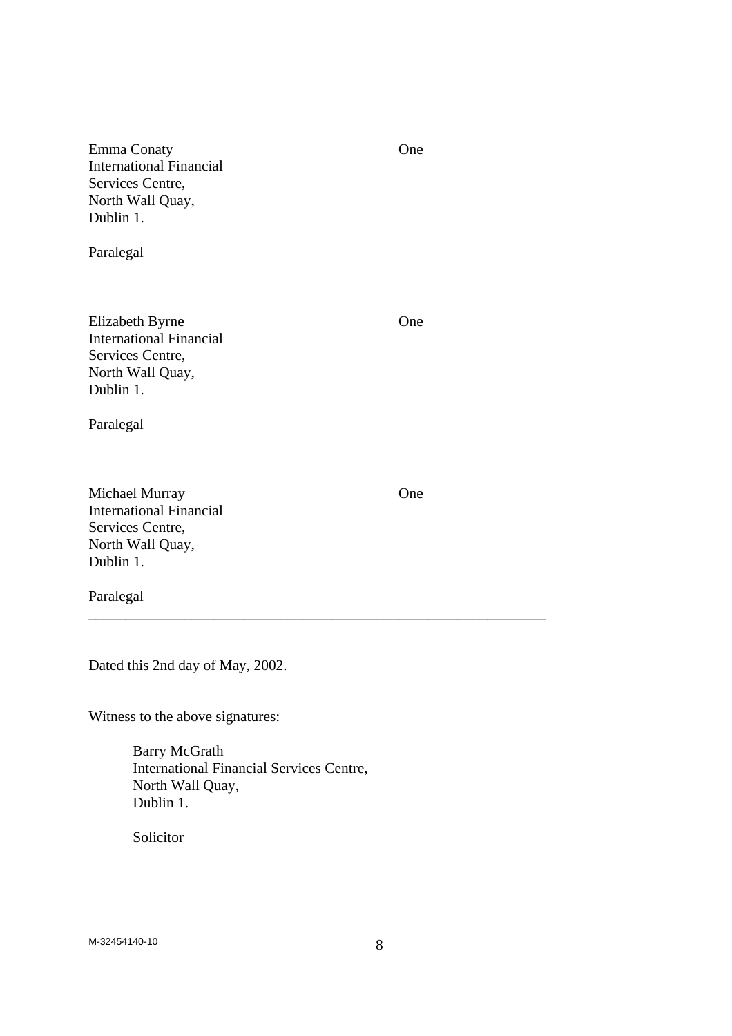| | |
|---|---|
| Emma Conaty<br>International Financial<br>Services Centre,<br>North Wall Quay,<br>Dublin 1.<br><br>Paralegal | One |
| Elizabeth Byrne<br>International Financial<br>Services Centre,<br>North Wall Quay,<br>Dublin 1.<br><br>Paralegal | One |
| Michael Murray<br>International Financial<br>Services Centre,<br>North Wall Quay,<br>Dublin 1.<br><br>Paralegal | One |

---

Dated this 2nd day of May, 2002.

Witness to the above signatures:

Barry McGrath
International Financial Services Centre,
North Wall Quay,
Dublin 1.

Solicitor

M-32454140-10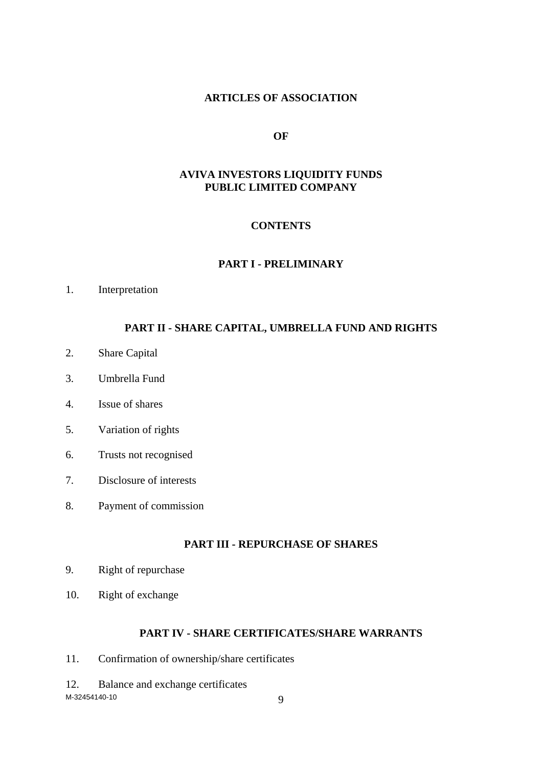# ARTICLES OF ASSOCIATION

**OF**

**AVIVA INVESTORS LIQUIDITY FUNDS PUBLIC LIMITED COMPANY**

## CONTENTS

### PART I - PRELIMINARY

1. Interpretation

### PART II - SHARE CAPITAL, UMBRELLA FUND AND RIGHTS

2. Share Capital
3. Umbrella Fund
4. Issue of shares
5. Variation of rights
6. Trusts not recognised
7. Disclosure of interests
8. Payment of commission

### PART III - REPURCHASE OF SHARES

9. Right of repurchase
10. Right of exchange

### PART IV - SHARE CERTIFICATES/SHARE WARRANTS

11. Confirmation of ownership/share certificates
12. Balance and exchange certificates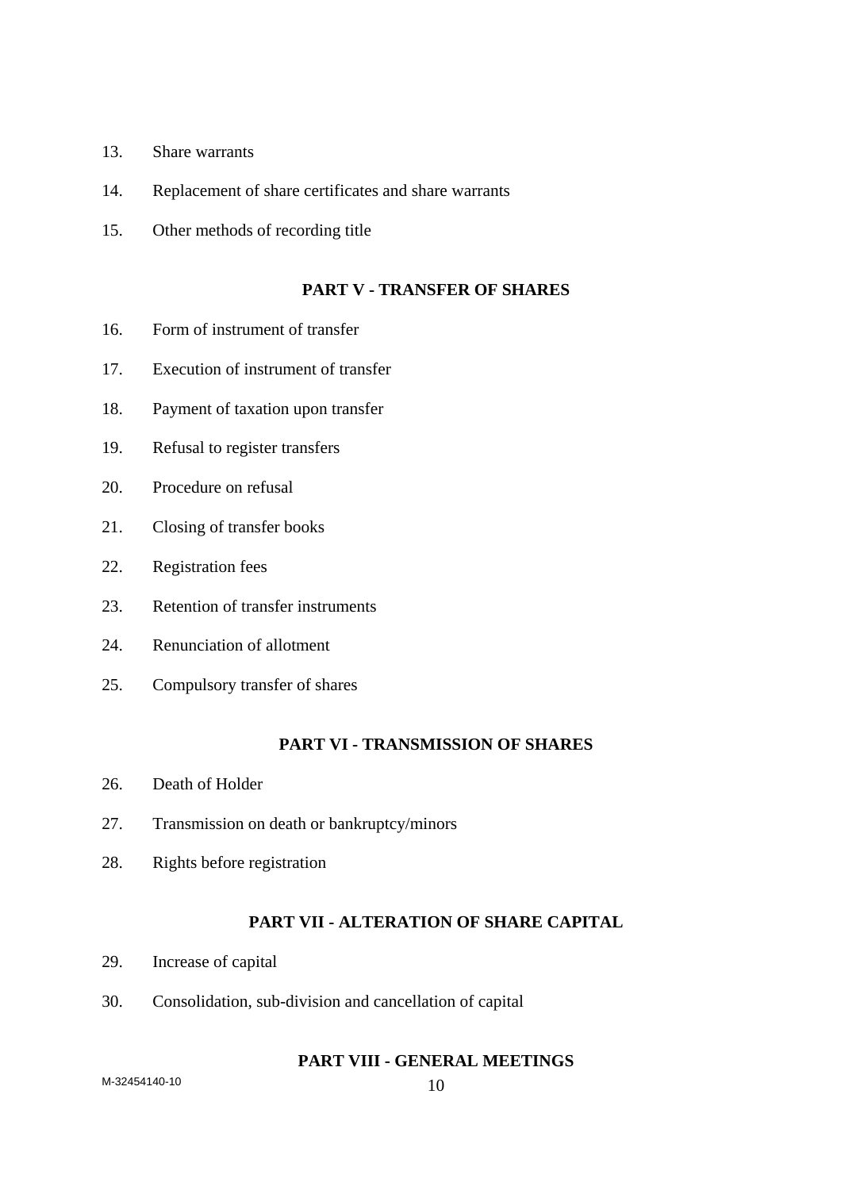13. Share warrants

14. Replacement of share certificates and share warrants

15. Other methods of recording title

## PART V - TRANSFER OF SHARES

16. Form of instrument of transfer

17. Execution of instrument of transfer

18. Payment of taxation upon transfer

19. Refusal to register transfers

20. Procedure on refusal

21. Closing of transfer books

22. Registration fees

23. Retention of transfer instruments

24. Renunciation of allotment

25. Compulsory transfer of shares

## PART VI - TRANSMISSION OF SHARES

26. Death of Holder

27. Transmission on death or bankruptcy/minors

28. Rights before registration

## PART VII - ALTERATION OF SHARE CAPITAL

29. Increase of capital

30. Consolidation, sub-division and cancellation of capital

## PART VIII - GENERAL MEETINGS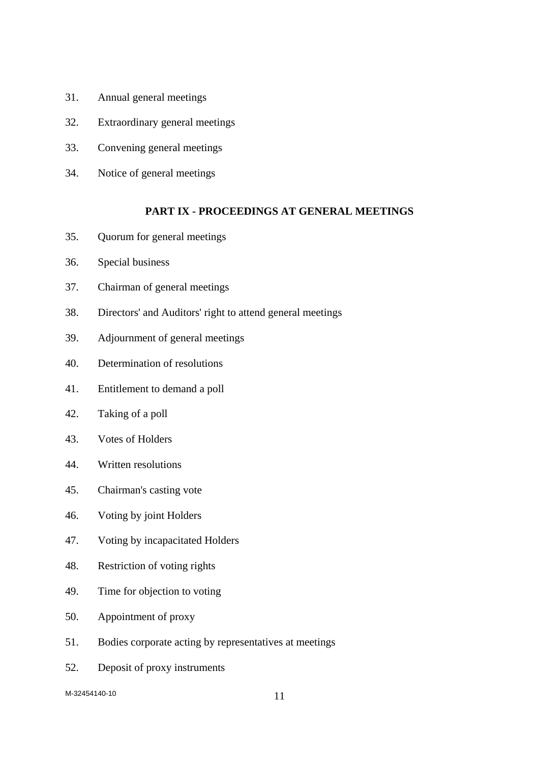31. Annual general meetings

32. Extraordinary general meetings

33. Convening general meetings

34. Notice of general meetings

**PART IX - PROCEEDINGS AT GENERAL MEETINGS**

35. Quorum for general meetings

36. Special business

37. Chairman of general meetings

38. Directors' and Auditors' right to attend general meetings

39. Adjournment of general meetings

40. Determination of resolutions

41. Entitlement to demand a poll

42. Taking of a poll

43. Votes of Holders

44. Written resolutions

45. Chairman's casting vote

46. Voting by joint Holders

47. Voting by incapacitated Holders

48. Restriction of voting rights

49. Time for objection to voting

50. Appointment of proxy

51. Bodies corporate acting by representatives at meetings

52. Deposit of proxy instruments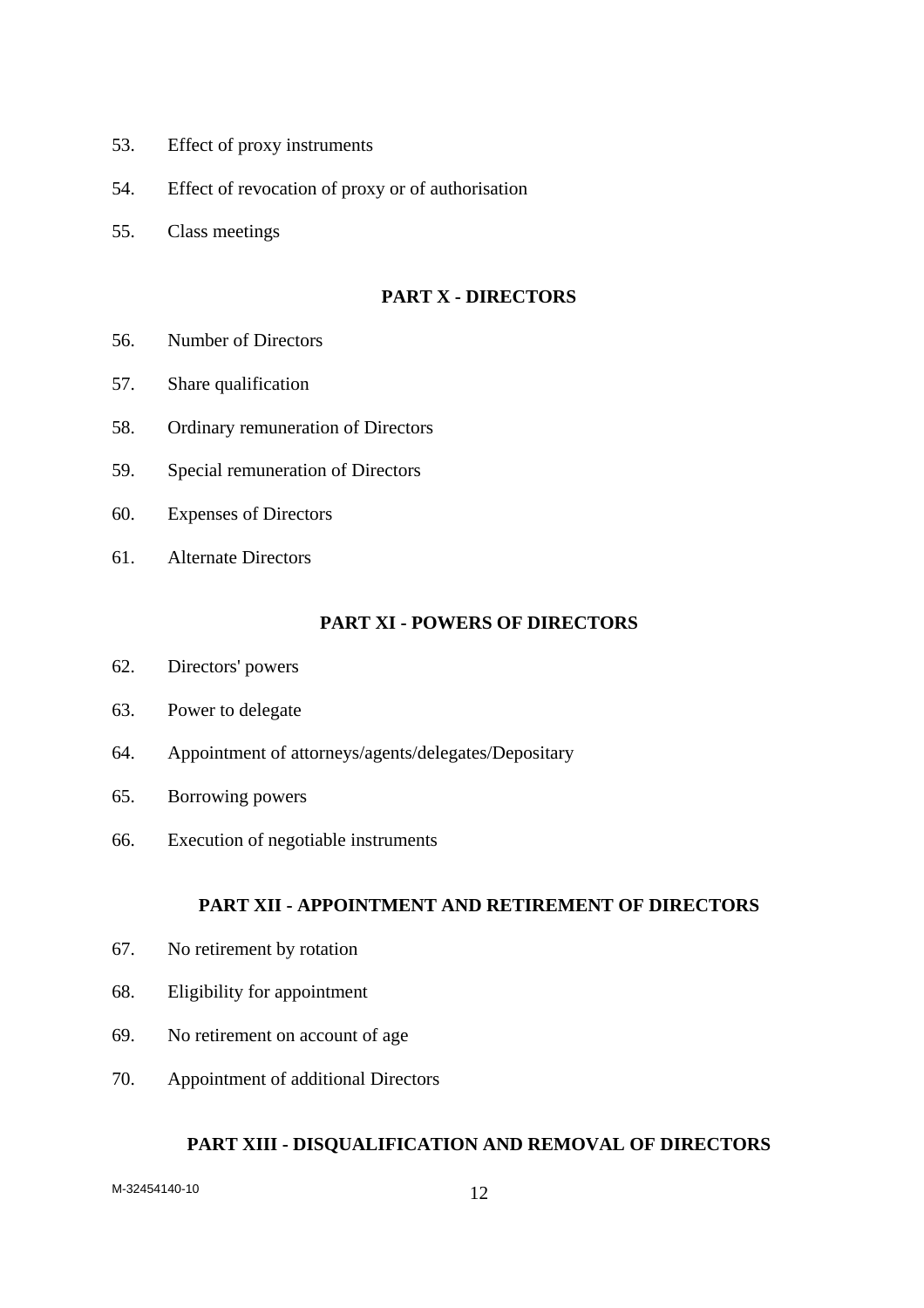53. Effect of proxy instruments

54. Effect of revocation of proxy or of authorisation

55. Class meetings

## PART X - DIRECTORS

56. Number of Directors

57. Share qualification

58. Ordinary remuneration of Directors

59. Special remuneration of Directors

60. Expenses of Directors

61. Alternate Directors

## PART XI - POWERS OF DIRECTORS

62. Directors' powers

63. Power to delegate

64. Appointment of attorneys/agents/delegates/Depositary

65. Borrowing powers

66. Execution of negotiable instruments

## PART XII - APPOINTMENT AND RETIREMENT OF DIRECTORS

67. No retirement by rotation

68. Eligibility for appointment

69. No retirement on account of age

70. Appointment of additional Directors

## PART XIII - DISQUALIFICATION AND REMOVAL OF DIRECTORS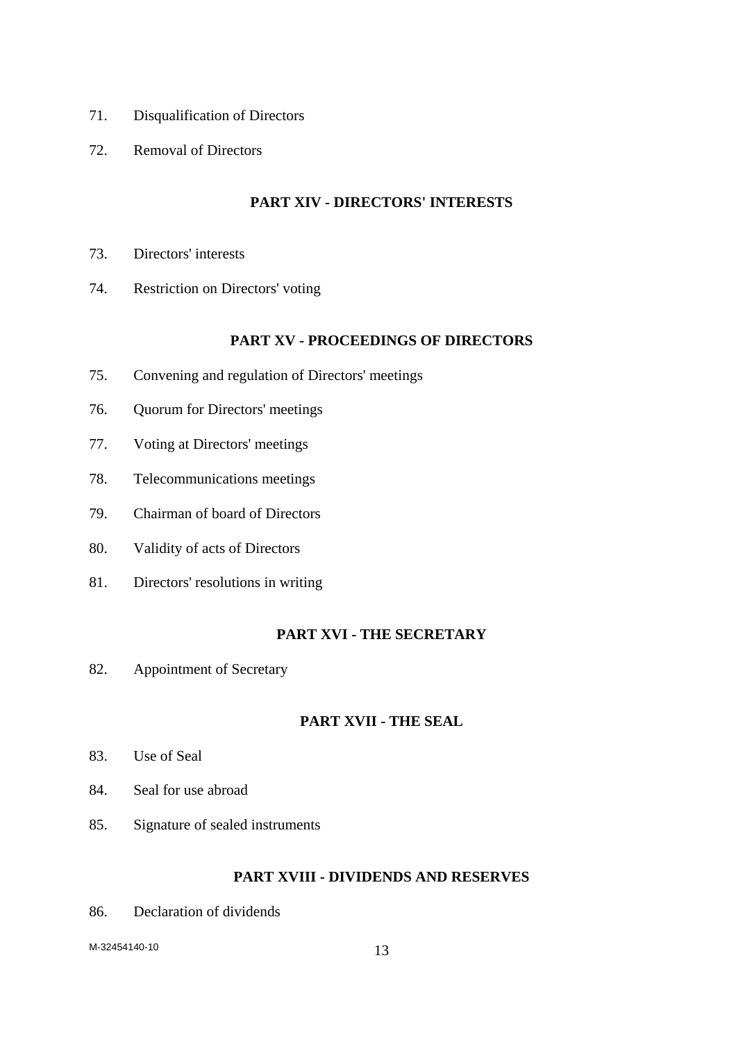71. Disqualification of Directors

72. Removal of Directors

## PART XIV - DIRECTORS' INTERESTS

73. Directors' interests

74. Restriction on Directors' voting

## PART XV - PROCEEDINGS OF DIRECTORS

75. Convening and regulation of Directors' meetings

76. Quorum for Directors' meetings

77. Voting at Directors' meetings

78. Telecommunications meetings

79. Chairman of board of Directors

80. Validity of acts of Directors

81. Directors' resolutions in writing

## PART XVI - THE SECRETARY

82. Appointment of Secretary

## PART XVII - THE SEAL

83. Use of Seal

84. Seal for use abroad

85. Signature of sealed instruments

## PART XVIII - DIVIDENDS AND RESERVES

86. Declaration of dividends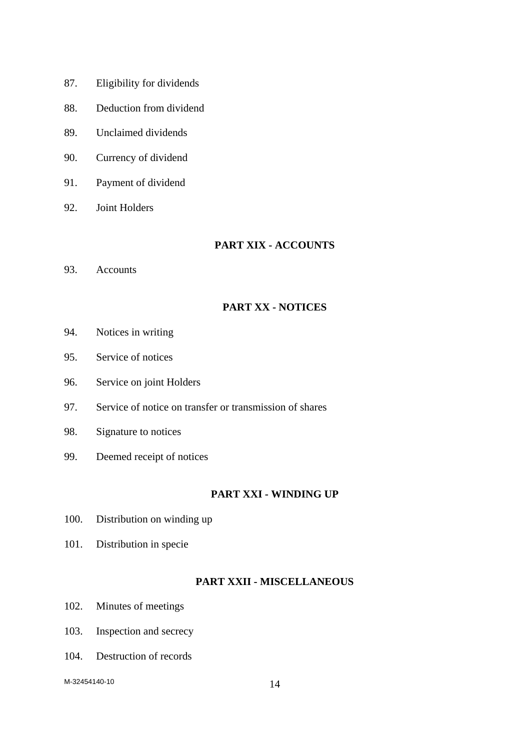87. Eligibility for dividends

88. Deduction from dividend

89. Unclaimed dividends

90. Currency of dividend

91. Payment of dividend

92. Joint Holders

## PART XIX - ACCOUNTS

93. Accounts

## PART XX - NOTICES

94. Notices in writing

95. Service of notices

96. Service on joint Holders

97. Service of notice on transfer or transmission of shares

98. Signature to notices

99. Deemed receipt of notices

## PART XXI - WINDING UP

100. Distribution on winding up

101. Distribution in specie

## PART XXII - MISCELLANEOUS

102. Minutes of meetings

103. Inspection and secrecy

104. Destruction of records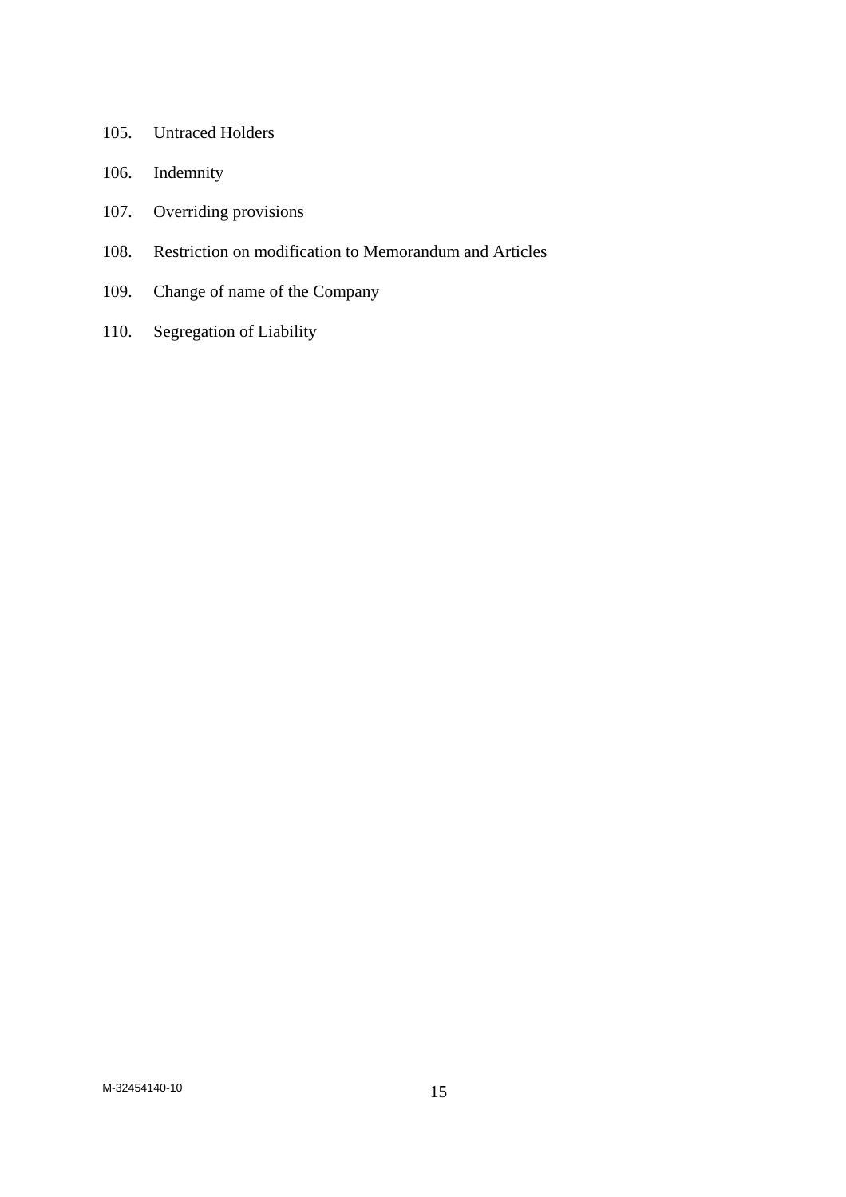105. Untraced Holders
106. Indemnity
107. Overriding provisions
108. Restriction on modification to Memorandum and Articles
109. Change of name of the Company
110. Segregation of Liability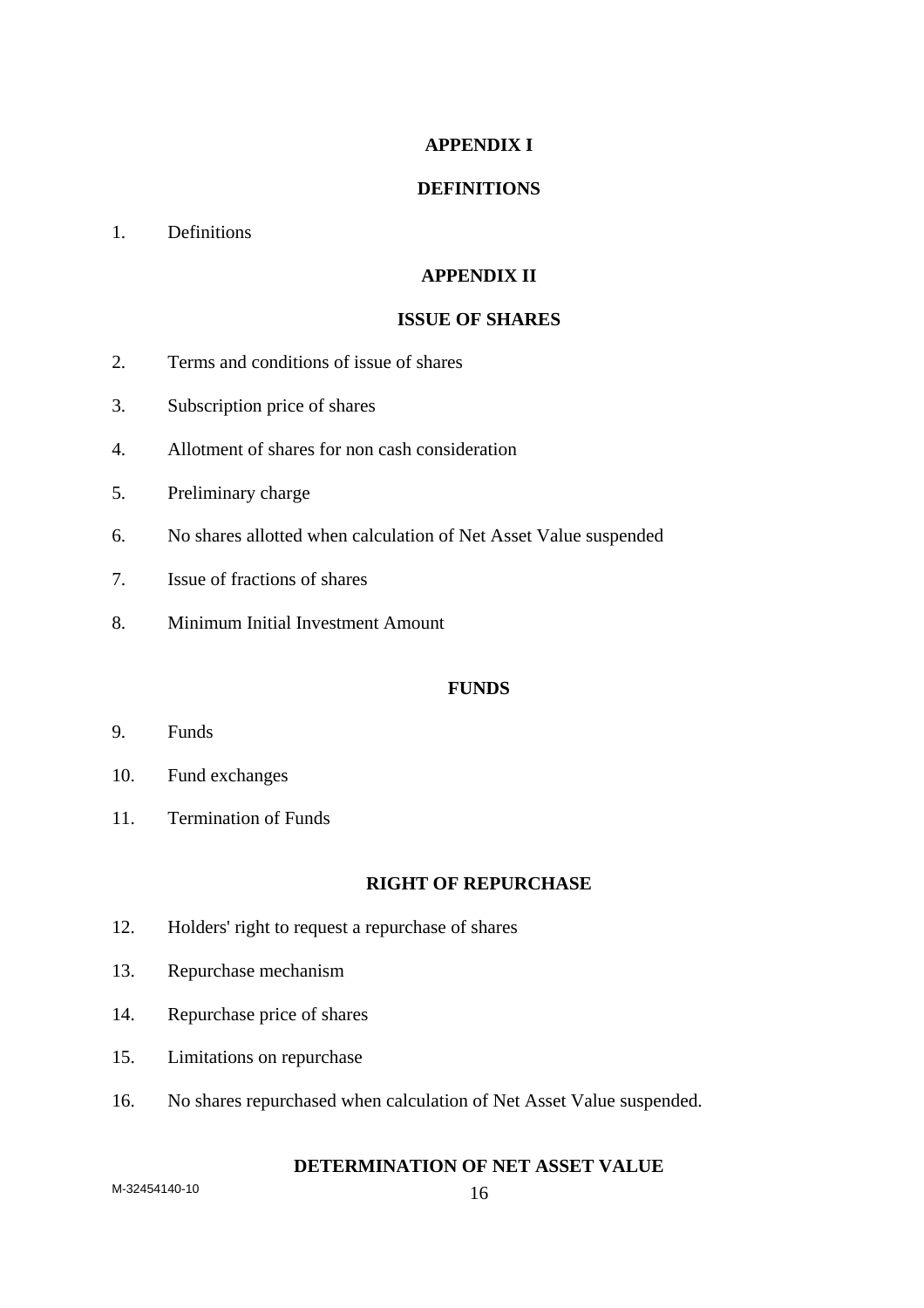## APPENDIX I

## DEFINITIONS

1. Definitions

## APPENDIX II

## ISSUE OF SHARES

2. Terms and conditions of issue of shares
3. Subscription price of shares
4. Allotment of shares for non cash consideration
5. Preliminary charge
6. No shares allotted when calculation of Net Asset Value suspended
7. Issue of fractions of shares
8. Minimum Initial Investment Amount

## FUNDS

9. Funds
10. Fund exchanges
11. Termination of Funds

## RIGHT OF REPURCHASE

12. Holders' right to request a repurchase of shares
13. Repurchase mechanism
14. Repurchase price of shares
15. Limitations on repurchase
16. No shares repurchased when calculation of Net Asset Value suspended.

## DETERMINATION OF NET ASSET VALUE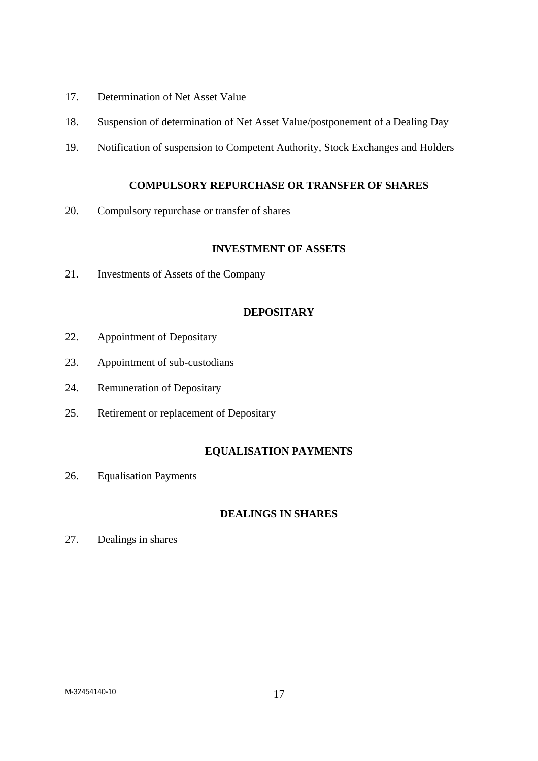17. Determination of Net Asset Value

18. Suspension of determination of Net Asset Value/postponement of a Dealing Day

19. Notification of suspension to Competent Authority, Stock Exchanges and Holders

**COMPULSORY REPURCHASE OR TRANSFER OF SHARES**

20. Compulsory repurchase or transfer of shares

**INVESTMENT OF ASSETS**

21. Investments of Assets of the Company

**DEPOSITARY**

22. Appointment of Depositary

23. Appointment of sub-custodians

24. Remuneration of Depositary

25. Retirement or replacement of Depositary

**EQUALISATION PAYMENTS**

26. Equalisation Payments

**DEALINGS IN SHARES**

27. Dealings in shares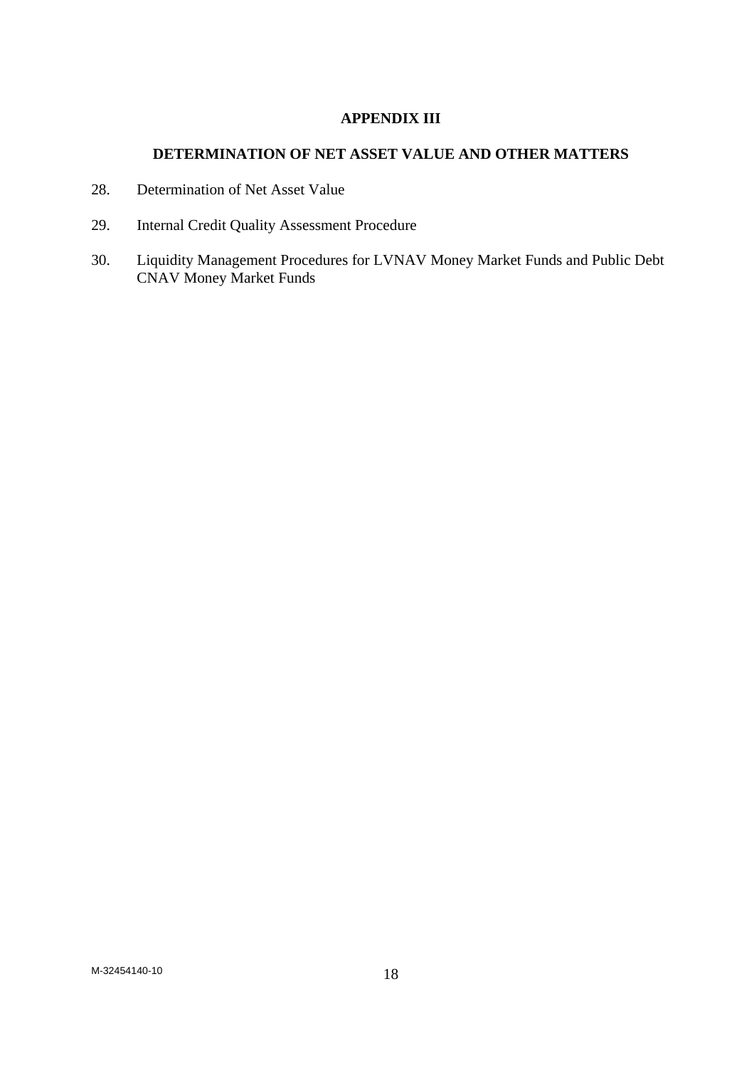# APPENDIX III

## DETERMINATION OF NET ASSET VALUE AND OTHER MATTERS

28. Determination of Net Asset Value

29. Internal Credit Quality Assessment Procedure

30. Liquidity Management Procedures for LVNAV Money Market Funds and Public Debt CNAV Money Market Funds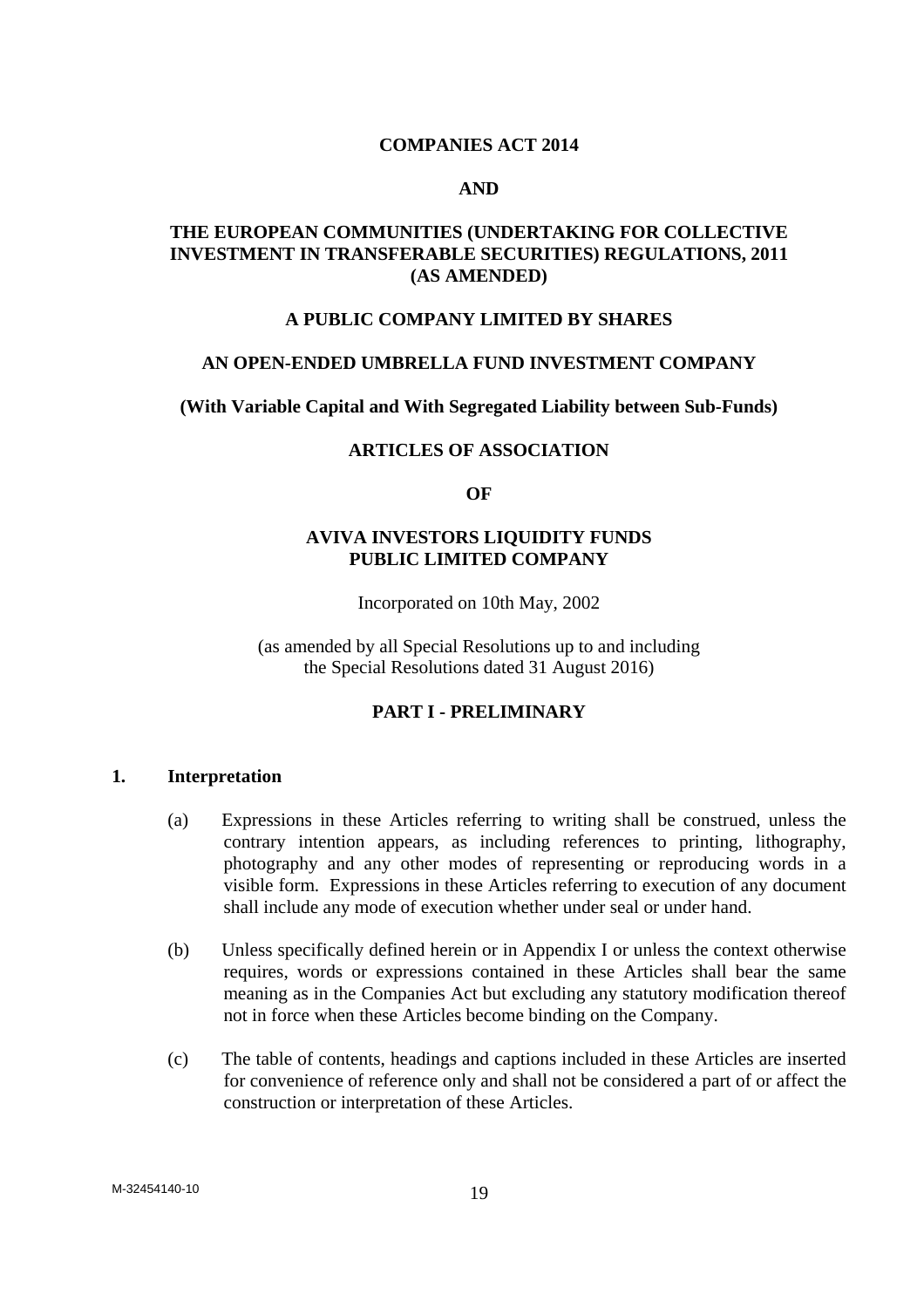**COMPANIES ACT 2014**

**AND**

**THE EUROPEAN COMMUNITIES (UNDERTAKING FOR COLLECTIVE INVESTMENT IN TRANSFERABLE SECURITIES) REGULATIONS, 2011 (AS AMENDED)**

**A PUBLIC COMPANY LIMITED BY SHARES**

**AN OPEN-ENDED UMBRELLA FUND INVESTMENT COMPANY**

**(With Variable Capital and With Segregated Liability between Sub-Funds)**

**ARTICLES OF ASSOCIATION**

**OF**

**AVIVA INVESTORS LIQUIDITY FUNDS PUBLIC LIMITED COMPANY**

Incorporated on 10th May, 2002

(as amended by all Special Resolutions up to and including the Special Resolutions dated 31 August 2016)

## PART I - PRELIMINARY

### 1. Interpretation

(a) Expressions in these Articles referring to writing shall be construed, unless the contrary intention appears, as including references to printing, lithography, photography and any other modes of representing or reproducing words in a visible form. Expressions in these Articles referring to execution of any document shall include any mode of execution whether under seal or under hand.

(b) Unless specifically defined herein or in Appendix I or unless the context otherwise requires, words or expressions contained in these Articles shall bear the same meaning as in the Companies Act but excluding any statutory modification thereof not in force when these Articles become binding on the Company.

(c) The table of contents, headings and captions included in these Articles are inserted for convenience of reference only and shall not be considered a part of or affect the construction or interpretation of these Articles.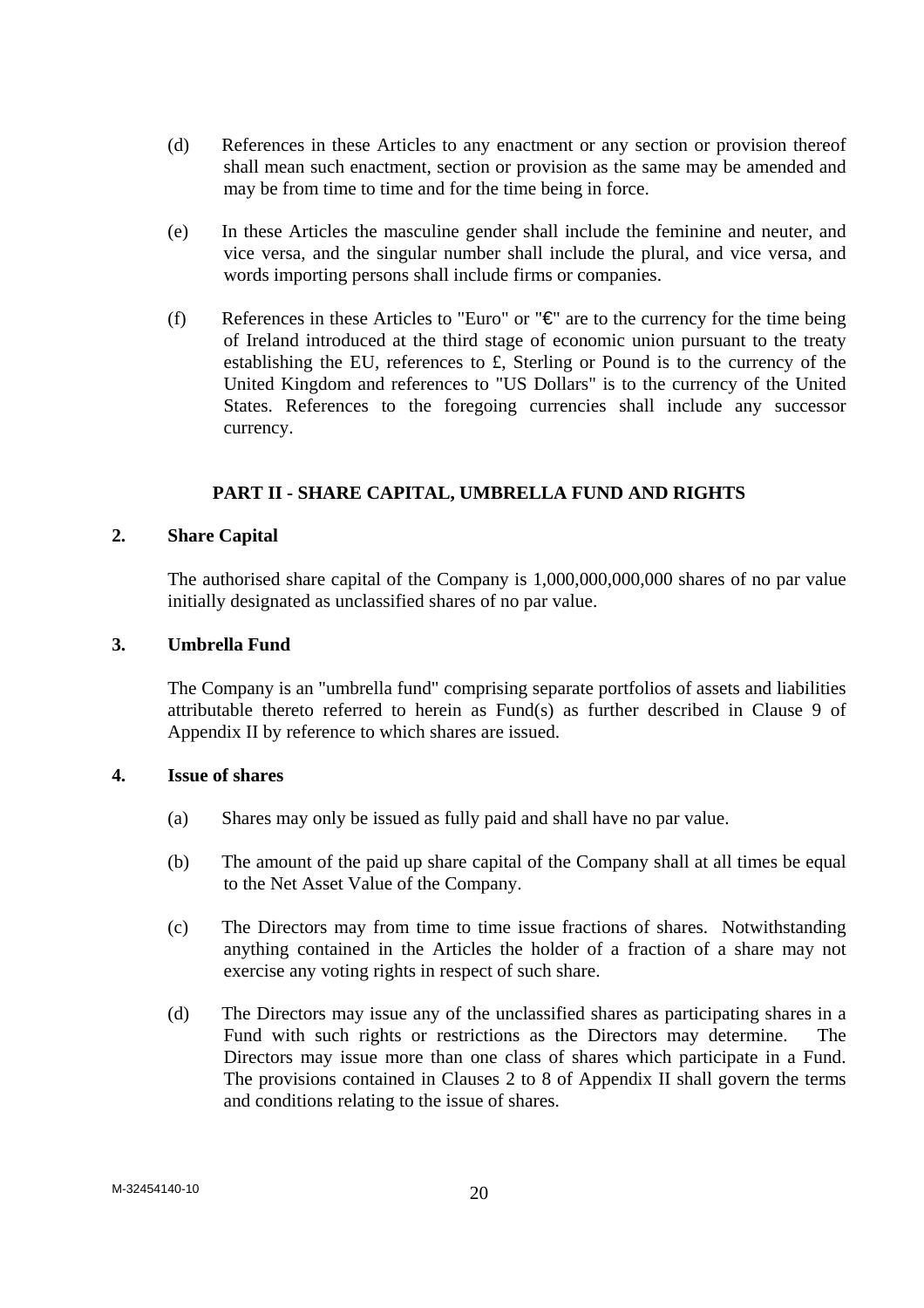(d) References in these Articles to any enactment or any section or provision thereof shall mean such enactment, section or provision as the same may be amended and may be from time to time and for the time being in force.

(e) In these Articles the masculine gender shall include the feminine and neuter, and vice versa, and the singular number shall include the plural, and vice versa, and words importing persons shall include firms or companies.

(f) References in these Articles to "Euro" or "€" are to the currency for the time being of Ireland introduced at the third stage of economic union pursuant to the treaty establishing the EU, references to £, Sterling or Pound is to the currency of the United Kingdom and references to "US Dollars" is to the currency of the United States. References to the foregoing currencies shall include any successor currency.

## PART II - SHARE CAPITAL, UMBRELLA FUND AND RIGHTS

### 2. Share Capital

The authorised share capital of the Company is 1,000,000,000,000 shares of no par value initially designated as unclassified shares of no par value.

### 3. Umbrella Fund

The Company is an "umbrella fund" comprising separate portfolios of assets and liabilities attributable thereto referred to herein as Fund(s) as further described in Clause 9 of Appendix II by reference to which shares are issued.

### 4. Issue of shares

(a) Shares may only be issued as fully paid and shall have no par value.

(b) The amount of the paid up share capital of the Company shall at all times be equal to the Net Asset Value of the Company.

(c) The Directors may from time to time issue fractions of shares. Notwithstanding anything contained in the Articles the holder of a fraction of a share may not exercise any voting rights in respect of such share.

(d) The Directors may issue any of the unclassified shares as participating shares in a Fund with such rights or restrictions as the Directors may determine. The Directors may issue more than one class of shares which participate in a Fund. The provisions contained in Clauses 2 to 8 of Appendix II shall govern the terms and conditions relating to the issue of shares.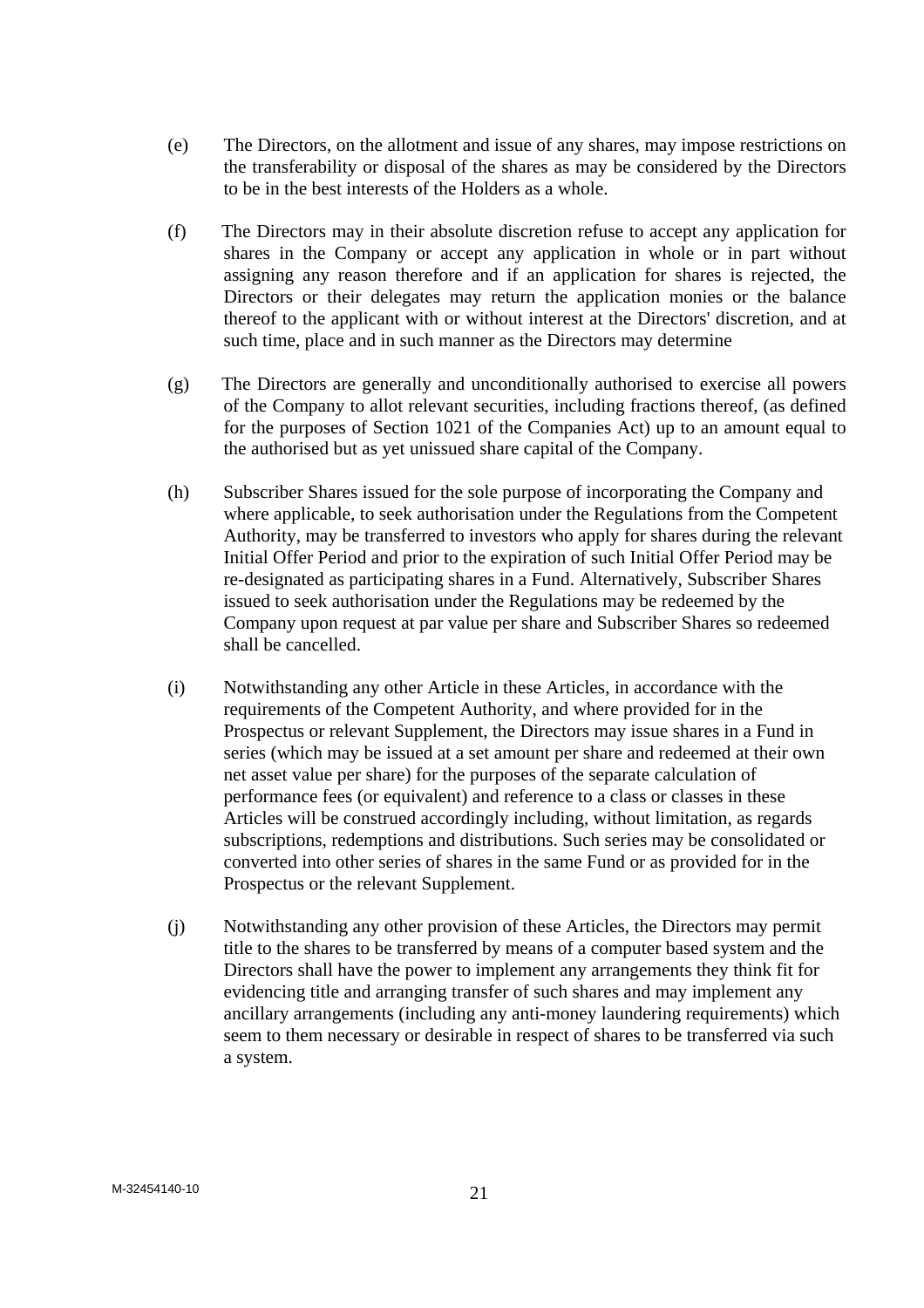(e) The Directors, on the allotment and issue of any shares, may impose restrictions on the transferability or disposal of the shares as may be considered by the Directors to be in the best interests of the Holders as a whole.

(f) The Directors may in their absolute discretion refuse to accept any application for shares in the Company or accept any application in whole or in part without assigning any reason therefore and if an application for shares is rejected, the Directors or their delegates may return the application monies or the balance thereof to the applicant with or without interest at the Directors' discretion, and at such time, place and in such manner as the Directors may determine

(g) The Directors are generally and unconditionally authorised to exercise all powers of the Company to allot relevant securities, including fractions thereof, (as defined for the purposes of Section 1021 of the Companies Act) up to an amount equal to the authorised but as yet unissued share capital of the Company.

(h) Subscriber Shares issued for the sole purpose of incorporating the Company and where applicable, to seek authorisation under the Regulations from the Competent Authority, may be transferred to investors who apply for shares during the relevant Initial Offer Period and prior to the expiration of such Initial Offer Period may be re-designated as participating shares in a Fund. Alternatively, Subscriber Shares issued to seek authorisation under the Regulations may be redeemed by the Company upon request at par value per share and Subscriber Shares so redeemed shall be cancelled.

(i) Notwithstanding any other Article in these Articles, in accordance with the requirements of the Competent Authority, and where provided for in the Prospectus or relevant Supplement, the Directors may issue shares in a Fund in series (which may be issued at a set amount per share and redeemed at their own net asset value per share) for the purposes of the separate calculation of performance fees (or equivalent) and reference to a class or classes in these Articles will be construed accordingly including, without limitation, as regards subscriptions, redemptions and distributions. Such series may be consolidated or converted into other series of shares in the same Fund or as provided for in the Prospectus or the relevant Supplement.

(j) Notwithstanding any other provision of these Articles, the Directors may permit title to the shares to be transferred by means of a computer based system and the Directors shall have the power to implement any arrangements they think fit for evidencing title and arranging transfer of such shares and may implement any ancillary arrangements (including any anti-money laundering requirements) which seem to them necessary or desirable in respect of shares to be transferred via such a system.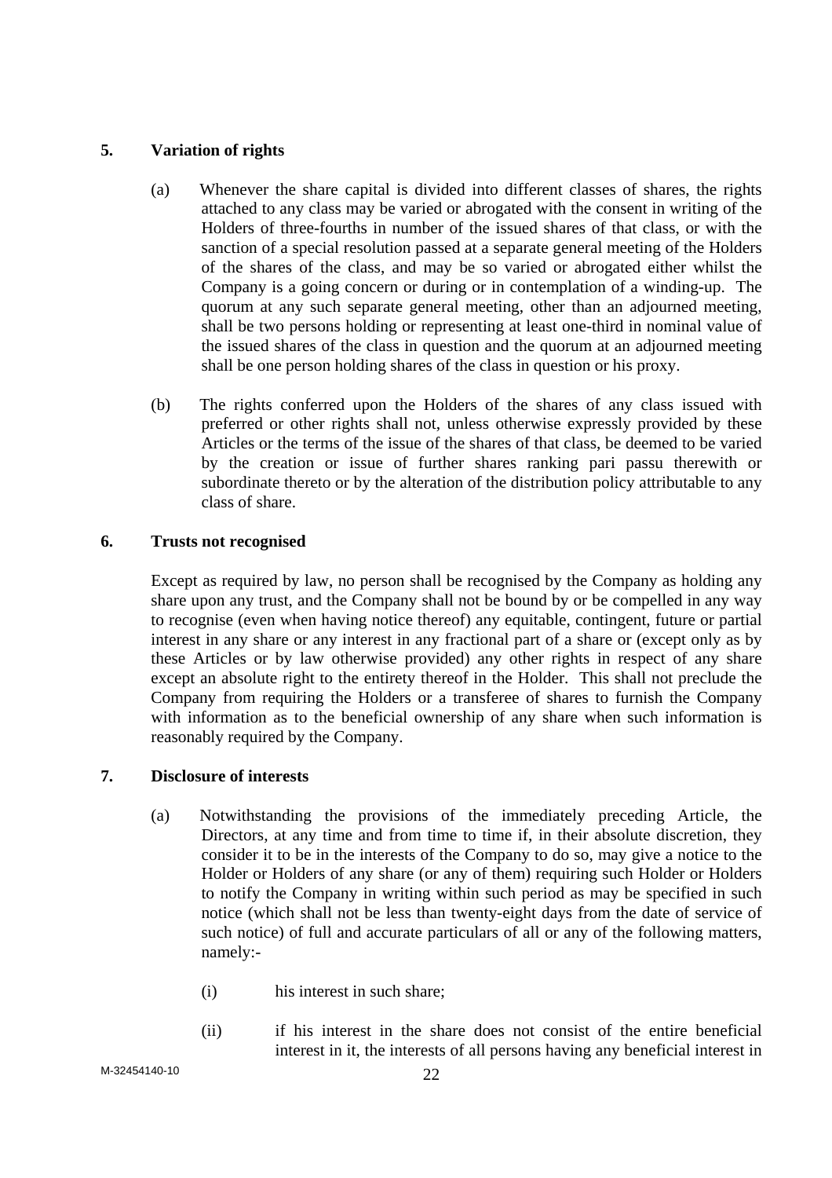## 5. Variation of rights

(a) Whenever the share capital is divided into different classes of shares, the rights attached to any class may be varied or abrogated with the consent in writing of the Holders of three-fourths in number of the issued shares of that class, or with the sanction of a special resolution passed at a separate general meeting of the Holders of the shares of the class, and may be so varied or abrogated either whilst the Company is a going concern or during or in contemplation of a winding-up. The quorum at any such separate general meeting, other than an adjourned meeting, shall be two persons holding or representing at least one-third in nominal value of the issued shares of the class in question and the quorum at an adjourned meeting shall be one person holding shares of the class in question or his proxy.

(b) The rights conferred upon the Holders of the shares of any class issued with preferred or other rights shall not, unless otherwise expressly provided by these Articles or the terms of the issue of the shares of that class, be deemed to be varied by the creation or issue of further shares ranking pari passu therewith or subordinate thereto or by the alteration of the distribution policy attributable to any class of share.

## 6. Trusts not recognised

Except as required by law, no person shall be recognised by the Company as holding any share upon any trust, and the Company shall not be bound by or be compelled in any way to recognise (even when having notice thereof) any equitable, contingent, future or partial interest in any share or any interest in any fractional part of a share or (except only as by these Articles or by law otherwise provided) any other rights in respect of any share except an absolute right to the entirety thereof in the Holder. This shall not preclude the Company from requiring the Holders or a transferee of shares to furnish the Company with information as to the beneficial ownership of any share when such information is reasonably required by the Company.

## 7. Disclosure of interests

(a) Notwithstanding the provisions of the immediately preceding Article, the Directors, at any time and from time to time if, in their absolute discretion, they consider it to be in the interests of the Company to do so, may give a notice to the Holder or Holders of any share (or any of them) requiring such Holder or Holders to notify the Company in writing within such period as may be specified in such notice (which shall not be less than twenty-eight days from the date of service of such notice) of full and accurate particulars of all or any of the following matters, namely:-

(i) his interest in such share;

(ii) if his interest in the share does not consist of the entire beneficial interest in it, the interests of all persons having any beneficial interest in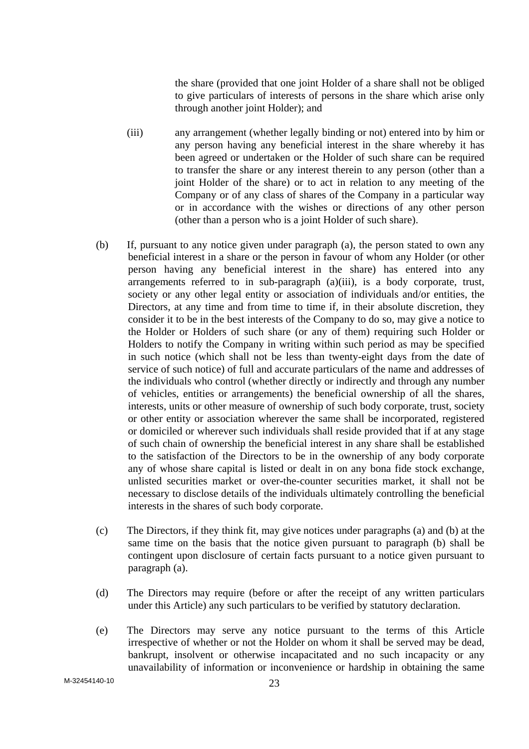the share (provided that one joint Holder of a share shall not be obliged to give particulars of interests of persons in the share which arise only through another joint Holder); and

(iii) any arrangement (whether legally binding or not) entered into by him or any person having any beneficial interest in the share whereby it has been agreed or undertaken or the Holder of such share can be required to transfer the share or any interest therein to any person (other than a joint Holder of the share) or to act in relation to any meeting of the Company or of any class of shares of the Company in a particular way or in accordance with the wishes or directions of any other person (other than a person who is a joint Holder of such share).

(b) If, pursuant to any notice given under paragraph (a), the person stated to own any beneficial interest in a share or the person in favour of whom any Holder (or other person having any beneficial interest in the share) has entered into any arrangements referred to in sub-paragraph (a)(iii), is a body corporate, trust, society or any other legal entity or association of individuals and/or entities, the Directors, at any time and from time to time if, in their absolute discretion, they consider it to be in the best interests of the Company to do so, may give a notice to the Holder or Holders of such share (or any of them) requiring such Holder or Holders to notify the Company in writing within such period as may be specified in such notice (which shall not be less than twenty-eight days from the date of service of such notice) of full and accurate particulars of the name and addresses of the individuals who control (whether directly or indirectly and through any number of vehicles, entities or arrangements) the beneficial ownership of all the shares, interests, units or other measure of ownership of such body corporate, trust, society or other entity or association wherever the same shall be incorporated, registered or domiciled or wherever such individuals shall reside provided that if at any stage of such chain of ownership the beneficial interest in any share shall be established to the satisfaction of the Directors to be in the ownership of any body corporate any of whose share capital is listed or dealt in on any bona fide stock exchange, unlisted securities market or over-the-counter securities market, it shall not be necessary to disclose details of the individuals ultimately controlling the beneficial interests in the shares of such body corporate.

(c) The Directors, if they think fit, may give notices under paragraphs (a) and (b) at the same time on the basis that the notice given pursuant to paragraph (b) shall be contingent upon disclosure of certain facts pursuant to a notice given pursuant to paragraph (a).

(d) The Directors may require (before or after the receipt of any written particulars under this Article) any such particulars to be verified by statutory declaration.

(e) The Directors may serve any notice pursuant to the terms of this Article irrespective of whether or not the Holder on whom it shall be served may be dead, bankrupt, insolvent or otherwise incapacitated and no such incapacity or any unavailability of information or inconvenience or hardship in obtaining the same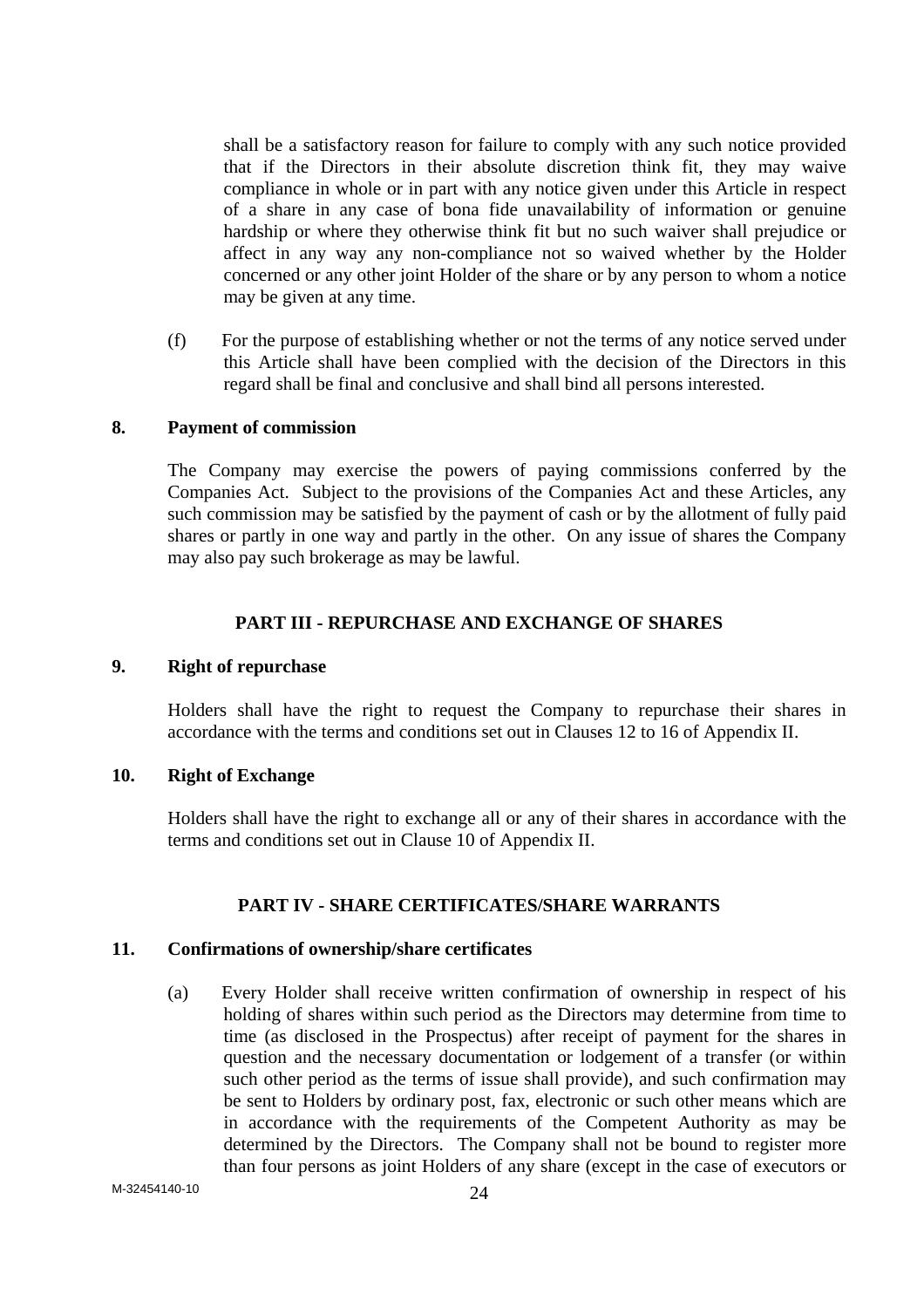shall be a satisfactory reason for failure to comply with any such notice provided that if the Directors in their absolute discretion think fit, they may waive compliance in whole or in part with any notice given under this Article in respect of a share in any case of bona fide unavailability of information or genuine hardship or where they otherwise think fit but no such waiver shall prejudice or affect in any way any non-compliance not so waived whether by the Holder concerned or any other joint Holder of the share or by any person to whom a notice may be given at any time.

(f) For the purpose of establishing whether or not the terms of any notice served under this Article shall have been complied with the decision of the Directors in this regard shall be final and conclusive and shall bind all persons interested.

### 8. Payment of commission

The Company may exercise the powers of paying commissions conferred by the Companies Act. Subject to the provisions of the Companies Act and these Articles, any such commission may be satisfied by the payment of cash or by the allotment of fully paid shares or partly in one way and partly in the other. On any issue of shares the Company may also pay such brokerage as may be lawful.

## PART III - REPURCHASE AND EXCHANGE OF SHARES

### 9. Right of repurchase

Holders shall have the right to request the Company to repurchase their shares in accordance with the terms and conditions set out in Clauses 12 to 16 of Appendix II.

### 10. Right of Exchange

Holders shall have the right to exchange all or any of their shares in accordance with the terms and conditions set out in Clause 10 of Appendix II.

## PART IV - SHARE CERTIFICATES/SHARE WARRANTS

### 11. Confirmations of ownership/share certificates

(a) Every Holder shall receive written confirmation of ownership in respect of his holding of shares within such period as the Directors may determine from time to time (as disclosed in the Prospectus) after receipt of payment for the shares in question and the necessary documentation or lodgement of a transfer (or within such other period as the terms of issue shall provide), and such confirmation may be sent to Holders by ordinary post, fax, electronic or such other means which are in accordance with the requirements of the Competent Authority as may be determined by the Directors. The Company shall not be bound to register more than four persons as joint Holders of any share (except in the case of executors or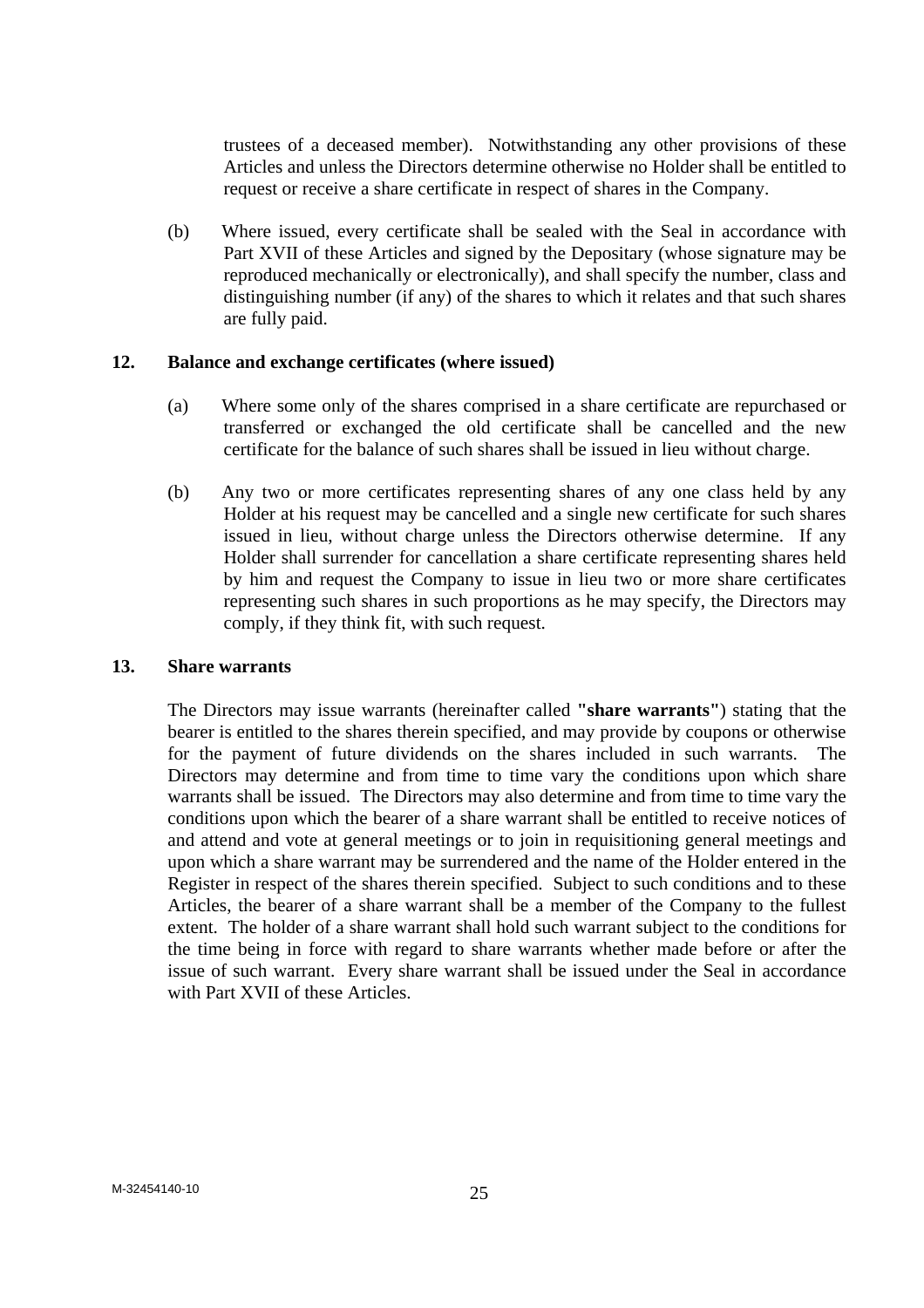trustees of a deceased member). Notwithstanding any other provisions of these Articles and unless the Directors determine otherwise no Holder shall be entitled to request or receive a share certificate in respect of shares in the Company.

(b) Where issued, every certificate shall be sealed with the Seal in accordance with Part XVII of these Articles and signed by the Depositary (whose signature may be reproduced mechanically or electronically), and shall specify the number, class and distinguishing number (if any) of the shares to which it relates and that such shares are fully paid.

**12. Balance and exchange certificates (where issued)**

(a) Where some only of the shares comprised in a share certificate are repurchased or transferred or exchanged the old certificate shall be cancelled and the new certificate for the balance of such shares shall be issued in lieu without charge.

(b) Any two or more certificates representing shares of any one class held by any Holder at his request may be cancelled and a single new certificate for such shares issued in lieu, without charge unless the Directors otherwise determine. If any Holder shall surrender for cancellation a share certificate representing shares held by him and request the Company to issue in lieu two or more share certificates representing such shares in such proportions as he may specify, the Directors may comply, if they think fit, with such request.

**13. Share warrants**

The Directors may issue warrants (hereinafter called **"share warrants"**) stating that the bearer is entitled to the shares therein specified, and may provide by coupons or otherwise for the payment of future dividends on the shares included in such warrants. The Directors may determine and from time to time vary the conditions upon which share warrants shall be issued. The Directors may also determine and from time to time vary the conditions upon which the bearer of a share warrant shall be entitled to receive notices of and attend and vote at general meetings or to join in requisitioning general meetings and upon which a share warrant may be surrendered and the name of the Holder entered in the Register in respect of the shares therein specified. Subject to such conditions and to these Articles, the bearer of a share warrant shall be a member of the Company to the fullest extent. The holder of a share warrant shall hold such warrant subject to the conditions for the time being in force with regard to share warrants whether made before or after the issue of such warrant. Every share warrant shall be issued under the Seal in accordance with Part XVII of these Articles.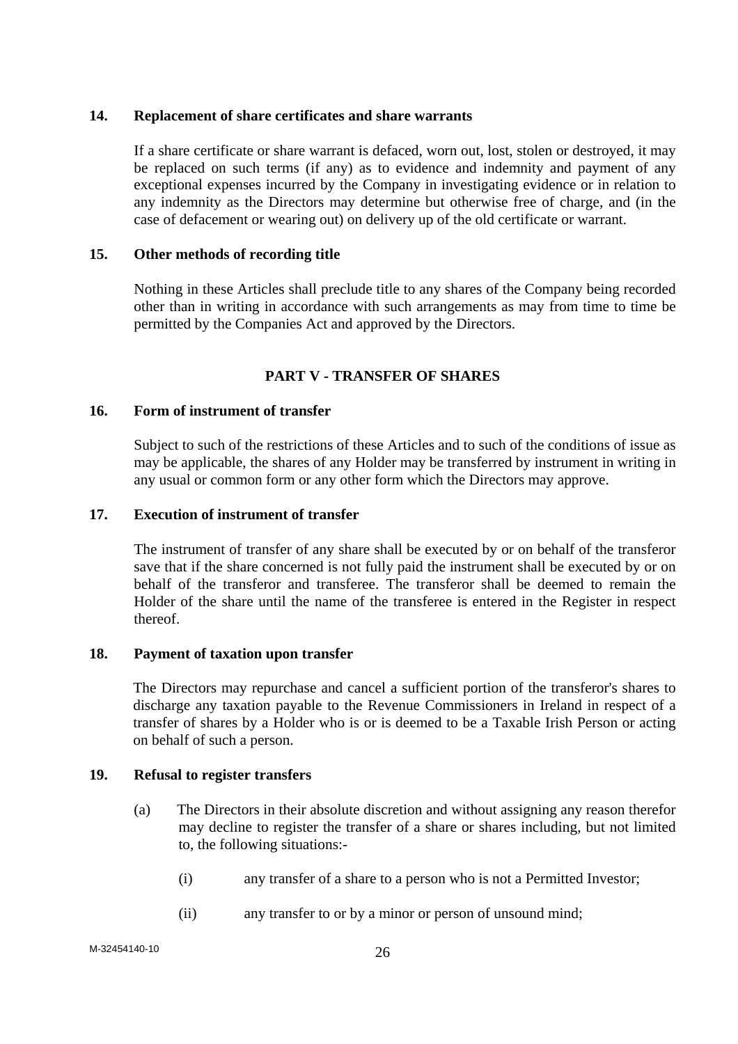**14. Replacement of share certificates and share warrants**

If a share certificate or share warrant is defaced, worn out, lost, stolen or destroyed, it may be replaced on such terms (if any) as to evidence and indemnity and payment of any exceptional expenses incurred by the Company in investigating evidence or in relation to any indemnity as the Directors may determine but otherwise free of charge, and (in the case of defacement or wearing out) on delivery up of the old certificate or warrant.

**15. Other methods of recording title**

Nothing in these Articles shall preclude title to any shares of the Company being recorded other than in writing in accordance with such arrangements as may from time to time be permitted by the Companies Act and approved by the Directors.

## PART V - TRANSFER OF SHARES

**16. Form of instrument of transfer**

Subject to such of the restrictions of these Articles and to such of the conditions of issue as may be applicable, the shares of any Holder may be transferred by instrument in writing in any usual or common form or any other form which the Directors may approve.

**17. Execution of instrument of transfer**

The instrument of transfer of any share shall be executed by or on behalf of the transferor save that if the share concerned is not fully paid the instrument shall be executed by or on behalf of the transferor and transferee. The transferor shall be deemed to remain the Holder of the share until the name of the transferee is entered in the Register in respect thereof.

**18. Payment of taxation upon transfer**

The Directors may repurchase and cancel a sufficient portion of the transferor's shares to discharge any taxation payable to the Revenue Commissioners in Ireland in respect of a transfer of shares by a Holder who is or is deemed to be a Taxable Irish Person or acting on behalf of such a person.

**19. Refusal to register transfers**

(a) The Directors in their absolute discretion and without assigning any reason therefor may decline to register the transfer of a share or shares including, but not limited to, the following situations:-

(i) any transfer of a share to a person who is not a Permitted Investor;

(ii) any transfer to or by a minor or person of unsound mind;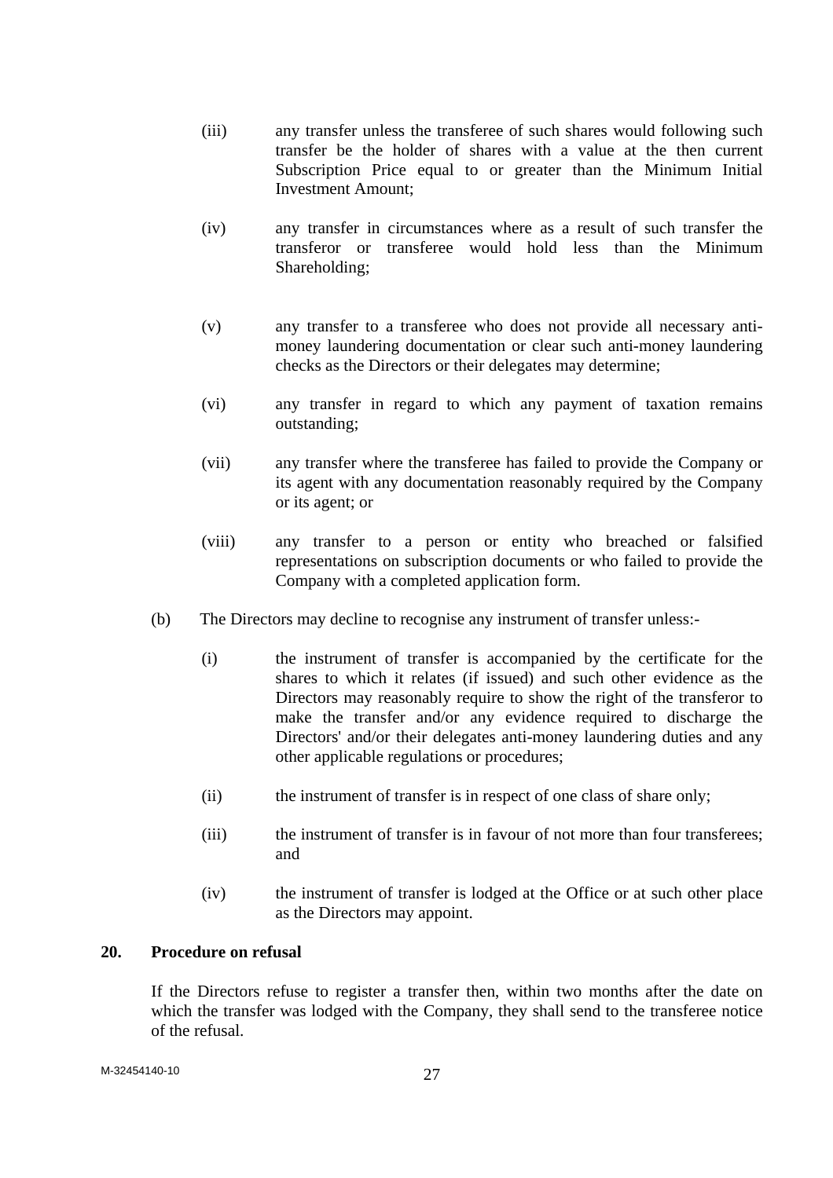(iii) any transfer unless the transferee of such shares would following such transfer be the holder of shares with a value at the then current Subscription Price equal to or greater than the Minimum Initial Investment Amount;

(iv) any transfer in circumstances where as a result of such transfer the transferor or transferee would hold less than the Minimum Shareholding;

(v) any transfer to a transferee who does not provide all necessary anti-money laundering documentation or clear such anti-money laundering checks as the Directors or their delegates may determine;

(vi) any transfer in regard to which any payment of taxation remains outstanding;

(vii) any transfer where the transferee has failed to provide the Company or its agent with any documentation reasonably required by the Company or its agent; or

(viii) any transfer to a person or entity who breached or falsified representations on subscription documents or who failed to provide the Company with a completed application form.

(b) The Directors may decline to recognise any instrument of transfer unless:-

(i) the instrument of transfer is accompanied by the certificate for the shares to which it relates (if issued) and such other evidence as the Directors may reasonably require to show the right of the transferor to make the transfer and/or any evidence required to discharge the Directors' and/or their delegates anti-money laundering duties and any other applicable regulations or procedures;

(ii) the instrument of transfer is in respect of one class of share only;

(iii) the instrument of transfer is in favour of not more than four transferees; and

(iv) the instrument of transfer is lodged at the Office or at such other place as the Directors may appoint.

**20. Procedure on refusal**

If the Directors refuse to register a transfer then, within two months after the date on which the transfer was lodged with the Company, they shall send to the transferee notice of the refusal.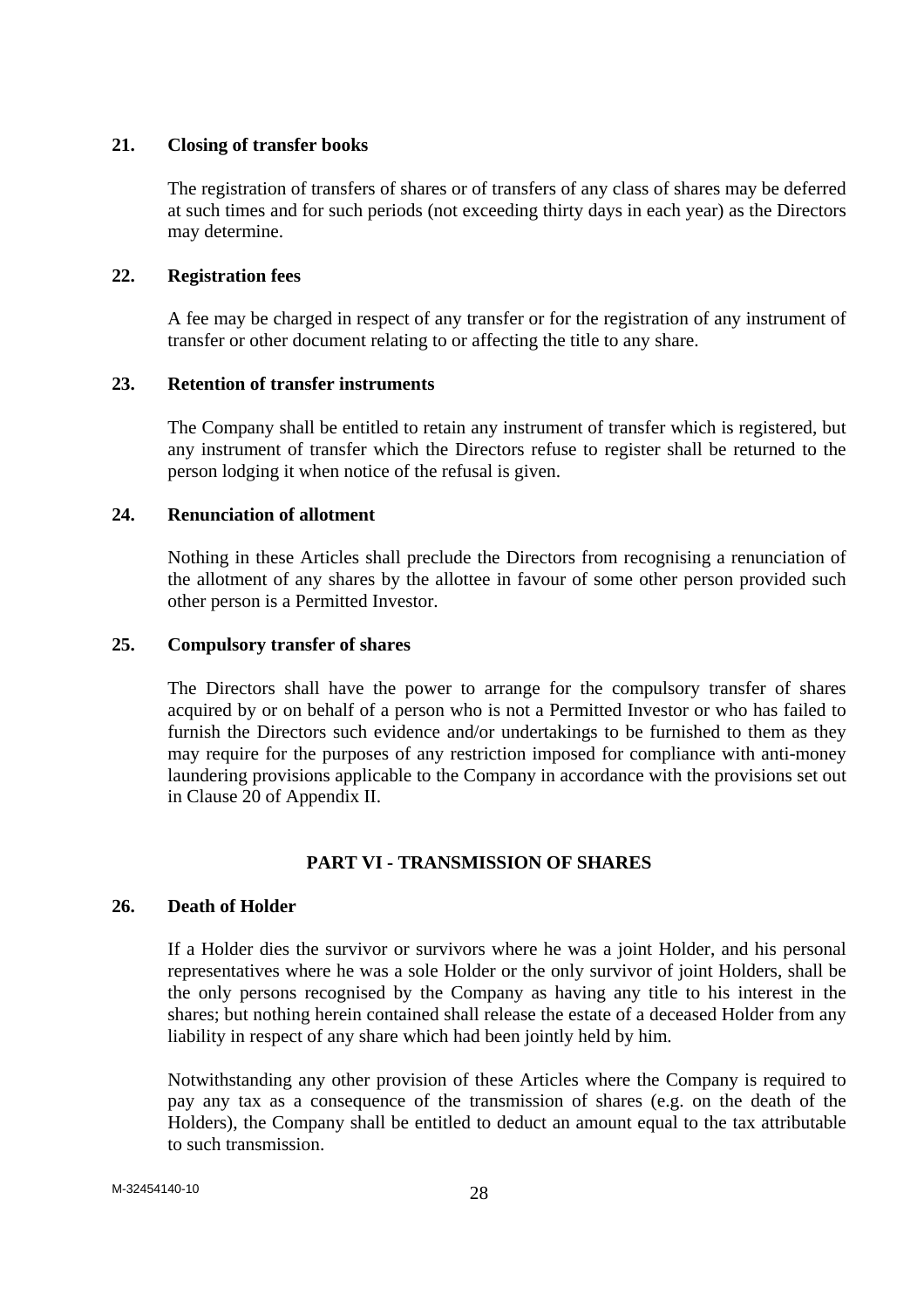### 21. Closing of transfer books

The registration of transfers of shares or of transfers of any class of shares may be deferred at such times and for such periods (not exceeding thirty days in each year) as the Directors may determine.

### 22. Registration fees

A fee may be charged in respect of any transfer or for the registration of any instrument of transfer or other document relating to or affecting the title to any share.

### 23. Retention of transfer instruments

The Company shall be entitled to retain any instrument of transfer which is registered, but any instrument of transfer which the Directors refuse to register shall be returned to the person lodging it when notice of the refusal is given.

### 24. Renunciation of allotment

Nothing in these Articles shall preclude the Directors from recognising a renunciation of the allotment of any shares by the allottee in favour of some other person provided such other person is a Permitted Investor.

### 25. Compulsory transfer of shares

The Directors shall have the power to arrange for the compulsory transfer of shares acquired by or on behalf of a person who is not a Permitted Investor or who has failed to furnish the Directors such evidence and/or undertakings to be furnished to them as they may require for the purposes of any restriction imposed for compliance with anti-money laundering provisions applicable to the Company in accordance with the provisions set out in Clause 20 of Appendix II.

## PART VI - TRANSMISSION OF SHARES

### 26. Death of Holder

If a Holder dies the survivor or survivors where he was a joint Holder, and his personal representatives where he was a sole Holder or the only survivor of joint Holders, shall be the only persons recognised by the Company as having any title to his interest in the shares; but nothing herein contained shall release the estate of a deceased Holder from any liability in respect of any share which had been jointly held by him.

Notwithstanding any other provision of these Articles where the Company is required to pay any tax as a consequence of the transmission of shares (e.g. on the death of the Holders), the Company shall be entitled to deduct an amount equal to the tax attributable to such transmission.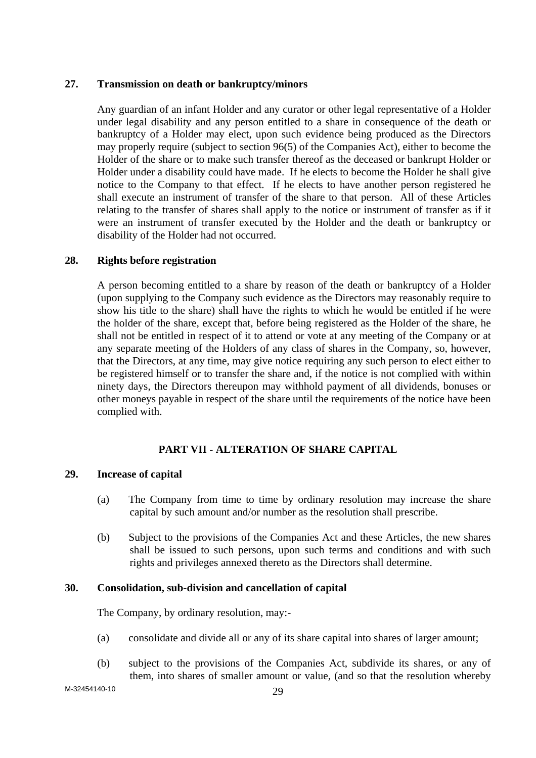### 27. Transmission on death or bankruptcy/minors

Any guardian of an infant Holder and any curator or other legal representative of a Holder under legal disability and any person entitled to a share in consequence of the death or bankruptcy of a Holder may elect, upon such evidence being produced as the Directors may properly require (subject to section 96(5) of the Companies Act), either to become the Holder of the share or to make such transfer thereof as the deceased or bankrupt Holder or Holder under a disability could have made. If he elects to become the Holder he shall give notice to the Company to that effect. If he elects to have another person registered he shall execute an instrument of transfer of the share to that person. All of these Articles relating to the transfer of shares shall apply to the notice or instrument of transfer as if it were an instrument of transfer executed by the Holder and the death or bankruptcy or disability of the Holder had not occurred.

### 28. Rights before registration

A person becoming entitled to a share by reason of the death or bankruptcy of a Holder (upon supplying to the Company such evidence as the Directors may reasonably require to show his title to the share) shall have the rights to which he would be entitled if he were the holder of the share, except that, before being registered as the Holder of the share, he shall not be entitled in respect of it to attend or vote at any meeting of the Company or at any separate meeting of the Holders of any class of shares in the Company, so, however, that the Directors, at any time, may give notice requiring any such person to elect either to be registered himself or to transfer the share and, if the notice is not complied with within ninety days, the Directors thereupon may withhold payment of all dividends, bonuses or other moneys payable in respect of the share until the requirements of the notice have been complied with.

## PART VII - ALTERATION OF SHARE CAPITAL

### 29. Increase of capital

(a) The Company from time to time by ordinary resolution may increase the share capital by such amount and/or number as the resolution shall prescribe.

(b) Subject to the provisions of the Companies Act and these Articles, the new shares shall be issued to such persons, upon such terms and conditions and with such rights and privileges annexed thereto as the Directors shall determine.

### 30. Consolidation, sub-division and cancellation of capital

The Company, by ordinary resolution, may:-

(a) consolidate and divide all or any of its share capital into shares of larger amount;

(b) subject to the provisions of the Companies Act, subdivide its shares, or any of them, into shares of smaller amount or value, (and so that the resolution whereby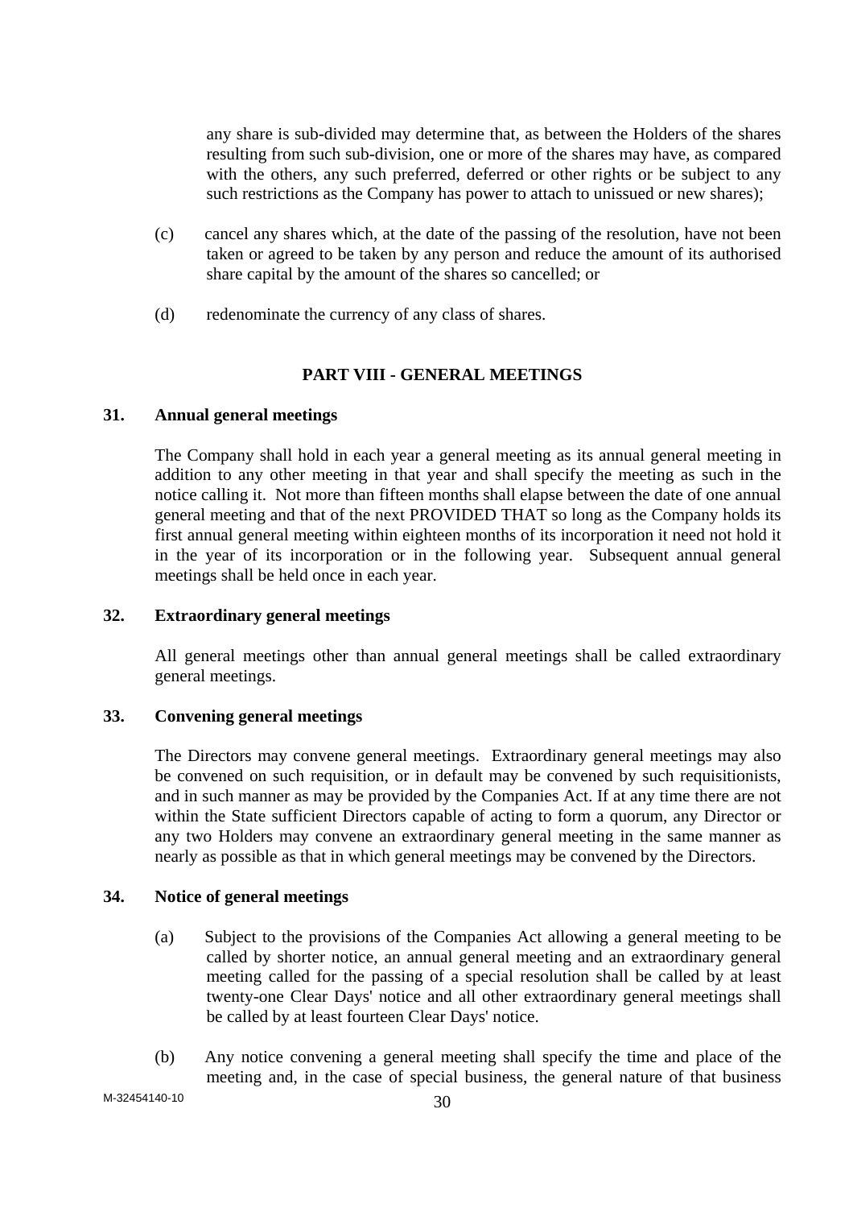any share is sub-divided may determine that, as between the Holders of the shares resulting from such sub-division, one or more of the shares may have, as compared with the others, any such preferred, deferred or other rights or be subject to any such restrictions as the Company has power to attach to unissued or new shares);

(c) cancel any shares which, at the date of the passing of the resolution, have not been taken or agreed to be taken by any person and reduce the amount of its authorised share capital by the amount of the shares so cancelled; or

(d) redenominate the currency of any class of shares.

## PART VIII - GENERAL MEETINGS

### 31. Annual general meetings

The Company shall hold in each year a general meeting as its annual general meeting in addition to any other meeting in that year and shall specify the meeting as such in the notice calling it. Not more than fifteen months shall elapse between the date of one annual general meeting and that of the next PROVIDED THAT so long as the Company holds its first annual general meeting within eighteen months of its incorporation it need not hold it in the year of its incorporation or in the following year. Subsequent annual general meetings shall be held once in each year.

### 32. Extraordinary general meetings

All general meetings other than annual general meetings shall be called extraordinary general meetings.

### 33. Convening general meetings

The Directors may convene general meetings. Extraordinary general meetings may also be convened on such requisition, or in default may be convened by such requisitionists, and in such manner as may be provided by the Companies Act. If at any time there are not within the State sufficient Directors capable of acting to form a quorum, any Director or any two Holders may convene an extraordinary general meeting in the same manner as nearly as possible as that in which general meetings may be convened by the Directors.

### 34. Notice of general meetings

(a) Subject to the provisions of the Companies Act allowing a general meeting to be called by shorter notice, an annual general meeting and an extraordinary general meeting called for the passing of a special resolution shall be called by at least twenty-one Clear Days' notice and all other extraordinary general meetings shall be called by at least fourteen Clear Days' notice.

(b) Any notice convening a general meeting shall specify the time and place of the meeting and, in the case of special business, the general nature of that business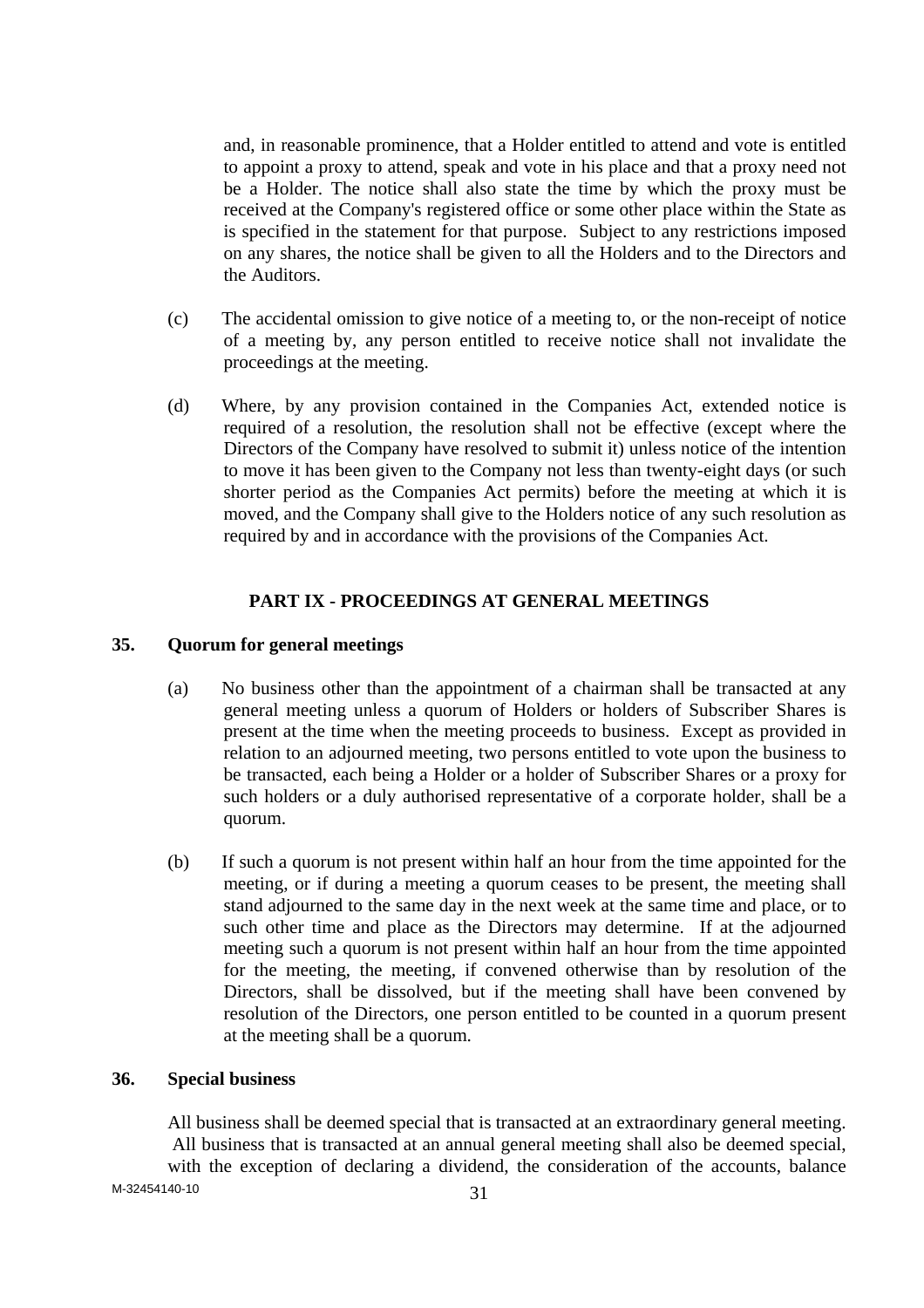and, in reasonable prominence, that a Holder entitled to attend and vote is entitled to appoint a proxy to attend, speak and vote in his place and that a proxy need not be a Holder. The notice shall also state the time by which the proxy must be received at the Company's registered office or some other place within the State as is specified in the statement for that purpose. Subject to any restrictions imposed on any shares, the notice shall be given to all the Holders and to the Directors and the Auditors.

(c) The accidental omission to give notice of a meeting to, or the non-receipt of notice of a meeting by, any person entitled to receive notice shall not invalidate the proceedings at the meeting.

(d) Where, by any provision contained in the Companies Act, extended notice is required of a resolution, the resolution shall not be effective (except where the Directors of the Company have resolved to submit it) unless notice of the intention to move it has been given to the Company not less than twenty-eight days (or such shorter period as the Companies Act permits) before the meeting at which it is moved, and the Company shall give to the Holders notice of any such resolution as required by and in accordance with the provisions of the Companies Act.

## PART IX - PROCEEDINGS AT GENERAL MEETINGS

### 35. Quorum for general meetings

(a) No business other than the appointment of a chairman shall be transacted at any general meeting unless a quorum of Holders or holders of Subscriber Shares is present at the time when the meeting proceeds to business. Except as provided in relation to an adjourned meeting, two persons entitled to vote upon the business to be transacted, each being a Holder or a holder of Subscriber Shares or a proxy for such holders or a duly authorised representative of a corporate holder, shall be a quorum.

(b) If such a quorum is not present within half an hour from the time appointed for the meeting, or if during a meeting a quorum ceases to be present, the meeting shall stand adjourned to the same day in the next week at the same time and place, or to such other time and place as the Directors may determine. If at the adjourned meeting such a quorum is not present within half an hour from the time appointed for the meeting, the meeting, if convened otherwise than by resolution of the Directors, shall be dissolved, but if the meeting shall have been convened by resolution of the Directors, one person entitled to be counted in a quorum present at the meeting shall be a quorum.

### 36. Special business

All business shall be deemed special that is transacted at an extraordinary general meeting. All business that is transacted at an annual general meeting shall also be deemed special, with the exception of declaring a dividend, the consideration of the accounts, balance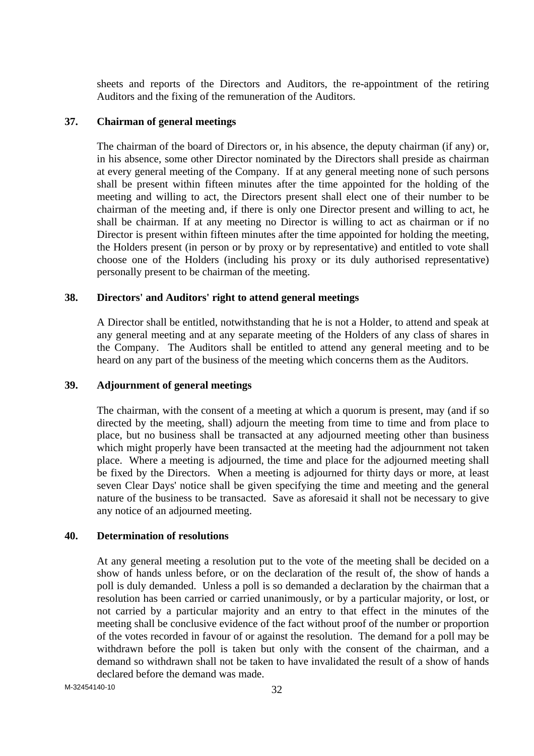sheets and reports of the Directors and Auditors, the re-appointment of the retiring Auditors and the fixing of the remuneration of the Auditors.

## 37. Chairman of general meetings

The chairman of the board of Directors or, in his absence, the deputy chairman (if any) or, in his absence, some other Director nominated by the Directors shall preside as chairman at every general meeting of the Company. If at any general meeting none of such persons shall be present within fifteen minutes after the time appointed for the holding of the meeting and willing to act, the Directors present shall elect one of their number to be chairman of the meeting and, if there is only one Director present and willing to act, he shall be chairman. If at any meeting no Director is willing to act as chairman or if no Director is present within fifteen minutes after the time appointed for holding the meeting, the Holders present (in person or by proxy or by representative) and entitled to vote shall choose one of the Holders (including his proxy or its duly authorised representative) personally present to be chairman of the meeting.

## 38. Directors' and Auditors' right to attend general meetings

A Director shall be entitled, notwithstanding that he is not a Holder, to attend and speak at any general meeting and at any separate meeting of the Holders of any class of shares in the Company. The Auditors shall be entitled to attend any general meeting and to be heard on any part of the business of the meeting which concerns them as the Auditors.

## 39. Adjournment of general meetings

The chairman, with the consent of a meeting at which a quorum is present, may (and if so directed by the meeting, shall) adjourn the meeting from time to time and from place to place, but no business shall be transacted at any adjourned meeting other than business which might properly have been transacted at the meeting had the adjournment not taken place. Where a meeting is adjourned, the time and place for the adjourned meeting shall be fixed by the Directors. When a meeting is adjourned for thirty days or more, at least seven Clear Days' notice shall be given specifying the time and meeting and the general nature of the business to be transacted. Save as aforesaid it shall not be necessary to give any notice of an adjourned meeting.

## 40. Determination of resolutions

At any general meeting a resolution put to the vote of the meeting shall be decided on a show of hands unless before, or on the declaration of the result of, the show of hands a poll is duly demanded. Unless a poll is so demanded a declaration by the chairman that a resolution has been carried or carried unanimously, or by a particular majority, or lost, or not carried by a particular majority and an entry to that effect in the minutes of the meeting shall be conclusive evidence of the fact without proof of the number or proportion of the votes recorded in favour of or against the resolution. The demand for a poll may be withdrawn before the poll is taken but only with the consent of the chairman, and a demand so withdrawn shall not be taken to have invalidated the result of a show of hands declared before the demand was made.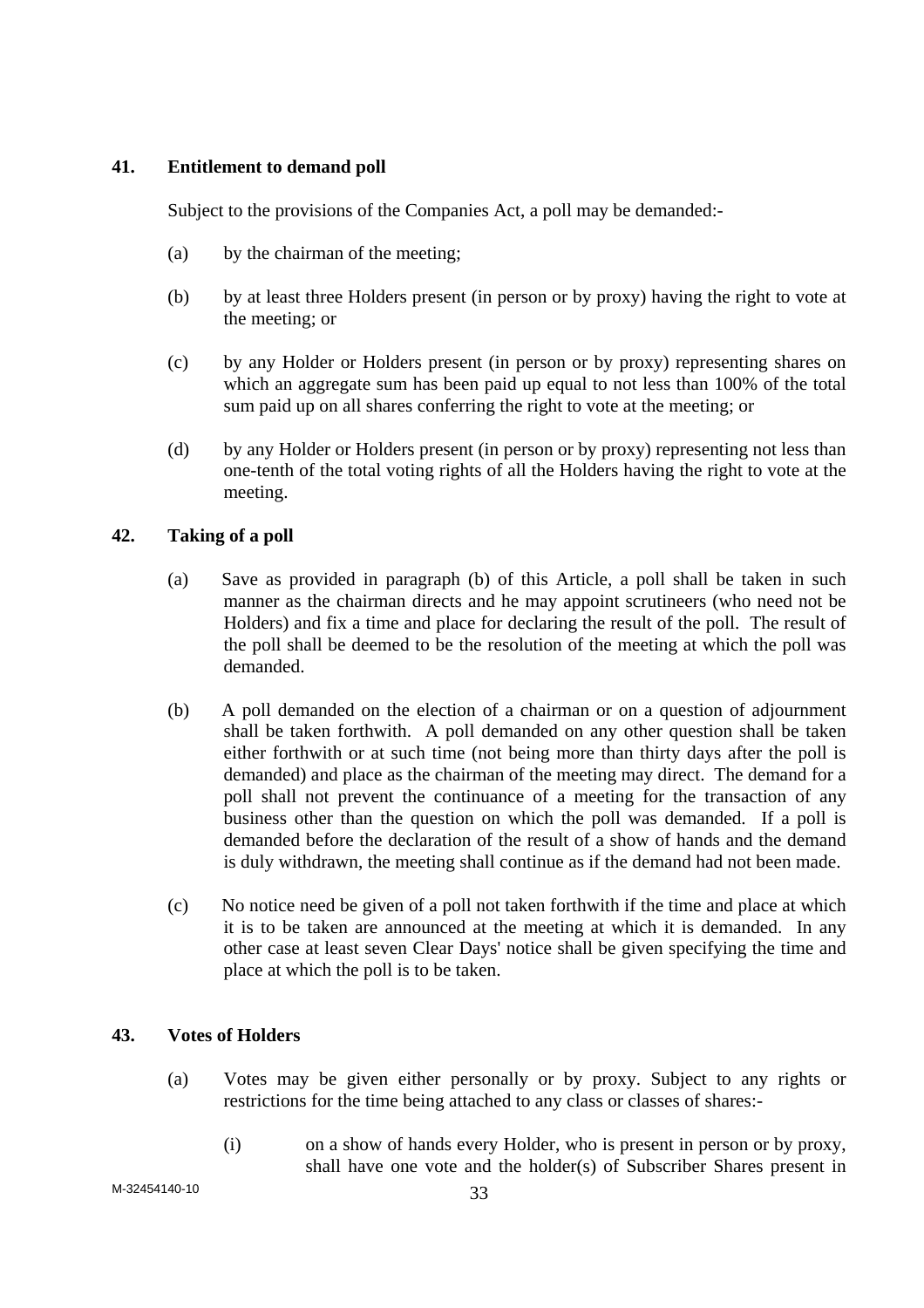**41. Entitlement to demand poll**

Subject to the provisions of the Companies Act, a poll may be demanded:-

(a) by the chairman of the meeting;

(b) by at least three Holders present (in person or by proxy) having the right to vote at the meeting; or

(c) by any Holder or Holders present (in person or by proxy) representing shares on which an aggregate sum has been paid up equal to not less than 100% of the total sum paid up on all shares conferring the right to vote at the meeting; or

(d) by any Holder or Holders present (in person or by proxy) representing not less than one-tenth of the total voting rights of all the Holders having the right to vote at the meeting.

**42. Taking of a poll**

(a) Save as provided in paragraph (b) of this Article, a poll shall be taken in such manner as the chairman directs and he may appoint scrutineers (who need not be Holders) and fix a time and place for declaring the result of the poll. The result of the poll shall be deemed to be the resolution of the meeting at which the poll was demanded.

(b) A poll demanded on the election of a chairman or on a question of adjournment shall be taken forthwith. A poll demanded on any other question shall be taken either forthwith or at such time (not being more than thirty days after the poll is demanded) and place as the chairman of the meeting may direct. The demand for a poll shall not prevent the continuance of a meeting for the transaction of any business other than the question on which the poll was demanded. If a poll is demanded before the declaration of the result of a show of hands and the demand is duly withdrawn, the meeting shall continue as if the demand had not been made.

(c) No notice need be given of a poll not taken forthwith if the time and place at which it is to be taken are announced at the meeting at which it is demanded. In any other case at least seven Clear Days' notice shall be given specifying the time and place at which the poll is to be taken.

**43. Votes of Holders**

(a) Votes may be given either personally or by proxy. Subject to any rights or restrictions for the time being attached to any class or classes of shares:-

(i) on a show of hands every Holder, who is present in person or by proxy, shall have one vote and the holder(s) of Subscriber Shares present in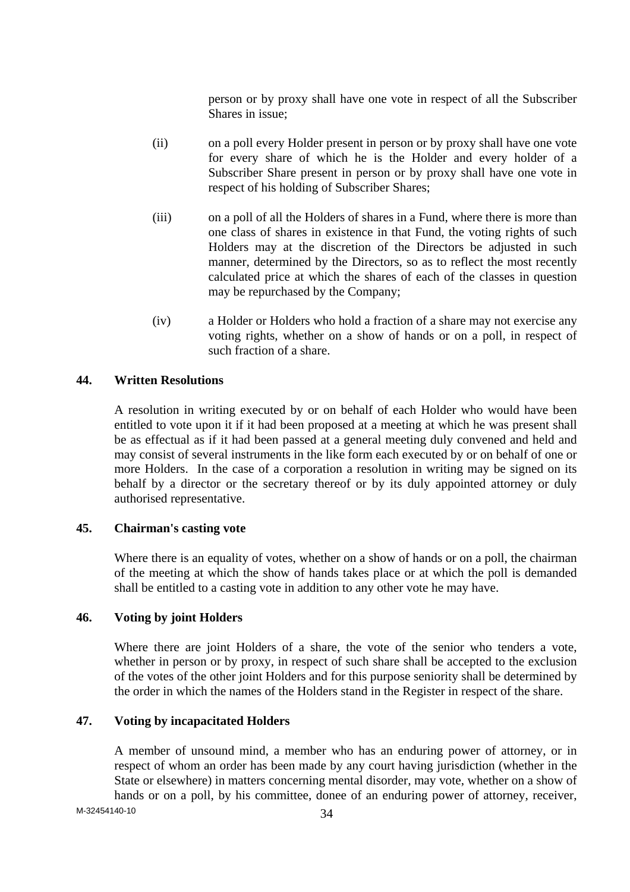person or by proxy shall have one vote in respect of all the Subscriber Shares in issue;

(ii) on a poll every Holder present in person or by proxy shall have one vote for every share of which he is the Holder and every holder of a Subscriber Share present in person or by proxy shall have one vote in respect of his holding of Subscriber Shares;

(iii) on a poll of all the Holders of shares in a Fund, where there is more than one class of shares in existence in that Fund, the voting rights of such Holders may at the discretion of the Directors be adjusted in such manner, determined by the Directors, so as to reflect the most recently calculated price at which the shares of each of the classes in question may be repurchased by the Company;

(iv) a Holder or Holders who hold a fraction of a share may not exercise any voting rights, whether on a show of hands or on a poll, in respect of such fraction of a share.

**44. Written Resolutions**

A resolution in writing executed by or on behalf of each Holder who would have been entitled to vote upon it if it had been proposed at a meeting at which he was present shall be as effectual as if it had been passed at a general meeting duly convened and held and may consist of several instruments in the like form each executed by or on behalf of one or more Holders. In the case of a corporation a resolution in writing may be signed on its behalf by a director or the secretary thereof or by its duly appointed attorney or duly authorised representative.

**45. Chairman's casting vote**

Where there is an equality of votes, whether on a show of hands or on a poll, the chairman of the meeting at which the show of hands takes place or at which the poll is demanded shall be entitled to a casting vote in addition to any other vote he may have.

**46. Voting by joint Holders**

Where there are joint Holders of a share, the vote of the senior who tenders a vote, whether in person or by proxy, in respect of such share shall be accepted to the exclusion of the votes of the other joint Holders and for this purpose seniority shall be determined by the order in which the names of the Holders stand in the Register in respect of the share.

**47. Voting by incapacitated Holders**

A member of unsound mind, a member who has an enduring power of attorney, or in respect of whom an order has been made by any court having jurisdiction (whether in the State or elsewhere) in matters concerning mental disorder, may vote, whether on a show of hands or on a poll, by his committee, donee of an enduring power of attorney, receiver,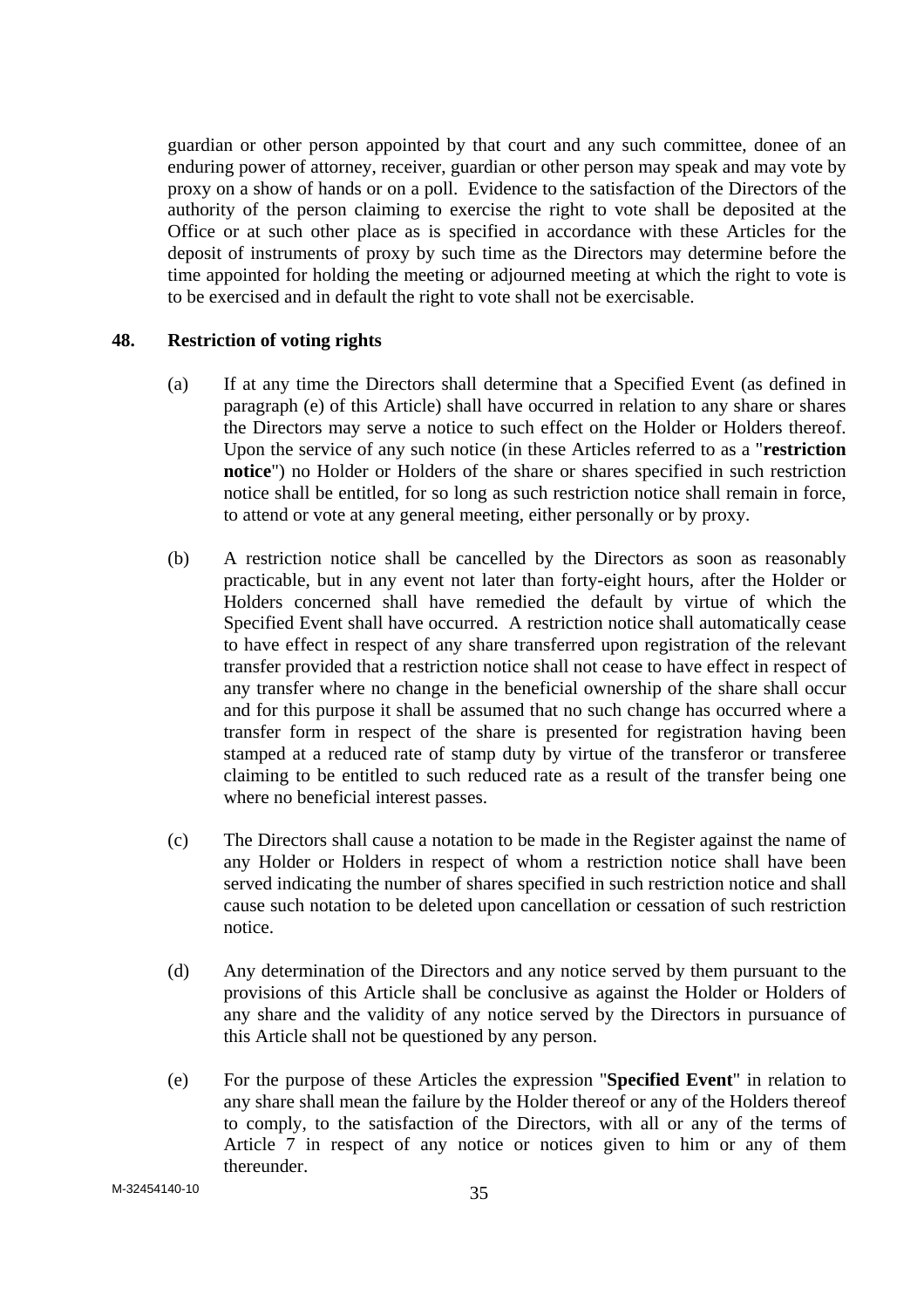guardian or other person appointed by that court and any such committee, donee of an enduring power of attorney, receiver, guardian or other person may speak and may vote by proxy on a show of hands or on a poll. Evidence to the satisfaction of the Directors of the authority of the person claiming to exercise the right to vote shall be deposited at the Office or at such other place as is specified in accordance with these Articles for the deposit of instruments of proxy by such time as the Directors may determine before the time appointed for holding the meeting or adjourned meeting at which the right to vote is to be exercised and in default the right to vote shall not be exercisable.

**48. Restriction of voting rights**

(a) If at any time the Directors shall determine that a Specified Event (as defined in paragraph (e) of this Article) shall have occurred in relation to any share or shares the Directors may serve a notice to such effect on the Holder or Holders thereof. Upon the service of any such notice (in these Articles referred to as a "**restriction notice**") no Holder or Holders of the share or shares specified in such restriction notice shall be entitled, for so long as such restriction notice shall remain in force, to attend or vote at any general meeting, either personally or by proxy.

(b) A restriction notice shall be cancelled by the Directors as soon as reasonably practicable, but in any event not later than forty-eight hours, after the Holder or Holders concerned shall have remedied the default by virtue of which the Specified Event shall have occurred. A restriction notice shall automatically cease to have effect in respect of any share transferred upon registration of the relevant transfer provided that a restriction notice shall not cease to have effect in respect of any transfer where no change in the beneficial ownership of the share shall occur and for this purpose it shall be assumed that no such change has occurred where a transfer form in respect of the share is presented for registration having been stamped at a reduced rate of stamp duty by virtue of the transferor or transferee claiming to be entitled to such reduced rate as a result of the transfer being one where no beneficial interest passes.

(c) The Directors shall cause a notation to be made in the Register against the name of any Holder or Holders in respect of whom a restriction notice shall have been served indicating the number of shares specified in such restriction notice and shall cause such notation to be deleted upon cancellation or cessation of such restriction notice.

(d) Any determination of the Directors and any notice served by them pursuant to the provisions of this Article shall be conclusive as against the Holder or Holders of any share and the validity of any notice served by the Directors in pursuance of this Article shall not be questioned by any person.

(e) For the purpose of these Articles the expression "**Specified Event**" in relation to any share shall mean the failure by the Holder thereof or any of the Holders thereof to comply, to the satisfaction of the Directors, with all or any of the terms of Article 7 in respect of any notice or notices given to him or any of them thereunder.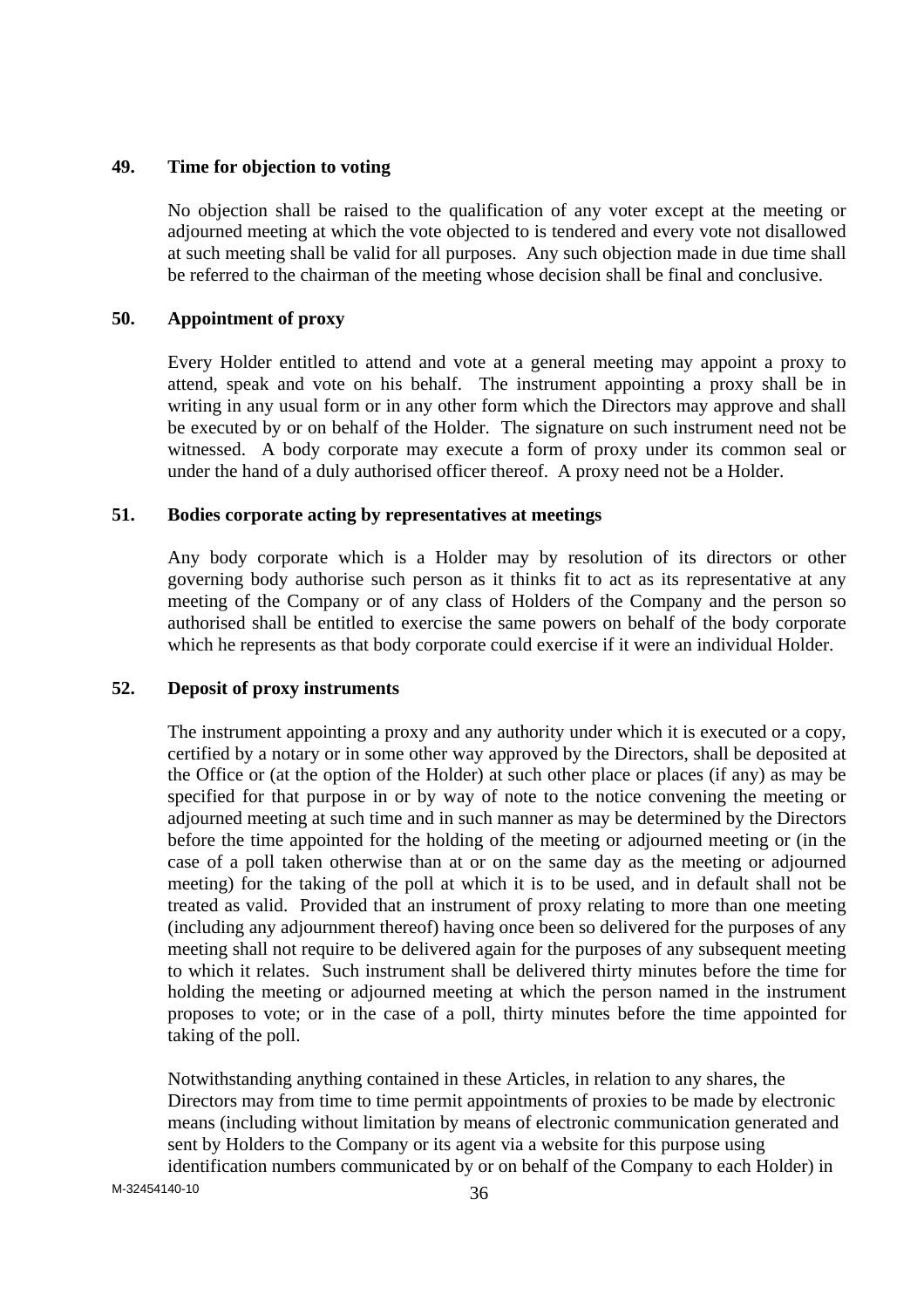### 49. Time for objection to voting

No objection shall be raised to the qualification of any voter except at the meeting or adjourned meeting at which the vote objected to is tendered and every vote not disallowed at such meeting shall be valid for all purposes. Any such objection made in due time shall be referred to the chairman of the meeting whose decision shall be final and conclusive.

### 50. Appointment of proxy

Every Holder entitled to attend and vote at a general meeting may appoint a proxy to attend, speak and vote on his behalf. The instrument appointing a proxy shall be in writing in any usual form or in any other form which the Directors may approve and shall be executed by or on behalf of the Holder. The signature on such instrument need not be witnessed. A body corporate may execute a form of proxy under its common seal or under the hand of a duly authorised officer thereof. A proxy need not be a Holder.

### 51. Bodies corporate acting by representatives at meetings

Any body corporate which is a Holder may by resolution of its directors or other governing body authorise such person as it thinks fit to act as its representative at any meeting of the Company or of any class of Holders of the Company and the person so authorised shall be entitled to exercise the same powers on behalf of the body corporate which he represents as that body corporate could exercise if it were an individual Holder.

### 52. Deposit of proxy instruments

The instrument appointing a proxy and any authority under which it is executed or a copy, certified by a notary or in some other way approved by the Directors, shall be deposited at the Office or (at the option of the Holder) at such other place or places (if any) as may be specified for that purpose in or by way of note to the notice convening the meeting or adjourned meeting at such time and in such manner as may be determined by the Directors before the time appointed for the holding of the meeting or adjourned meeting or (in the case of a poll taken otherwise than at or on the same day as the meeting or adjourned meeting) for the taking of the poll at which it is to be used, and in default shall not be treated as valid. Provided that an instrument of proxy relating to more than one meeting (including any adjournment thereof) having once been so delivered for the purposes of any meeting shall not require to be delivered again for the purposes of any subsequent meeting to which it relates. Such instrument shall be delivered thirty minutes before the time for holding the meeting or adjourned meeting at which the person named in the instrument proposes to vote; or in the case of a poll, thirty minutes before the time appointed for taking of the poll.

Notwithstanding anything contained in these Articles, in relation to any shares, the Directors may from time to time permit appointments of proxies to be made by electronic means (including without limitation by means of electronic communication generated and sent by Holders to the Company or its agent via a website for this purpose using identification numbers communicated by or on behalf of the Company to each Holder) in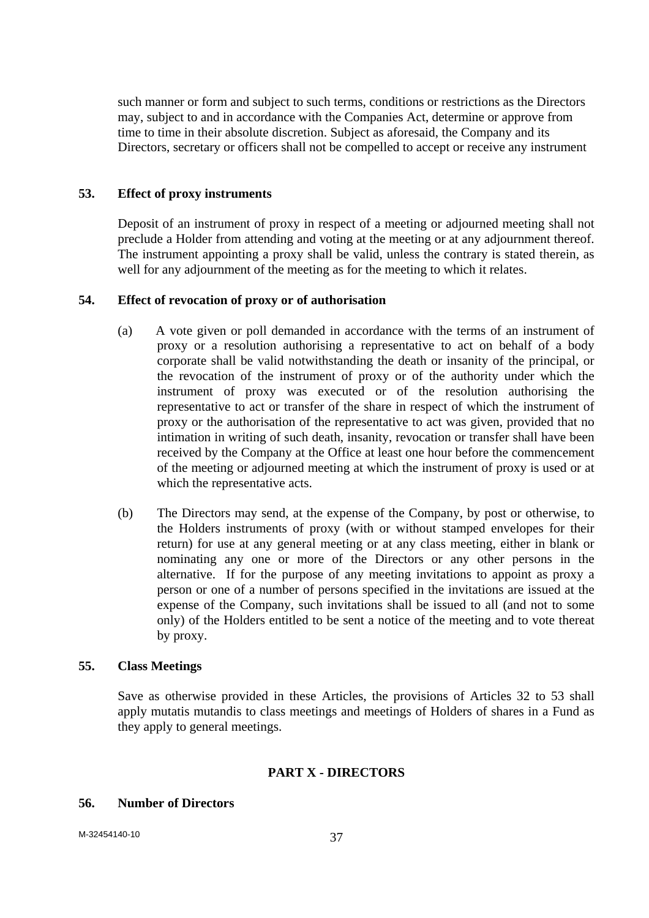such manner or form and subject to such terms, conditions or restrictions as the Directors may, subject to and in accordance with the Companies Act, determine or approve from time to time in their absolute discretion. Subject as aforesaid, the Company and its Directors, secretary or officers shall not be compelled to accept or receive any instrument

**53. Effect of proxy instruments**

Deposit of an instrument of proxy in respect of a meeting or adjourned meeting shall not preclude a Holder from attending and voting at the meeting or at any adjournment thereof. The instrument appointing a proxy shall be valid, unless the contrary is stated therein, as well for any adjournment of the meeting as for the meeting to which it relates.

**54. Effect of revocation of proxy or of authorisation**

(a) A vote given or poll demanded in accordance with the terms of an instrument of proxy or a resolution authorising a representative to act on behalf of a body corporate shall be valid notwithstanding the death or insanity of the principal, or the revocation of the instrument of proxy or of the authority under which the instrument of proxy was executed or of the resolution authorising the representative to act or transfer of the share in respect of which the instrument of proxy or the authorisation of the representative to act was given, provided that no intimation in writing of such death, insanity, revocation or transfer shall have been received by the Company at the Office at least one hour before the commencement of the meeting or adjourned meeting at which the instrument of proxy is used or at which the representative acts.

(b) The Directors may send, at the expense of the Company, by post or otherwise, to the Holders instruments of proxy (with or without stamped envelopes for their return) for use at any general meeting or at any class meeting, either in blank or nominating any one or more of the Directors or any other persons in the alternative. If for the purpose of any meeting invitations to appoint as proxy a person or one of a number of persons specified in the invitations are issued at the expense of the Company, such invitations shall be issued to all (and not to some only) of the Holders entitled to be sent a notice of the meeting and to vote thereat by proxy.

**55. Class Meetings**

Save as otherwise provided in these Articles, the provisions of Articles 32 to 53 shall apply mutatis mutandis to class meetings and meetings of Holders of shares in a Fund as they apply to general meetings.

## PART X - DIRECTORS

**56. Number of Directors**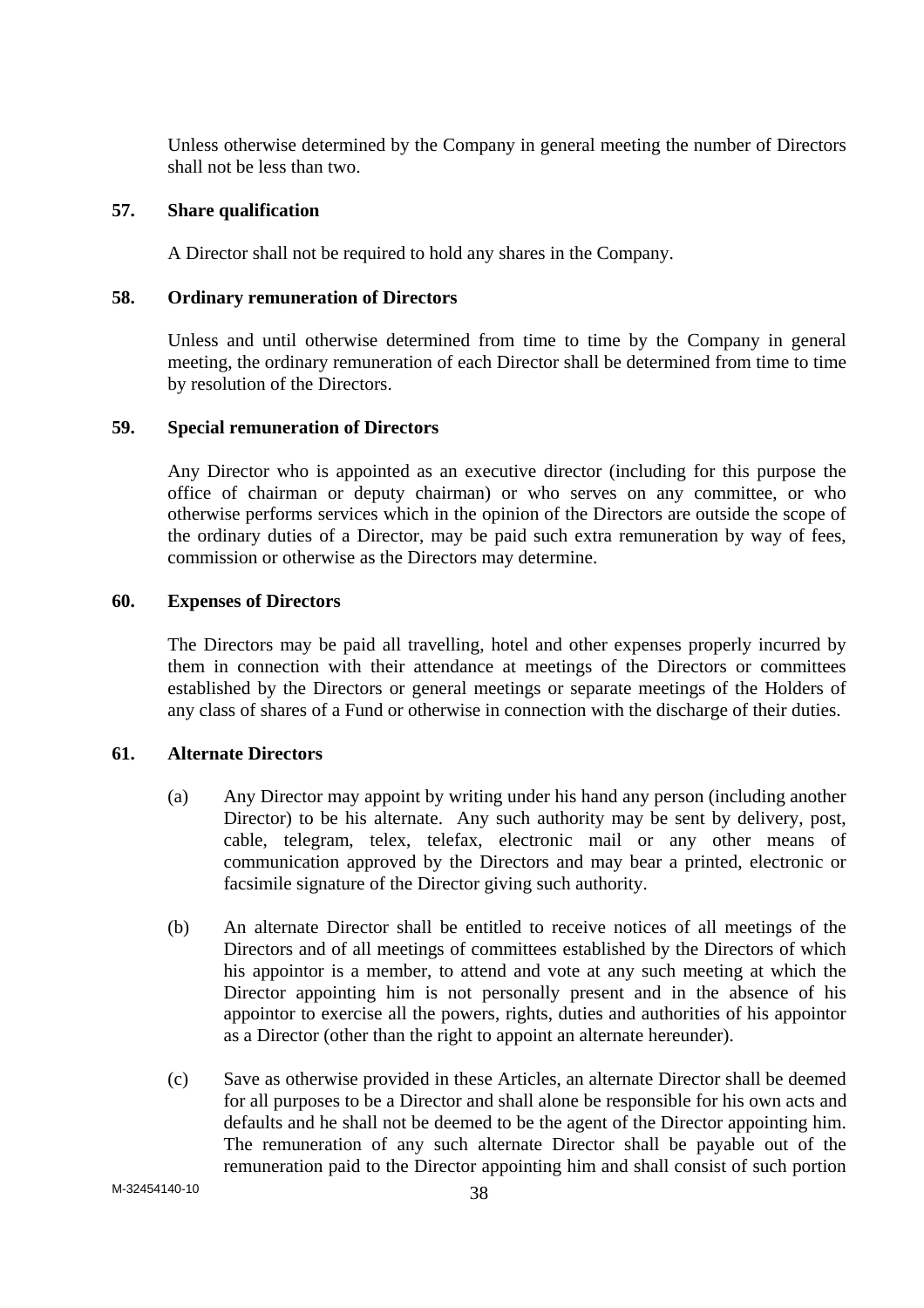Unless otherwise determined by the Company in general meeting the number of Directors shall not be less than two.

### 57. Share qualification

A Director shall not be required to hold any shares in the Company.

### 58. Ordinary remuneration of Directors

Unless and until otherwise determined from time to time by the Company in general meeting, the ordinary remuneration of each Director shall be determined from time to time by resolution of the Directors.

### 59. Special remuneration of Directors

Any Director who is appointed as an executive director (including for this purpose the office of chairman or deputy chairman) or who serves on any committee, or who otherwise performs services which in the opinion of the Directors are outside the scope of the ordinary duties of a Director, may be paid such extra remuneration by way of fees, commission or otherwise as the Directors may determine.

### 60. Expenses of Directors

The Directors may be paid all travelling, hotel and other expenses properly incurred by them in connection with their attendance at meetings of the Directors or committees established by the Directors or general meetings or separate meetings of the Holders of any class of shares of a Fund or otherwise in connection with the discharge of their duties.

### 61. Alternate Directors

(a) Any Director may appoint by writing under his hand any person (including another Director) to be his alternate. Any such authority may be sent by delivery, post, cable, telegram, telex, telefax, electronic mail or any other means of communication approved by the Directors and may bear a printed, electronic or facsimile signature of the Director giving such authority.

(b) An alternate Director shall be entitled to receive notices of all meetings of the Directors and of all meetings of committees established by the Directors of which his appointor is a member, to attend and vote at any such meeting at which the Director appointing him is not personally present and in the absence of his appointor to exercise all the powers, rights, duties and authorities of his appointor as a Director (other than the right to appoint an alternate hereunder).

(c) Save as otherwise provided in these Articles, an alternate Director shall be deemed for all purposes to be a Director and shall alone be responsible for his own acts and defaults and he shall not be deemed to be the agent of the Director appointing him. The remuneration of any such alternate Director shall be payable out of the remuneration paid to the Director appointing him and shall consist of such portion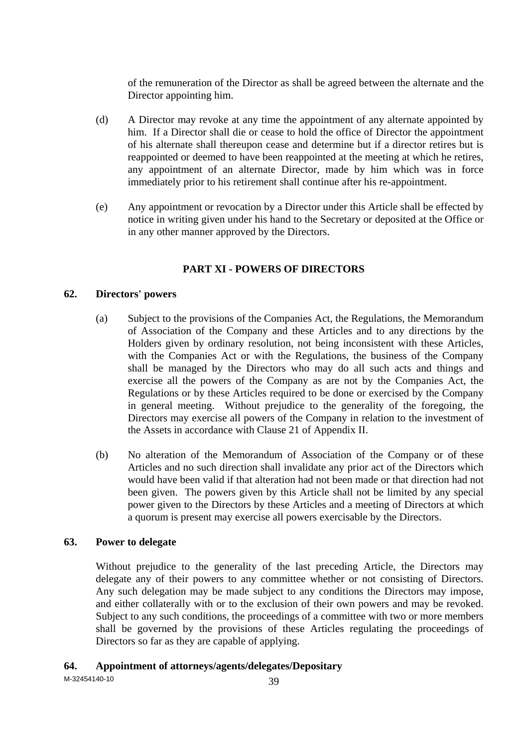of the remuneration of the Director as shall be agreed between the alternate and the Director appointing him.

(d) A Director may revoke at any time the appointment of any alternate appointed by him. If a Director shall die or cease to hold the office of Director the appointment of his alternate shall thereupon cease and determine but if a director retires but is reappointed or deemed to have been reappointed at the meeting at which he retires, any appointment of an alternate Director, made by him which was in force immediately prior to his retirement shall continue after his re-appointment.

(e) Any appointment or revocation by a Director under this Article shall be effected by notice in writing given under his hand to the Secretary or deposited at the Office or in any other manner approved by the Directors.

## PART XI - POWERS OF DIRECTORS

### 62. Directors' powers

(a) Subject to the provisions of the Companies Act, the Regulations, the Memorandum of Association of the Company and these Articles and to any directions by the Holders given by ordinary resolution, not being inconsistent with these Articles, with the Companies Act or with the Regulations, the business of the Company shall be managed by the Directors who may do all such acts and things and exercise all the powers of the Company as are not by the Companies Act, the Regulations or by these Articles required to be done or exercised by the Company in general meeting. Without prejudice to the generality of the foregoing, the Directors may exercise all powers of the Company in relation to the investment of the Assets in accordance with Clause 21 of Appendix II.

(b) No alteration of the Memorandum of Association of the Company or of these Articles and no such direction shall invalidate any prior act of the Directors which would have been valid if that alteration had not been made or that direction had not been given. The powers given by this Article shall not be limited by any special power given to the Directors by these Articles and a meeting of Directors at which a quorum is present may exercise all powers exercisable by the Directors.

### 63. Power to delegate

Without prejudice to the generality of the last preceding Article, the Directors may delegate any of their powers to any committee whether or not consisting of Directors. Any such delegation may be made subject to any conditions the Directors may impose, and either collaterally with or to the exclusion of their own powers and may be revoked. Subject to any such conditions, the proceedings of a committee with two or more members shall be governed by the provisions of these Articles regulating the proceedings of Directors so far as they are capable of applying.

### 64. Appointment of attorneys/agents/delegates/Depositary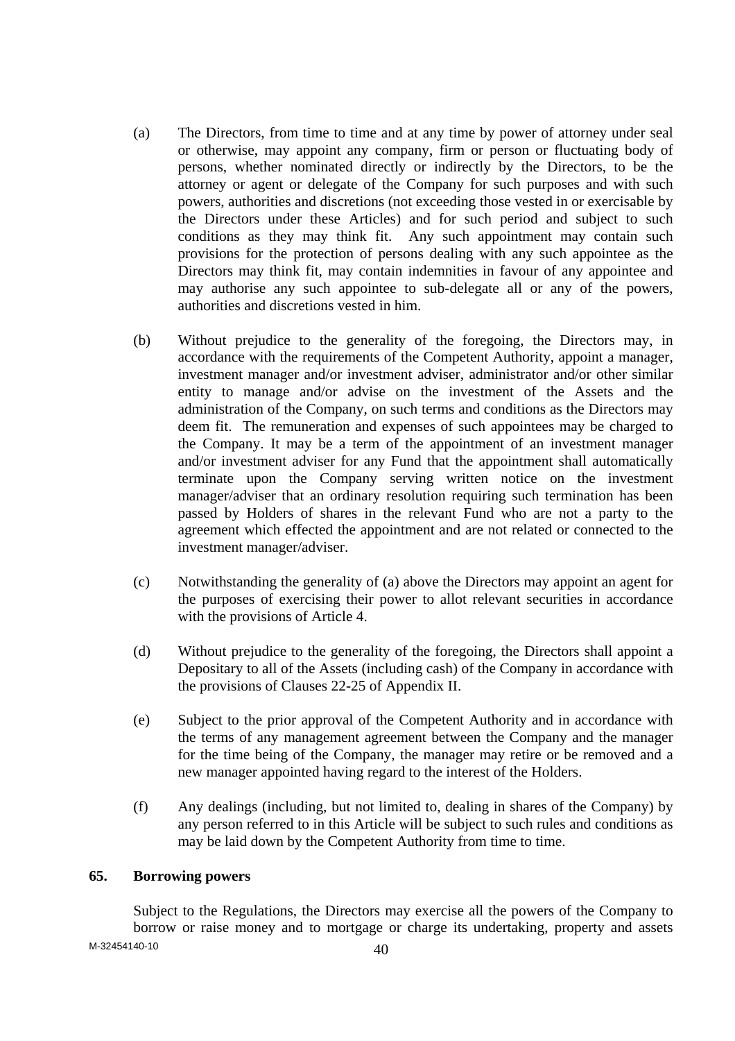(a) The Directors, from time to time and at any time by power of attorney under seal or otherwise, may appoint any company, firm or person or fluctuating body of persons, whether nominated directly or indirectly by the Directors, to be the attorney or agent or delegate of the Company for such purposes and with such powers, authorities and discretions (not exceeding those vested in or exercisable by the Directors under these Articles) and for such period and subject to such conditions as they may think fit. Any such appointment may contain such provisions for the protection of persons dealing with any such appointee as the Directors may think fit, may contain indemnities in favour of any appointee and may authorise any such appointee to sub-delegate all or any of the powers, authorities and discretions vested in him.

(b) Without prejudice to the generality of the foregoing, the Directors may, in accordance with the requirements of the Competent Authority, appoint a manager, investment manager and/or investment adviser, administrator and/or other similar entity to manage and/or advise on the investment of the Assets and the administration of the Company, on such terms and conditions as the Directors may deem fit. The remuneration and expenses of such appointees may be charged to the Company. It may be a term of the appointment of an investment manager and/or investment adviser for any Fund that the appointment shall automatically terminate upon the Company serving written notice on the investment manager/adviser that an ordinary resolution requiring such termination has been passed by Holders of shares in the relevant Fund who are not a party to the agreement which effected the appointment and are not related or connected to the investment manager/adviser.

(c) Notwithstanding the generality of (a) above the Directors may appoint an agent for the purposes of exercising their power to allot relevant securities in accordance with the provisions of Article 4.

(d) Without prejudice to the generality of the foregoing, the Directors shall appoint a Depositary to all of the Assets (including cash) of the Company in accordance with the provisions of Clauses 22-25 of Appendix II.

(e) Subject to the prior approval of the Competent Authority and in accordance with the terms of any management agreement between the Company and the manager for the time being of the Company, the manager may retire or be removed and a new manager appointed having regard to the interest of the Holders.

(f) Any dealings (including, but not limited to, dealing in shares of the Company) by any person referred to in this Article will be subject to such rules and conditions as may be laid down by the Competent Authority from time to time.

**65. Borrowing powers**

Subject to the Regulations, the Directors may exercise all the powers of the Company to borrow or raise money and to mortgage or charge its undertaking, property and assets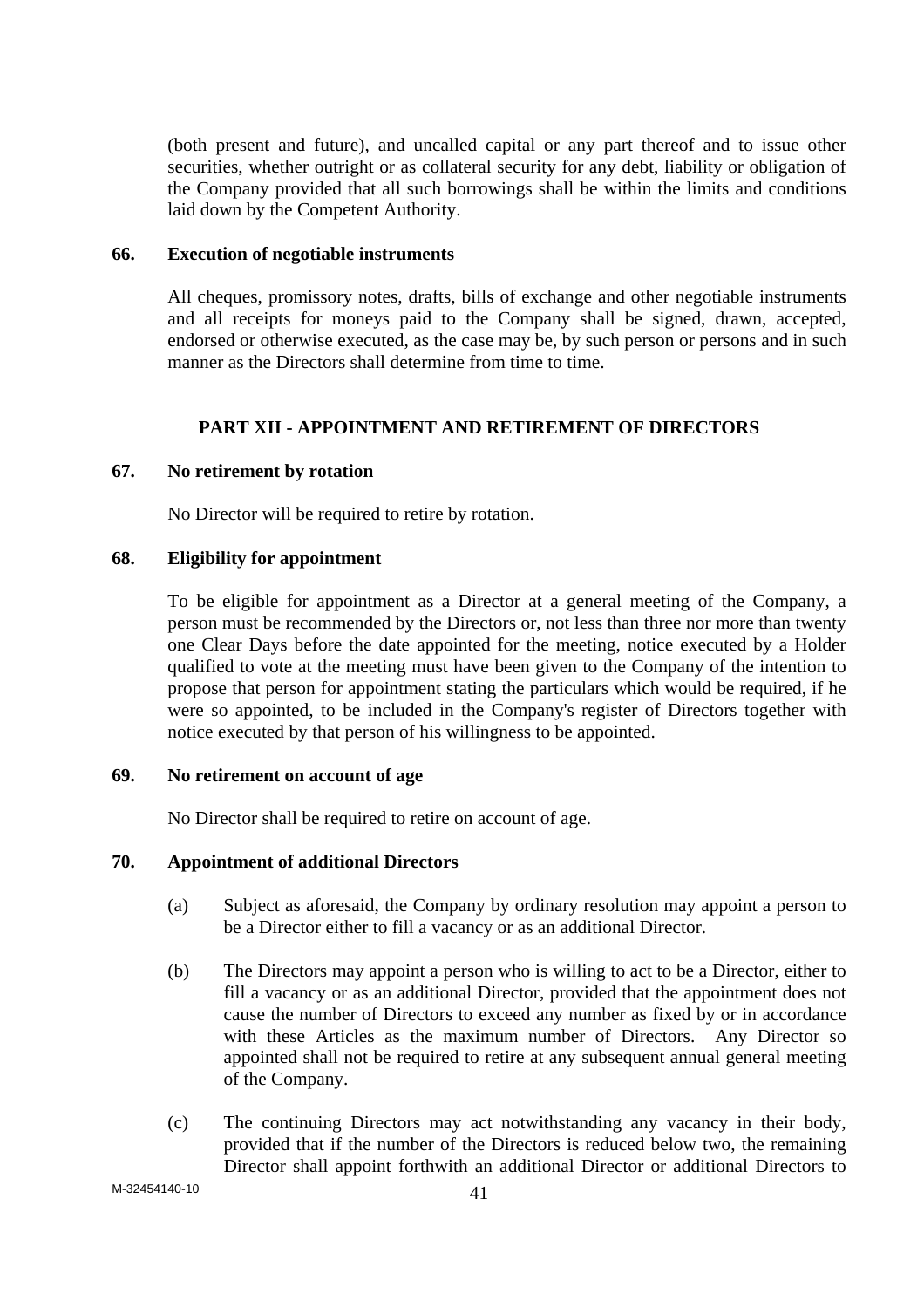(both present and future), and uncalled capital or any part thereof and to issue other securities, whether outright or as collateral security for any debt, liability or obligation of the Company provided that all such borrowings shall be within the limits and conditions laid down by the Competent Authority.

**66. Execution of negotiable instruments**

All cheques, promissory notes, drafts, bills of exchange and other negotiable instruments and all receipts for moneys paid to the Company shall be signed, drawn, accepted, endorsed or otherwise executed, as the case may be, by such person or persons and in such manner as the Directors shall determine from time to time.

## PART XII - APPOINTMENT AND RETIREMENT OF DIRECTORS

**67. No retirement by rotation**

No Director will be required to retire by rotation.

**68. Eligibility for appointment**

To be eligible for appointment as a Director at a general meeting of the Company, a person must be recommended by the Directors or, not less than three nor more than twenty one Clear Days before the date appointed for the meeting, notice executed by a Holder qualified to vote at the meeting must have been given to the Company of the intention to propose that person for appointment stating the particulars which would be required, if he were so appointed, to be included in the Company's register of Directors together with notice executed by that person of his willingness to be appointed.

**69. No retirement on account of age**

No Director shall be required to retire on account of age.

**70. Appointment of additional Directors**

(a) Subject as aforesaid, the Company by ordinary resolution may appoint a person to be a Director either to fill a vacancy or as an additional Director.

(b) The Directors may appoint a person who is willing to act to be a Director, either to fill a vacancy or as an additional Director, provided that the appointment does not cause the number of Directors to exceed any number as fixed by or in accordance with these Articles as the maximum number of Directors. Any Director so appointed shall not be required to retire at any subsequent annual general meeting of the Company.

(c) The continuing Directors may act notwithstanding any vacancy in their body, provided that if the number of the Directors is reduced below two, the remaining Director shall appoint forthwith an additional Director or additional Directors to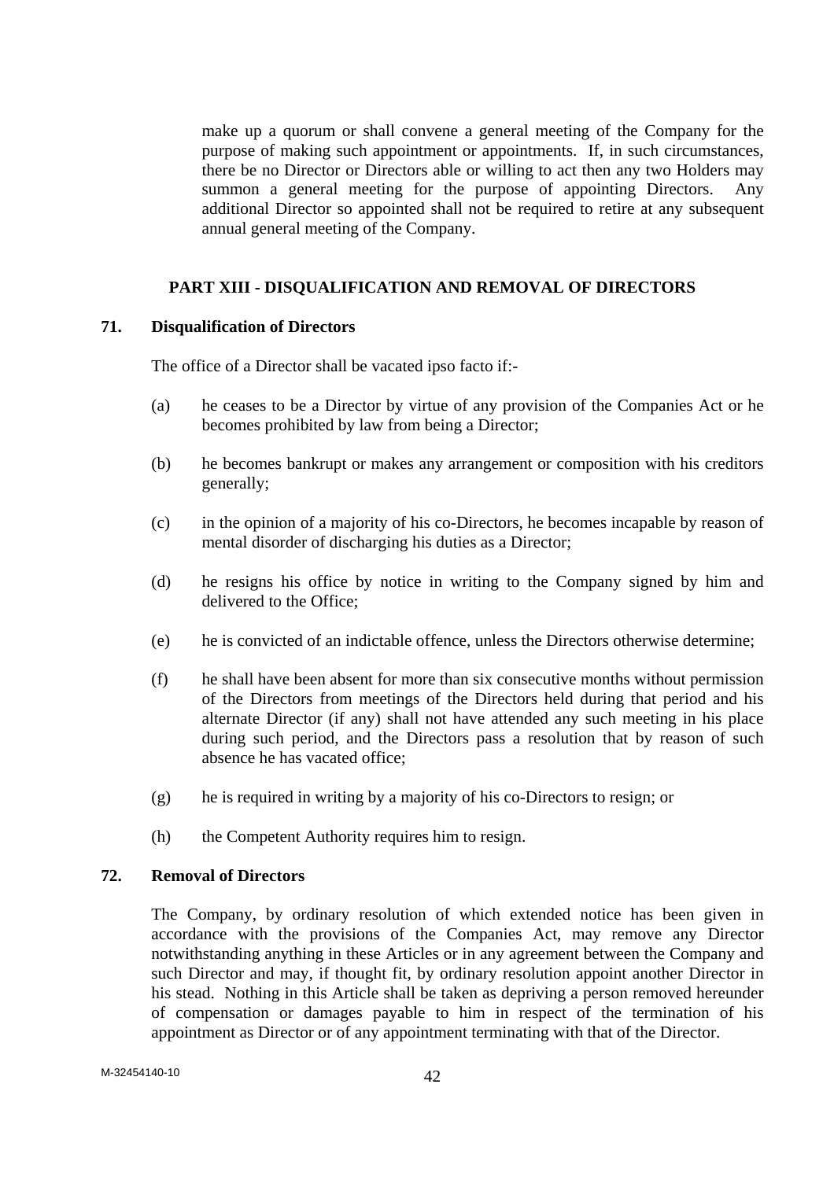make up a quorum or shall convene a general meeting of the Company for the purpose of making such appointment or appointments. If, in such circumstances, there be no Director or Directors able or willing to act then any two Holders may summon a general meeting for the purpose of appointing Directors. Any additional Director so appointed shall not be required to retire at any subsequent annual general meeting of the Company.

## PART XIII - DISQUALIFICATION AND REMOVAL OF DIRECTORS

### 71. Disqualification of Directors

The office of a Director shall be vacated ipso facto if:-

(a) he ceases to be a Director by virtue of any provision of the Companies Act or he becomes prohibited by law from being a Director;

(b) he becomes bankrupt or makes any arrangement or composition with his creditors generally;

(c) in the opinion of a majority of his co-Directors, he becomes incapable by reason of mental disorder of discharging his duties as a Director;

(d) he resigns his office by notice in writing to the Company signed by him and delivered to the Office;

(e) he is convicted of an indictable offence, unless the Directors otherwise determine;

(f) he shall have been absent for more than six consecutive months without permission of the Directors from meetings of the Directors held during that period and his alternate Director (if any) shall not have attended any such meeting in his place during such period, and the Directors pass a resolution that by reason of such absence he has vacated office;

(g) he is required in writing by a majority of his co-Directors to resign; or

(h) the Competent Authority requires him to resign.

### 72. Removal of Directors

The Company, by ordinary resolution of which extended notice has been given in accordance with the provisions of the Companies Act, may remove any Director notwithstanding anything in these Articles or in any agreement between the Company and such Director and may, if thought fit, by ordinary resolution appoint another Director in his stead. Nothing in this Article shall be taken as depriving a person removed hereunder of compensation or damages payable to him in respect of the termination of his appointment as Director or of any appointment terminating with that of the Director.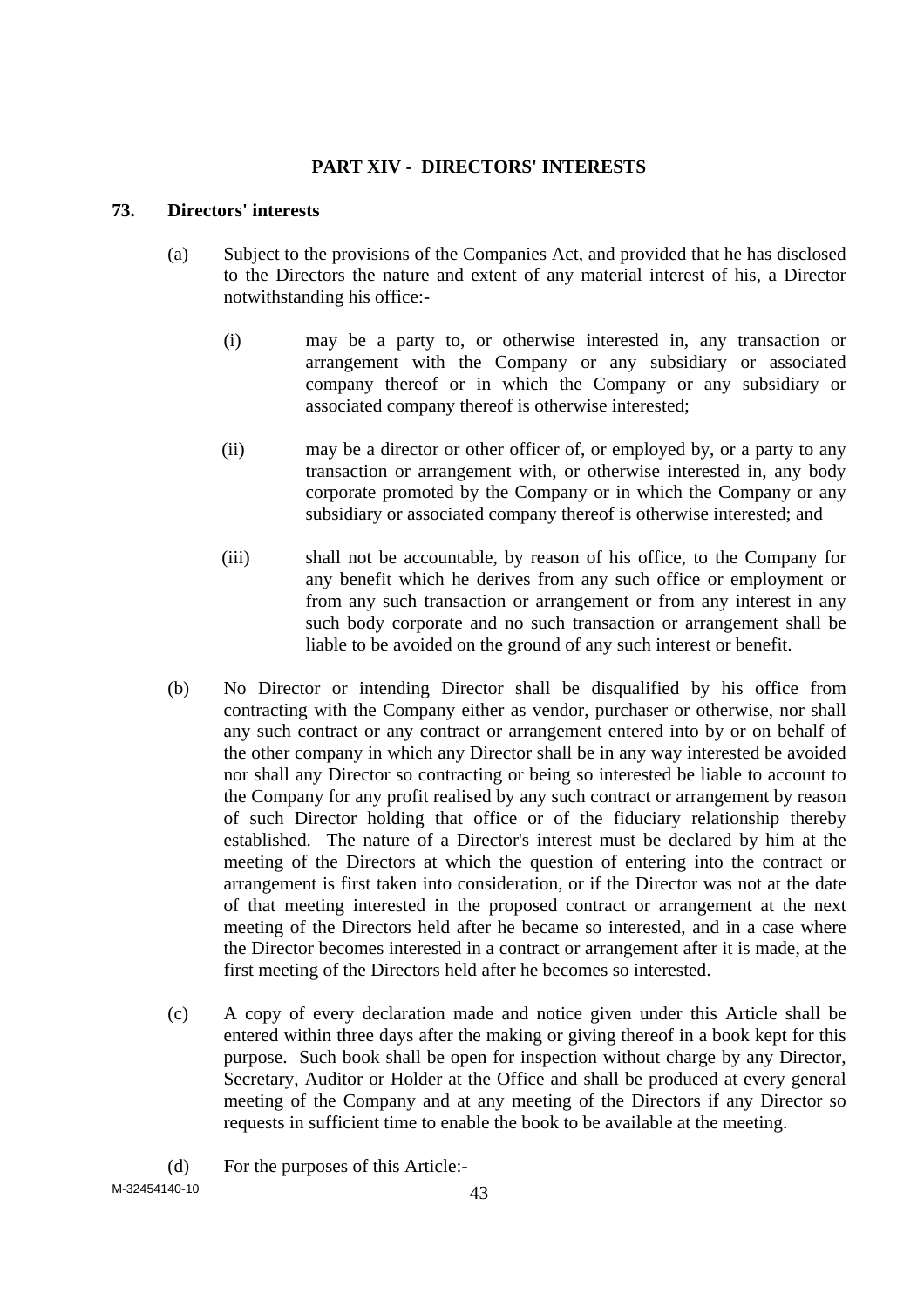## PART XIV - DIRECTORS' INTERESTS

### 73. Directors' interests

(a) Subject to the provisions of the Companies Act, and provided that he has disclosed to the Directors the nature and extent of any material interest of his, a Director notwithstanding his office:-

(i) may be a party to, or otherwise interested in, any transaction or arrangement with the Company or any subsidiary or associated company thereof or in which the Company or any subsidiary or associated company thereof is otherwise interested;

(ii) may be a director or other officer of, or employed by, or a party to any transaction or arrangement with, or otherwise interested in, any body corporate promoted by the Company or in which the Company or any subsidiary or associated company thereof is otherwise interested; and

(iii) shall not be accountable, by reason of his office, to the Company for any benefit which he derives from any such office or employment or from any such transaction or arrangement or from any interest in any such body corporate and no such transaction or arrangement shall be liable to be avoided on the ground of any such interest or benefit.

(b) No Director or intending Director shall be disqualified by his office from contracting with the Company either as vendor, purchaser or otherwise, nor shall any such contract or any contract or arrangement entered into by or on behalf of the other company in which any Director shall be in any way interested be avoided nor shall any Director so contracting or being so interested be liable to account to the Company for any profit realised by any such contract or arrangement by reason of such Director holding that office or of the fiduciary relationship thereby established. The nature of a Director's interest must be declared by him at the meeting of the Directors at which the question of entering into the contract or arrangement is first taken into consideration, or if the Director was not at the date of that meeting interested in the proposed contract or arrangement at the next meeting of the Directors held after he became so interested, and in a case where the Director becomes interested in a contract or arrangement after it is made, at the first meeting of the Directors held after he becomes so interested.

(c) A copy of every declaration made and notice given under this Article shall be entered within three days after the making or giving thereof in a book kept for this purpose. Such book shall be open for inspection without charge by any Director, Secretary, Auditor or Holder at the Office and shall be produced at every general meeting of the Company and at any meeting of the Directors if any Director so requests in sufficient time to enable the book to be available at the meeting.

(d) For the purposes of this Article:-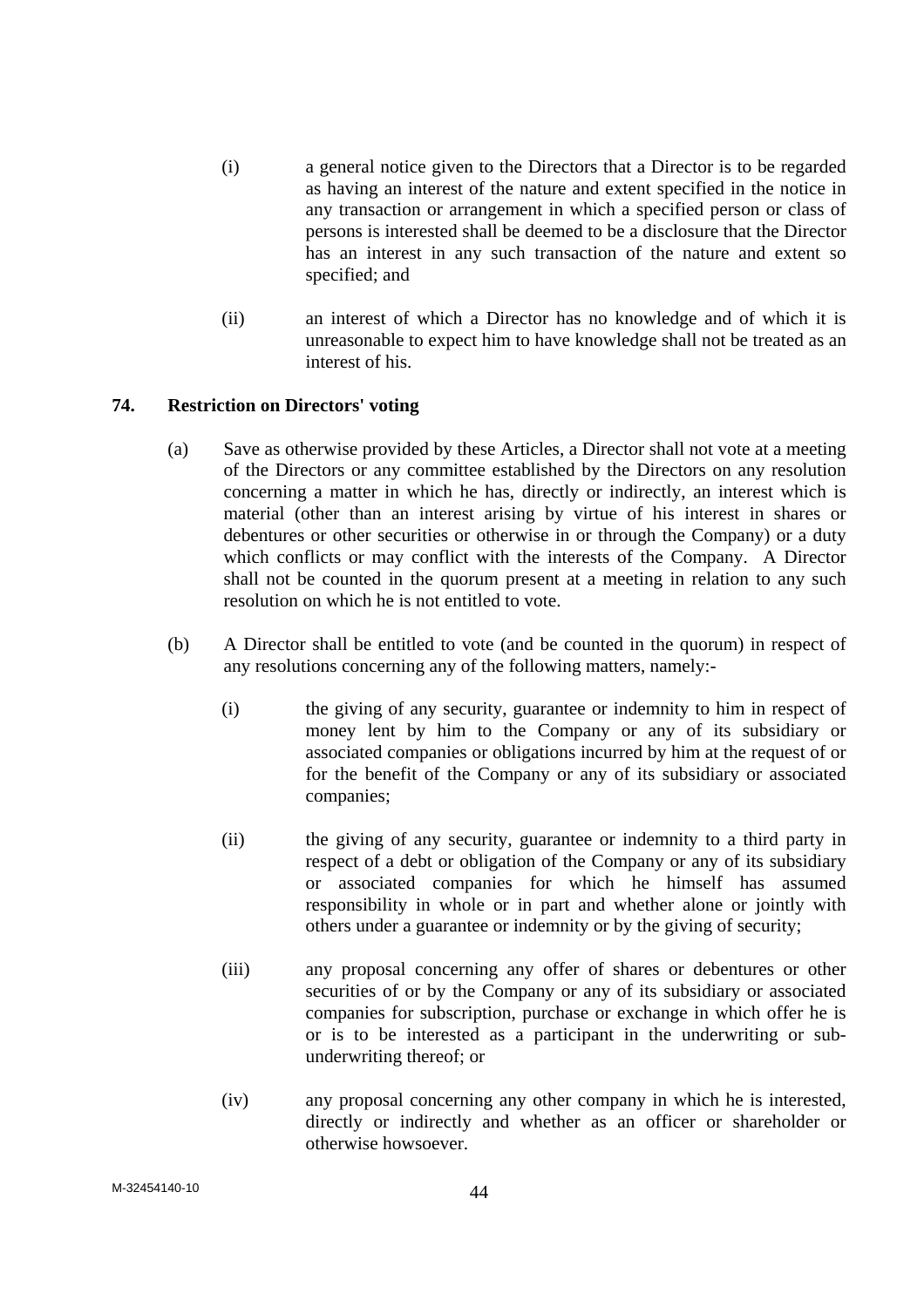(i) a general notice given to the Directors that a Director is to be regarded as having an interest of the nature and extent specified in the notice in any transaction or arrangement in which a specified person or class of persons is interested shall be deemed to be a disclosure that the Director has an interest in any such transaction of the nature and extent so specified; and

(ii) an interest of which a Director has no knowledge and of which it is unreasonable to expect him to have knowledge shall not be treated as an interest of his.

**74. Restriction on Directors' voting**

(a) Save as otherwise provided by these Articles, a Director shall not vote at a meeting of the Directors or any committee established by the Directors on any resolution concerning a matter in which he has, directly or indirectly, an interest which is material (other than an interest arising by virtue of his interest in shares or debentures or other securities or otherwise in or through the Company) or a duty which conflicts or may conflict with the interests of the Company. A Director shall not be counted in the quorum present at a meeting in relation to any such resolution on which he is not entitled to vote.

(b) A Director shall be entitled to vote (and be counted in the quorum) in respect of any resolutions concerning any of the following matters, namely:-

(i) the giving of any security, guarantee or indemnity to him in respect of money lent by him to the Company or any of its subsidiary or associated companies or obligations incurred by him at the request of or for the benefit of the Company or any of its subsidiary or associated companies;

(ii) the giving of any security, guarantee or indemnity to a third party in respect of a debt or obligation of the Company or any of its subsidiary or associated companies for which he himself has assumed responsibility in whole or in part and whether alone or jointly with others under a guarantee or indemnity or by the giving of security;

(iii) any proposal concerning any offer of shares or debentures or other securities of or by the Company or any of its subsidiary or associated companies for subscription, purchase or exchange in which offer he is or is to be interested as a participant in the underwriting or sub-underwriting thereof; or

(iv) any proposal concerning any other company in which he is interested, directly or indirectly and whether as an officer or shareholder or otherwise howsoever.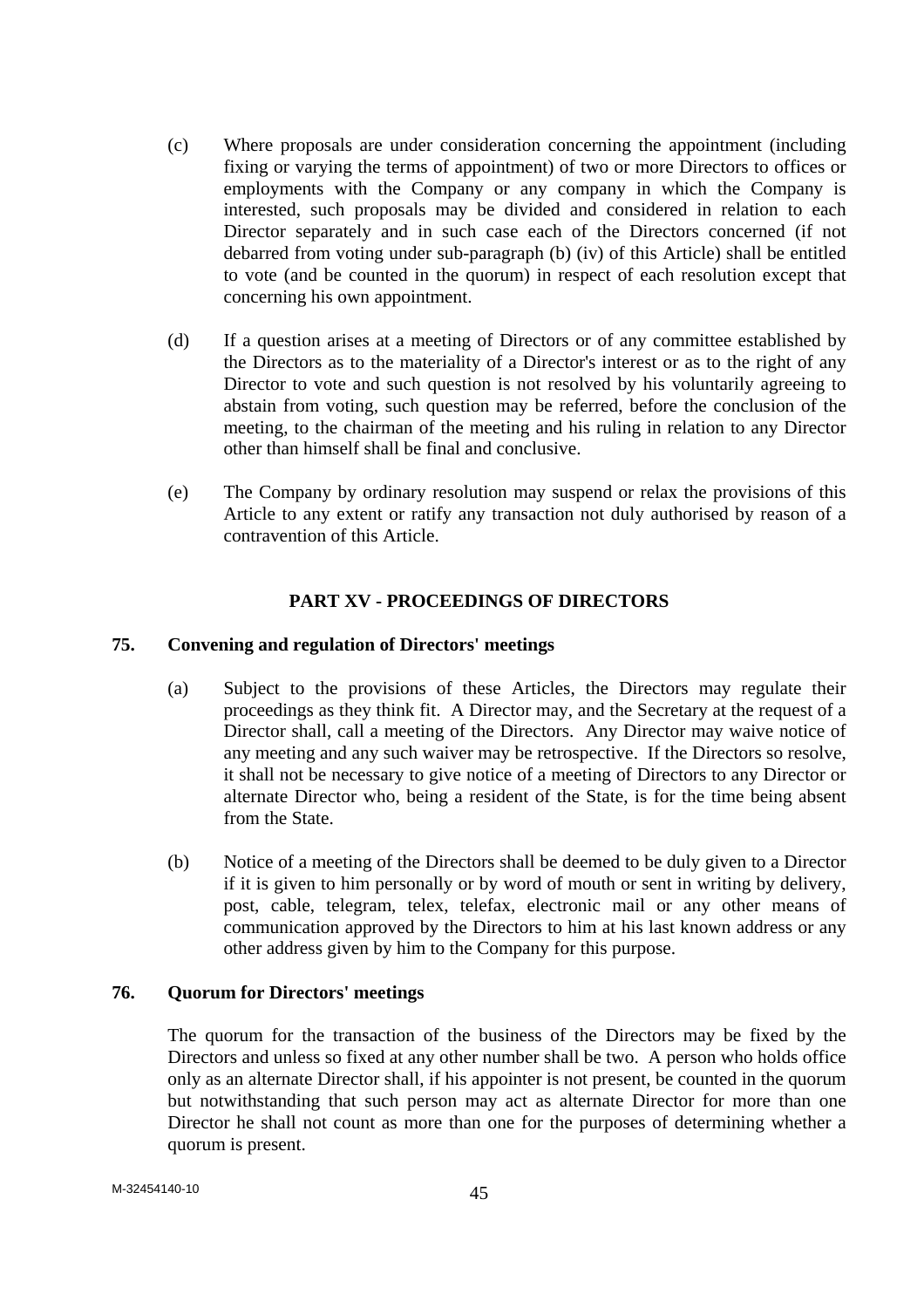(c) Where proposals are under consideration concerning the appointment (including fixing or varying the terms of appointment) of two or more Directors to offices or employments with the Company or any company in which the Company is interested, such proposals may be divided and considered in relation to each Director separately and in such case each of the Directors concerned (if not debarred from voting under sub-paragraph (b) (iv) of this Article) shall be entitled to vote (and be counted in the quorum) in respect of each resolution except that concerning his own appointment.

(d) If a question arises at a meeting of Directors or of any committee established by the Directors as to the materiality of a Director's interest or as to the right of any Director to vote and such question is not resolved by his voluntarily agreeing to abstain from voting, such question may be referred, before the conclusion of the meeting, to the chairman of the meeting and his ruling in relation to any Director other than himself shall be final and conclusive.

(e) The Company by ordinary resolution may suspend or relax the provisions of this Article to any extent or ratify any transaction not duly authorised by reason of a contravention of this Article.

## PART XV - PROCEEDINGS OF DIRECTORS

### 75. Convening and regulation of Directors' meetings

(a) Subject to the provisions of these Articles, the Directors may regulate their proceedings as they think fit. A Director may, and the Secretary at the request of a Director shall, call a meeting of the Directors. Any Director may waive notice of any meeting and any such waiver may be retrospective. If the Directors so resolve, it shall not be necessary to give notice of a meeting of Directors to any Director or alternate Director who, being a resident of the State, is for the time being absent from the State.

(b) Notice of a meeting of the Directors shall be deemed to be duly given to a Director if it is given to him personally or by word of mouth or sent in writing by delivery, post, cable, telegram, telex, telefax, electronic mail or any other means of communication approved by the Directors to him at his last known address or any other address given by him to the Company for this purpose.

### 76. Quorum for Directors' meetings

The quorum for the transaction of the business of the Directors may be fixed by the Directors and unless so fixed at any other number shall be two. A person who holds office only as an alternate Director shall, if his appointer is not present, be counted in the quorum but notwithstanding that such person may act as alternate Director for more than one Director he shall not count as more than one for the purposes of determining whether a quorum is present.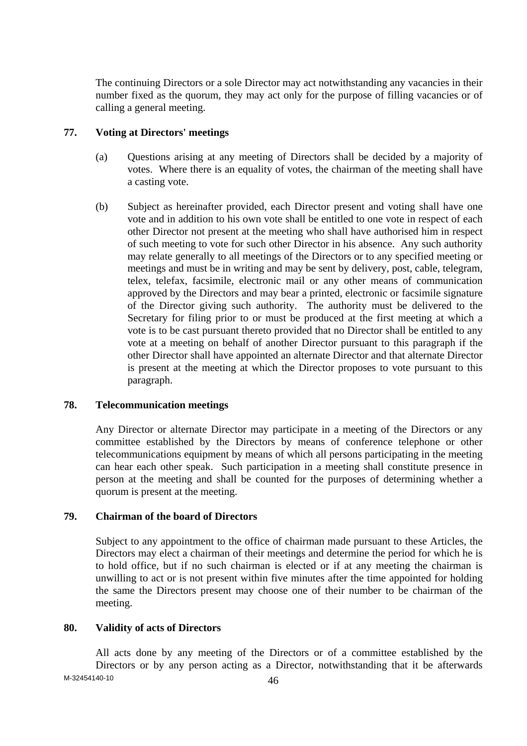The continuing Directors or a sole Director may act notwithstanding any vacancies in their number fixed as the quorum, they may act only for the purpose of filling vacancies or of calling a general meeting.

## 77. Voting at Directors' meetings

(a) Questions arising at any meeting of Directors shall be decided by a majority of votes. Where there is an equality of votes, the chairman of the meeting shall have a casting vote.

(b) Subject as hereinafter provided, each Director present and voting shall have one vote and in addition to his own vote shall be entitled to one vote in respect of each other Director not present at the meeting who shall have authorised him in respect of such meeting to vote for such other Director in his absence. Any such authority may relate generally to all meetings of the Directors or to any specified meeting or meetings and must be in writing and may be sent by delivery, post, cable, telegram, telex, telefax, facsimile, electronic mail or any other means of communication approved by the Directors and may bear a printed, electronic or facsimile signature of the Director giving such authority. The authority must be delivered to the Secretary for filing prior to or must be produced at the first meeting at which a vote is to be cast pursuant thereto provided that no Director shall be entitled to any vote at a meeting on behalf of another Director pursuant to this paragraph if the other Director shall have appointed an alternate Director and that alternate Director is present at the meeting at which the Director proposes to vote pursuant to this paragraph.

## 78. Telecommunication meetings

Any Director or alternate Director may participate in a meeting of the Directors or any committee established by the Directors by means of conference telephone or other telecommunications equipment by means of which all persons participating in the meeting can hear each other speak. Such participation in a meeting shall constitute presence in person at the meeting and shall be counted for the purposes of determining whether a quorum is present at the meeting.

## 79. Chairman of the board of Directors

Subject to any appointment to the office of chairman made pursuant to these Articles, the Directors may elect a chairman of their meetings and determine the period for which he is to hold office, but if no such chairman is elected or if at any meeting the chairman is unwilling to act or is not present within five minutes after the time appointed for holding the same the Directors present may choose one of their number to be chairman of the meeting.

## 80. Validity of acts of Directors

All acts done by any meeting of the Directors or of a committee established by the Directors or by any person acting as a Director, notwithstanding that it be afterwards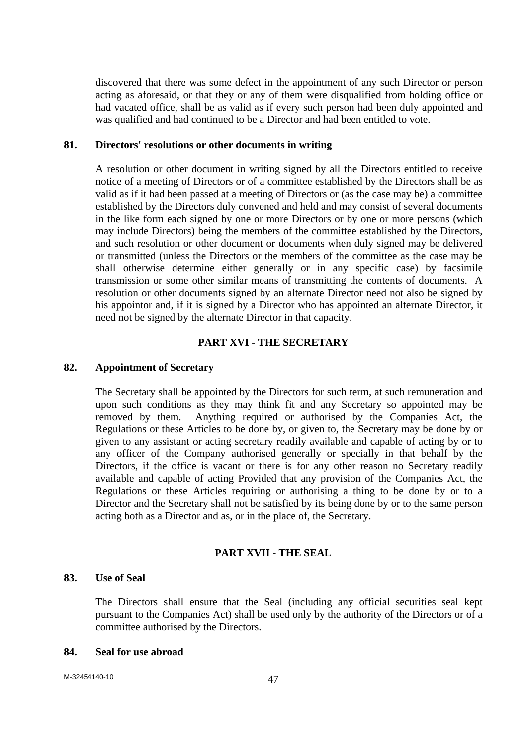discovered that there was some defect in the appointment of any such Director or person acting as aforesaid, or that they or any of them were disqualified from holding office or had vacated office, shall be as valid as if every such person had been duly appointed and was qualified and had continued to be a Director and had been entitled to vote.

### 81. Directors' resolutions or other documents in writing

A resolution or other document in writing signed by all the Directors entitled to receive notice of a meeting of Directors or of a committee established by the Directors shall be as valid as if it had been passed at a meeting of Directors or (as the case may be) a committee established by the Directors duly convened and held and may consist of several documents in the like form each signed by one or more Directors or by one or more persons (which may include Directors) being the members of the committee established by the Directors, and such resolution or other document or documents when duly signed may be delivered or transmitted (unless the Directors or the members of the committee as the case may be shall otherwise determine either generally or in any specific case) by facsimile transmission or some other similar means of transmitting the contents of documents. A resolution or other documents signed by an alternate Director need not also be signed by his appointor and, if it is signed by a Director who has appointed an alternate Director, it need not be signed by the alternate Director in that capacity.

## PART XVI - THE SECRETARY

### 82. Appointment of Secretary

The Secretary shall be appointed by the Directors for such term, at such remuneration and upon such conditions as they may think fit and any Secretary so appointed may be removed by them. Anything required or authorised by the Companies Act, the Regulations or these Articles to be done by, or given to, the Secretary may be done by or given to any assistant or acting secretary readily available and capable of acting by or to any officer of the Company authorised generally or specially in that behalf by the Directors, if the office is vacant or there is for any other reason no Secretary readily available and capable of acting Provided that any provision of the Companies Act, the Regulations or these Articles requiring or authorising a thing to be done by or to a Director and the Secretary shall not be satisfied by its being done by or to the same person acting both as a Director and as, or in the place of, the Secretary.

## PART XVII - THE SEAL

### 83. Use of Seal

The Directors shall ensure that the Seal (including any official securities seal kept pursuant to the Companies Act) shall be used only by the authority of the Directors or of a committee authorised by the Directors.

### 84. Seal for use abroad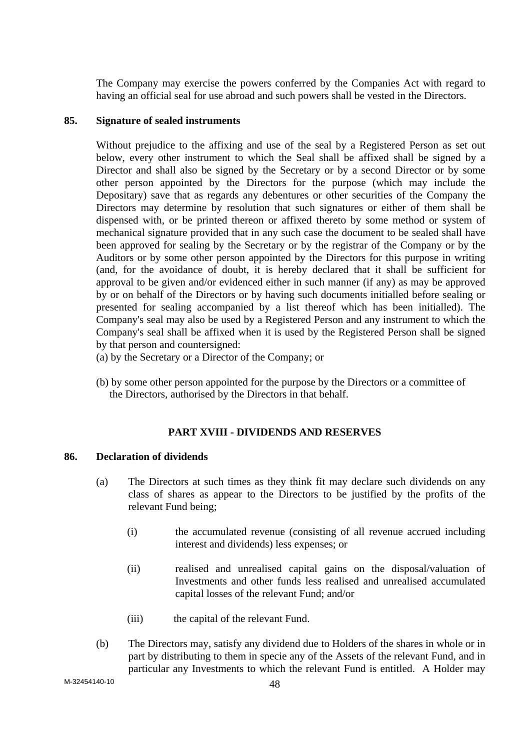The Company may exercise the powers conferred by the Companies Act with regard to having an official seal for use abroad and such powers shall be vested in the Directors.

**85. Signature of sealed instruments**

Without prejudice to the affixing and use of the seal by a Registered Person as set out below, every other instrument to which the Seal shall be affixed shall be signed by a Director and shall also be signed by the Secretary or by a second Director or by some other person appointed by the Directors for the purpose (which may include the Depositary) save that as regards any debentures or other securities of the Company the Directors may determine by resolution that such signatures or either of them shall be dispensed with, or be printed thereon or affixed thereto by some method or system of mechanical signature provided that in any such case the document to be sealed shall have been approved for sealing by the Secretary or by the registrar of the Company or by the Auditors or by some other person appointed by the Directors for this purpose in writing (and, for the avoidance of doubt, it is hereby declared that it shall be sufficient for approval to be given and/or evidenced either in such manner (if any) as may be approved by or on behalf of the Directors or by having such documents initialled before sealing or presented for sealing accompanied by a list thereof which has been initialled). The Company's seal may also be used by a Registered Person and any instrument to which the Company's seal shall be affixed when it is used by the Registered Person shall be signed by that person and countersigned:

(a) by the Secretary or a Director of the Company; or

(b) by some other person appointed for the purpose by the Directors or a committee of the Directors, authorised by the Directors in that behalf.

## PART XVIII - DIVIDENDS AND RESERVES

**86. Declaration of dividends**

(a) The Directors at such times as they think fit may declare such dividends on any class of shares as appear to the Directors to be justified by the profits of the relevant Fund being;

(i) the accumulated revenue (consisting of all revenue accrued including interest and dividends) less expenses; or

(ii) realised and unrealised capital gains on the disposal/valuation of Investments and other funds less realised and unrealised accumulated capital losses of the relevant Fund; and/or

(iii) the capital of the relevant Fund.

(b) The Directors may, satisfy any dividend due to Holders of the shares in whole or in part by distributing to them in specie any of the Assets of the relevant Fund, and in particular any Investments to which the relevant Fund is entitled. A Holder may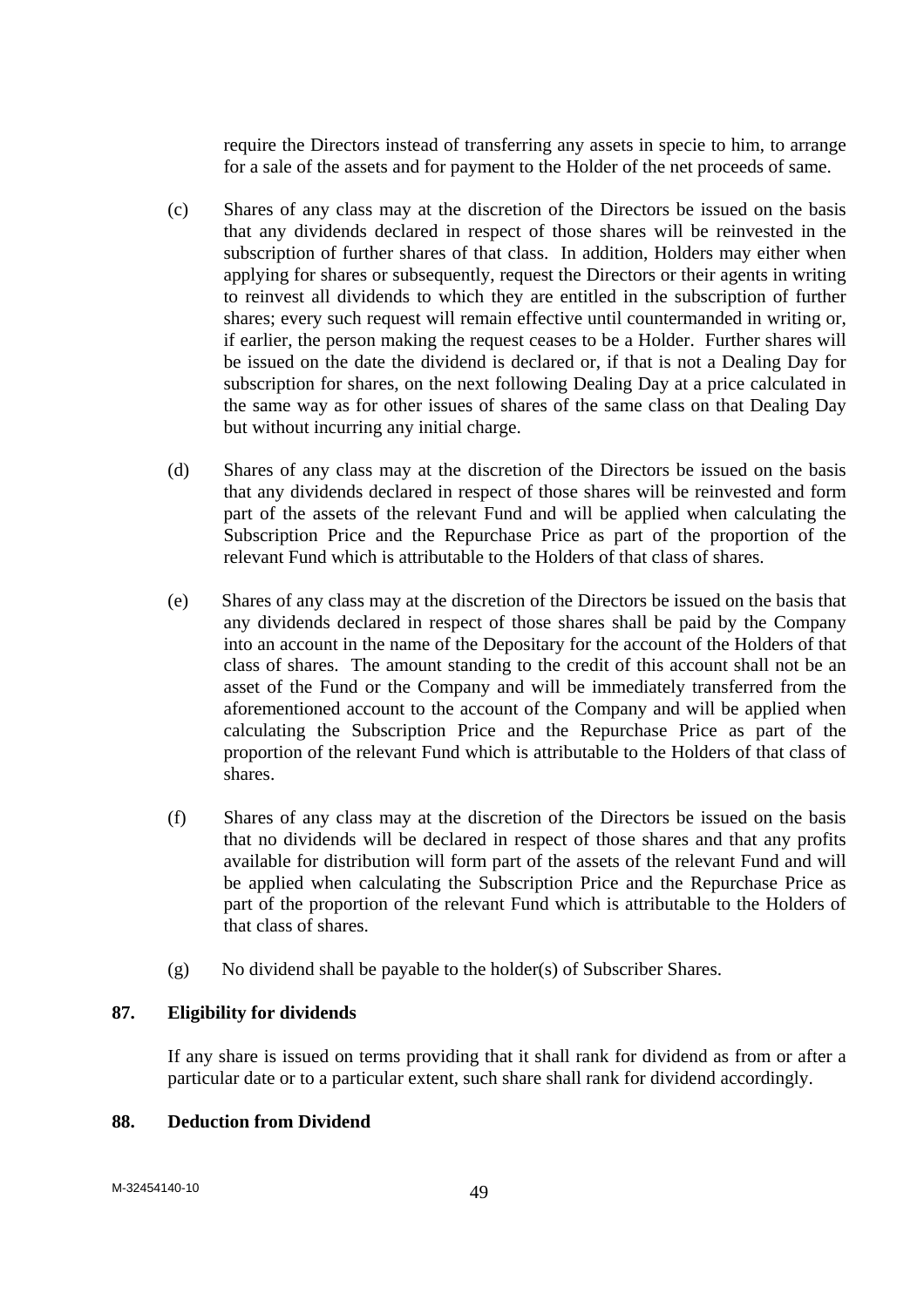require the Directors instead of transferring any assets in specie to him, to arrange for a sale of the assets and for payment to the Holder of the net proceeds of same.

(c) Shares of any class may at the discretion of the Directors be issued on the basis that any dividends declared in respect of those shares will be reinvested in the subscription of further shares of that class. In addition, Holders may either when applying for shares or subsequently, request the Directors or their agents in writing to reinvest all dividends to which they are entitled in the subscription of further shares; every such request will remain effective until countermanded in writing or, if earlier, the person making the request ceases to be a Holder. Further shares will be issued on the date the dividend is declared or, if that is not a Dealing Day for subscription for shares, on the next following Dealing Day at a price calculated in the same way as for other issues of shares of the same class on that Dealing Day but without incurring any initial charge.

(d) Shares of any class may at the discretion of the Directors be issued on the basis that any dividends declared in respect of those shares will be reinvested and form part of the assets of the relevant Fund and will be applied when calculating the Subscription Price and the Repurchase Price as part of the proportion of the relevant Fund which is attributable to the Holders of that class of shares.

(e) Shares of any class may at the discretion of the Directors be issued on the basis that any dividends declared in respect of those shares shall be paid by the Company into an account in the name of the Depositary for the account of the Holders of that class of shares. The amount standing to the credit of this account shall not be an asset of the Fund or the Company and will be immediately transferred from the aforementioned account to the account of the Company and will be applied when calculating the Subscription Price and the Repurchase Price as part of the proportion of the relevant Fund which is attributable to the Holders of that class of shares.

(f) Shares of any class may at the discretion of the Directors be issued on the basis that no dividends will be declared in respect of those shares and that any profits available for distribution will form part of the assets of the relevant Fund and will be applied when calculating the Subscription Price and the Repurchase Price as part of the proportion of the relevant Fund which is attributable to the Holders of that class of shares.

(g) No dividend shall be payable to the holder(s) of Subscriber Shares.

**87. Eligibility for dividends**

If any share is issued on terms providing that it shall rank for dividend as from or after a particular date or to a particular extent, such share shall rank for dividend accordingly.

**88. Deduction from Dividend**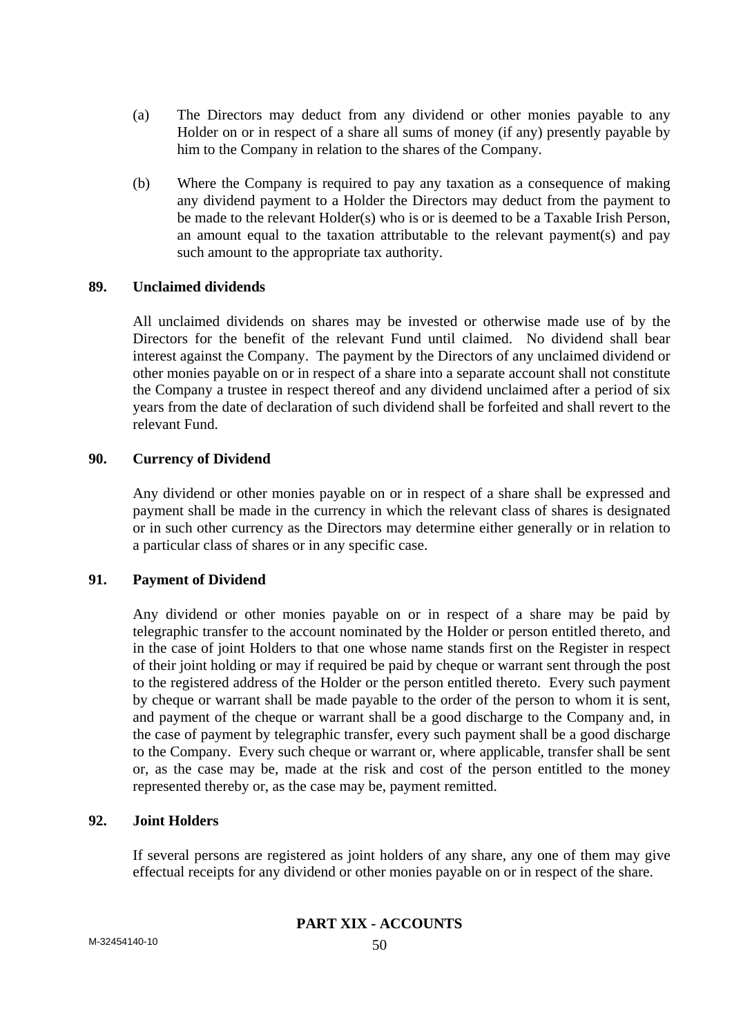(a) The Directors may deduct from any dividend or other monies payable to any Holder on or in respect of a share all sums of money (if any) presently payable by him to the Company in relation to the shares of the Company.

(b) Where the Company is required to pay any taxation as a consequence of making any dividend payment to a Holder the Directors may deduct from the payment to be made to the relevant Holder(s) who is or is deemed to be a Taxable Irish Person, an amount equal to the taxation attributable to the relevant payment(s) and pay such amount to the appropriate tax authority.

**89. Unclaimed dividends**

All unclaimed dividends on shares may be invested or otherwise made use of by the Directors for the benefit of the relevant Fund until claimed. No dividend shall bear interest against the Company. The payment by the Directors of any unclaimed dividend or other monies payable on or in respect of a share into a separate account shall not constitute the Company a trustee in respect thereof and any dividend unclaimed after a period of six years from the date of declaration of such dividend shall be forfeited and shall revert to the relevant Fund.

**90. Currency of Dividend**

Any dividend or other monies payable on or in respect of a share shall be expressed and payment shall be made in the currency in which the relevant class of shares is designated or in such other currency as the Directors may determine either generally or in relation to a particular class of shares or in any specific case.

**91. Payment of Dividend**

Any dividend or other monies payable on or in respect of a share may be paid by telegraphic transfer to the account nominated by the Holder or person entitled thereto, and in the case of joint Holders to that one whose name stands first on the Register in respect of their joint holding or may if required be paid by cheque or warrant sent through the post to the registered address of the Holder or the person entitled thereto. Every such payment by cheque or warrant shall be made payable to the order of the person to whom it is sent, and payment of the cheque or warrant shall be a good discharge to the Company and, in the case of payment by telegraphic transfer, every such payment shall be a good discharge to the Company. Every such cheque or warrant or, where applicable, transfer shall be sent or, as the case may be, made at the risk and cost of the person entitled to the money represented thereby or, as the case may be, payment remitted.

**92. Joint Holders**

If several persons are registered as joint holders of any share, any one of them may give effectual receipts for any dividend or other monies payable on or in respect of the share.

## PART XIX - ACCOUNTS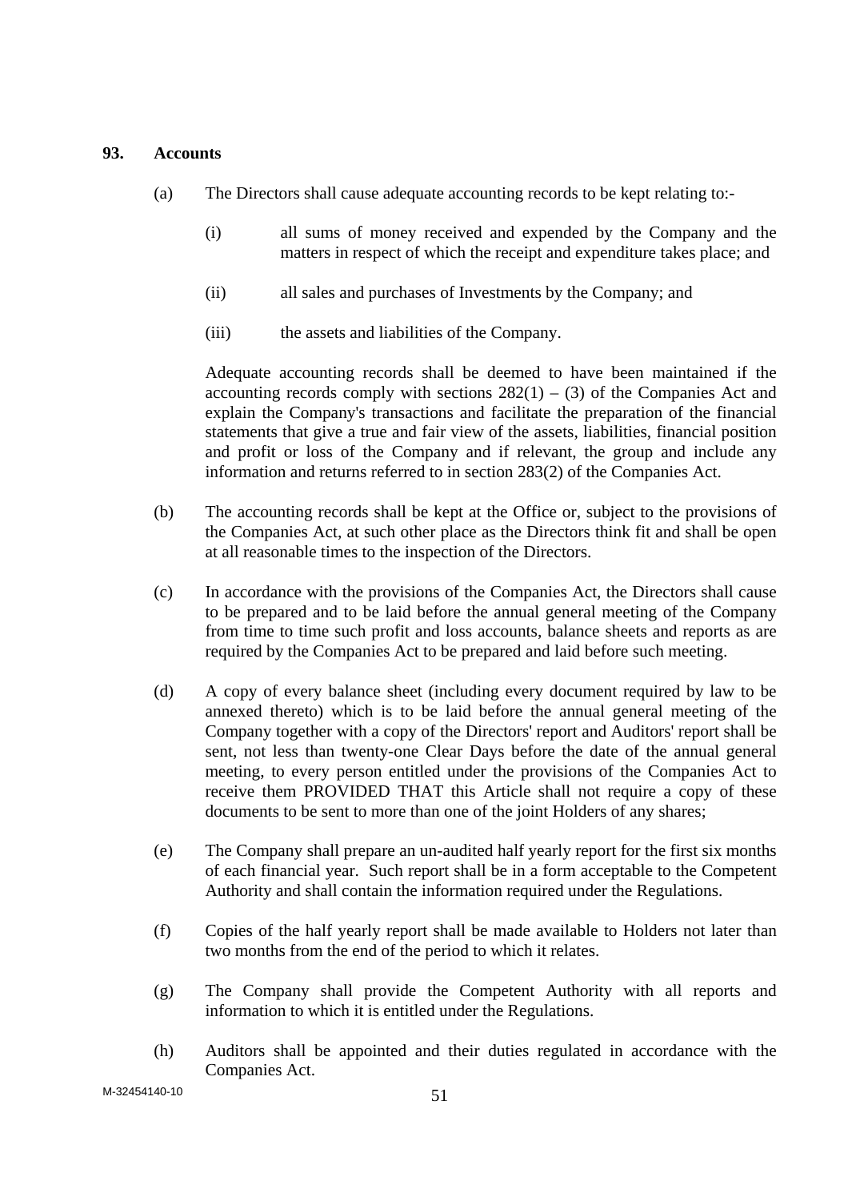**93. Accounts**

(a) The Directors shall cause adequate accounting records to be kept relating to:-

(i) all sums of money received and expended by the Company and the matters in respect of which the receipt and expenditure takes place; and

(ii) all sales and purchases of Investments by the Company; and

(iii) the assets and liabilities of the Company.

Adequate accounting records shall be deemed to have been maintained if the accounting records comply with sections 282(1) – (3) of the Companies Act and explain the Company's transactions and facilitate the preparation of the financial statements that give a true and fair view of the assets, liabilities, financial position and profit or loss of the Company and if relevant, the group and include any information and returns referred to in section 283(2) of the Companies Act.

(b) The accounting records shall be kept at the Office or, subject to the provisions of the Companies Act, at such other place as the Directors think fit and shall be open at all reasonable times to the inspection of the Directors.

(c) In accordance with the provisions of the Companies Act, the Directors shall cause to be prepared and to be laid before the annual general meeting of the Company from time to time such profit and loss accounts, balance sheets and reports as are required by the Companies Act to be prepared and laid before such meeting.

(d) A copy of every balance sheet (including every document required by law to be annexed thereto) which is to be laid before the annual general meeting of the Company together with a copy of the Directors' report and Auditors' report shall be sent, not less than twenty-one Clear Days before the date of the annual general meeting, to every person entitled under the provisions of the Companies Act to receive them PROVIDED THAT this Article shall not require a copy of these documents to be sent to more than one of the joint Holders of any shares;

(e) The Company shall prepare an un-audited half yearly report for the first six months of each financial year. Such report shall be in a form acceptable to the Competent Authority and shall contain the information required under the Regulations.

(f) Copies of the half yearly report shall be made available to Holders not later than two months from the end of the period to which it relates.

(g) The Company shall provide the Competent Authority with all reports and information to which it is entitled under the Regulations.

(h) Auditors shall be appointed and their duties regulated in accordance with the Companies Act.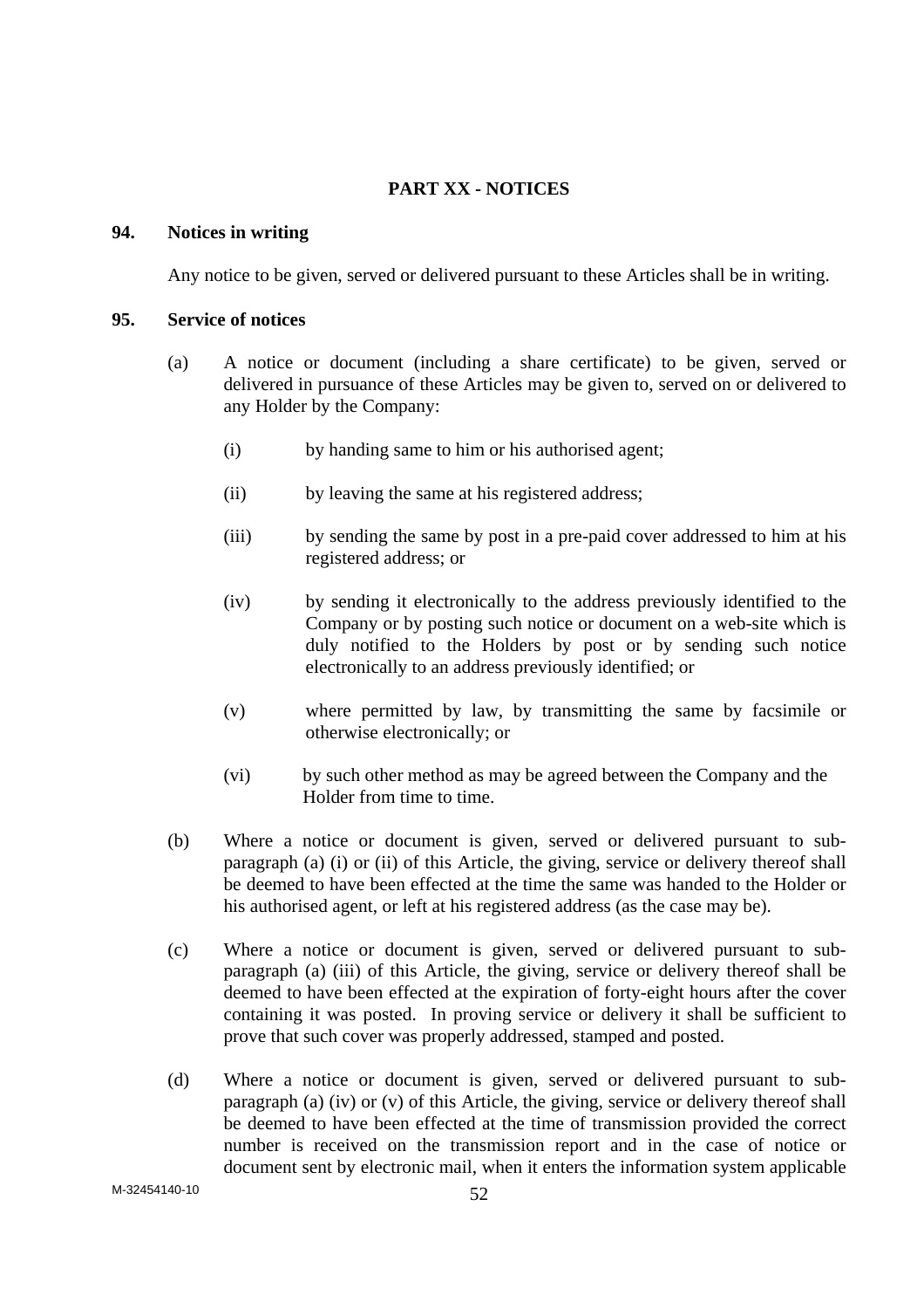## PART XX - NOTICES

### 94. Notices in writing

Any notice to be given, served or delivered pursuant to these Articles shall be in writing.

### 95. Service of notices

(a) A notice or document (including a share certificate) to be given, served or delivered in pursuance of these Articles may be given to, served on or delivered to any Holder by the Company:

(i) by handing same to him or his authorised agent;

(ii) by leaving the same at his registered address;

(iii) by sending the same by post in a pre-paid cover addressed to him at his registered address; or

(iv) by sending it electronically to the address previously identified to the Company or by posting such notice or document on a web-site which is duly notified to the Holders by post or by sending such notice electronically to an address previously identified; or

(v) where permitted by law, by transmitting the same by facsimile or otherwise electronically; or

(vi) by such other method as may be agreed between the Company and the Holder from time to time.

(b) Where a notice or document is given, served or delivered pursuant to sub-paragraph (a) (i) or (ii) of this Article, the giving, service or delivery thereof shall be deemed to have been effected at the time the same was handed to the Holder or his authorised agent, or left at his registered address (as the case may be).

(c) Where a notice or document is given, served or delivered pursuant to sub-paragraph (a) (iii) of this Article, the giving, service or delivery thereof shall be deemed to have been effected at the expiration of forty-eight hours after the cover containing it was posted. In proving service or delivery it shall be sufficient to prove that such cover was properly addressed, stamped and posted.

(d) Where a notice or document is given, served or delivered pursuant to sub-paragraph (a) (iv) or (v) of this Article, the giving, service or delivery thereof shall be deemed to have been effected at the time of transmission provided the correct number is received on the transmission report and in the case of notice or document sent by electronic mail, when it enters the information system applicable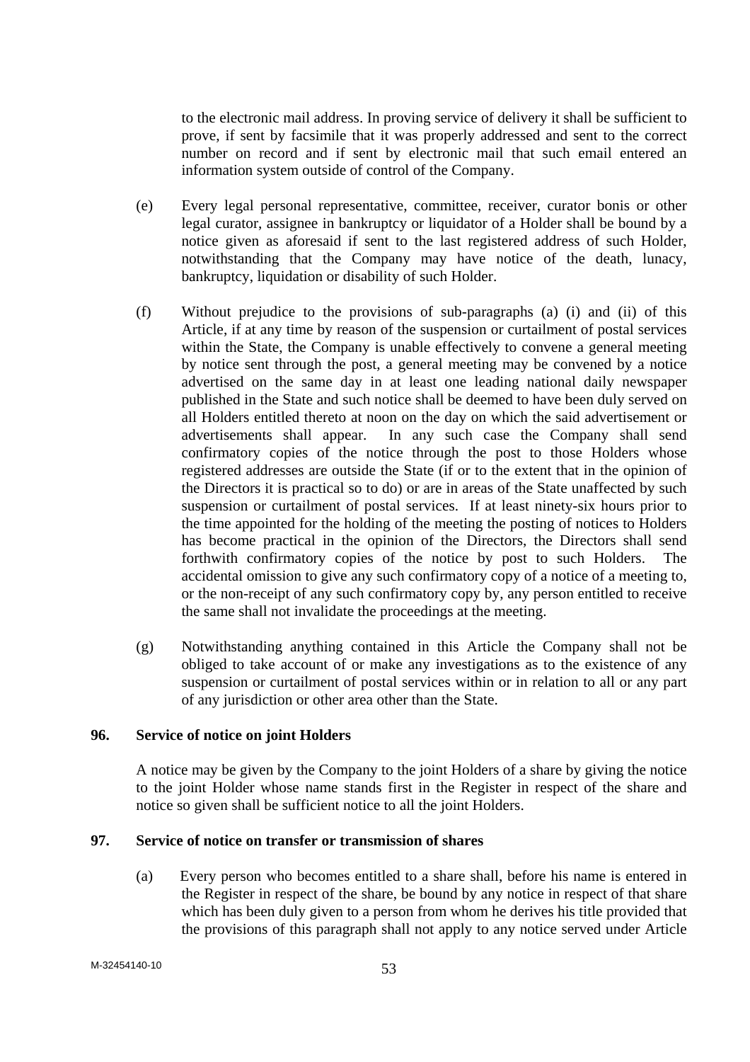to the electronic mail address. In proving service of delivery it shall be sufficient to prove, if sent by facsimile that it was properly addressed and sent to the correct number on record and if sent by electronic mail that such email entered an information system outside of control of the Company.

(e) Every legal personal representative, committee, receiver, curator bonis or other legal curator, assignee in bankruptcy or liquidator of a Holder shall be bound by a notice given as aforesaid if sent to the last registered address of such Holder, notwithstanding that the Company may have notice of the death, lunacy, bankruptcy, liquidation or disability of such Holder.

(f) Without prejudice to the provisions of sub-paragraphs (a) (i) and (ii) of this Article, if at any time by reason of the suspension or curtailment of postal services within the State, the Company is unable effectively to convene a general meeting by notice sent through the post, a general meeting may be convened by a notice advertised on the same day in at least one leading national daily newspaper published in the State and such notice shall be deemed to have been duly served on all Holders entitled thereto at noon on the day on which the said advertisement or advertisements shall appear. In any such case the Company shall send confirmatory copies of the notice through the post to those Holders whose registered addresses are outside the State (if or to the extent that in the opinion of the Directors it is practical so to do) or are in areas of the State unaffected by such suspension or curtailment of postal services. If at least ninety-six hours prior to the time appointed for the holding of the meeting the posting of notices to Holders has become practical in the opinion of the Directors, the Directors shall send forthwith confirmatory copies of the notice by post to such Holders. The accidental omission to give any such confirmatory copy of a notice of a meeting to, or the non-receipt of any such confirmatory copy by, any person entitled to receive the same shall not invalidate the proceedings at the meeting.

(g) Notwithstanding anything contained in this Article the Company shall not be obliged to take account of or make any investigations as to the existence of any suspension or curtailment of postal services within or in relation to all or any part of any jurisdiction or other area other than the State.

**96. Service of notice on joint Holders**

A notice may be given by the Company to the joint Holders of a share by giving the notice to the joint Holder whose name stands first in the Register in respect of the share and notice so given shall be sufficient notice to all the joint Holders.

**97. Service of notice on transfer or transmission of shares**

(a) Every person who becomes entitled to a share shall, before his name is entered in the Register in respect of the share, be bound by any notice in respect of that share which has been duly given to a person from whom he derives his title provided that the provisions of this paragraph shall not apply to any notice served under Article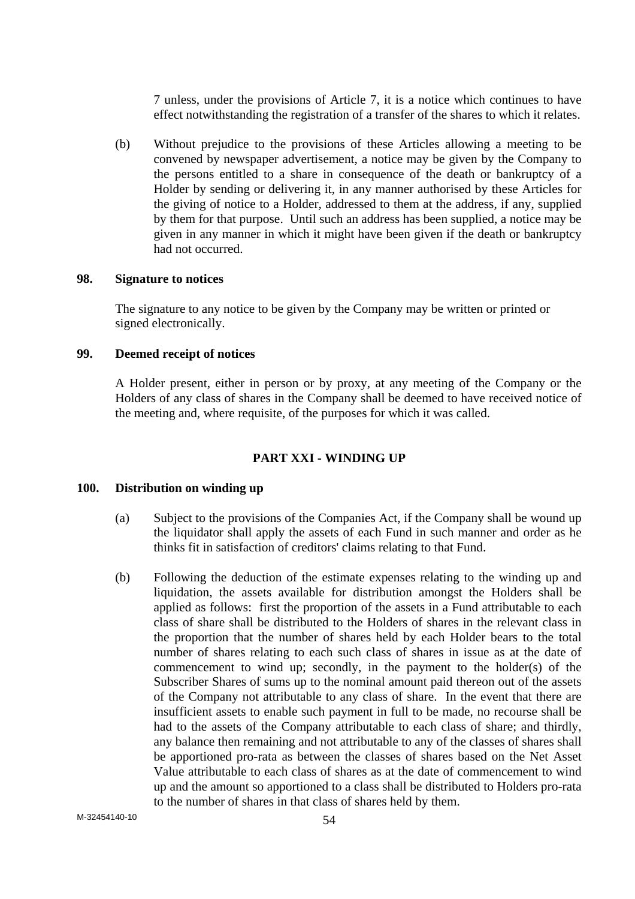7 unless, under the provisions of Article 7, it is a notice which continues to have effect notwithstanding the registration of a transfer of the shares to which it relates.

(b) Without prejudice to the provisions of these Articles allowing a meeting to be convened by newspaper advertisement, a notice may be given by the Company to the persons entitled to a share in consequence of the death or bankruptcy of a Holder by sending or delivering it, in any manner authorised by these Articles for the giving of notice to a Holder, addressed to them at the address, if any, supplied by them for that purpose. Until such an address has been supplied, a notice may be given in any manner in which it might have been given if the death or bankruptcy had not occurred.

### 98. Signature to notices

The signature to any notice to be given by the Company may be written or printed or signed electronically.

### 99. Deemed receipt of notices

A Holder present, either in person or by proxy, at any meeting of the Company or the Holders of any class of shares in the Company shall be deemed to have received notice of the meeting and, where requisite, of the purposes for which it was called.

## PART XXI - WINDING UP

### 100. Distribution on winding up

(a) Subject to the provisions of the Companies Act, if the Company shall be wound up the liquidator shall apply the assets of each Fund in such manner and order as he thinks fit in satisfaction of creditors' claims relating to that Fund.

(b) Following the deduction of the estimate expenses relating to the winding up and liquidation, the assets available for distribution amongst the Holders shall be applied as follows: first the proportion of the assets in a Fund attributable to each class of share shall be distributed to the Holders of shares in the relevant class in the proportion that the number of shares held by each Holder bears to the total number of shares relating to each such class of shares in issue as at the date of commencement to wind up; secondly, in the payment to the holder(s) of the Subscriber Shares of sums up to the nominal amount paid thereon out of the assets of the Company not attributable to any class of share. In the event that there are insufficient assets to enable such payment in full to be made, no recourse shall be had to the assets of the Company attributable to each class of share; and thirdly, any balance then remaining and not attributable to any of the classes of shares shall be apportioned pro-rata as between the classes of shares based on the Net Asset Value attributable to each class of shares as at the date of commencement to wind up and the amount so apportioned to a class shall be distributed to Holders pro-rata to the number of shares in that class of shares held by them.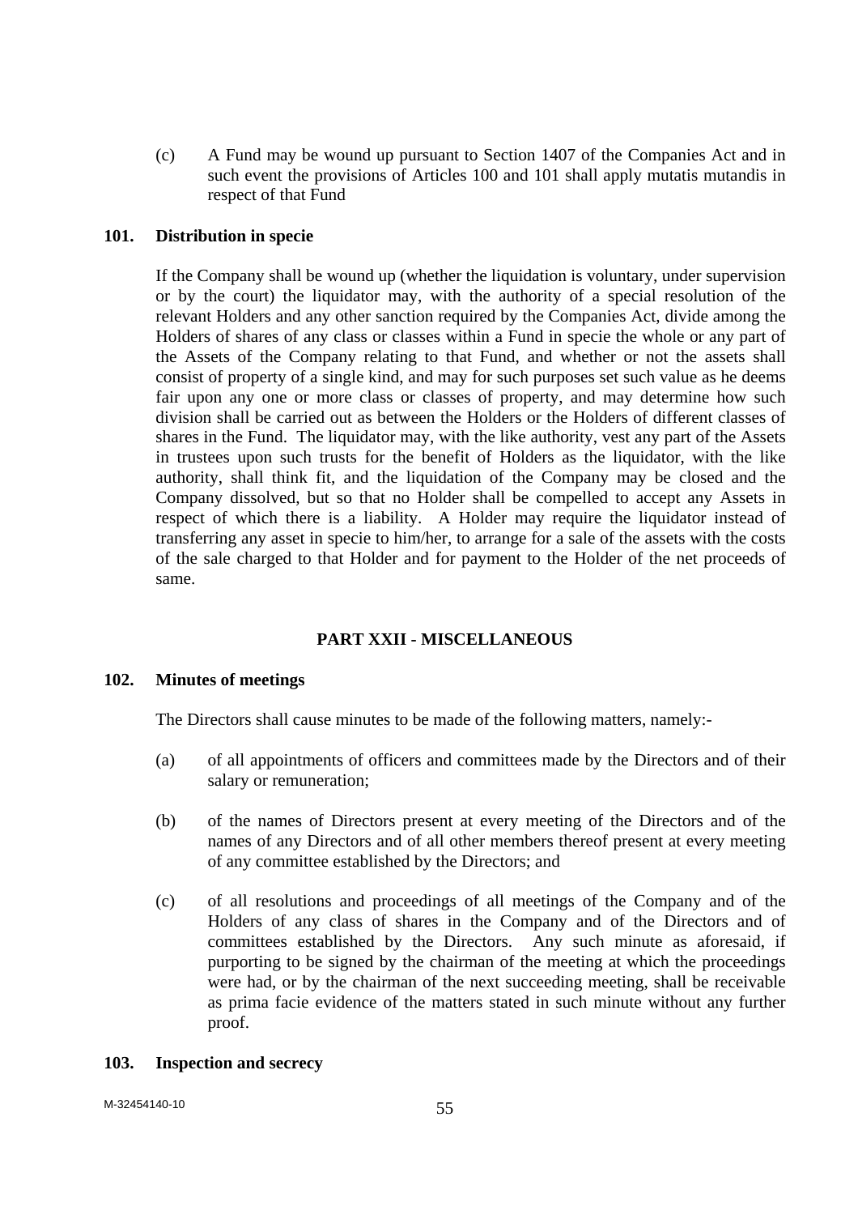(c) A Fund may be wound up pursuant to Section 1407 of the Companies Act and in such event the provisions of Articles 100 and 101 shall apply mutatis mutandis in respect of that Fund

### 101. Distribution in specie

If the Company shall be wound up (whether the liquidation is voluntary, under supervision or by the court) the liquidator may, with the authority of a special resolution of the relevant Holders and any other sanction required by the Companies Act, divide among the Holders of shares of any class or classes within a Fund in specie the whole or any part of the Assets of the Company relating to that Fund, and whether or not the assets shall consist of property of a single kind, and may for such purposes set such value as he deems fair upon any one or more class or classes of property, and may determine how such division shall be carried out as between the Holders or the Holders of different classes of shares in the Fund. The liquidator may, with the like authority, vest any part of the Assets in trustees upon such trusts for the benefit of Holders as the liquidator, with the like authority, shall think fit, and the liquidation of the Company may be closed and the Company dissolved, but so that no Holder shall be compelled to accept any Assets in respect of which there is a liability. A Holder may require the liquidator instead of transferring any asset in specie to him/her, to arrange for a sale of the assets with the costs of the sale charged to that Holder and for payment to the Holder of the net proceeds of same.

## PART XXII - MISCELLANEOUS

### 102. Minutes of meetings

The Directors shall cause minutes to be made of the following matters, namely:-

(a) of all appointments of officers and committees made by the Directors and of their salary or remuneration;

(b) of the names of Directors present at every meeting of the Directors and of the names of any Directors and of all other members thereof present at every meeting of any committee established by the Directors; and

(c) of all resolutions and proceedings of all meetings of the Company and of the Holders of any class of shares in the Company and of the Directors and of committees established by the Directors. Any such minute as aforesaid, if purporting to be signed by the chairman of the meeting at which the proceedings were had, or by the chairman of the next succeeding meeting, shall be receivable as prima facie evidence of the matters stated in such minute without any further proof.

### 103. Inspection and secrecy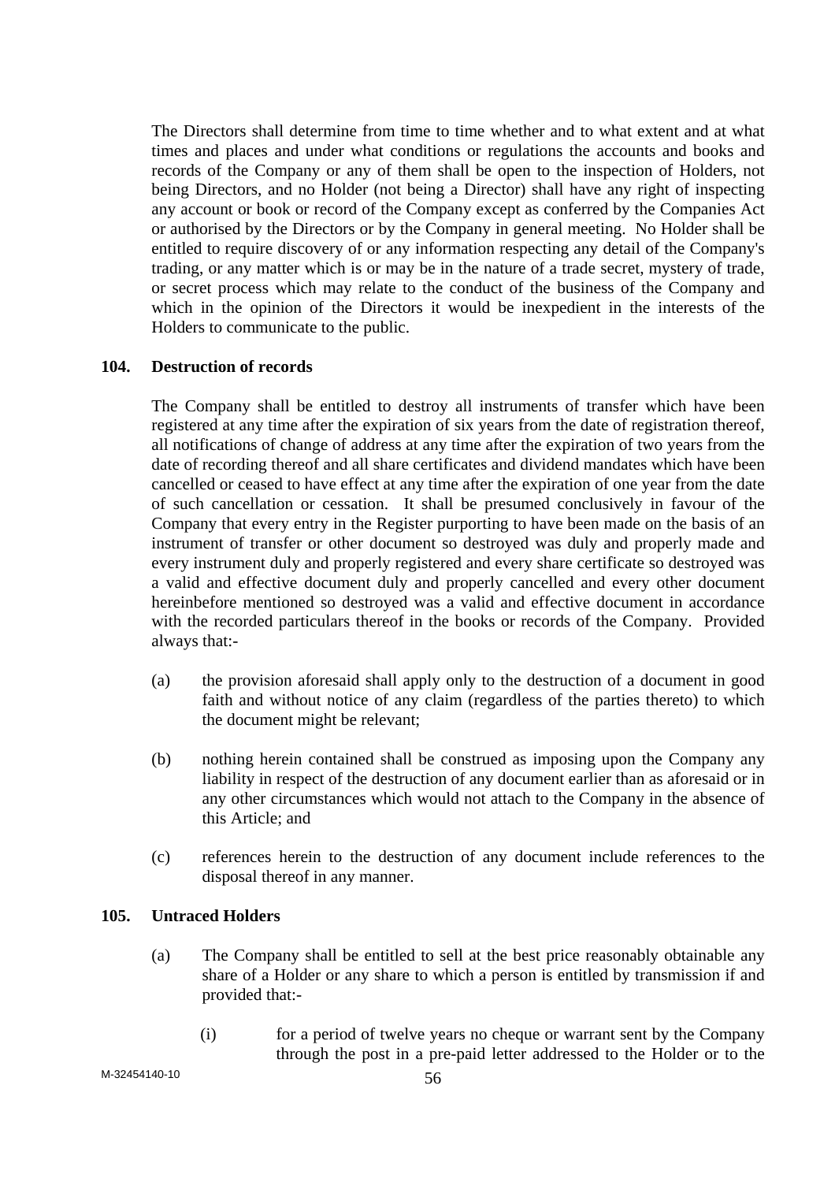The Directors shall determine from time to time whether and to what extent and at what times and places and under what conditions or regulations the accounts and books and records of the Company or any of them shall be open to the inspection of Holders, not being Directors, and no Holder (not being a Director) shall have any right of inspecting any account or book or record of the Company except as conferred by the Companies Act or authorised by the Directors or by the Company in general meeting. No Holder shall be entitled to require discovery of or any information respecting any detail of the Company's trading, or any matter which is or may be in the nature of a trade secret, mystery of trade, or secret process which may relate to the conduct of the business of the Company and which in the opinion of the Directors it would be inexpedient in the interests of the Holders to communicate to the public.

**104. Destruction of records**

The Company shall be entitled to destroy all instruments of transfer which have been registered at any time after the expiration of six years from the date of registration thereof, all notifications of change of address at any time after the expiration of two years from the date of recording thereof and all share certificates and dividend mandates which have been cancelled or ceased to have effect at any time after the expiration of one year from the date of such cancellation or cessation. It shall be presumed conclusively in favour of the Company that every entry in the Register purporting to have been made on the basis of an instrument of transfer or other document so destroyed was duly and properly made and every instrument duly and properly registered and every share certificate so destroyed was a valid and effective document duly and properly cancelled and every other document hereinbefore mentioned so destroyed was a valid and effective document in accordance with the recorded particulars thereof in the books or records of the Company. Provided always that:-

(a) the provision aforesaid shall apply only to the destruction of a document in good faith and without notice of any claim (regardless of the parties thereto) to which the document might be relevant;

(b) nothing herein contained shall be construed as imposing upon the Company any liability in respect of the destruction of any document earlier than as aforesaid or in any other circumstances which would not attach to the Company in the absence of this Article; and

(c) references herein to the destruction of any document include references to the disposal thereof in any manner.

**105. Untraced Holders**

(a) The Company shall be entitled to sell at the best price reasonably obtainable any share of a Holder or any share to which a person is entitled by transmission if and provided that:-

(i) for a period of twelve years no cheque or warrant sent by the Company through the post in a pre-paid letter addressed to the Holder or to the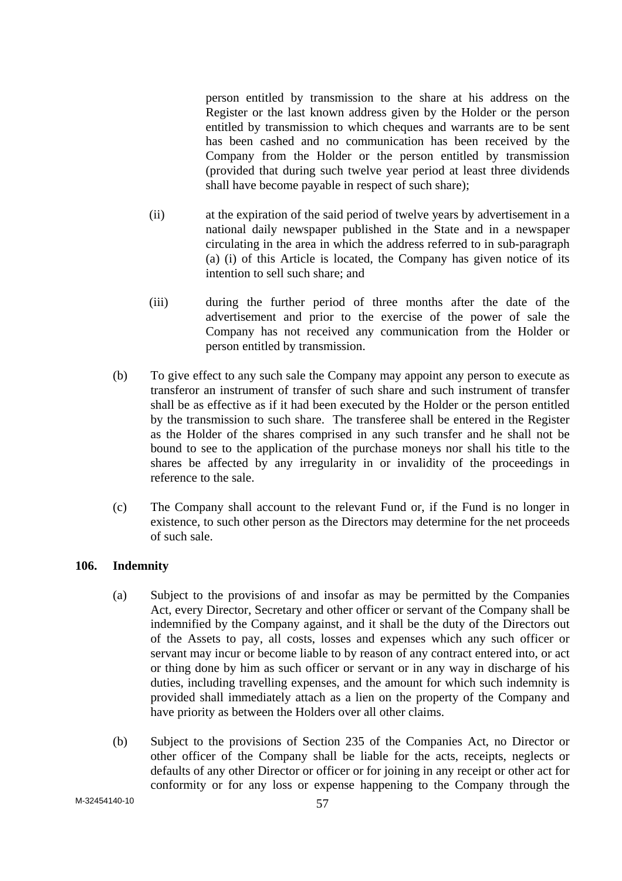person entitled by transmission to the share at his address on the Register or the last known address given by the Holder or the person entitled by transmission to which cheques and warrants are to be sent has been cashed and no communication has been received by the Company from the Holder or the person entitled by transmission (provided that during such twelve year period at least three dividends shall have become payable in respect of such share);

(ii) at the expiration of the said period of twelve years by advertisement in a national daily newspaper published in the State and in a newspaper circulating in the area in which the address referred to in sub-paragraph (a) (i) of this Article is located, the Company has given notice of its intention to sell such share; and

(iii) during the further period of three months after the date of the advertisement and prior to the exercise of the power of sale the Company has not received any communication from the Holder or person entitled by transmission.

(b) To give effect to any such sale the Company may appoint any person to execute as transferor an instrument of transfer of such share and such instrument of transfer shall be as effective as if it had been executed by the Holder or the person entitled by the transmission to such share. The transferee shall be entered in the Register as the Holder of the shares comprised in any such transfer and he shall not be bound to see to the application of the purchase moneys nor shall his title to the shares be affected by any irregularity in or invalidity of the proceedings in reference to the sale.

(c) The Company shall account to the relevant Fund or, if the Fund is no longer in existence, to such other person as the Directors may determine for the net proceeds of such sale.

**106. Indemnity**

(a) Subject to the provisions of and insofar as may be permitted by the Companies Act, every Director, Secretary and other officer or servant of the Company shall be indemnified by the Company against, and it shall be the duty of the Directors out of the Assets to pay, all costs, losses and expenses which any such officer or servant may incur or become liable to by reason of any contract entered into, or act or thing done by him as such officer or servant or in any way in discharge of his duties, including travelling expenses, and the amount for which such indemnity is provided shall immediately attach as a lien on the property of the Company and have priority as between the Holders over all other claims.

(b) Subject to the provisions of Section 235 of the Companies Act, no Director or other officer of the Company shall be liable for the acts, receipts, neglects or defaults of any other Director or officer or for joining in any receipt or other act for conformity or for any loss or expense happening to the Company through the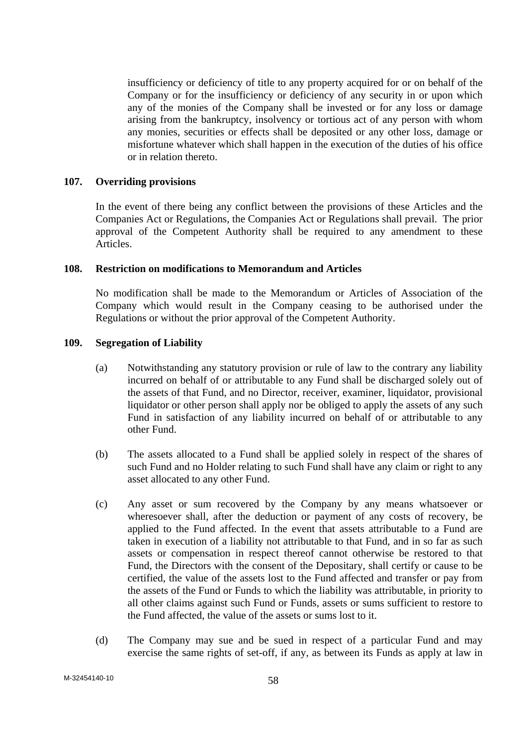insufficiency or deficiency of title to any property acquired for or on behalf of the Company or for the insufficiency or deficiency of any security in or upon which any of the monies of the Company shall be invested or for any loss or damage arising from the bankruptcy, insolvency or tortious act of any person with whom any monies, securities or effects shall be deposited or any other loss, damage or misfortune whatever which shall happen in the execution of the duties of his office or in relation thereto.

**107. Overriding provisions**

In the event of there being any conflict between the provisions of these Articles and the Companies Act or Regulations, the Companies Act or Regulations shall prevail. The prior approval of the Competent Authority shall be required to any amendment to these Articles.

**108. Restriction on modifications to Memorandum and Articles**

No modification shall be made to the Memorandum or Articles of Association of the Company which would result in the Company ceasing to be authorised under the Regulations or without the prior approval of the Competent Authority.

**109. Segregation of Liability**

(a) Notwithstanding any statutory provision or rule of law to the contrary any liability incurred on behalf of or attributable to any Fund shall be discharged solely out of the assets of that Fund, and no Director, receiver, examiner, liquidator, provisional liquidator or other person shall apply nor be obliged to apply the assets of any such Fund in satisfaction of any liability incurred on behalf of or attributable to any other Fund.

(b) The assets allocated to a Fund shall be applied solely in respect of the shares of such Fund and no Holder relating to such Fund shall have any claim or right to any asset allocated to any other Fund.

(c) Any asset or sum recovered by the Company by any means whatsoever or wheresoever shall, after the deduction or payment of any costs of recovery, be applied to the Fund affected. In the event that assets attributable to a Fund are taken in execution of a liability not attributable to that Fund, and in so far as such assets or compensation in respect thereof cannot otherwise be restored to that Fund, the Directors with the consent of the Depositary, shall certify or cause to be certified, the value of the assets lost to the Fund affected and transfer or pay from the assets of the Fund or Funds to which the liability was attributable, in priority to all other claims against such Fund or Funds, assets or sums sufficient to restore to the Fund affected, the value of the assets or sums lost to it.

(d) The Company may sue and be sued in respect of a particular Fund and may exercise the same rights of set-off, if any, as between its Funds as apply at law in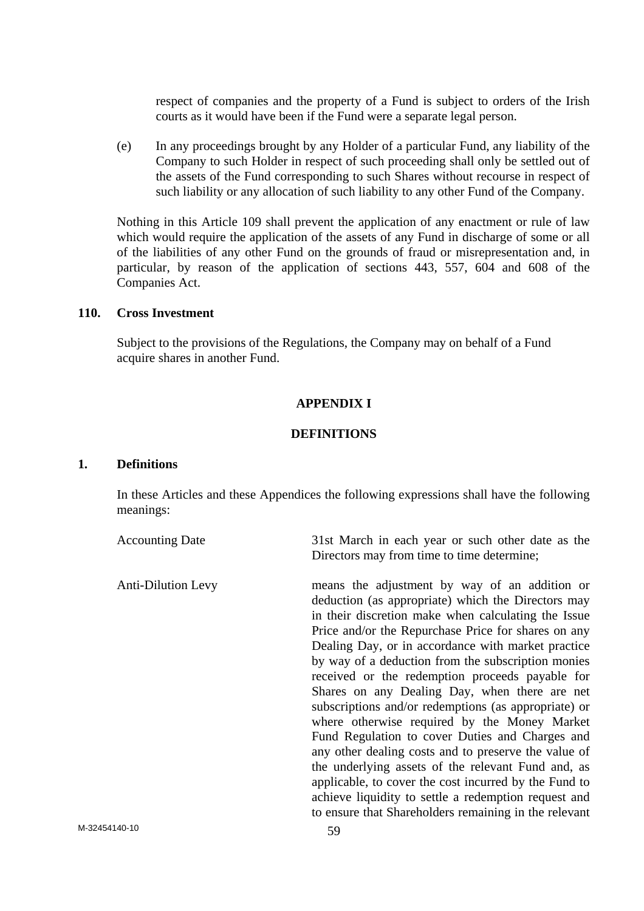respect of companies and the property of a Fund is subject to orders of the Irish courts as it would have been if the Fund were a separate legal person.

(e) In any proceedings brought by any Holder of a particular Fund, any liability of the Company to such Holder in respect of such proceeding shall only be settled out of the assets of the Fund corresponding to such Shares without recourse in respect of such liability or any allocation of such liability to any other Fund of the Company.

Nothing in this Article 109 shall prevent the application of any enactment or rule of law which would require the application of the assets of any Fund in discharge of some or all of the liabilities of any other Fund on the grounds of fraud or misrepresentation and, in particular, by reason of the application of sections 443, 557, 604 and 608 of the Companies Act.

**110. Cross Investment**

Subject to the provisions of the Regulations, the Company may on behalf of a Fund acquire shares in another Fund.

## APPENDIX I

## DEFINITIONS

**1. Definitions**

In these Articles and these Appendices the following expressions shall have the following meanings:

| | |
|---|---|
| Accounting Date | 31st March in each year or such other date as the Directors may from time to time determine; |
| Anti-Dilution Levy | means the adjustment by way of an addition or deduction (as appropriate) which the Directors may in their discretion make when calculating the Issue Price and/or the Repurchase Price for shares on any Dealing Day, or in accordance with market practice by way of a deduction from the subscription monies received or the redemption proceeds payable for Shares on any Dealing Day, when there are net subscriptions and/or redemptions (as appropriate) or where otherwise required by the Money Market Fund Regulation to cover Duties and Charges and any other dealing costs and to preserve the value of the underlying assets of the relevant Fund and, as applicable, to cover the cost incurred by the Fund to achieve liquidity to settle a redemption request and to ensure that Shareholders remaining in the relevant |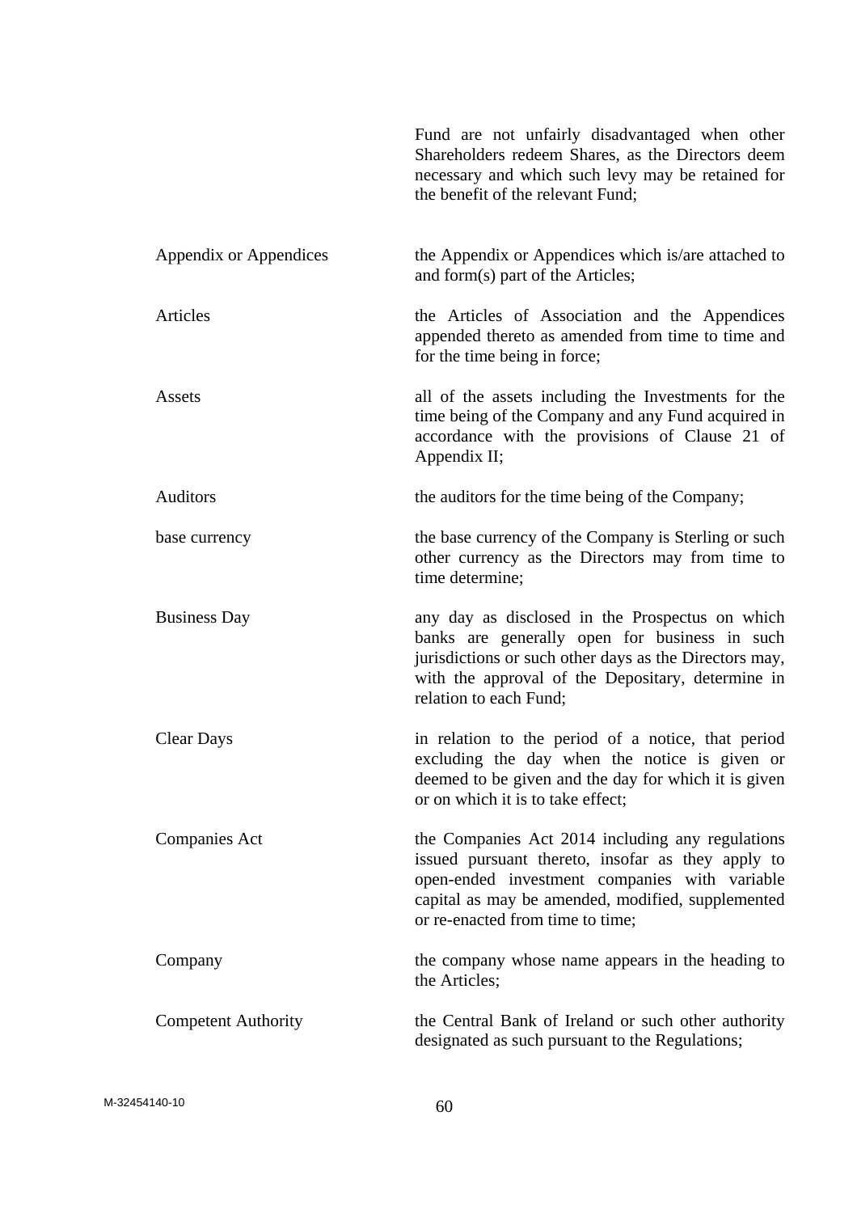| | |
|---|---|
| | Fund are not unfairly disadvantaged when other Shareholders redeem Shares, as the Directors deem necessary and which such levy may be retained for the benefit of the relevant Fund; |
| Appendix or Appendices | the Appendix or Appendices which is/are attached to and form(s) part of the Articles; |
| Articles | the Articles of Association and the Appendices appended thereto as amended from time to time and for the time being in force; |
| Assets | all of the assets including the Investments for the time being of the Company and any Fund acquired in accordance with the provisions of Clause 21 of Appendix II; |
| Auditors | the auditors for the time being of the Company; |
| base currency | the base currency of the Company is Sterling or such other currency as the Directors may from time to time determine; |
| Business Day | any day as disclosed in the Prospectus on which banks are generally open for business in such jurisdictions or such other days as the Directors may, with the approval of the Depositary, determine in relation to each Fund; |
| Clear Days | in relation to the period of a notice, that period excluding the day when the notice is given or deemed to be given and the day for which it is given or on which it is to take effect; |
| Companies Act | the Companies Act 2014 including any regulations issued pursuant thereto, insofar as they apply to open-ended investment companies with variable capital as may be amended, modified, supplemented or re-enacted from time to time; |
| Company | the company whose name appears in the heading to the Articles; |
| Competent Authority | the Central Bank of Ireland or such other authority designated as such pursuant to the Regulations; |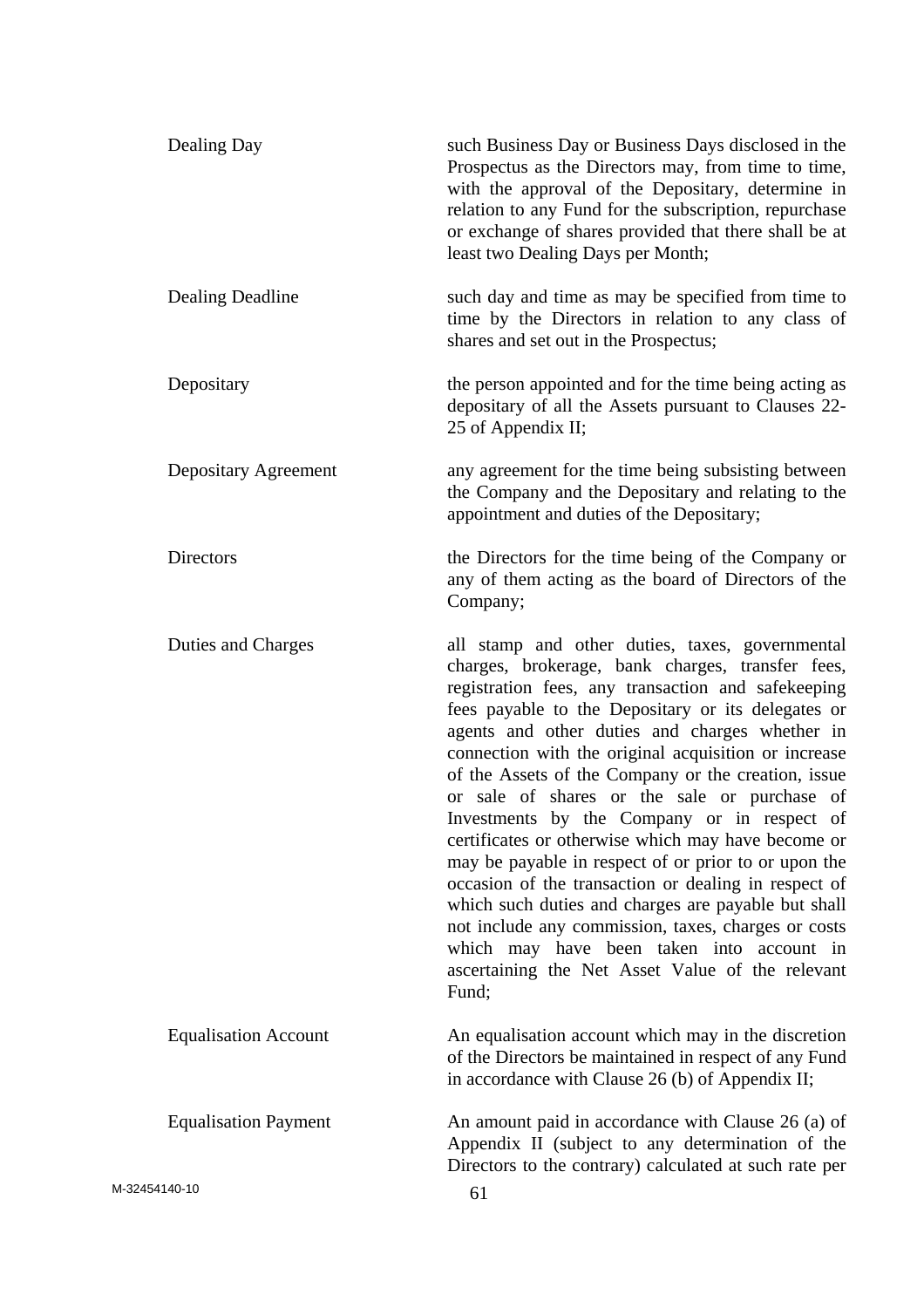| | |
|---|---|
| Dealing Day | such Business Day or Business Days disclosed in the Prospectus as the Directors may, from time to time, with the approval of the Depositary, determine in relation to any Fund for the subscription, repurchase or exchange of shares provided that there shall be at least two Dealing Days per Month; |
| Dealing Deadline | such day and time as may be specified from time to time by the Directors in relation to any class of shares and set out in the Prospectus; |
| Depositary | the person appointed and for the time being acting as depositary of all the Assets pursuant to Clauses 22-25 of Appendix II; |
| Depositary Agreement | any agreement for the time being subsisting between the Company and the Depositary and relating to the appointment and duties of the Depositary; |
| Directors | the Directors for the time being of the Company or any of them acting as the board of Directors of the Company; |
| Duties and Charges | all stamp and other duties, taxes, governmental charges, brokerage, bank charges, transfer fees, registration fees, any transaction and safekeeping fees payable to the Depositary or its delegates or agents and other duties and charges whether in connection with the original acquisition or increase of the Assets of the Company or the creation, issue or sale of shares or the sale or purchase of Investments by the Company or in respect of certificates or otherwise which may have become or may be payable in respect of or prior to or upon the occasion of the transaction or dealing in respect of which such duties and charges are payable but shall not include any commission, taxes, charges or costs which may have been taken into account in ascertaining the Net Asset Value of the relevant Fund; |
| Equalisation Account | An equalisation account which may in the discretion of the Directors be maintained in respect of any Fund in accordance with Clause 26 (b) of Appendix II; |
| Equalisation Payment | An amount paid in accordance with Clause 26 (a) of Appendix II (subject to any determination of the Directors to the contrary) calculated at such rate per |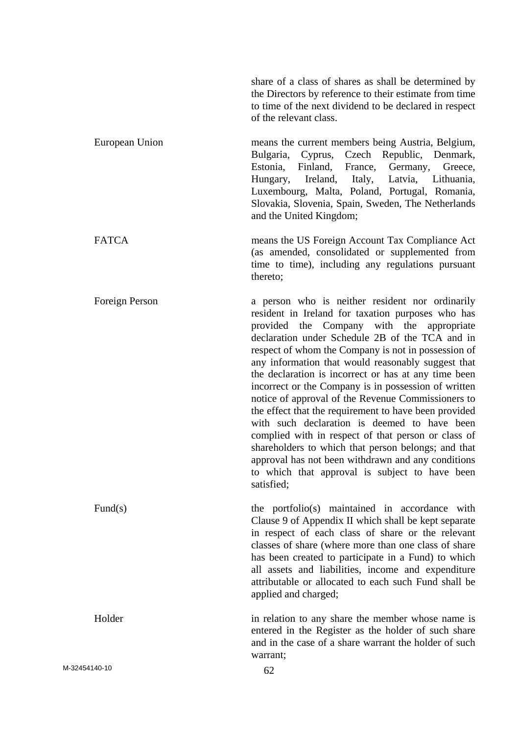share of a class of shares as shall be determined by the Directors by reference to their estimate from time to time of the next dividend to be declared in respect of the relevant class.

| | |
|---|---|
| European Union | means the current members being Austria, Belgium, Bulgaria, Cyprus, Czech Republic, Denmark, Estonia, Finland, France, Germany, Greece, Hungary, Ireland, Italy, Latvia, Lithuania, Luxembourg, Malta, Poland, Portugal, Romania, Slovakia, Slovenia, Spain, Sweden, The Netherlands and the United Kingdom; |
| FATCA | means the US Foreign Account Tax Compliance Act (as amended, consolidated or supplemented from time to time), including any regulations pursuant thereto; |
| Foreign Person | a person who is neither resident nor ordinarily resident in Ireland for taxation purposes who has provided the Company with the appropriate declaration under Schedule 2B of the TCA and in respect of whom the Company is not in possession of any information that would reasonably suggest that the declaration is incorrect or has at any time been incorrect or the Company is in possession of written notice of approval of the Revenue Commissioners to the effect that the requirement to have been provided with such declaration is deemed to have been complied with in respect of that person or class of shareholders to which that person belongs; and that approval has not been withdrawn and any conditions to which that approval is subject to have been satisfied; |
| Fund(s) | the portfolio(s) maintained in accordance with Clause 9 of Appendix II which shall be kept separate in respect of each class of share or the relevant classes of share (where more than one class of share has been created to participate in a Fund) to which all assets and liabilities, income and expenditure attributable or allocated to each such Fund shall be applied and charged; |
| Holder | in relation to any share the member whose name is entered in the Register as the holder of such share and in the case of a share warrant the holder of such warrant; |

M-32454140-10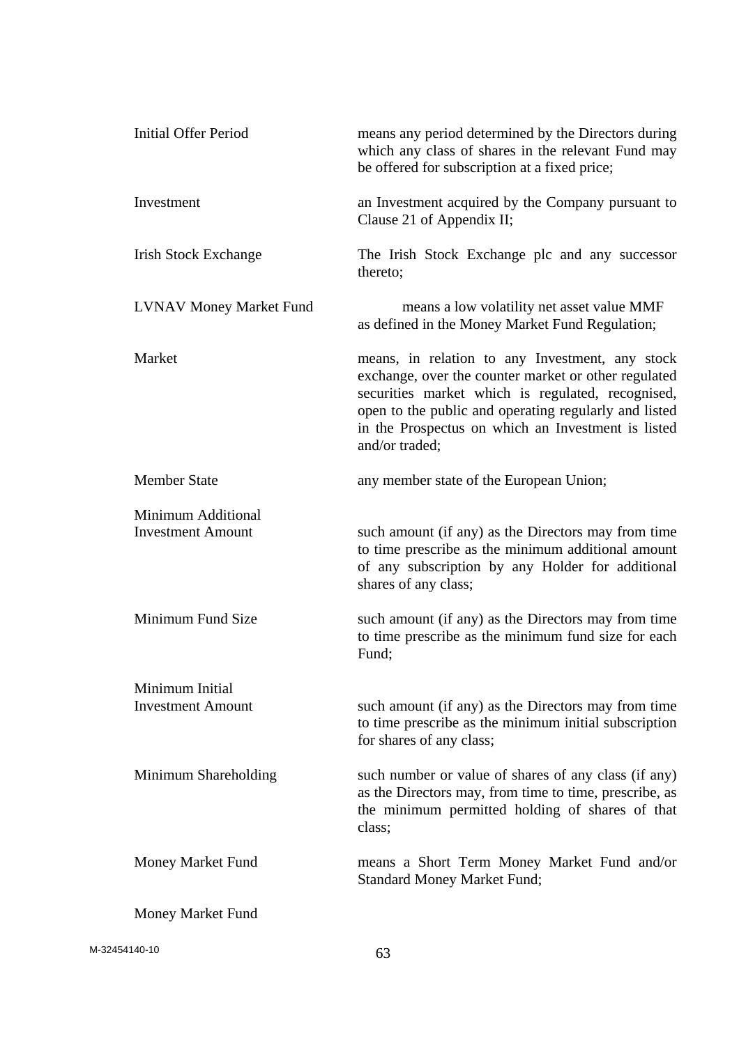| | |
|---|---|
| Initial Offer Period | means any period determined by the Directors during which any class of shares in the relevant Fund may be offered for subscription at a fixed price; |
| Investment | an Investment acquired by the Company pursuant to Clause 21 of Appendix II; |
| Irish Stock Exchange | The Irish Stock Exchange plc and any successor thereto; |
| LVNAV Money Market Fund | means a low volatility net asset value MMF as defined in the Money Market Fund Regulation; |
| Market | means, in relation to any Investment, any stock exchange, over the counter market or other regulated securities market which is regulated, recognised, open to the public and operating regularly and listed in the Prospectus on which an Investment is listed and/or traded; |
| Member State | any member state of the European Union; |
| Minimum Additional Investment Amount | such amount (if any) as the Directors may from time to time prescribe as the minimum additional amount of any subscription by any Holder for additional shares of any class; |
| Minimum Fund Size | such amount (if any) as the Directors may from time to time prescribe as the minimum fund size for each Fund; |
| Minimum Initial Investment Amount | such amount (if any) as the Directors may from time to time prescribe as the minimum initial subscription for shares of any class; |
| Minimum Shareholding | such number or value of shares of any class (if any) as the Directors may, from time to time, prescribe, as the minimum permitted holding of shares of that class; |
| Money Market Fund | means a Short Term Money Market Fund and/or Standard Money Market Fund; |
| Money Market Fund | |

M-32454140-10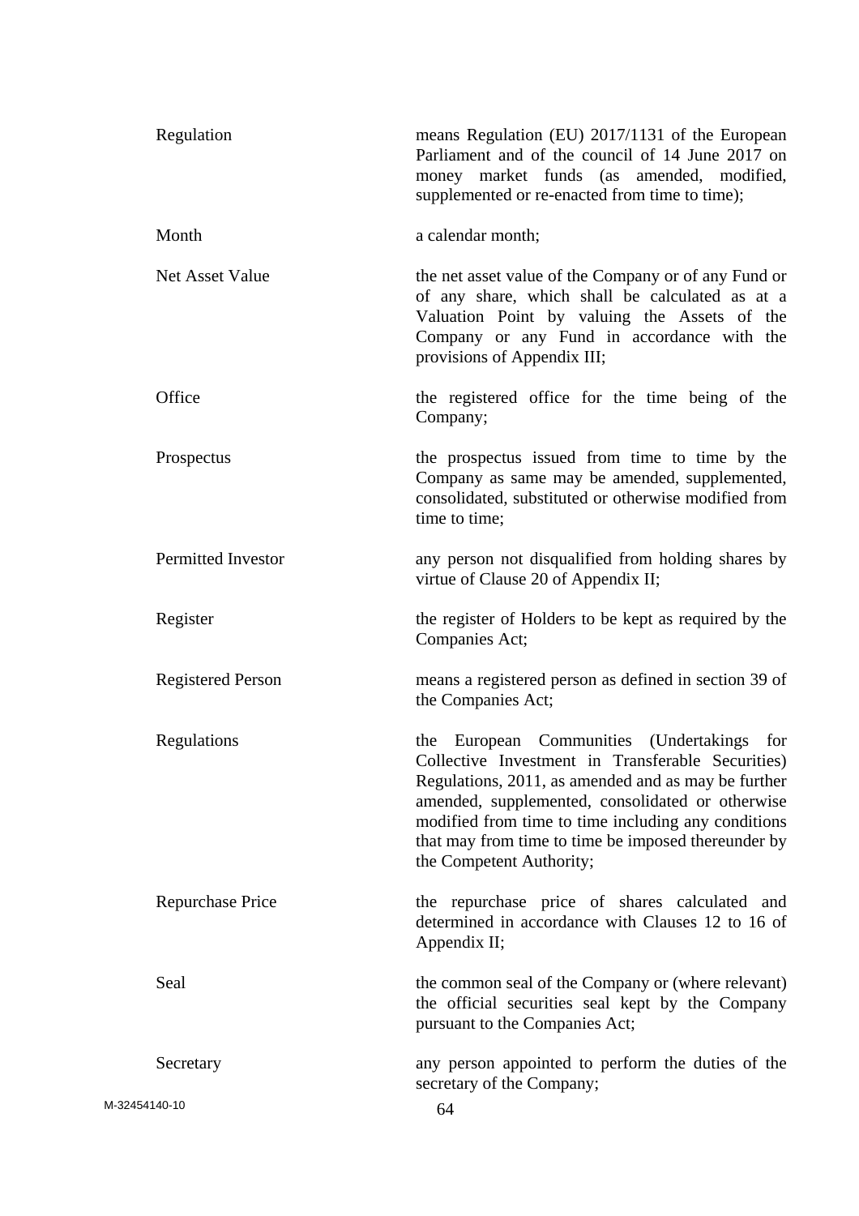| | |
|---|---|
| Regulation | means Regulation (EU) 2017/1131 of the European Parliament and of the council of 14 June 2017 on money market funds (as amended, modified, supplemented or re-enacted from time to time); |
| Month | a calendar month; |
| Net Asset Value | the net asset value of the Company or of any Fund or of any share, which shall be calculated as at a Valuation Point by valuing the Assets of the Company or any Fund in accordance with the provisions of Appendix III; |
| Office | the registered office for the time being of the Company; |
| Prospectus | the prospectus issued from time to time by the Company as same may be amended, supplemented, consolidated, substituted or otherwise modified from time to time; |
| Permitted Investor | any person not disqualified from holding shares by virtue of Clause 20 of Appendix II; |
| Register | the register of Holders to be kept as required by the Companies Act; |
| Registered Person | means a registered person as defined in section 39 of the Companies Act; |
| Regulations | the European Communities (Undertakings for Collective Investment in Transferable Securities) Regulations, 2011, as amended and as may be further amended, supplemented, consolidated or otherwise modified from time to time including any conditions that may from time to time be imposed thereunder by the Competent Authority; |
| Repurchase Price | the repurchase price of shares calculated and determined in accordance with Clauses 12 to 16 of Appendix II; |
| Seal | the common seal of the Company or (where relevant) the official securities seal kept by the Company pursuant to the Companies Act; |
| Secretary | any person appointed to perform the duties of the secretary of the Company; |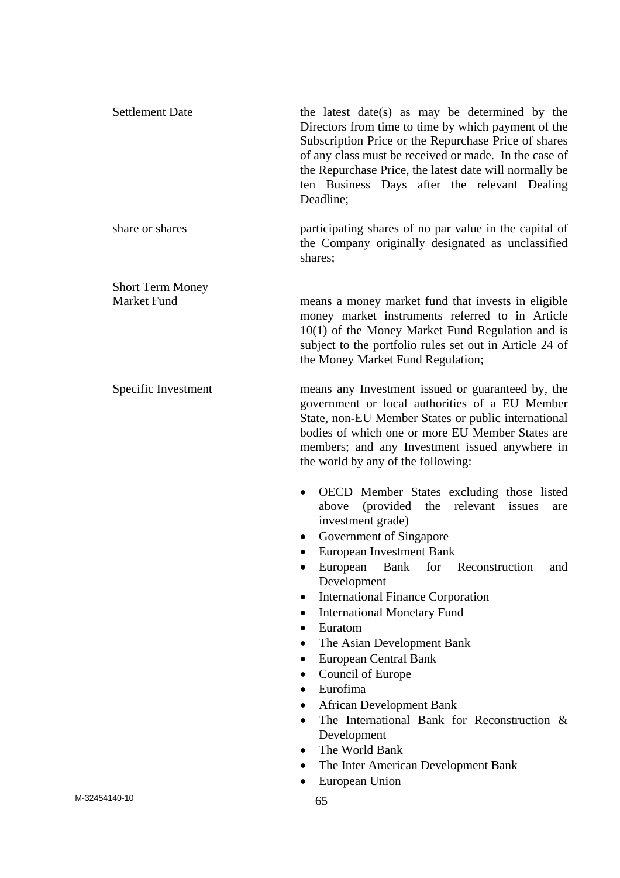| | |
|---|---|
| Settlement Date | the latest date(s) as may be determined by the Directors from time to time by which payment of the Subscription Price or the Repurchase Price of shares of any class must be received or made. In the case of the Repurchase Price, the latest date will normally be ten Business Days after the relevant Dealing Deadline; |
| share or shares | participating shares of no par value in the capital of the Company originally designated as unclassified shares; |
| Short Term Money Market Fund | means a money market fund that invests in eligible money market instruments referred to in Article 10(1) of the Money Market Fund Regulation and is subject to the portfolio rules set out in Article 24 of the Money Market Fund Regulation; |
| Specific Investment | means any Investment issued or guaranteed by, the government or local authorities of a EU Member State, non-EU Member States or public international bodies of which one or more EU Member States are members; and any Investment issued anywhere in the world by any of the following: |

- OECD Member States excluding those listed above (provided the relevant issues are investment grade)
- Government of Singapore
- European Investment Bank
- European Bank for Reconstruction and Development
- International Finance Corporation
- International Monetary Fund
- Euratom
- The Asian Development Bank
- European Central Bank
- Council of Europe
- Eurofima
- African Development Bank
- The International Bank for Reconstruction & Development
- The World Bank
- The Inter American Development Bank
- European Union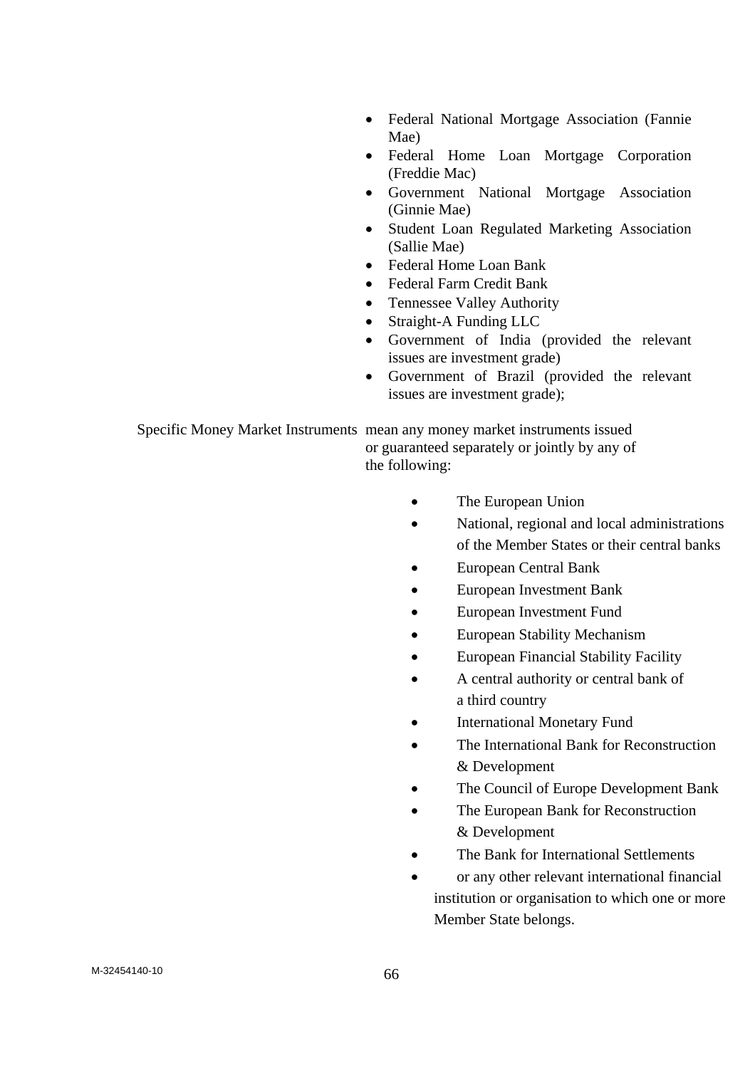- Federal National Mortgage Association (Fannie Mae)
- Federal Home Loan Mortgage Corporation (Freddie Mac)
- Government National Mortgage Association (Ginnie Mae)
- Student Loan Regulated Marketing Association (Sallie Mae)
- Federal Home Loan Bank
- Federal Farm Credit Bank
- Tennessee Valley Authority
- Straight-A Funding LLC
- Government of India (provided the relevant issues are investment grade)
- Government of Brazil (provided the relevant issues are investment grade);

Specific Money Market Instruments mean any money market instruments issued or guaranteed separately or jointly by any of the following:

- The European Union
- National, regional and local administrations of the Member States or their central banks
- European Central Bank
- European Investment Bank
- European Investment Fund
- European Stability Mechanism
- European Financial Stability Facility
- A central authority or central bank of a third country
- International Monetary Fund
- The International Bank for Reconstruction & Development
- The Council of Europe Development Bank
- The European Bank for Reconstruction & Development
- The Bank for International Settlements
- or any other relevant international financial institution or organisation to which one or more Member State belongs.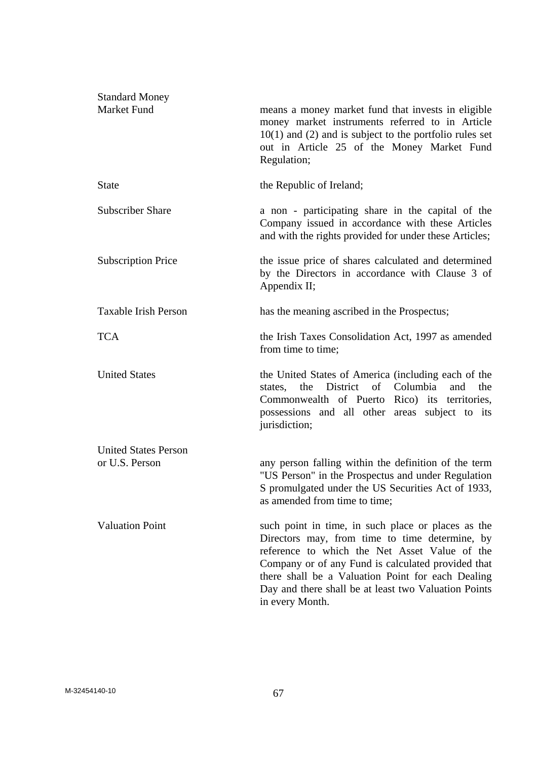| | |
|---|---|
| Standard Money Market Fund | means a money market fund that invests in eligible money market instruments referred to in Article 10(1) and (2) and is subject to the portfolio rules set out in Article 25 of the Money Market Fund Regulation; |
| State | the Republic of Ireland; |
| Subscriber Share | a non - participating share in the capital of the Company issued in accordance with these Articles and with the rights provided for under these Articles; |
| Subscription Price | the issue price of shares calculated and determined by the Directors in accordance with Clause 3 of Appendix II; |
| Taxable Irish Person | has the meaning ascribed in the Prospectus; |
| TCA | the Irish Taxes Consolidation Act, 1997 as amended from time to time; |
| United States | the United States of America (including each of the states, the District of Columbia and the Commonwealth of Puerto Rico) its territories, possessions and all other areas subject to its jurisdiction; |
| United States Person or U.S. Person | any person falling within the definition of the term "US Person" in the Prospectus and under Regulation S promulgated under the US Securities Act of 1933, as amended from time to time; |
| Valuation Point | such point in time, in such place or places as the Directors may, from time to time determine, by reference to which the Net Asset Value of the Company or of any Fund is calculated provided that there shall be a Valuation Point for each Dealing Day and there shall be at least two Valuation Points in every Month. |

M-32454140-10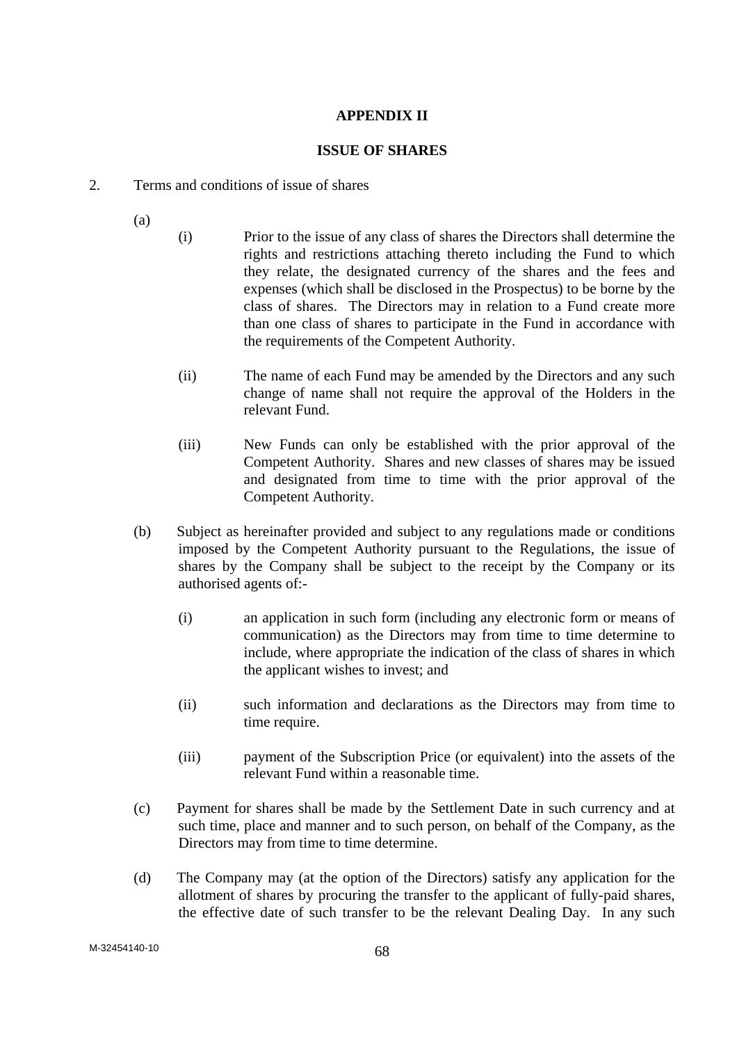## APPENDIX II

## ISSUE OF SHARES

2. Terms and conditions of issue of shares

(a)

(i) Prior to the issue of any class of shares the Directors shall determine the rights and restrictions attaching thereto including the Fund to which they relate, the designated currency of the shares and the fees and expenses (which shall be disclosed in the Prospectus) to be borne by the class of shares. The Directors may in relation to a Fund create more than one class of shares to participate in the Fund in accordance with the requirements of the Competent Authority.

(ii) The name of each Fund may be amended by the Directors and any such change of name shall not require the approval of the Holders in the relevant Fund.

(iii) New Funds can only be established with the prior approval of the Competent Authority. Shares and new classes of shares may be issued and designated from time to time with the prior approval of the Competent Authority.

(b) Subject as hereinafter provided and subject to any regulations made or conditions imposed by the Competent Authority pursuant to the Regulations, the issue of shares by the Company shall be subject to the receipt by the Company or its authorised agents of:-

(i) an application in such form (including any electronic form or means of communication) as the Directors may from time to time determine to include, where appropriate the indication of the class of shares in which the applicant wishes to invest; and

(ii) such information and declarations as the Directors may from time to time require.

(iii) payment of the Subscription Price (or equivalent) into the assets of the relevant Fund within a reasonable time.

(c) Payment for shares shall be made by the Settlement Date in such currency and at such time, place and manner and to such person, on behalf of the Company, as the Directors may from time to time determine.

(d) The Company may (at the option of the Directors) satisfy any application for the allotment of shares by procuring the transfer to the applicant of fully-paid shares, the effective date of such transfer to be the relevant Dealing Day. In any such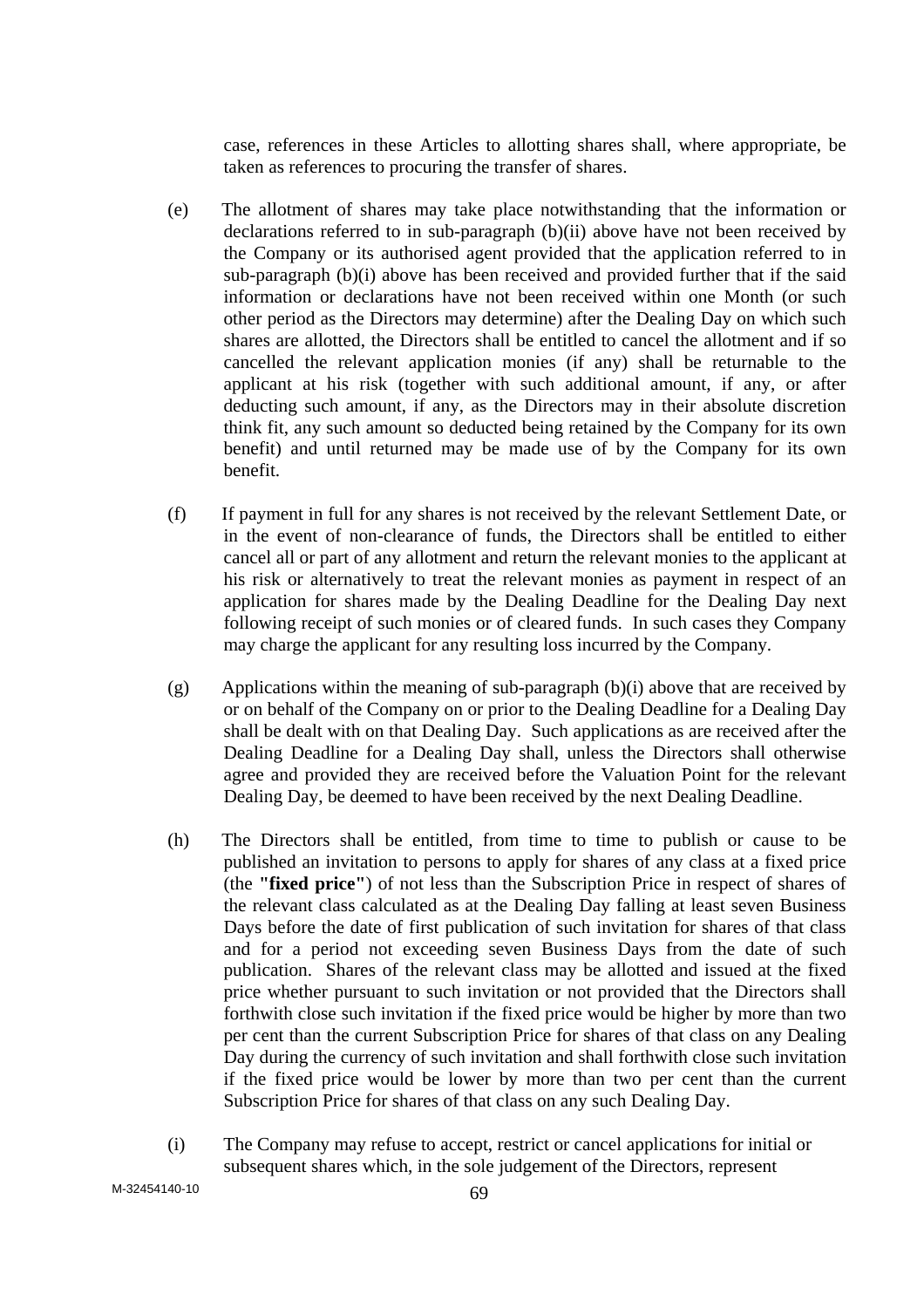case, references in these Articles to allotting shares shall, where appropriate, be taken as references to procuring the transfer of shares.

(e) The allotment of shares may take place notwithstanding that the information or declarations referred to in sub-paragraph (b)(ii) above have not been received by the Company or its authorised agent provided that the application referred to in sub-paragraph (b)(i) above has been received and provided further that if the said information or declarations have not been received within one Month (or such other period as the Directors may determine) after the Dealing Day on which such shares are allotted, the Directors shall be entitled to cancel the allotment and if so cancelled the relevant application monies (if any) shall be returnable to the applicant at his risk (together with such additional amount, if any, or after deducting such amount, if any, as the Directors may in their absolute discretion think fit, any such amount so deducted being retained by the Company for its own benefit) and until returned may be made use of by the Company for its own benefit.

(f) If payment in full for any shares is not received by the relevant Settlement Date, or in the event of non-clearance of funds, the Directors shall be entitled to either cancel all or part of any allotment and return the relevant monies to the applicant at his risk or alternatively to treat the relevant monies as payment in respect of an application for shares made by the Dealing Deadline for the Dealing Day next following receipt of such monies or of cleared funds. In such cases they Company may charge the applicant for any resulting loss incurred by the Company.

(g) Applications within the meaning of sub-paragraph (b)(i) above that are received by or on behalf of the Company on or prior to the Dealing Deadline for a Dealing Day shall be dealt with on that Dealing Day. Such applications as are received after the Dealing Deadline for a Dealing Day shall, unless the Directors shall otherwise agree and provided they are received before the Valuation Point for the relevant Dealing Day, be deemed to have been received by the next Dealing Deadline.

(h) The Directors shall be entitled, from time to time to publish or cause to be published an invitation to persons to apply for shares of any class at a fixed price (the **"fixed price"**) of not less than the Subscription Price in respect of shares of the relevant class calculated as at the Dealing Day falling at least seven Business Days before the date of first publication of such invitation for shares of that class and for a period not exceeding seven Business Days from the date of such publication. Shares of the relevant class may be allotted and issued at the fixed price whether pursuant to such invitation or not provided that the Directors shall forthwith close such invitation if the fixed price would be higher by more than two per cent than the current Subscription Price for shares of that class on any Dealing Day during the currency of such invitation and shall forthwith close such invitation if the fixed price would be lower by more than two per cent than the current Subscription Price for shares of that class on any such Dealing Day.

(i) The Company may refuse to accept, restrict or cancel applications for initial or subsequent shares which, in the sole judgement of the Directors, represent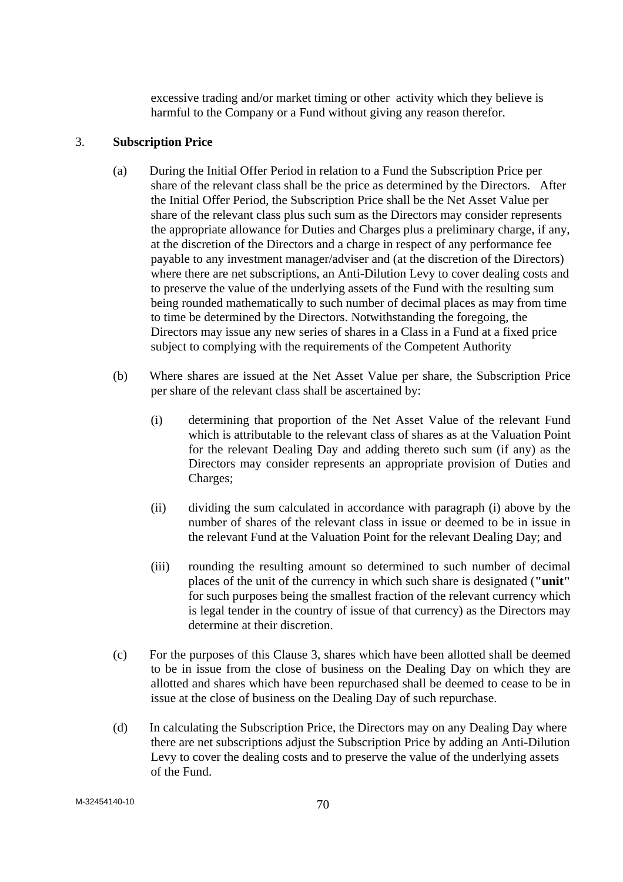excessive trading and/or market timing or other activity which they believe is harmful to the Company or a Fund without giving any reason therefor.

3. **Subscription Price**

(a) During the Initial Offer Period in relation to a Fund the Subscription Price per share of the relevant class shall be the price as determined by the Directors. After the Initial Offer Period, the Subscription Price shall be the Net Asset Value per share of the relevant class plus such sum as the Directors may consider represents the appropriate allowance for Duties and Charges plus a preliminary charge, if any, at the discretion of the Directors and a charge in respect of any performance fee payable to any investment manager/adviser and (at the discretion of the Directors) where there are net subscriptions, an Anti-Dilution Levy to cover dealing costs and to preserve the value of the underlying assets of the Fund with the resulting sum being rounded mathematically to such number of decimal places as may from time to time be determined by the Directors. Notwithstanding the foregoing, the Directors may issue any new series of shares in a Class in a Fund at a fixed price subject to complying with the requirements of the Competent Authority

(b) Where shares are issued at the Net Asset Value per share, the Subscription Price per share of the relevant class shall be ascertained by:

(i) determining that proportion of the Net Asset Value of the relevant Fund which is attributable to the relevant class of shares as at the Valuation Point for the relevant Dealing Day and adding thereto such sum (if any) as the Directors may consider represents an appropriate provision of Duties and Charges;

(ii) dividing the sum calculated in accordance with paragraph (i) above by the number of shares of the relevant class in issue or deemed to be in issue in the relevant Fund at the Valuation Point for the relevant Dealing Day; and

(iii) rounding the resulting amount so determined to such number of decimal places of the unit of the currency in which such share is designated (**"unit"** for such purposes being the smallest fraction of the relevant currency which is legal tender in the country of issue of that currency) as the Directors may determine at their discretion.

(c) For the purposes of this Clause 3, shares which have been allotted shall be deemed to be in issue from the close of business on the Dealing Day on which they are allotted and shares which have been repurchased shall be deemed to cease to be in issue at the close of business on the Dealing Day of such repurchase.

(d) In calculating the Subscription Price, the Directors may on any Dealing Day where there are net subscriptions adjust the Subscription Price by adding an Anti-Dilution Levy to cover the dealing costs and to preserve the value of the underlying assets of the Fund.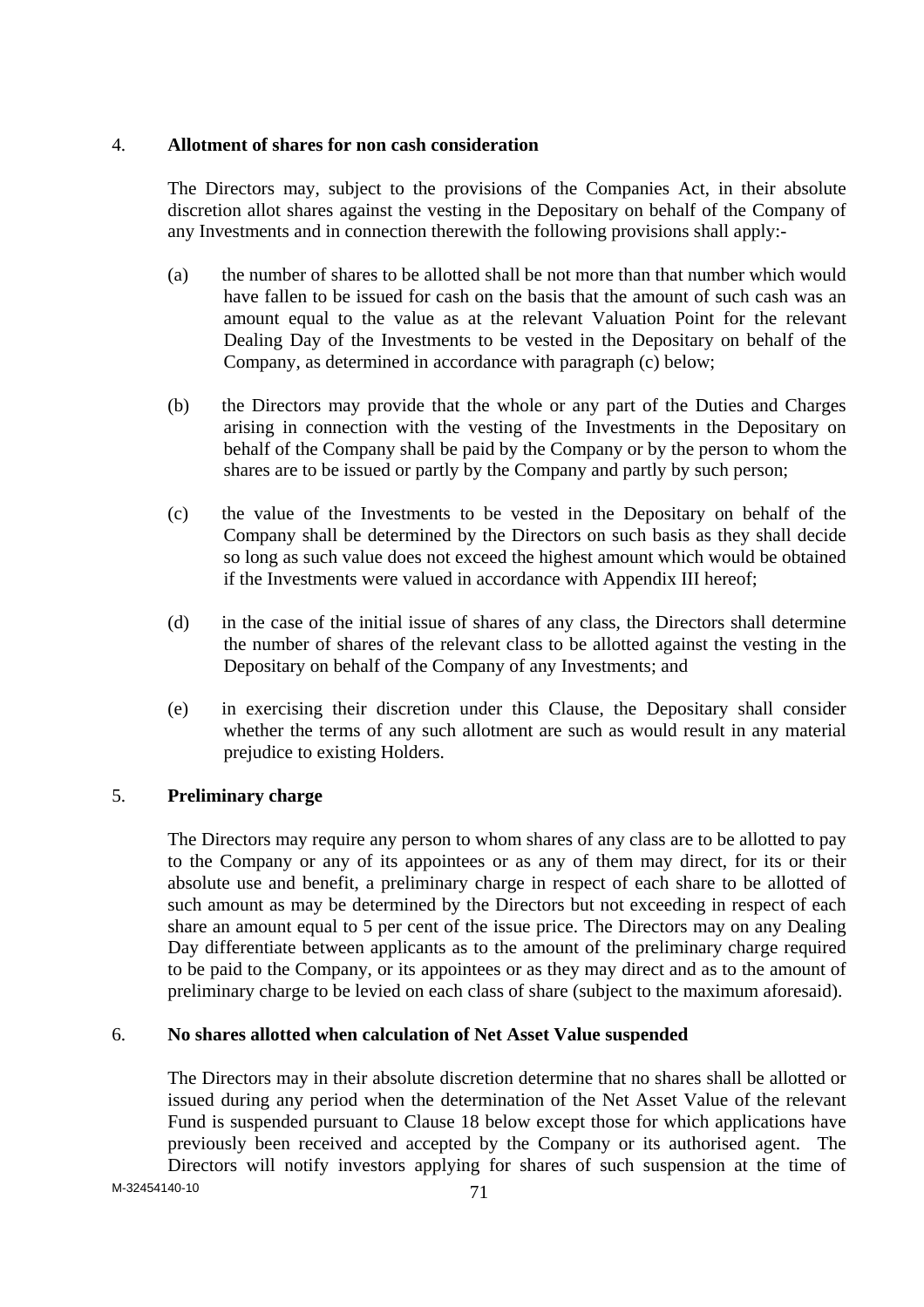## 4. **Allotment of shares for non cash consideration**

The Directors may, subject to the provisions of the Companies Act, in their absolute discretion allot shares against the vesting in the Depositary on behalf of the Company of any Investments and in connection therewith the following provisions shall apply:-

(a) the number of shares to be allotted shall be not more than that number which would have fallen to be issued for cash on the basis that the amount of such cash was an amount equal to the value as at the relevant Valuation Point for the relevant Dealing Day of the Investments to be vested in the Depositary on behalf of the Company, as determined in accordance with paragraph (c) below;

(b) the Directors may provide that the whole or any part of the Duties and Charges arising in connection with the vesting of the Investments in the Depositary on behalf of the Company shall be paid by the Company or by the person to whom the shares are to be issued or partly by the Company and partly by such person;

(c) the value of the Investments to be vested in the Depositary on behalf of the Company shall be determined by the Directors on such basis as they shall decide so long as such value does not exceed the highest amount which would be obtained if the Investments were valued in accordance with Appendix III hereof;

(d) in the case of the initial issue of shares of any class, the Directors shall determine the number of shares of the relevant class to be allotted against the vesting in the Depositary on behalf of the Company of any Investments; and

(e) in exercising their discretion under this Clause, the Depositary shall consider whether the terms of any such allotment are such as would result in any material prejudice to existing Holders.

## 5. **Preliminary charge**

The Directors may require any person to whom shares of any class are to be allotted to pay to the Company or any of its appointees or as any of them may direct, for its or their absolute use and benefit, a preliminary charge in respect of each share to be allotted of such amount as may be determined by the Directors but not exceeding in respect of each share an amount equal to 5 per cent of the issue price. The Directors may on any Dealing Day differentiate between applicants as to the amount of the preliminary charge required to be paid to the Company, or its appointees or as they may direct and as to the amount of preliminary charge to be levied on each class of share (subject to the maximum aforesaid).

## 6. **No shares allotted when calculation of Net Asset Value suspended**

The Directors may in their absolute discretion determine that no shares shall be allotted or issued during any period when the determination of the Net Asset Value of the relevant Fund is suspended pursuant to Clause 18 below except those for which applications have previously been received and accepted by the Company or its authorised agent. The Directors will notify investors applying for shares of such suspension at the time of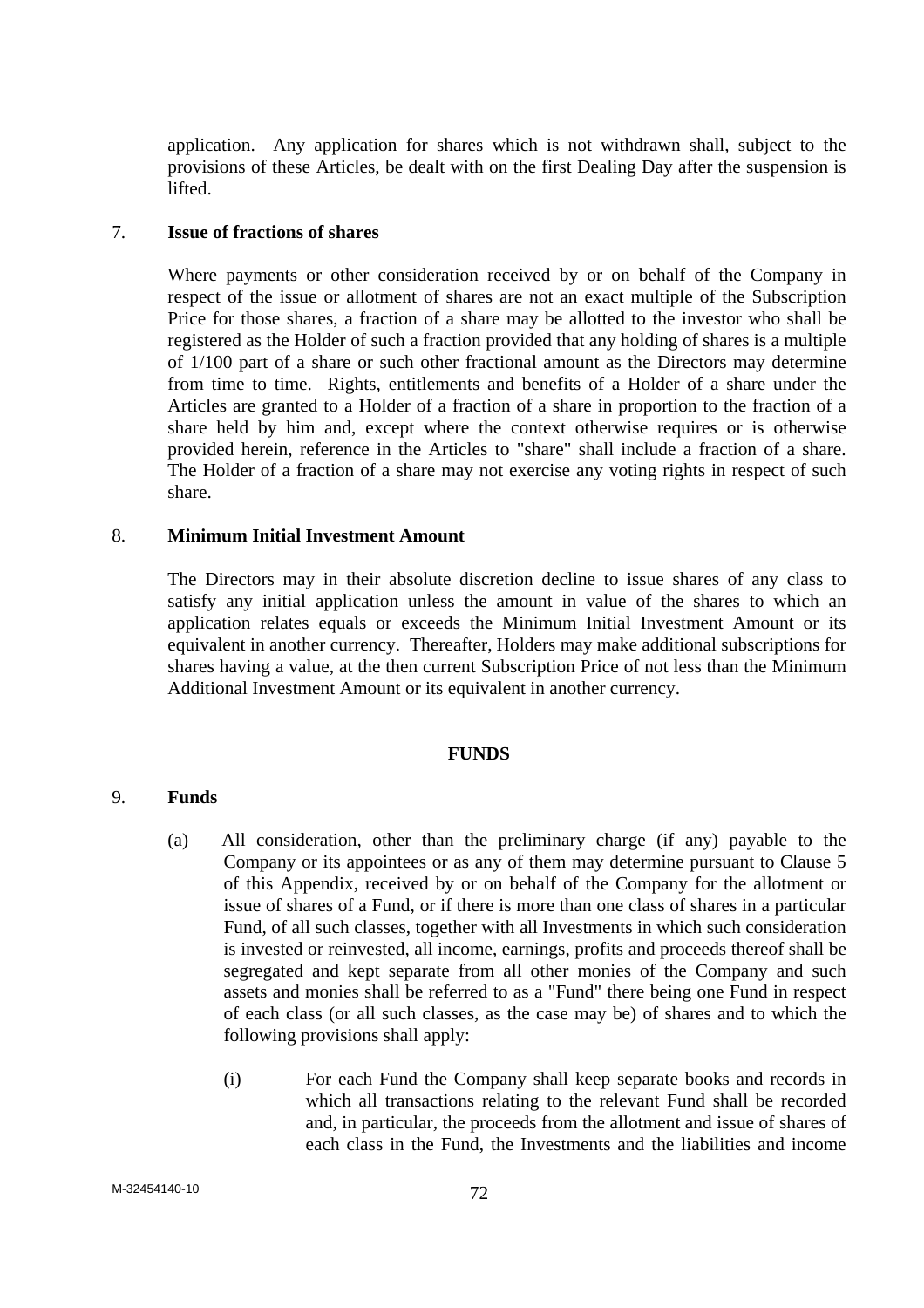application. Any application for shares which is not withdrawn shall, subject to the provisions of these Articles, be dealt with on the first Dealing Day after the suspension is lifted.

7. **Issue of fractions of shares**

Where payments or other consideration received by or on behalf of the Company in respect of the issue or allotment of shares are not an exact multiple of the Subscription Price for those shares, a fraction of a share may be allotted to the investor who shall be registered as the Holder of such a fraction provided that any holding of shares is a multiple of 1/100 part of a share or such other fractional amount as the Directors may determine from time to time. Rights, entitlements and benefits of a Holder of a share under the Articles are granted to a Holder of a fraction of a share in proportion to the fraction of a share held by him and, except where the context otherwise requires or is otherwise provided herein, reference in the Articles to "share" shall include a fraction of a share. The Holder of a fraction of a share may not exercise any voting rights in respect of such share.

8. **Minimum Initial Investment Amount**

The Directors may in their absolute discretion decline to issue shares of any class to satisfy any initial application unless the amount in value of the shares to which an application relates equals or exceeds the Minimum Initial Investment Amount or its equivalent in another currency. Thereafter, Holders may make additional subscriptions for shares having a value, at the then current Subscription Price of not less than the Minimum Additional Investment Amount or its equivalent in another currency.

## FUNDS

9. **Funds**

(a) All consideration, other than the preliminary charge (if any) payable to the Company or its appointees or as any of them may determine pursuant to Clause 5 of this Appendix, received by or on behalf of the Company for the allotment or issue of shares of a Fund, or if there is more than one class of shares in a particular Fund, of all such classes, together with all Investments in which such consideration is invested or reinvested, all income, earnings, profits and proceeds thereof shall be segregated and kept separate from all other monies of the Company and such assets and monies shall be referred to as a "Fund" there being one Fund in respect of each class (or all such classes, as the case may be) of shares and to which the following provisions shall apply:

(i) For each Fund the Company shall keep separate books and records in which all transactions relating to the relevant Fund shall be recorded and, in particular, the proceeds from the allotment and issue of shares of each class in the Fund, the Investments and the liabilities and income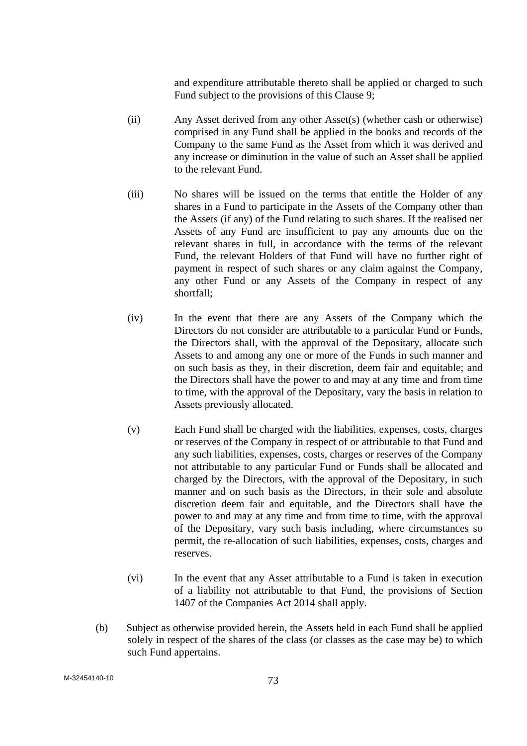and expenditure attributable thereto shall be applied or charged to such Fund subject to the provisions of this Clause 9;

(ii) Any Asset derived from any other Asset(s) (whether cash or otherwise) comprised in any Fund shall be applied in the books and records of the Company to the same Fund as the Asset from which it was derived and any increase or diminution in the value of such an Asset shall be applied to the relevant Fund.

(iii) No shares will be issued on the terms that entitle the Holder of any shares in a Fund to participate in the Assets of the Company other than the Assets (if any) of the Fund relating to such shares. If the realised net Assets of any Fund are insufficient to pay any amounts due on the relevant shares in full, in accordance with the terms of the relevant Fund, the relevant Holders of that Fund will have no further right of payment in respect of such shares or any claim against the Company, any other Fund or any Assets of the Company in respect of any shortfall;

(iv) In the event that there are any Assets of the Company which the Directors do not consider are attributable to a particular Fund or Funds, the Directors shall, with the approval of the Depositary, allocate such Assets to and among any one or more of the Funds in such manner and on such basis as they, in their discretion, deem fair and equitable; and the Directors shall have the power to and may at any time and from time to time, with the approval of the Depositary, vary the basis in relation to Assets previously allocated.

(v) Each Fund shall be charged with the liabilities, expenses, costs, charges or reserves of the Company in respect of or attributable to that Fund and any such liabilities, expenses, costs, charges or reserves of the Company not attributable to any particular Fund or Funds shall be allocated and charged by the Directors, with the approval of the Depositary, in such manner and on such basis as the Directors, in their sole and absolute discretion deem fair and equitable, and the Directors shall have the power to and may at any time and from time to time, with the approval of the Depositary, vary such basis including, where circumstances so permit, the re-allocation of such liabilities, expenses, costs, charges and reserves.

(vi) In the event that any Asset attributable to a Fund is taken in execution of a liability not attributable to that Fund, the provisions of Section 1407 of the Companies Act 2014 shall apply.

(b) Subject as otherwise provided herein, the Assets held in each Fund shall be applied solely in respect of the shares of the class (or classes as the case may be) to which such Fund appertains.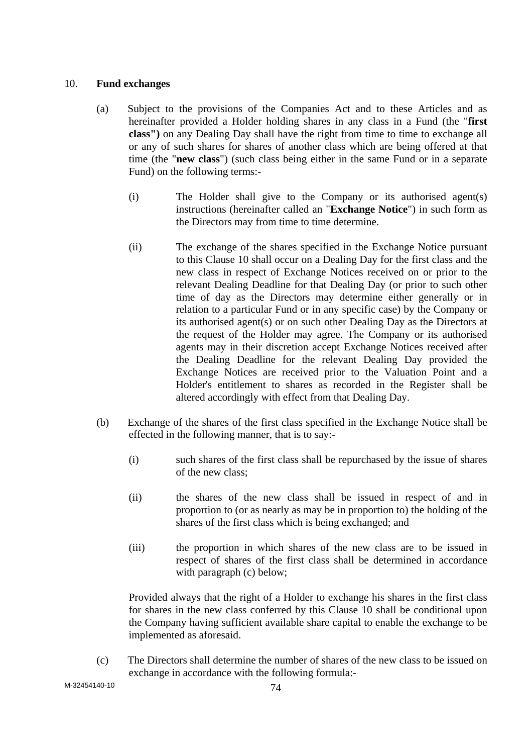## 10. **Fund exchanges**

(a) Subject to the provisions of the Companies Act and to these Articles and as hereinafter provided a Holder holding shares in any class in a Fund (the "**first class")** on any Dealing Day shall have the right from time to time to exchange all or any of such shares for shares of another class which are being offered at that time (the "**new class**") (such class being either in the same Fund or in a separate Fund) on the following terms:-

(i) The Holder shall give to the Company or its authorised agent(s) instructions (hereinafter called an "**Exchange Notice**") in such form as the Directors may from time to time determine.

(ii) The exchange of the shares specified in the Exchange Notice pursuant to this Clause 10 shall occur on a Dealing Day for the first class and the new class in respect of Exchange Notices received on or prior to the relevant Dealing Deadline for that Dealing Day (or prior to such other time of day as the Directors may determine either generally or in relation to a particular Fund or in any specific case) by the Company or its authorised agent(s) or on such other Dealing Day as the Directors at the request of the Holder may agree. The Company or its authorised agents may in their discretion accept Exchange Notices received after the Dealing Deadline for the relevant Dealing Day provided the Exchange Notices are received prior to the Valuation Point and a Holder's entitlement to shares as recorded in the Register shall be altered accordingly with effect from that Dealing Day.

(b) Exchange of the shares of the first class specified in the Exchange Notice shall be effected in the following manner, that is to say:-

(i) such shares of the first class shall be repurchased by the issue of shares of the new class;

(ii) the shares of the new class shall be issued in respect of and in proportion to (or as nearly as may be in proportion to) the holding of the shares of the first class which is being exchanged; and

(iii) the proportion in which shares of the new class are to be issued in respect of shares of the first class shall be determined in accordance with paragraph (c) below;

Provided always that the right of a Holder to exchange his shares in the first class for shares in the new class conferred by this Clause 10 shall be conditional upon the Company having sufficient available share capital to enable the exchange to be implemented as aforesaid.

(c) The Directors shall determine the number of shares of the new class to be issued on exchange in accordance with the following formula:-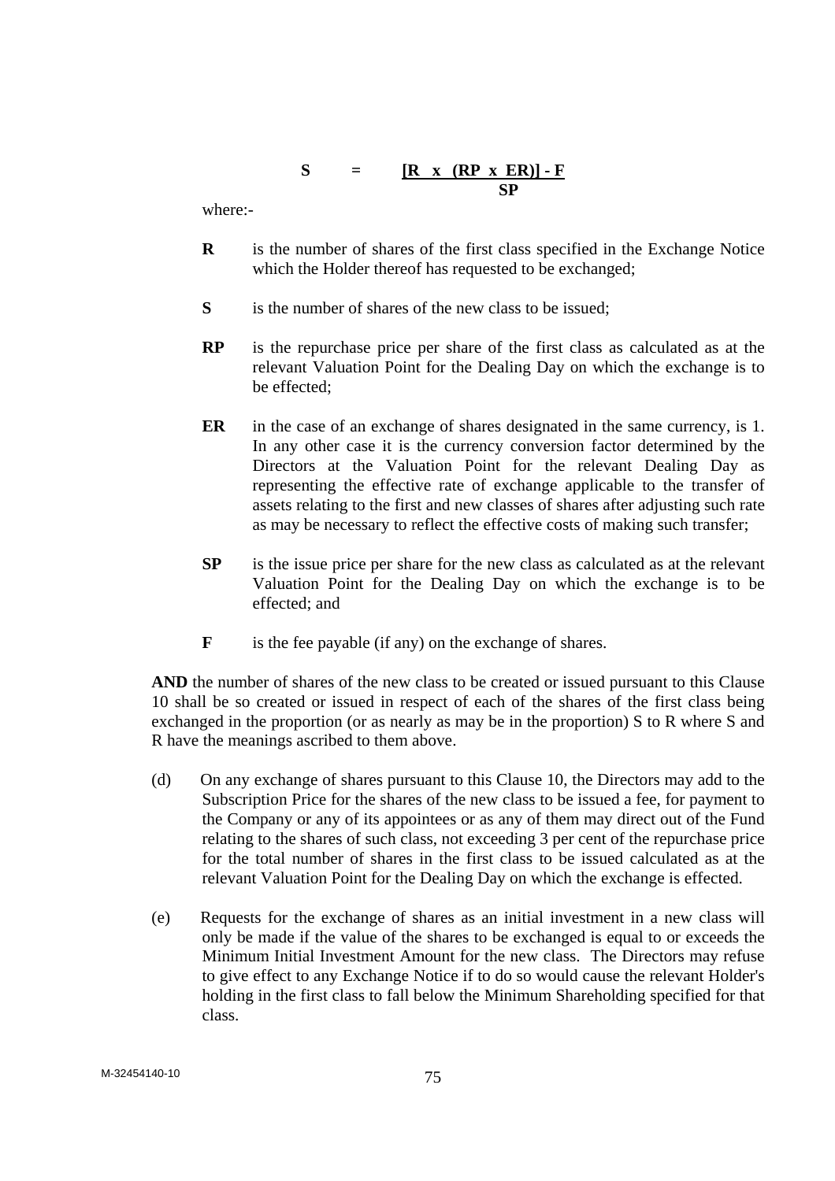$$S = \frac{[R \times (RP \times ER)] - F}{SP}$$

where:-

**R** is the number of shares of the first class specified in the Exchange Notice which the Holder thereof has requested to be exchanged;

**S** is the number of shares of the new class to be issued;

**RP** is the repurchase price per share of the first class as calculated as at the relevant Valuation Point for the Dealing Day on which the exchange is to be effected;

**ER** in the case of an exchange of shares designated in the same currency, is 1. In any other case it is the currency conversion factor determined by the Directors at the Valuation Point for the relevant Dealing Day as representing the effective rate of exchange applicable to the transfer of assets relating to the first and new classes of shares after adjusting such rate as may be necessary to reflect the effective costs of making such transfer;

**SP** is the issue price per share for the new class as calculated as at the relevant Valuation Point for the Dealing Day on which the exchange is to be effected; and

**F** is the fee payable (if any) on the exchange of shares.

**AND** the number of shares of the new class to be created or issued pursuant to this Clause 10 shall be so created or issued in respect of each of the shares of the first class being exchanged in the proportion (or as nearly as may be in the proportion) S to R where S and R have the meanings ascribed to them above.

(d) On any exchange of shares pursuant to this Clause 10, the Directors may add to the Subscription Price for the shares of the new class to be issued a fee, for payment to the Company or any of its appointees or as any of them may direct out of the Fund relating to the shares of such class, not exceeding 3 per cent of the repurchase price for the total number of shares in the first class to be issued calculated as at the relevant Valuation Point for the Dealing Day on which the exchange is effected.

(e) Requests for the exchange of shares as an initial investment in a new class will only be made if the value of the shares to be exchanged is equal to or exceeds the Minimum Initial Investment Amount for the new class. The Directors may refuse to give effect to any Exchange Notice if to do so would cause the relevant Holder's holding in the first class to fall below the Minimum Shareholding specified for that class.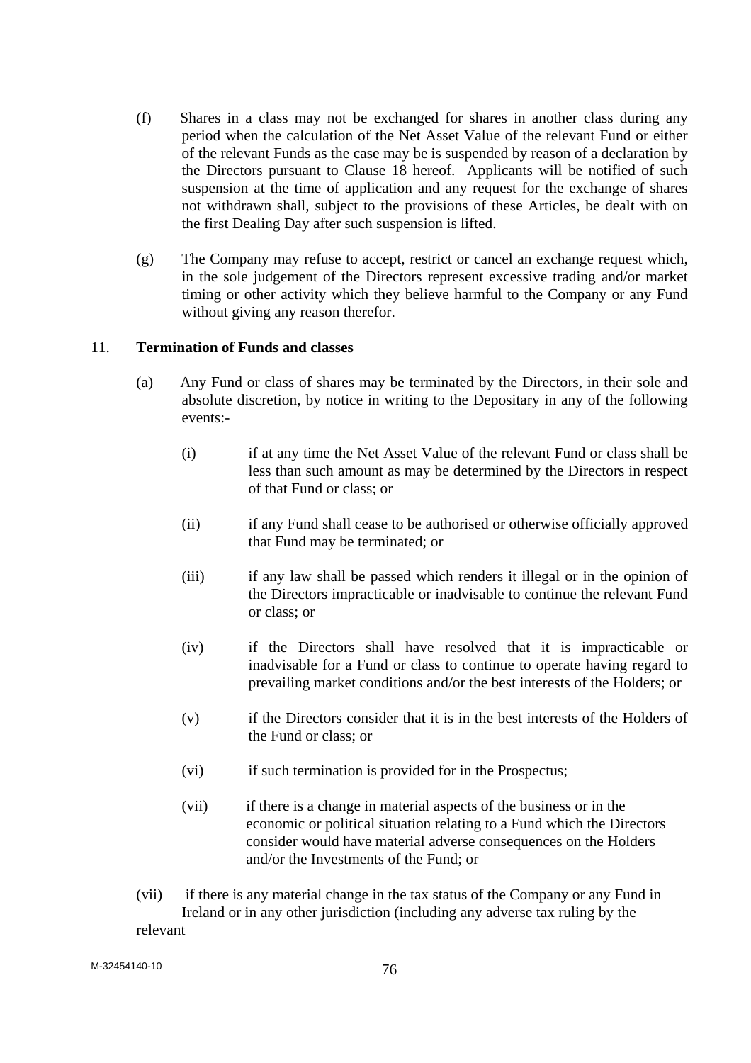(f) Shares in a class may not be exchanged for shares in another class during any period when the calculation of the Net Asset Value of the relevant Fund or either of the relevant Funds as the case may be is suspended by reason of a declaration by the Directors pursuant to Clause 18 hereof. Applicants will be notified of such suspension at the time of application and any request for the exchange of shares not withdrawn shall, subject to the provisions of these Articles, be dealt with on the first Dealing Day after such suspension is lifted.

(g) The Company may refuse to accept, restrict or cancel an exchange request which, in the sole judgement of the Directors represent excessive trading and/or market timing or other activity which they believe harmful to the Company or any Fund without giving any reason therefor.

11. **Termination of Funds and classes**

(a) Any Fund or class of shares may be terminated by the Directors, in their sole and absolute discretion, by notice in writing to the Depositary in any of the following events:-

(i) if at any time the Net Asset Value of the relevant Fund or class shall be less than such amount as may be determined by the Directors in respect of that Fund or class; or

(ii) if any Fund shall cease to be authorised or otherwise officially approved that Fund may be terminated; or

(iii) if any law shall be passed which renders it illegal or in the opinion of the Directors impracticable or inadvisable to continue the relevant Fund or class; or

(iv) if the Directors shall have resolved that it is impracticable or inadvisable for a Fund or class to continue to operate having regard to prevailing market conditions and/or the best interests of the Holders; or

(v) if the Directors consider that it is in the best interests of the Holders of the Fund or class; or

(vi) if such termination is provided for in the Prospectus;

(vii) if there is a change in material aspects of the business or in the economic or political situation relating to a Fund which the Directors consider would have material adverse consequences on the Holders and/or the Investments of the Fund; or

(vii) if there is any material change in the tax status of the Company or any Fund in Ireland or in any other jurisdiction (including any adverse tax ruling by the relevant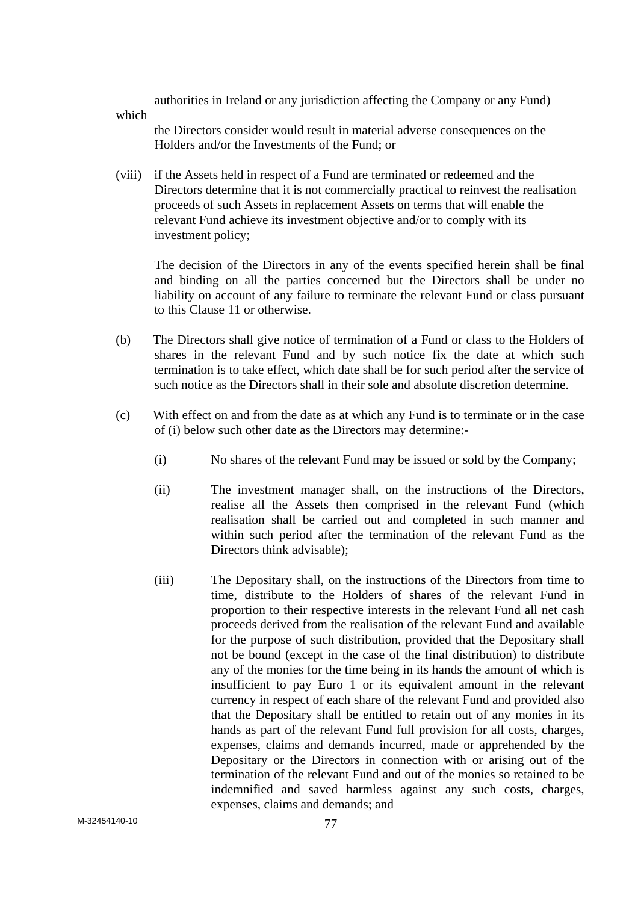authorities in Ireland or any jurisdiction affecting the Company or any Fund) which the Directors consider would result in material adverse consequences on the Holders and/or the Investments of the Fund; or

(viii) if the Assets held in respect of a Fund are terminated or redeemed and the Directors determine that it is not commercially practical to reinvest the realisation proceeds of such Assets in replacement Assets on terms that will enable the relevant Fund achieve its investment objective and/or to comply with its investment policy;

The decision of the Directors in any of the events specified herein shall be final and binding on all the parties concerned but the Directors shall be under no liability on account of any failure to terminate the relevant Fund or class pursuant to this Clause 11 or otherwise.

(b) The Directors shall give notice of termination of a Fund or class to the Holders of shares in the relevant Fund and by such notice fix the date at which such termination is to take effect, which date shall be for such period after the service of such notice as the Directors shall in their sole and absolute discretion determine.

(c) With effect on and from the date as at which any Fund is to terminate or in the case of (i) below such other date as the Directors may determine:-

(i) No shares of the relevant Fund may be issued or sold by the Company;

(ii) The investment manager shall, on the instructions of the Directors, realise all the Assets then comprised in the relevant Fund (which realisation shall be carried out and completed in such manner and within such period after the termination of the relevant Fund as the Directors think advisable);

(iii) The Depositary shall, on the instructions of the Directors from time to time, distribute to the Holders of shares of the relevant Fund in proportion to their respective interests in the relevant Fund all net cash proceeds derived from the realisation of the relevant Fund and available for the purpose of such distribution, provided that the Depositary shall not be bound (except in the case of the final distribution) to distribute any of the monies for the time being in its hands the amount of which is insufficient to pay Euro 1 or its equivalent amount in the relevant currency in respect of each share of the relevant Fund and provided also that the Depositary shall be entitled to retain out of any monies in its hands as part of the relevant Fund full provision for all costs, charges, expenses, claims and demands incurred, made or apprehended by the Depositary or the Directors in connection with or arising out of the termination of the relevant Fund and out of the monies so retained to be indemnified and saved harmless against any such costs, charges, expenses, claims and demands; and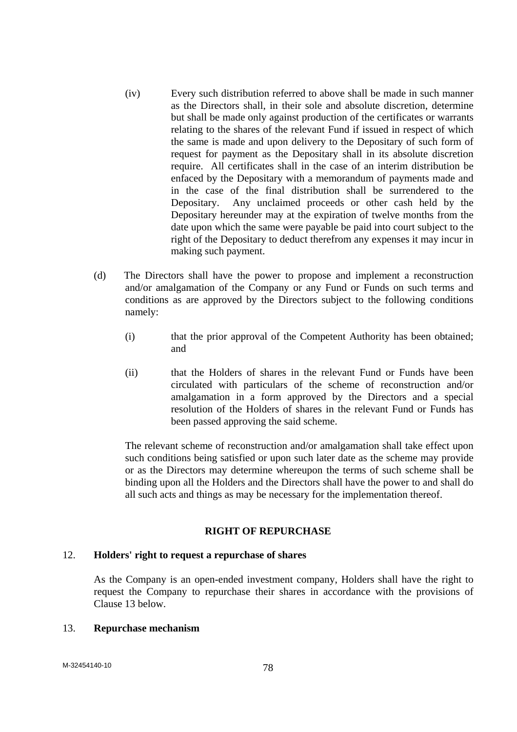(iv) Every such distribution referred to above shall be made in such manner as the Directors shall, in their sole and absolute discretion, determine but shall be made only against production of the certificates or warrants relating to the shares of the relevant Fund if issued in respect of which the same is made and upon delivery to the Depositary of such form of request for payment as the Depositary shall in its absolute discretion require. All certificates shall in the case of an interim distribution be enfaced by the Depositary with a memorandum of payments made and in the case of the final distribution shall be surrendered to the Depositary. Any unclaimed proceeds or other cash held by the Depositary hereunder may at the expiration of twelve months from the date upon which the same were payable be paid into court subject to the right of the Depositary to deduct therefrom any expenses it may incur in making such payment.

(d) The Directors shall have the power to propose and implement a reconstruction and/or amalgamation of the Company or any Fund or Funds on such terms and conditions as are approved by the Directors subject to the following conditions namely:

(i) that the prior approval of the Competent Authority has been obtained; and

(ii) that the Holders of shares in the relevant Fund or Funds have been circulated with particulars of the scheme of reconstruction and/or amalgamation in a form approved by the Directors and a special resolution of the Holders of shares in the relevant Fund or Funds has been passed approving the said scheme.

The relevant scheme of reconstruction and/or amalgamation shall take effect upon such conditions being satisfied or upon such later date as the scheme may provide or as the Directors may determine whereupon the terms of such scheme shall be binding upon all the Holders and the Directors shall have the power to and shall do all such acts and things as may be necessary for the implementation thereof.

## RIGHT OF REPURCHASE

### 12. Holders' right to request a repurchase of shares

As the Company is an open-ended investment company, Holders shall have the right to request the Company to repurchase their shares in accordance with the provisions of Clause 13 below.

### 13. Repurchase mechanism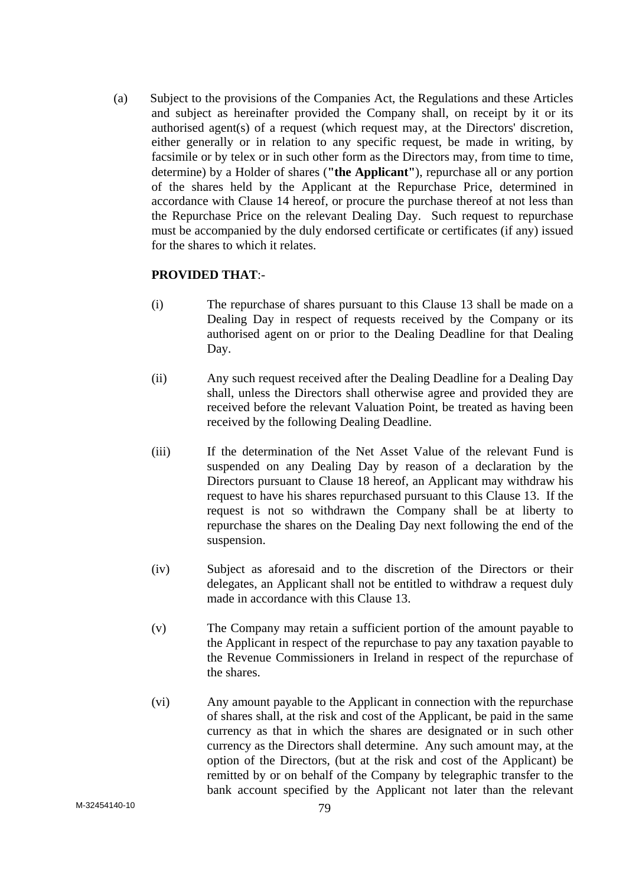(a) Subject to the provisions of the Companies Act, the Regulations and these Articles and subject as hereinafter provided the Company shall, on receipt by it or its authorised agent(s) of a request (which request may, at the Directors' discretion, either generally or in relation to any specific request, be made in writing, by facsimile or by telex or in such other form as the Directors may, from time to time, determine) by a Holder of shares (**"the Applicant"**), repurchase all or any portion of the shares held by the Applicant at the Repurchase Price, determined in accordance with Clause 14 hereof, or procure the purchase thereof at not less than the Repurchase Price on the relevant Dealing Day. Such request to repurchase must be accompanied by the duly endorsed certificate or certificates (if any) issued for the shares to which it relates.

**PROVIDED THAT**:-

(i) The repurchase of shares pursuant to this Clause 13 shall be made on a Dealing Day in respect of requests received by the Company or its authorised agent on or prior to the Dealing Deadline for that Dealing Day.

(ii) Any such request received after the Dealing Deadline for a Dealing Day shall, unless the Directors shall otherwise agree and provided they are received before the relevant Valuation Point, be treated as having been received by the following Dealing Deadline.

(iii) If the determination of the Net Asset Value of the relevant Fund is suspended on any Dealing Day by reason of a declaration by the Directors pursuant to Clause 18 hereof, an Applicant may withdraw his request to have his shares repurchased pursuant to this Clause 13. If the request is not so withdrawn the Company shall be at liberty to repurchase the shares on the Dealing Day next following the end of the suspension.

(iv) Subject as aforesaid and to the discretion of the Directors or their delegates, an Applicant shall not be entitled to withdraw a request duly made in accordance with this Clause 13.

(v) The Company may retain a sufficient portion of the amount payable to the Applicant in respect of the repurchase to pay any taxation payable to the Revenue Commissioners in Ireland in respect of the repurchase of the shares.

(vi) Any amount payable to the Applicant in connection with the repurchase of shares shall, at the risk and cost of the Applicant, be paid in the same currency as that in which the shares are designated or in such other currency as the Directors shall determine. Any such amount may, at the option of the Directors, (but at the risk and cost of the Applicant) be remitted by or on behalf of the Company by telegraphic transfer to the bank account specified by the Applicant not later than the relevant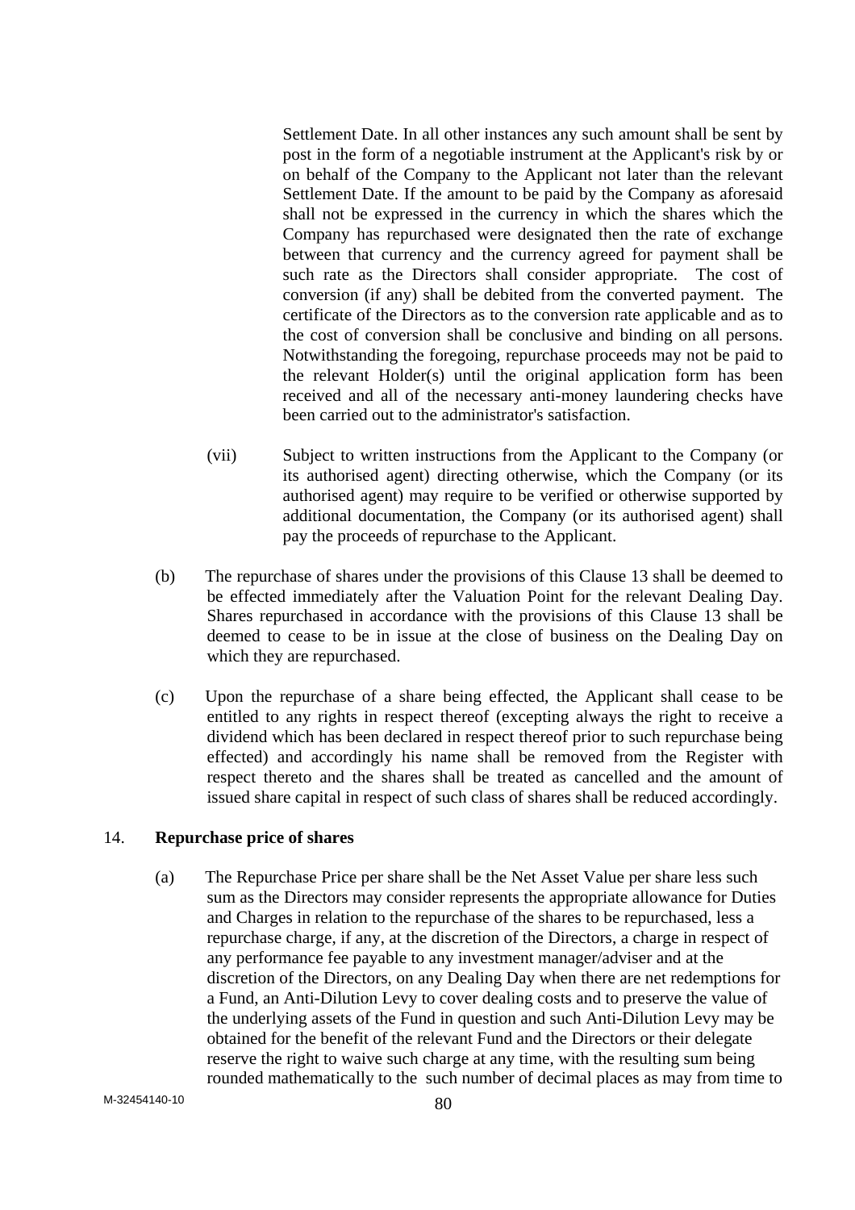Settlement Date. In all other instances any such amount shall be sent by post in the form of a negotiable instrument at the Applicant's risk by or on behalf of the Company to the Applicant not later than the relevant Settlement Date. If the amount to be paid by the Company as aforesaid shall not be expressed in the currency in which the shares which the Company has repurchased were designated then the rate of exchange between that currency and the currency agreed for payment shall be such rate as the Directors shall consider appropriate. The cost of conversion (if any) shall be debited from the converted payment. The certificate of the Directors as to the conversion rate applicable and as to the cost of conversion shall be conclusive and binding on all persons. Notwithstanding the foregoing, repurchase proceeds may not be paid to the relevant Holder(s) until the original application form has been received and all of the necessary anti-money laundering checks have been carried out to the administrator's satisfaction.

(vii) Subject to written instructions from the Applicant to the Company (or its authorised agent) directing otherwise, which the Company (or its authorised agent) may require to be verified or otherwise supported by additional documentation, the Company (or its authorised agent) shall pay the proceeds of repurchase to the Applicant.

(b) The repurchase of shares under the provisions of this Clause 13 shall be deemed to be effected immediately after the Valuation Point for the relevant Dealing Day. Shares repurchased in accordance with the provisions of this Clause 13 shall be deemed to cease to be in issue at the close of business on the Dealing Day on which they are repurchased.

(c) Upon the repurchase of a share being effected, the Applicant shall cease to be entitled to any rights in respect thereof (excepting always the right to receive a dividend which has been declared in respect thereof prior to such repurchase being effected) and accordingly his name shall be removed from the Register with respect thereto and the shares shall be treated as cancelled and the amount of issued share capital in respect of such class of shares shall be reduced accordingly.

14. **Repurchase price of shares**

(a) The Repurchase Price per share shall be the Net Asset Value per share less such sum as the Directors may consider represents the appropriate allowance for Duties and Charges in relation to the repurchase of the shares to be repurchased, less a repurchase charge, if any, at the discretion of the Directors, a charge in respect of any performance fee payable to any investment manager/adviser and at the discretion of the Directors, on any Dealing Day when there are net redemptions for a Fund, an Anti-Dilution Levy to cover dealing costs and to preserve the value of the underlying assets of the Fund in question and such Anti-Dilution Levy may be obtained for the benefit of the relevant Fund and the Directors or their delegate reserve the right to waive such charge at any time, with the resulting sum being rounded mathematically to the such number of decimal places as may from time to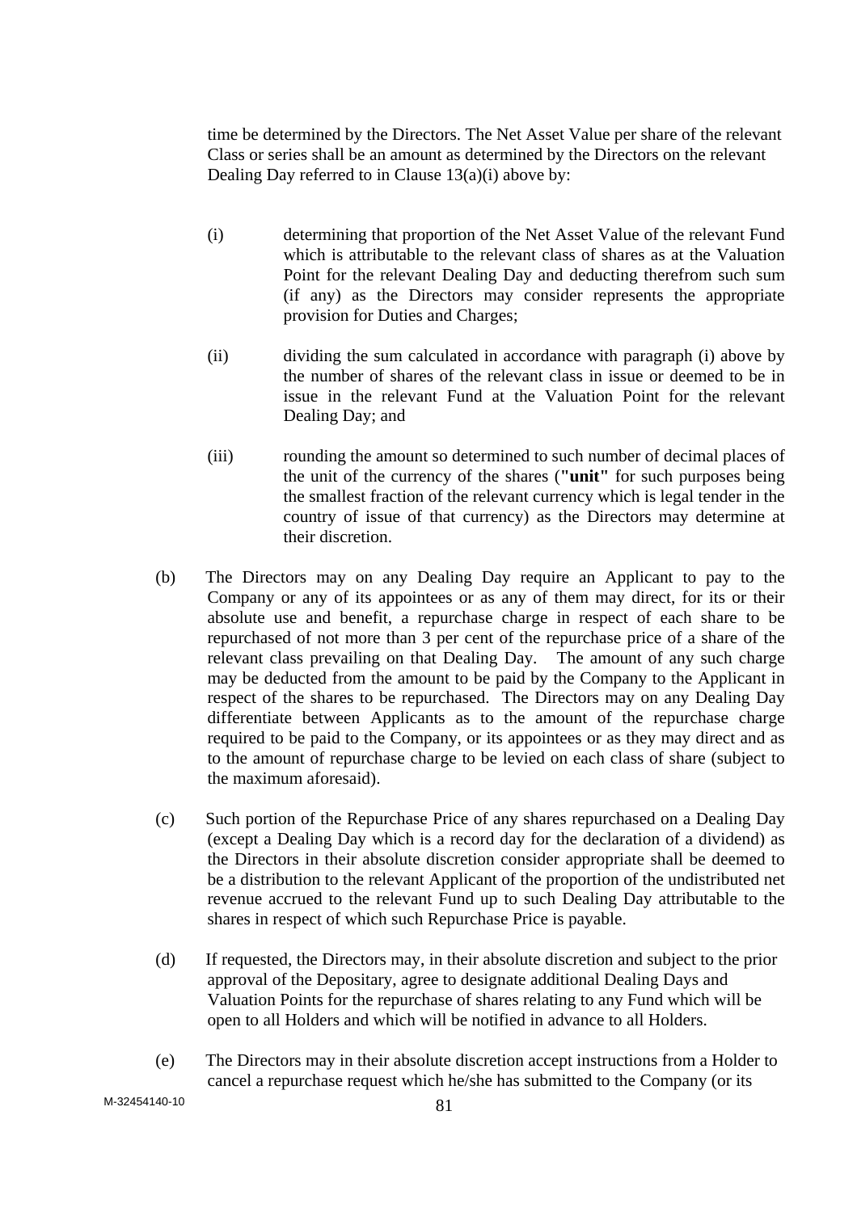time be determined by the Directors. The Net Asset Value per share of the relevant Class or series shall be an amount as determined by the Directors on the relevant Dealing Day referred to in Clause 13(a)(i) above by:

(i) determining that proportion of the Net Asset Value of the relevant Fund which is attributable to the relevant class of shares as at the Valuation Point for the relevant Dealing Day and deducting therefrom such sum (if any) as the Directors may consider represents the appropriate provision for Duties and Charges;

(ii) dividing the sum calculated in accordance with paragraph (i) above by the number of shares of the relevant class in issue or deemed to be in issue in the relevant Fund at the Valuation Point for the relevant Dealing Day; and

(iii) rounding the amount so determined to such number of decimal places of the unit of the currency of the shares (**"unit"** for such purposes being the smallest fraction of the relevant currency which is legal tender in the country of issue of that currency) as the Directors may determine at their discretion.

(b) The Directors may on any Dealing Day require an Applicant to pay to the Company or any of its appointees or as any of them may direct, for its or their absolute use and benefit, a repurchase charge in respect of each share to be repurchased of not more than 3 per cent of the repurchase price of a share of the relevant class prevailing on that Dealing Day. The amount of any such charge may be deducted from the amount to be paid by the Company to the Applicant in respect of the shares to be repurchased. The Directors may on any Dealing Day differentiate between Applicants as to the amount of the repurchase charge required to be paid to the Company, or its appointees or as they may direct and as to the amount of repurchase charge to be levied on each class of share (subject to the maximum aforesaid).

(c) Such portion of the Repurchase Price of any shares repurchased on a Dealing Day (except a Dealing Day which is a record day for the declaration of a dividend) as the Directors in their absolute discretion consider appropriate shall be deemed to be a distribution to the relevant Applicant of the proportion of the undistributed net revenue accrued to the relevant Fund up to such Dealing Day attributable to the shares in respect of which such Repurchase Price is payable.

(d) If requested, the Directors may, in their absolute discretion and subject to the prior approval of the Depositary, agree to designate additional Dealing Days and Valuation Points for the repurchase of shares relating to any Fund which will be open to all Holders and which will be notified in advance to all Holders.

(e) The Directors may in their absolute discretion accept instructions from a Holder to cancel a repurchase request which he/she has submitted to the Company (or its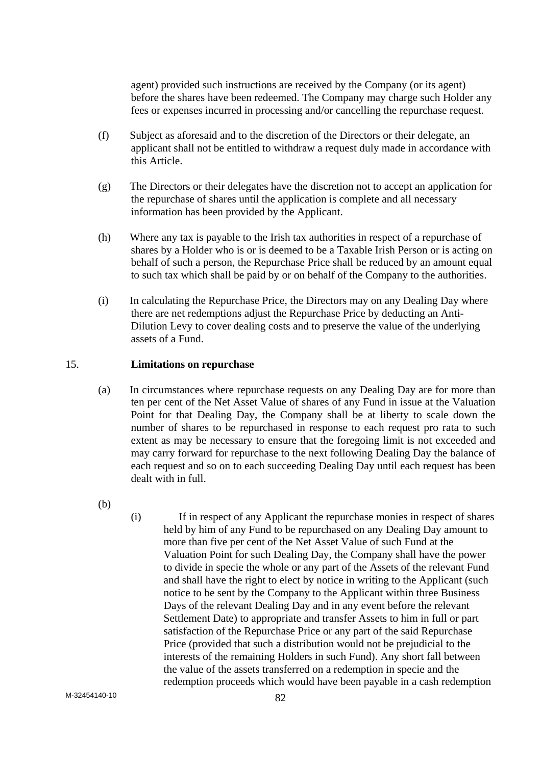agent) provided such instructions are received by the Company (or its agent) before the shares have been redeemed. The Company may charge such Holder any fees or expenses incurred in processing and/or cancelling the repurchase request.

(f) Subject as aforesaid and to the discretion of the Directors or their delegate, an applicant shall not be entitled to withdraw a request duly made in accordance with this Article.

(g) The Directors or their delegates have the discretion not to accept an application for the repurchase of shares until the application is complete and all necessary information has been provided by the Applicant.

(h) Where any tax is payable to the Irish tax authorities in respect of a repurchase of shares by a Holder who is or is deemed to be a Taxable Irish Person or is acting on behalf of such a person, the Repurchase Price shall be reduced by an amount equal to such tax which shall be paid by or on behalf of the Company to the authorities.

(i) In calculating the Repurchase Price, the Directors may on any Dealing Day where there are net redemptions adjust the Repurchase Price by deducting an Anti-Dilution Levy to cover dealing costs and to preserve the value of the underlying assets of a Fund.

15. **Limitations on repurchase**

(a) In circumstances where repurchase requests on any Dealing Day are for more than ten per cent of the Net Asset Value of shares of any Fund in issue at the Valuation Point for that Dealing Day, the Company shall be at liberty to scale down the number of shares to be repurchased in response to each request pro rata to such extent as may be necessary to ensure that the foregoing limit is not exceeded and may carry forward for repurchase to the next following Dealing Day the balance of each request and so on to each succeeding Dealing Day until each request has been dealt with in full.

(b)

(i) If in respect of any Applicant the repurchase monies in respect of shares held by him of any Fund to be repurchased on any Dealing Day amount to more than five per cent of the Net Asset Value of such Fund at the Valuation Point for such Dealing Day, the Company shall have the power to divide in specie the whole or any part of the Assets of the relevant Fund and shall have the right to elect by notice in writing to the Applicant (such notice to be sent by the Company to the Applicant within three Business Days of the relevant Dealing Day and in any event before the relevant Settlement Date) to appropriate and transfer Assets to him in full or part satisfaction of the Repurchase Price or any part of the said Repurchase Price (provided that such a distribution would not be prejudicial to the interests of the remaining Holders in such Fund). Any short fall between the value of the assets transferred on a redemption in specie and the redemption proceeds which would have been payable in a cash redemption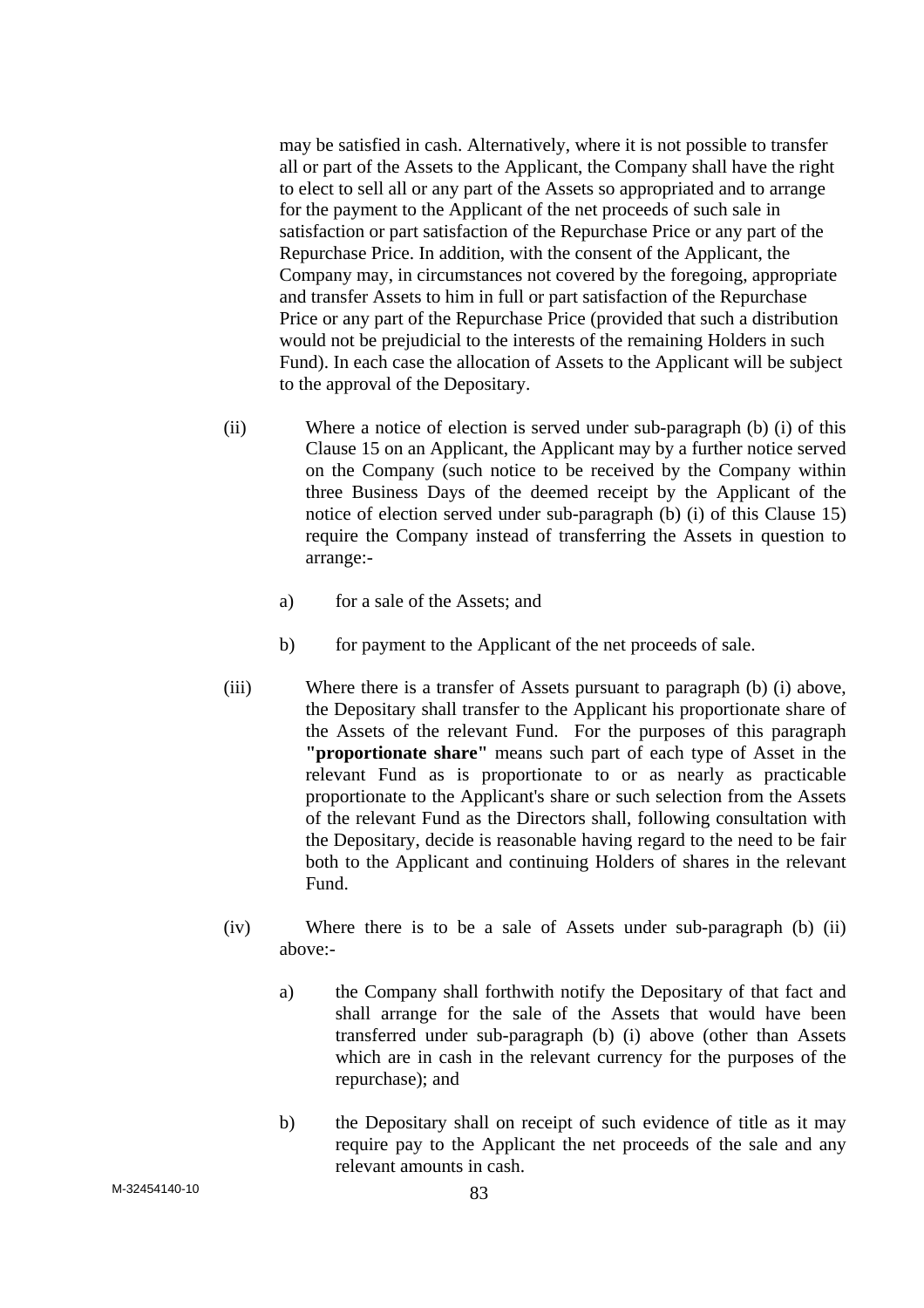may be satisfied in cash. Alternatively, where it is not possible to transfer all or part of the Assets to the Applicant, the Company shall have the right to elect to sell all or any part of the Assets so appropriated and to arrange for the payment to the Applicant of the net proceeds of such sale in satisfaction or part satisfaction of the Repurchase Price or any part of the Repurchase Price. In addition, with the consent of the Applicant, the Company may, in circumstances not covered by the foregoing, appropriate and transfer Assets to him in full or part satisfaction of the Repurchase Price or any part of the Repurchase Price (provided that such a distribution would not be prejudicial to the interests of the remaining Holders in such Fund). In each case the allocation of Assets to the Applicant will be subject to the approval of the Depositary.

(ii) Where a notice of election is served under sub-paragraph (b) (i) of this Clause 15 on an Applicant, the Applicant may by a further notice served on the Company (such notice to be received by the Company within three Business Days of the deemed receipt by the Applicant of the notice of election served under sub-paragraph (b) (i) of this Clause 15) require the Company instead of transferring the Assets in question to arrange:-

- a) for a sale of the Assets; and
- b) for payment to the Applicant of the net proceeds of sale.

(iii) Where there is a transfer of Assets pursuant to paragraph (b) (i) above, the Depositary shall transfer to the Applicant his proportionate share of the Assets of the relevant Fund. For the purposes of this paragraph **"proportionate share"** means such part of each type of Asset in the relevant Fund as is proportionate to or as nearly as practicable proportionate to the Applicant's share or such selection from the Assets of the relevant Fund as the Directors shall, following consultation with the Depositary, decide is reasonable having regard to the need to be fair both to the Applicant and continuing Holders of shares in the relevant Fund.

(iv) Where there is to be a sale of Assets under sub-paragraph (b) (ii) above:-

- a) the Company shall forthwith notify the Depositary of that fact and shall arrange for the sale of the Assets that would have been transferred under sub-paragraph (b) (i) above (other than Assets which are in cash in the relevant currency for the purposes of the repurchase); and
- b) the Depositary shall on receipt of such evidence of title as it may require pay to the Applicant the net proceeds of the sale and any relevant amounts in cash.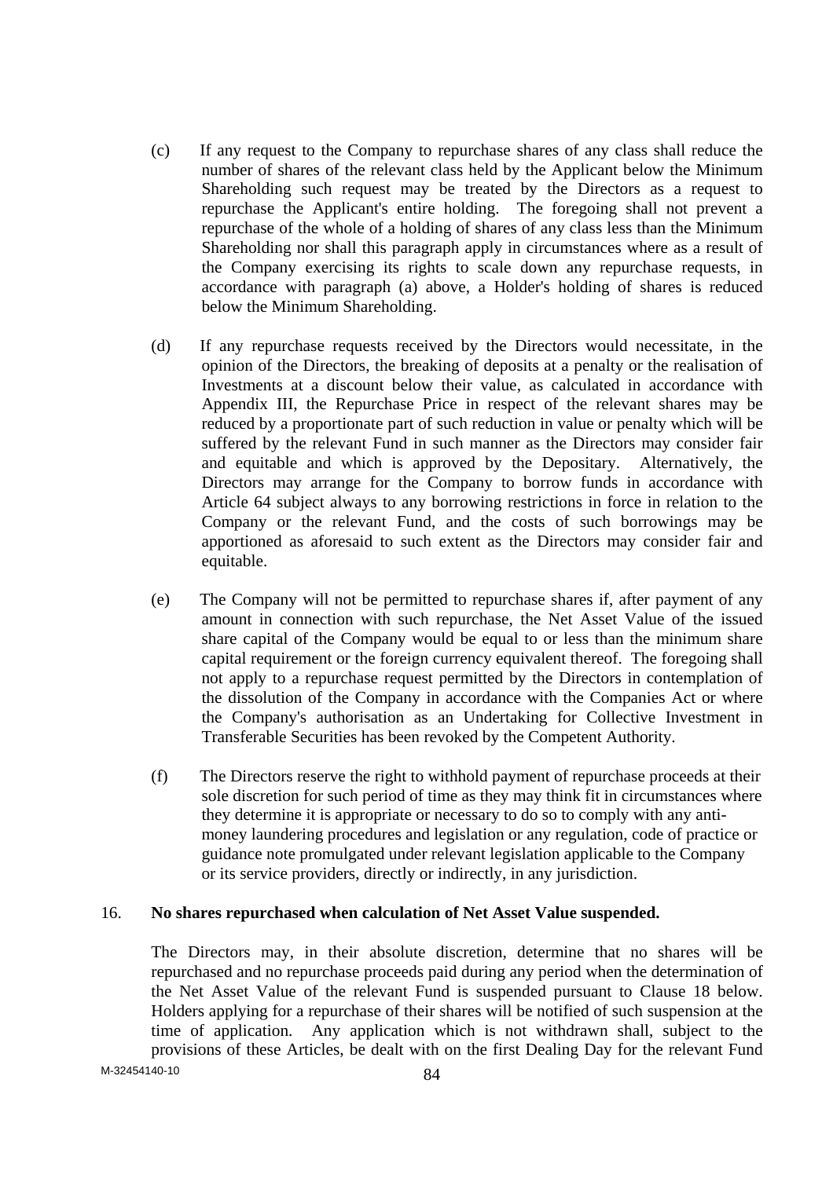(c) If any request to the Company to repurchase shares of any class shall reduce the number of shares of the relevant class held by the Applicant below the Minimum Shareholding such request may be treated by the Directors as a request to repurchase the Applicant's entire holding. The foregoing shall not prevent a repurchase of the whole of a holding of shares of any class less than the Minimum Shareholding nor shall this paragraph apply in circumstances where as a result of the Company exercising its rights to scale down any repurchase requests, in accordance with paragraph (a) above, a Holder's holding of shares is reduced below the Minimum Shareholding.

(d) If any repurchase requests received by the Directors would necessitate, in the opinion of the Directors, the breaking of deposits at a penalty or the realisation of Investments at a discount below their value, as calculated in accordance with Appendix III, the Repurchase Price in respect of the relevant shares may be reduced by a proportionate part of such reduction in value or penalty which will be suffered by the relevant Fund in such manner as the Directors may consider fair and equitable and which is approved by the Depositary. Alternatively, the Directors may arrange for the Company to borrow funds in accordance with Article 64 subject always to any borrowing restrictions in force in relation to the Company or the relevant Fund, and the costs of such borrowings may be apportioned as aforesaid to such extent as the Directors may consider fair and equitable.

(e) The Company will not be permitted to repurchase shares if, after payment of any amount in connection with such repurchase, the Net Asset Value of the issued share capital of the Company would be equal to or less than the minimum share capital requirement or the foreign currency equivalent thereof. The foregoing shall not apply to a repurchase request permitted by the Directors in contemplation of the dissolution of the Company in accordance with the Companies Act or where the Company's authorisation as an Undertaking for Collective Investment in Transferable Securities has been revoked by the Competent Authority.

(f) The Directors reserve the right to withhold payment of repurchase proceeds at their sole discretion for such period of time as they may think fit in circumstances where they determine it is appropriate or necessary to do so to comply with any anti-money laundering procedures and legislation or any regulation, code of practice or guidance note promulgated under relevant legislation applicable to the Company or its service providers, directly or indirectly, in any jurisdiction.

16. **No shares repurchased when calculation of Net Asset Value suspended.**

The Directors may, in their absolute discretion, determine that no shares will be repurchased and no repurchase proceeds paid during any period when the determination of the Net Asset Value of the relevant Fund is suspended pursuant to Clause 18 below. Holders applying for a repurchase of their shares will be notified of such suspension at the time of application. Any application which is not withdrawn shall, subject to the provisions of these Articles, be dealt with on the first Dealing Day for the relevant Fund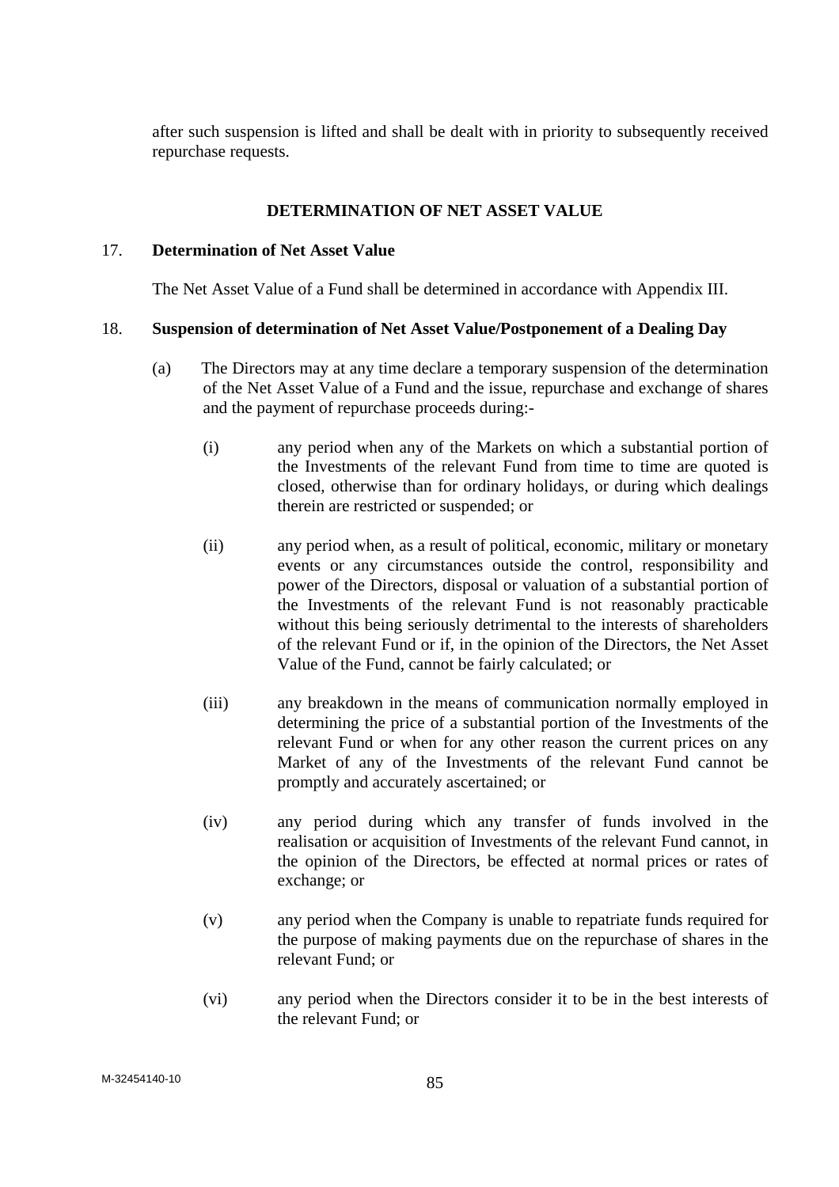after such suspension is lifted and shall be dealt with in priority to subsequently received repurchase requests.

## DETERMINATION OF NET ASSET VALUE

17. **Determination of Net Asset Value**

The Net Asset Value of a Fund shall be determined in accordance with Appendix III.

18. **Suspension of determination of Net Asset Value/Postponement of a Dealing Day**

(a) The Directors may at any time declare a temporary suspension of the determination of the Net Asset Value of a Fund and the issue, repurchase and exchange of shares and the payment of repurchase proceeds during:-

(i) any period when any of the Markets on which a substantial portion of the Investments of the relevant Fund from time to time are quoted is closed, otherwise than for ordinary holidays, or during which dealings therein are restricted or suspended; or

(ii) any period when, as a result of political, economic, military or monetary events or any circumstances outside the control, responsibility and power of the Directors, disposal or valuation of a substantial portion of the Investments of the relevant Fund is not reasonably practicable without this being seriously detrimental to the interests of shareholders of the relevant Fund or if, in the opinion of the Directors, the Net Asset Value of the Fund, cannot be fairly calculated; or

(iii) any breakdown in the means of communication normally employed in determining the price of a substantial portion of the Investments of the relevant Fund or when for any other reason the current prices on any Market of any of the Investments of the relevant Fund cannot be promptly and accurately ascertained; or

(iv) any period during which any transfer of funds involved in the realisation or acquisition of Investments of the relevant Fund cannot, in the opinion of the Directors, be effected at normal prices or rates of exchange; or

(v) any period when the Company is unable to repatriate funds required for the purpose of making payments due on the repurchase of shares in the relevant Fund; or

(vi) any period when the Directors consider it to be in the best interests of the relevant Fund; or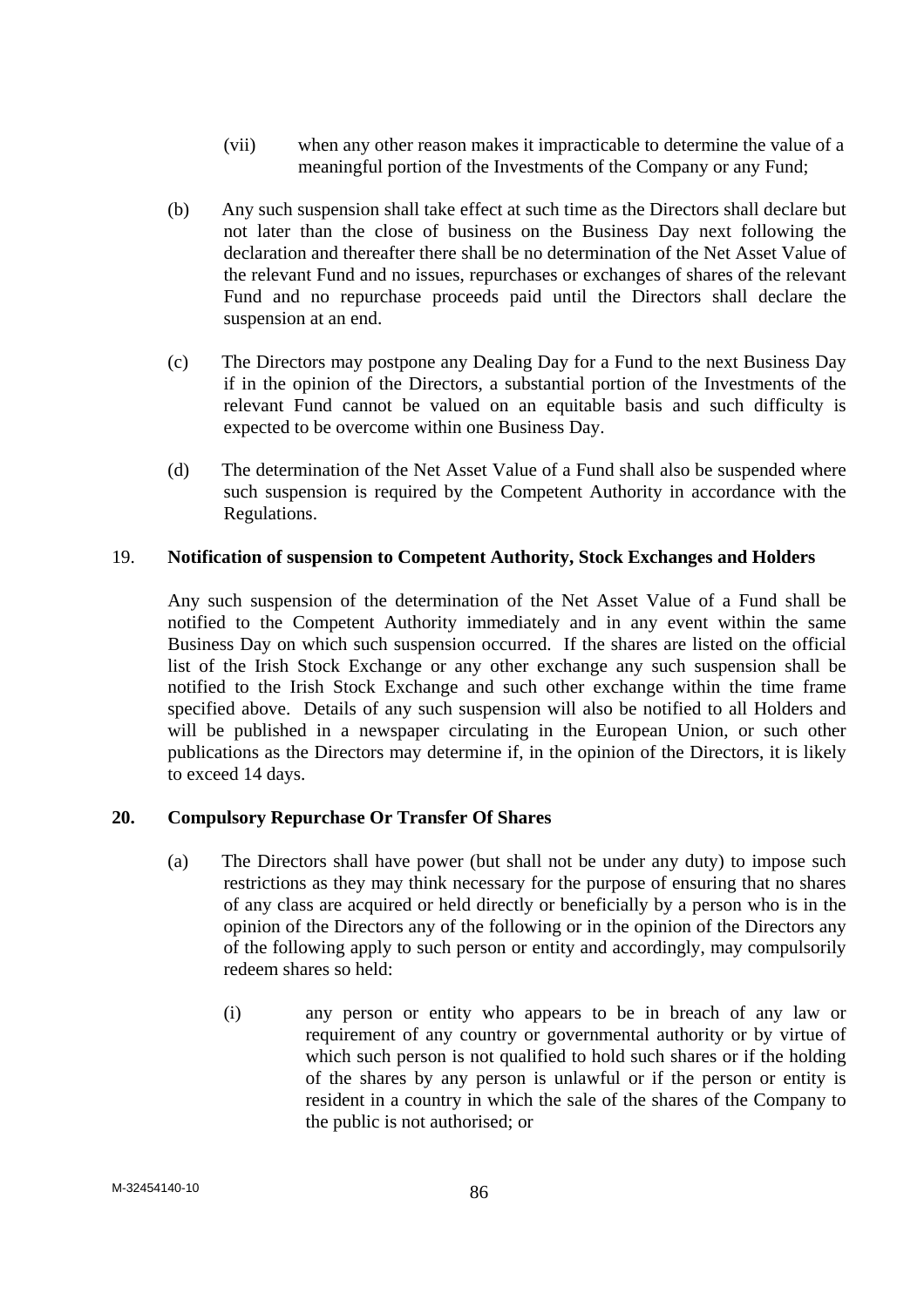(vii) when any other reason makes it impracticable to determine the value of a meaningful portion of the Investments of the Company or any Fund;

(b) Any such suspension shall take effect at such time as the Directors shall declare but not later than the close of business on the Business Day next following the declaration and thereafter there shall be no determination of the Net Asset Value of the relevant Fund and no issues, repurchases or exchanges of shares of the relevant Fund and no repurchase proceeds paid until the Directors shall declare the suspension at an end.

(c) The Directors may postpone any Dealing Day for a Fund to the next Business Day if in the opinion of the Directors, a substantial portion of the Investments of the relevant Fund cannot be valued on an equitable basis and such difficulty is expected to be overcome within one Business Day.

(d) The determination of the Net Asset Value of a Fund shall also be suspended where such suspension is required by the Competent Authority in accordance with the Regulations.

19. **Notification of suspension to Competent Authority, Stock Exchanges and Holders**

Any such suspension of the determination of the Net Asset Value of a Fund shall be notified to the Competent Authority immediately and in any event within the same Business Day on which such suspension occurred. If the shares are listed on the official list of the Irish Stock Exchange or any other exchange any such suspension shall be notified to the Irish Stock Exchange and such other exchange within the time frame specified above. Details of any such suspension will also be notified to all Holders and will be published in a newspaper circulating in the European Union, or such other publications as the Directors may determine if, in the opinion of the Directors, it is likely to exceed 14 days.

**20. Compulsory Repurchase Or Transfer Of Shares**

(a) The Directors shall have power (but shall not be under any duty) to impose such restrictions as they may think necessary for the purpose of ensuring that no shares of any class are acquired or held directly or beneficially by a person who is in the opinion of the Directors any of the following or in the opinion of the Directors any of the following apply to such person or entity and accordingly, may compulsorily redeem shares so held:

(i) any person or entity who appears to be in breach of any law or requirement of any country or governmental authority or by virtue of which such person is not qualified to hold such shares or if the holding of the shares by any person is unlawful or if the person or entity is resident in a country in which the sale of the shares of the Company to the public is not authorised; or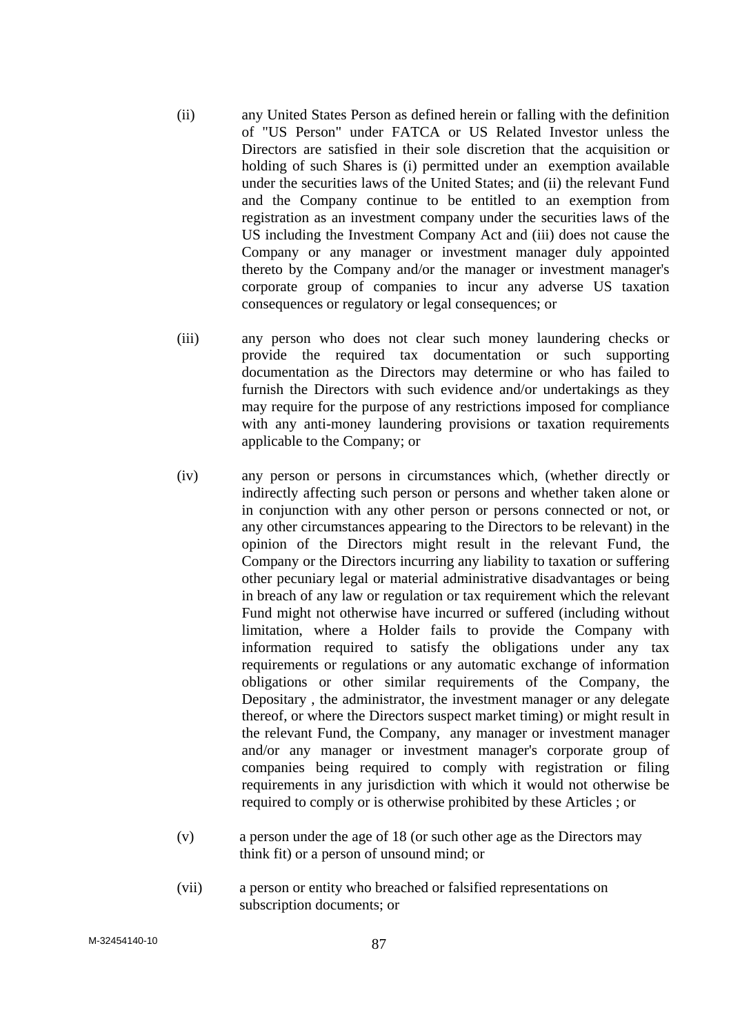(ii) any United States Person as defined herein or falling with the definition of "US Person" under FATCA or US Related Investor unless the Directors are satisfied in their sole discretion that the acquisition or holding of such Shares is (i) permitted under an exemption available under the securities laws of the United States; and (ii) the relevant Fund and the Company continue to be entitled to an exemption from registration as an investment company under the securities laws of the US including the Investment Company Act and (iii) does not cause the Company or any manager or investment manager duly appointed thereto by the Company and/or the manager or investment manager's corporate group of companies to incur any adverse US taxation consequences or regulatory or legal consequences; or

(iii) any person who does not clear such money laundering checks or provide the required tax documentation or such supporting documentation as the Directors may determine or who has failed to furnish the Directors with such evidence and/or undertakings as they may require for the purpose of any restrictions imposed for compliance with any anti-money laundering provisions or taxation requirements applicable to the Company; or

(iv) any person or persons in circumstances which, (whether directly or indirectly affecting such person or persons and whether taken alone or in conjunction with any other person or persons connected or not, or any other circumstances appearing to the Directors to be relevant) in the opinion of the Directors might result in the relevant Fund, the Company or the Directors incurring any liability to taxation or suffering other pecuniary legal or material administrative disadvantages or being in breach of any law or regulation or tax requirement which the relevant Fund might not otherwise have incurred or suffered (including without limitation, where a Holder fails to provide the Company with information required to satisfy the obligations under any tax requirements or regulations or any automatic exchange of information obligations or other similar requirements of the Company, the Depositary , the administrator, the investment manager or any delegate thereof, or where the Directors suspect market timing) or might result in the relevant Fund, the Company, any manager or investment manager and/or any manager or investment manager's corporate group of companies being required to comply with registration or filing requirements in any jurisdiction with which it would not otherwise be required to comply or is otherwise prohibited by these Articles ; or

(v) a person under the age of 18 (or such other age as the Directors may think fit) or a person of unsound mind; or

(vii) a person or entity who breached or falsified representations on subscription documents; or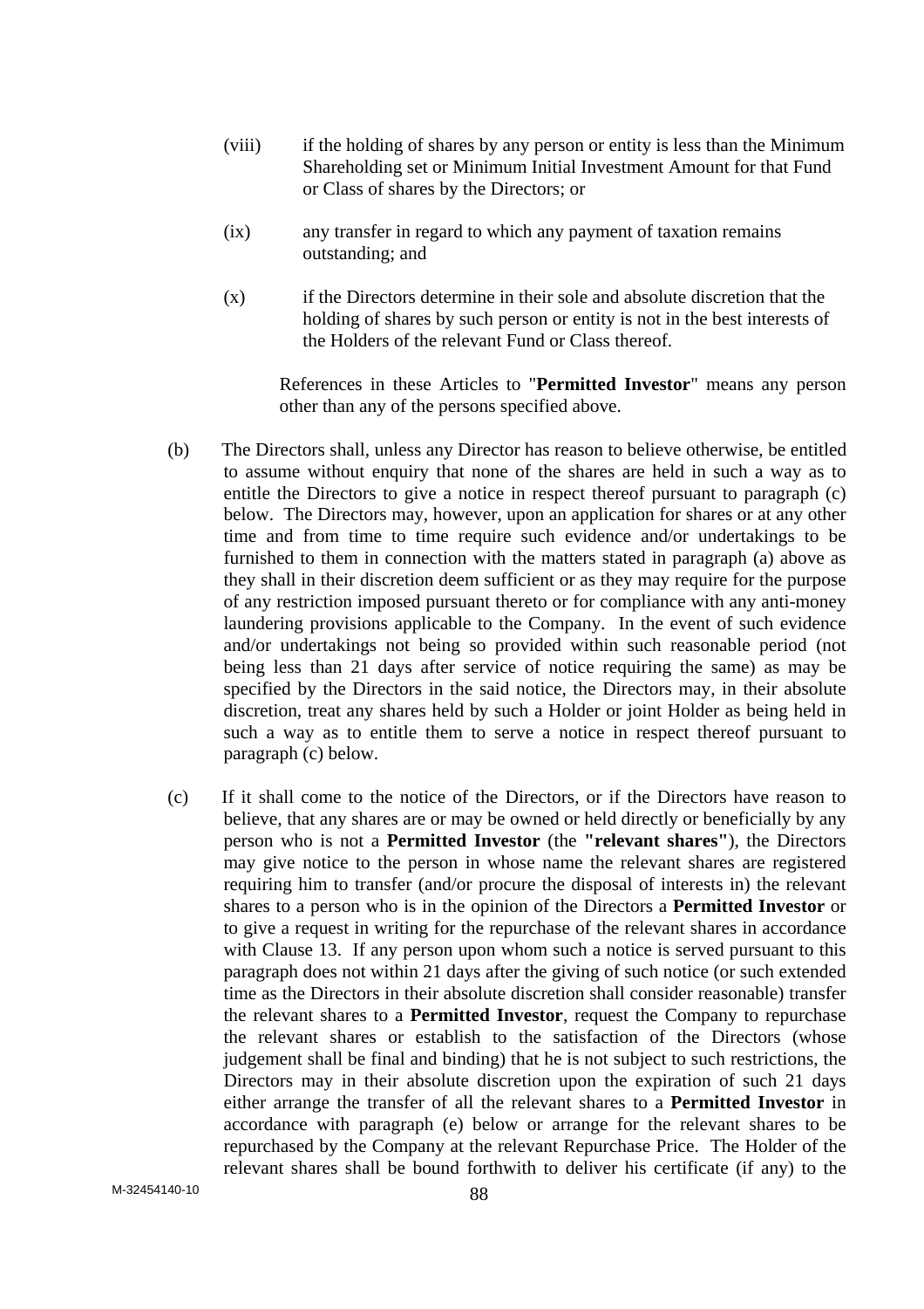(viii) if the holding of shares by any person or entity is less than the Minimum Shareholding set or Minimum Initial Investment Amount for that Fund or Class of shares by the Directors; or

(ix) any transfer in regard to which any payment of taxation remains outstanding; and

(x) if the Directors determine in their sole and absolute discretion that the holding of shares by such person or entity is not in the best interests of the Holders of the relevant Fund or Class thereof.

References in these Articles to "**Permitted Investor**" means any person other than any of the persons specified above.

(b) The Directors shall, unless any Director has reason to believe otherwise, be entitled to assume without enquiry that none of the shares are held in such a way as to entitle the Directors to give a notice in respect thereof pursuant to paragraph (c) below. The Directors may, however, upon an application for shares or at any other time and from time to time require such evidence and/or undertakings to be furnished to them in connection with the matters stated in paragraph (a) above as they shall in their discretion deem sufficient or as they may require for the purpose of any restriction imposed pursuant thereto or for compliance with any anti-money laundering provisions applicable to the Company. In the event of such evidence and/or undertakings not being so provided within such reasonable period (not being less than 21 days after service of notice requiring the same) as may be specified by the Directors in the said notice, the Directors may, in their absolute discretion, treat any shares held by such a Holder or joint Holder as being held in such a way as to entitle them to serve a notice in respect thereof pursuant to paragraph (c) below.

(c) If it shall come to the notice of the Directors, or if the Directors have reason to believe, that any shares are or may be owned or held directly or beneficially by any person who is not a **Permitted Investor** (the **"relevant shares"**), the Directors may give notice to the person in whose name the relevant shares are registered requiring him to transfer (and/or procure the disposal of interests in) the relevant shares to a person who is in the opinion of the Directors a **Permitted Investor** or to give a request in writing for the repurchase of the relevant shares in accordance with Clause 13. If any person upon whom such a notice is served pursuant to this paragraph does not within 21 days after the giving of such notice (or such extended time as the Directors in their absolute discretion shall consider reasonable) transfer the relevant shares to a **Permitted Investor**, request the Company to repurchase the relevant shares or establish to the satisfaction of the Directors (whose judgement shall be final and binding) that he is not subject to such restrictions, the Directors may in their absolute discretion upon the expiration of such 21 days either arrange the transfer of all the relevant shares to a **Permitted Investor** in accordance with paragraph (e) below or arrange for the relevant shares to be repurchased by the Company at the relevant Repurchase Price. The Holder of the relevant shares shall be bound forthwith to deliver his certificate (if any) to the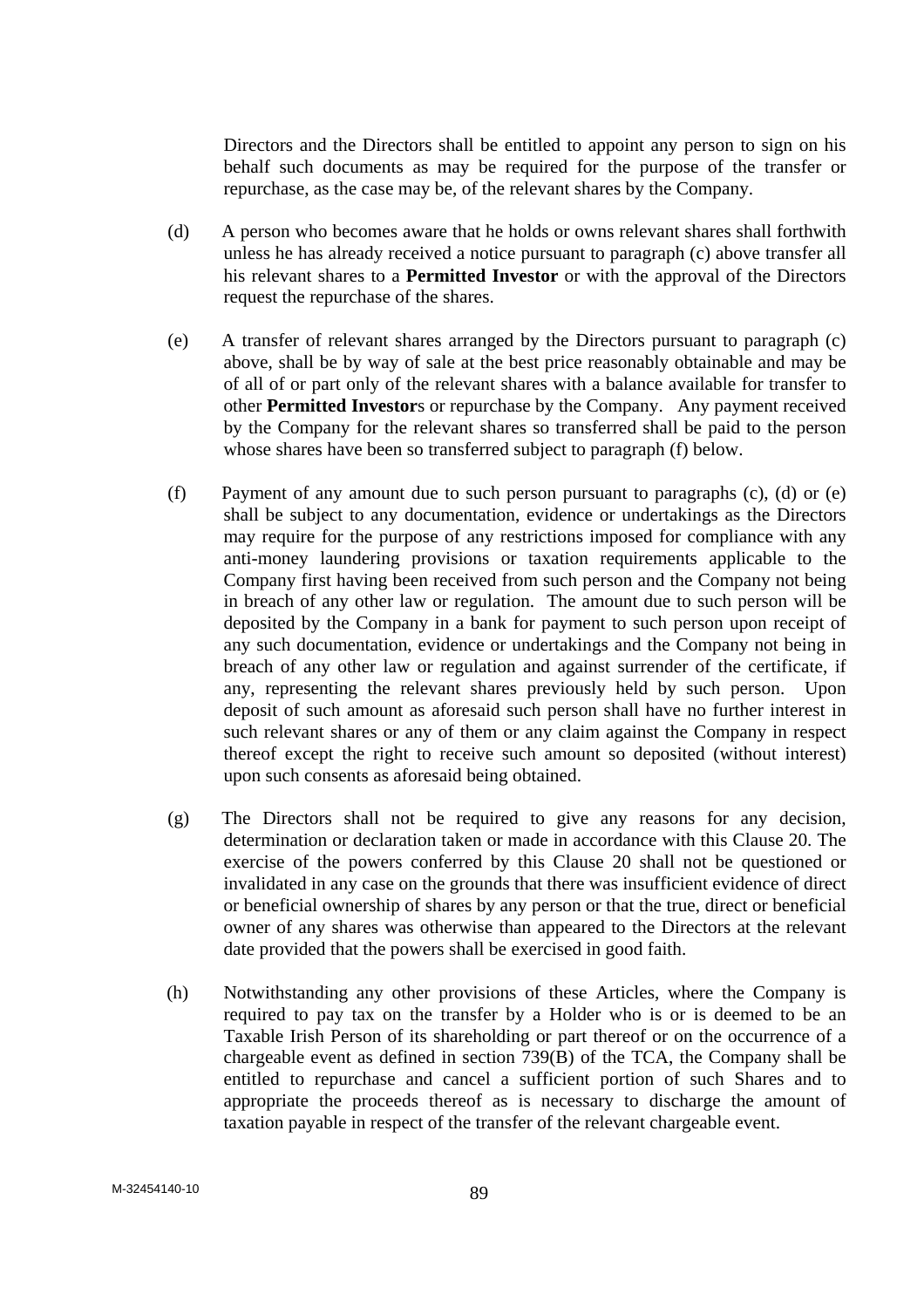Directors and the Directors shall be entitled to appoint any person to sign on his behalf such documents as may be required for the purpose of the transfer or repurchase, as the case may be, of the relevant shares by the Company.

(d) A person who becomes aware that he holds or owns relevant shares shall forthwith unless he has already received a notice pursuant to paragraph (c) above transfer all his relevant shares to a **Permitted Investor** or with the approval of the Directors request the repurchase of the shares.

(e) A transfer of relevant shares arranged by the Directors pursuant to paragraph (c) above, shall be by way of sale at the best price reasonably obtainable and may be of all of or part only of the relevant shares with a balance available for transfer to other **Permitted Investor**s or repurchase by the Company. Any payment received by the Company for the relevant shares so transferred shall be paid to the person whose shares have been so transferred subject to paragraph (f) below.

(f) Payment of any amount due to such person pursuant to paragraphs (c), (d) or (e) shall be subject to any documentation, evidence or undertakings as the Directors may require for the purpose of any restrictions imposed for compliance with any anti-money laundering provisions or taxation requirements applicable to the Company first having been received from such person and the Company not being in breach of any other law or regulation. The amount due to such person will be deposited by the Company in a bank for payment to such person upon receipt of any such documentation, evidence or undertakings and the Company not being in breach of any other law or regulation and against surrender of the certificate, if any, representing the relevant shares previously held by such person. Upon deposit of such amount as aforesaid such person shall have no further interest in such relevant shares or any of them or any claim against the Company in respect thereof except the right to receive such amount so deposited (without interest) upon such consents as aforesaid being obtained.

(g) The Directors shall not be required to give any reasons for any decision, determination or declaration taken or made in accordance with this Clause 20. The exercise of the powers conferred by this Clause 20 shall not be questioned or invalidated in any case on the grounds that there was insufficient evidence of direct or beneficial ownership of shares by any person or that the true, direct or beneficial owner of any shares was otherwise than appeared to the Directors at the relevant date provided that the powers shall be exercised in good faith.

(h) Notwithstanding any other provisions of these Articles, where the Company is required to pay tax on the transfer by a Holder who is or is deemed to be an Taxable Irish Person of its shareholding or part thereof or on the occurrence of a chargeable event as defined in section 739(B) of the TCA, the Company shall be entitled to repurchase and cancel a sufficient portion of such Shares and to appropriate the proceeds thereof as is necessary to discharge the amount of taxation payable in respect of the transfer of the relevant chargeable event.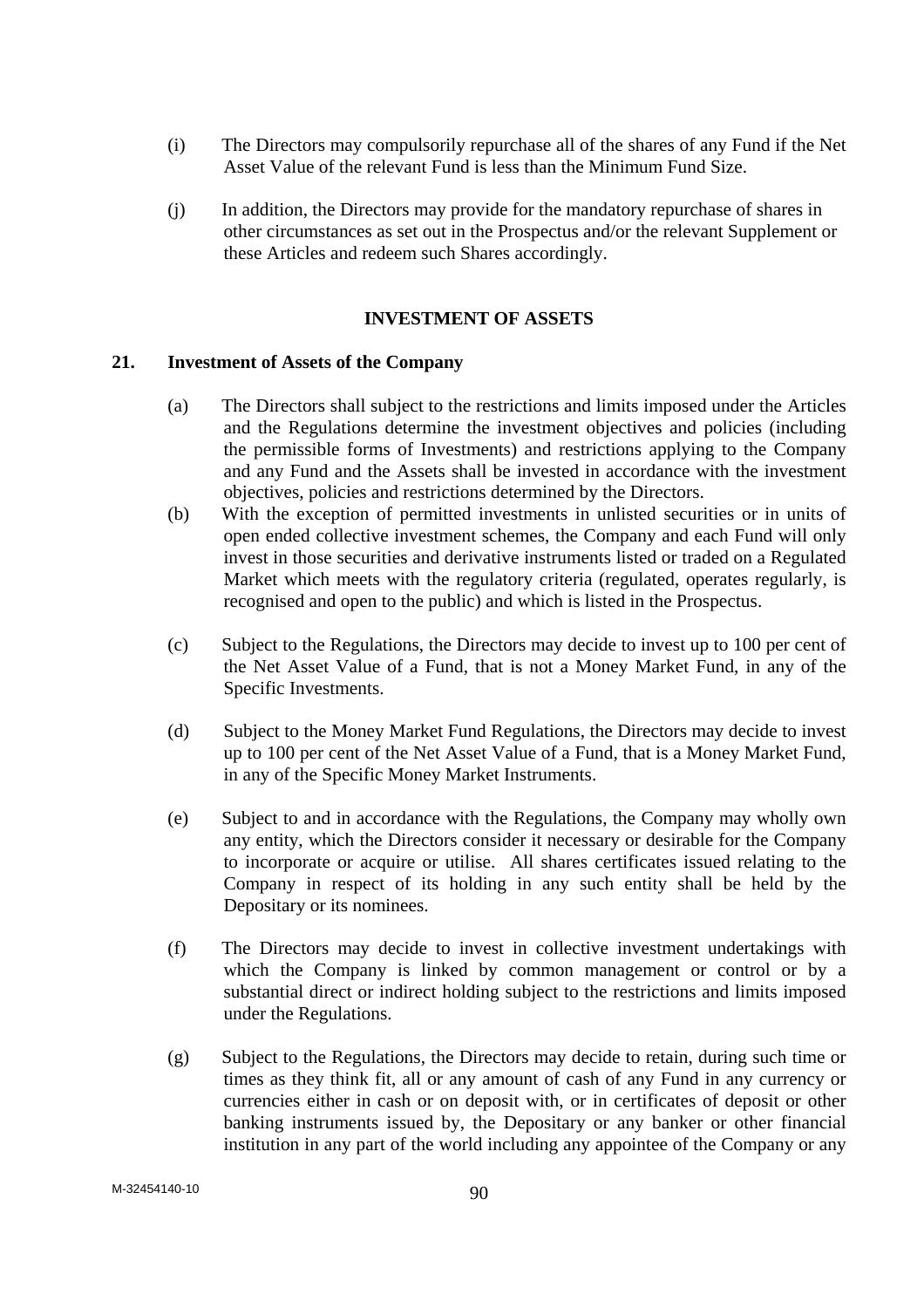(i) The Directors may compulsorily repurchase all of the shares of any Fund if the Net Asset Value of the relevant Fund is less than the Minimum Fund Size.

(j) In addition, the Directors may provide for the mandatory repurchase of shares in other circumstances as set out in the Prospectus and/or the relevant Supplement or these Articles and redeem such Shares accordingly.

## INVESTMENT OF ASSETS

### 21. Investment of Assets of the Company

(a) The Directors shall subject to the restrictions and limits imposed under the Articles and the Regulations determine the investment objectives and policies (including the permissible forms of Investments) and restrictions applying to the Company and any Fund and the Assets shall be invested in accordance with the investment objectives, policies and restrictions determined by the Directors.

(b) With the exception of permitted investments in unlisted securities or in units of open ended collective investment schemes, the Company and each Fund will only invest in those securities and derivative instruments listed or traded on a Regulated Market which meets with the regulatory criteria (regulated, operates regularly, is recognised and open to the public) and which is listed in the Prospectus.

(c) Subject to the Regulations, the Directors may decide to invest up to 100 per cent of the Net Asset Value of a Fund, that is not a Money Market Fund, in any of the Specific Investments.

(d) Subject to the Money Market Fund Regulations, the Directors may decide to invest up to 100 per cent of the Net Asset Value of a Fund, that is a Money Market Fund, in any of the Specific Money Market Instruments.

(e) Subject to and in accordance with the Regulations, the Company may wholly own any entity, which the Directors consider it necessary or desirable for the Company to incorporate or acquire or utilise. All shares certificates issued relating to the Company in respect of its holding in any such entity shall be held by the Depositary or its nominees.

(f) The Directors may decide to invest in collective investment undertakings with which the Company is linked by common management or control or by a substantial direct or indirect holding subject to the restrictions and limits imposed under the Regulations.

(g) Subject to the Regulations, the Directors may decide to retain, during such time or times as they think fit, all or any amount of cash of any Fund in any currency or currencies either in cash or on deposit with, or in certificates of deposit or other banking instruments issued by, the Depositary or any banker or other financial institution in any part of the world including any appointee of the Company or any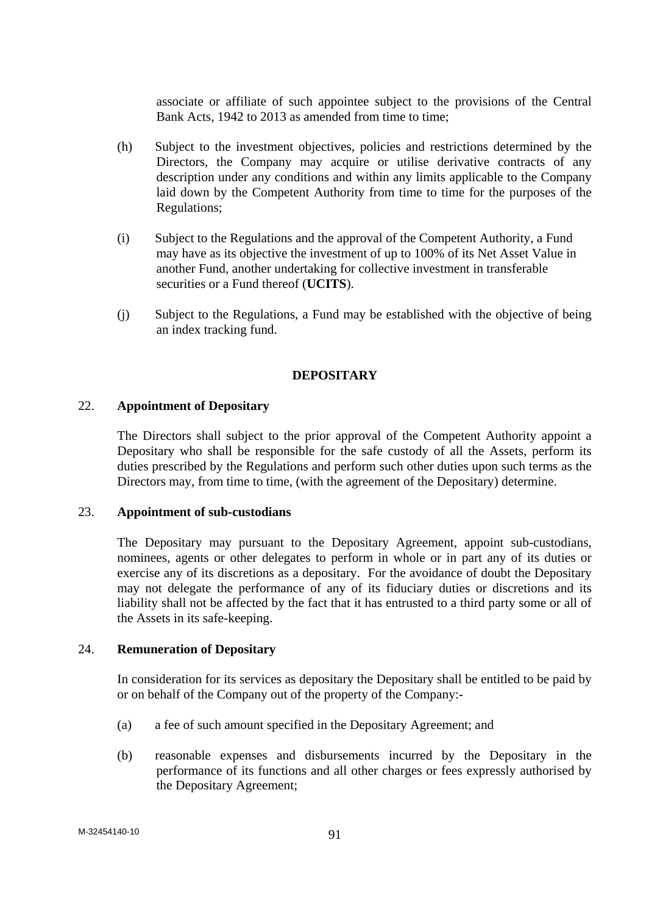associate or affiliate of such appointee subject to the provisions of the Central Bank Acts, 1942 to 2013 as amended from time to time;

(h) Subject to the investment objectives, policies and restrictions determined by the Directors, the Company may acquire or utilise derivative contracts of any description under any conditions and within any limits applicable to the Company laid down by the Competent Authority from time to time for the purposes of the Regulations;

(i) Subject to the Regulations and the approval of the Competent Authority, a Fund may have as its objective the investment of up to 100% of its Net Asset Value in another Fund, another undertaking for collective investment in transferable securities or a Fund thereof (**UCITS**).

(j) Subject to the Regulations, a Fund may be established with the objective of being an index tracking fund.

## DEPOSITARY

### 22. Appointment of Depositary

The Directors shall subject to the prior approval of the Competent Authority appoint a Depositary who shall be responsible for the safe custody of all the Assets, perform its duties prescribed by the Regulations and perform such other duties upon such terms as the Directors may, from time to time, (with the agreement of the Depositary) determine.

### 23. Appointment of sub-custodians

The Depositary may pursuant to the Depositary Agreement, appoint sub-custodians, nominees, agents or other delegates to perform in whole or in part any of its duties or exercise any of its discretions as a depositary. For the avoidance of doubt the Depositary may not delegate the performance of any of its fiduciary duties or discretions and its liability shall not be affected by the fact that it has entrusted to a third party some or all of the Assets in its safe-keeping.

### 24. Remuneration of Depositary

In consideration for its services as depositary the Depositary shall be entitled to be paid by or on behalf of the Company out of the property of the Company:-

(a) a fee of such amount specified in the Depositary Agreement; and

(b) reasonable expenses and disbursements incurred by the Depositary in the performance of its functions and all other charges or fees expressly authorised by the Depositary Agreement;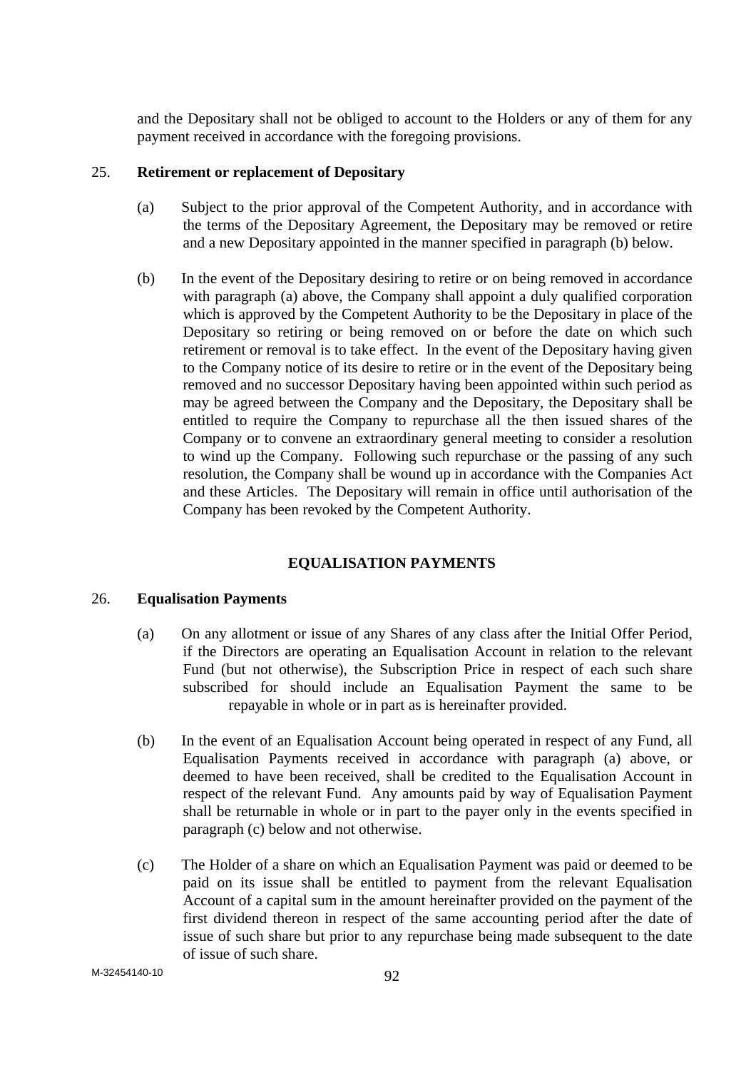and the Depositary shall not be obliged to account to the Holders or any of them for any payment received in accordance with the foregoing provisions.

25. **Retirement or replacement of Depositary**

(a) Subject to the prior approval of the Competent Authority, and in accordance with the terms of the Depositary Agreement, the Depositary may be removed or retire and a new Depositary appointed in the manner specified in paragraph (b) below.

(b) In the event of the Depositary desiring to retire or on being removed in accordance with paragraph (a) above, the Company shall appoint a duly qualified corporation which is approved by the Competent Authority to be the Depositary in place of the Depositary so retiring or being removed on or before the date on which such retirement or removal is to take effect. In the event of the Depositary having given to the Company notice of its desire to retire or in the event of the Depositary being removed and no successor Depositary having been appointed within such period as may be agreed between the Company and the Depositary, the Depositary shall be entitled to require the Company to repurchase all the then issued shares of the Company or to convene an extraordinary general meeting to consider a resolution to wind up the Company. Following such repurchase or the passing of any such resolution, the Company shall be wound up in accordance with the Companies Act and these Articles. The Depositary will remain in office until authorisation of the Company has been revoked by the Competent Authority.

## EQUALISATION PAYMENTS

26. **Equalisation Payments**

(a) On any allotment or issue of any Shares of any class after the Initial Offer Period, if the Directors are operating an Equalisation Account in relation to the relevant Fund (but not otherwise), the Subscription Price in respect of each such share subscribed for should include an Equalisation Payment the same to be repayable in whole or in part as is hereinafter provided.

(b) In the event of an Equalisation Account being operated in respect of any Fund, all Equalisation Payments received in accordance with paragraph (a) above, or deemed to have been received, shall be credited to the Equalisation Account in respect of the relevant Fund. Any amounts paid by way of Equalisation Payment shall be returnable in whole or in part to the payer only in the events specified in paragraph (c) below and not otherwise.

(c) The Holder of a share on which an Equalisation Payment was paid or deemed to be paid on its issue shall be entitled to payment from the relevant Equalisation Account of a capital sum in the amount hereinafter provided on the payment of the first dividend thereon in respect of the same accounting period after the date of issue of such share but prior to any repurchase being made subsequent to the date of issue of such share.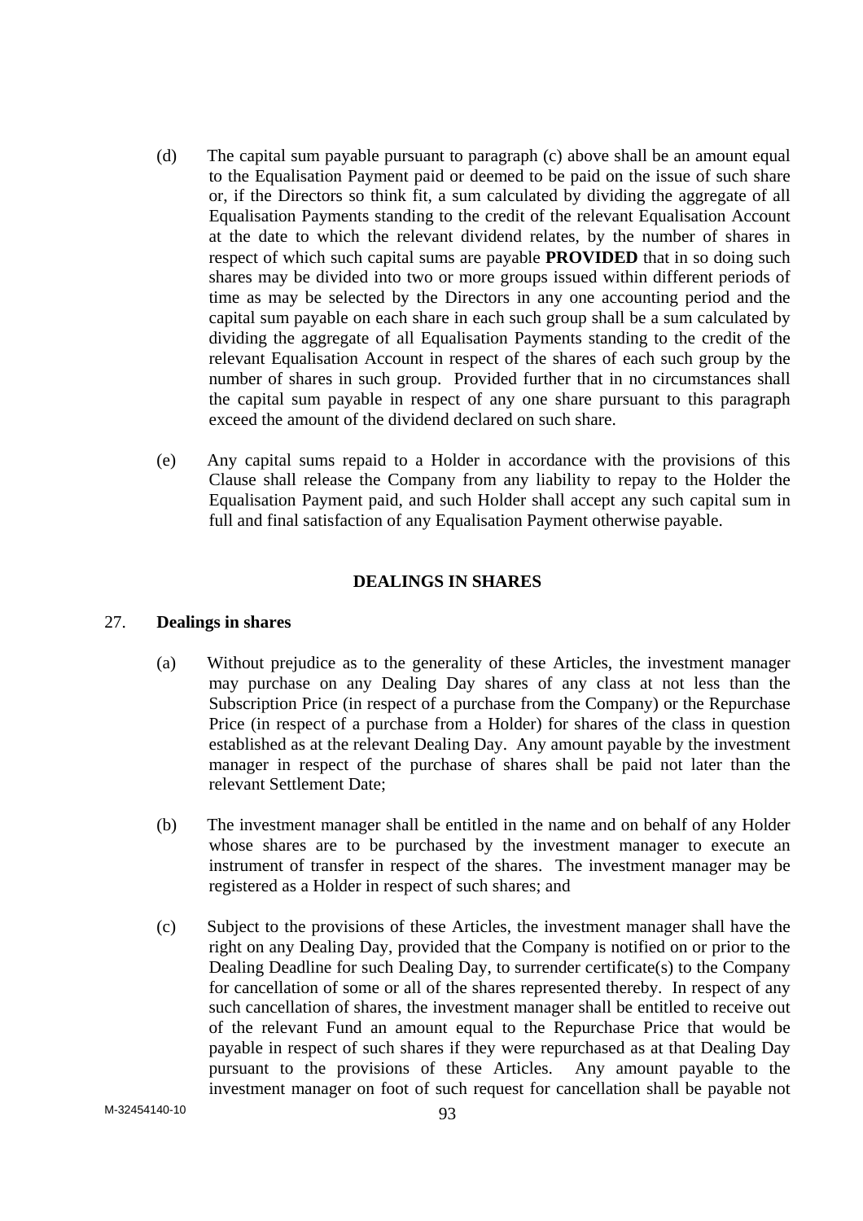(d) The capital sum payable pursuant to paragraph (c) above shall be an amount equal to the Equalisation Payment paid or deemed to be paid on the issue of such share or, if the Directors so think fit, a sum calculated by dividing the aggregate of all Equalisation Payments standing to the credit of the relevant Equalisation Account at the date to which the relevant dividend relates, by the number of shares in respect of which such capital sums are payable **PROVIDED** that in so doing such shares may be divided into two or more groups issued within different periods of time as may be selected by the Directors in any one accounting period and the capital sum payable on each share in each such group shall be a sum calculated by dividing the aggregate of all Equalisation Payments standing to the credit of the relevant Equalisation Account in respect of the shares of each such group by the number of shares in such group. Provided further that in no circumstances shall the capital sum payable in respect of any one share pursuant to this paragraph exceed the amount of the dividend declared on such share.

(e) Any capital sums repaid to a Holder in accordance with the provisions of this Clause shall release the Company from any liability to repay to the Holder the Equalisation Payment paid, and such Holder shall accept any such capital sum in full and final satisfaction of any Equalisation Payment otherwise payable.

## DEALINGS IN SHARES

### 27. Dealings in shares

(a) Without prejudice as to the generality of these Articles, the investment manager may purchase on any Dealing Day shares of any class at not less than the Subscription Price (in respect of a purchase from the Company) or the Repurchase Price (in respect of a purchase from a Holder) for shares of the class in question established as at the relevant Dealing Day. Any amount payable by the investment manager in respect of the purchase of shares shall be paid not later than the relevant Settlement Date;

(b) The investment manager shall be entitled in the name and on behalf of any Holder whose shares are to be purchased by the investment manager to execute an instrument of transfer in respect of the shares. The investment manager may be registered as a Holder in respect of such shares; and

(c) Subject to the provisions of these Articles, the investment manager shall have the right on any Dealing Day, provided that the Company is notified on or prior to the Dealing Deadline for such Dealing Day, to surrender certificate(s) to the Company for cancellation of some or all of the shares represented thereby. In respect of any such cancellation of shares, the investment manager shall be entitled to receive out of the relevant Fund an amount equal to the Repurchase Price that would be payable in respect of such shares if they were repurchased as at that Dealing Day pursuant to the provisions of these Articles. Any amount payable to the investment manager on foot of such request for cancellation shall be payable not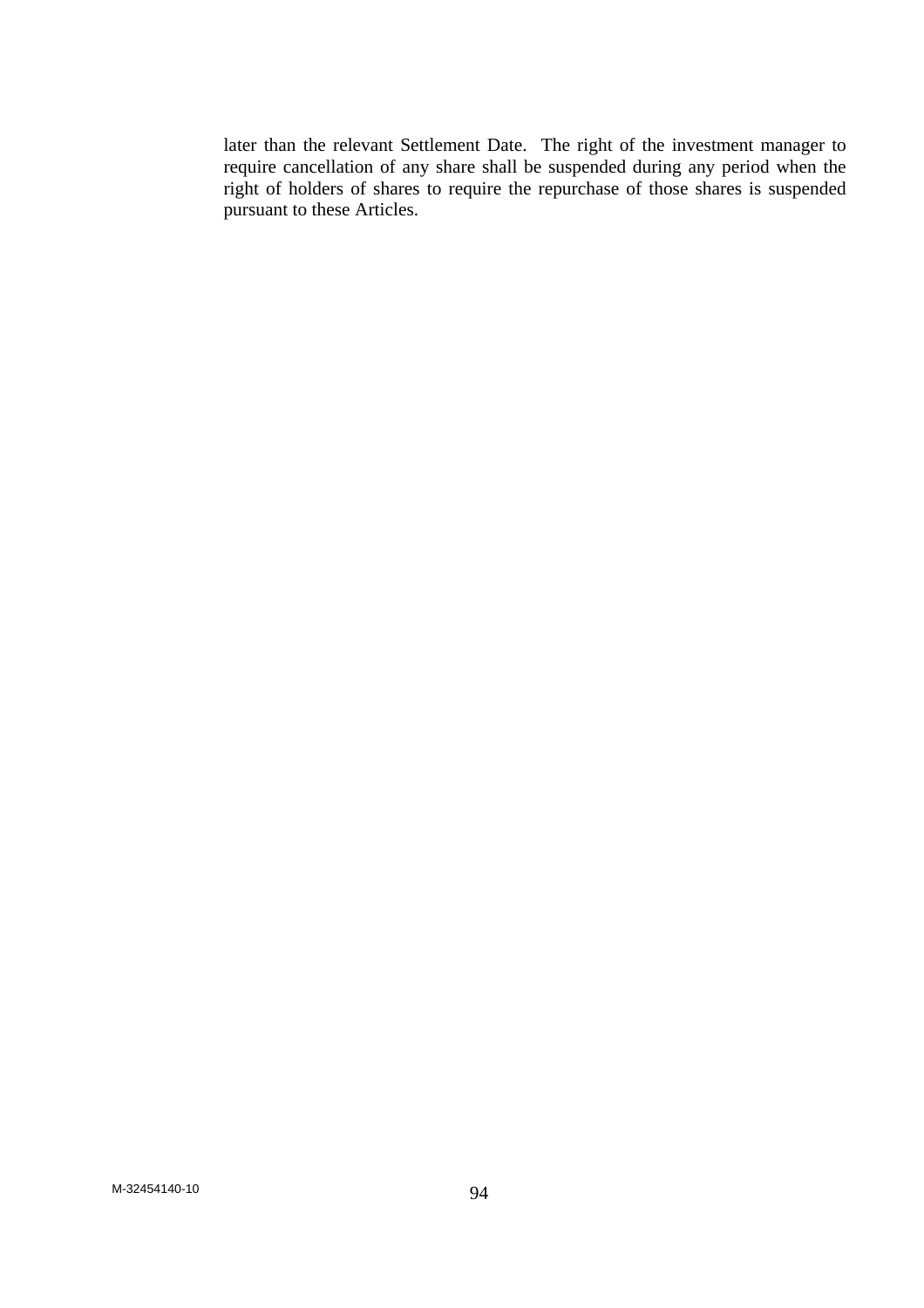later than the relevant Settlement Date. The right of the investment manager to require cancellation of any share shall be suspended during any period when the right of holders of shares to require the repurchase of those shares is suspended pursuant to these Articles.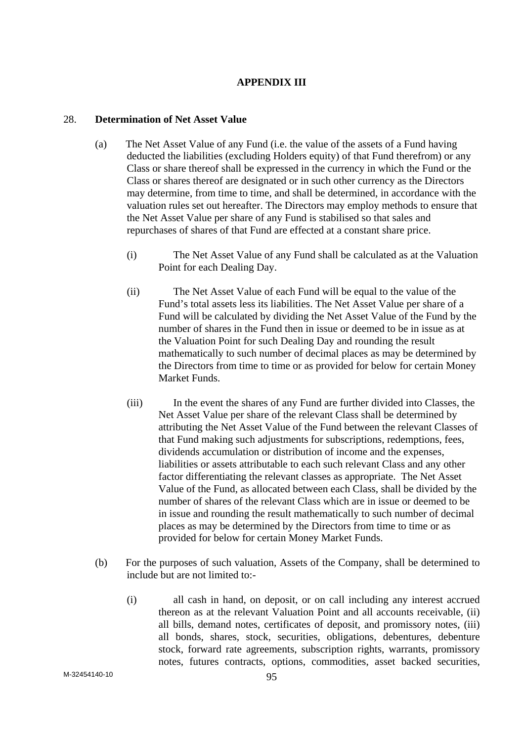## APPENDIX III

28. **Determination of Net Asset Value**

(a) The Net Asset Value of any Fund (i.e. the value of the assets of a Fund having deducted the liabilities (excluding Holders equity) of that Fund therefrom) or any Class or share thereof shall be expressed in the currency in which the Fund or the Class or shares thereof are designated or in such other currency as the Directors may determine, from time to time, and shall be determined, in accordance with the valuation rules set out hereafter. The Directors may employ methods to ensure that the Net Asset Value per share of any Fund is stabilised so that sales and repurchases of shares of that Fund are effected at a constant share price.

(i) The Net Asset Value of any Fund shall be calculated as at the Valuation Point for each Dealing Day.

(ii) The Net Asset Value of each Fund will be equal to the value of the Fund's total assets less its liabilities. The Net Asset Value per share of a Fund will be calculated by dividing the Net Asset Value of the Fund by the number of shares in the Fund then in issue or deemed to be in issue as at the Valuation Point for such Dealing Day and rounding the result mathematically to such number of decimal places as may be determined by the Directors from time to time or as provided for below for certain Money Market Funds.

(iii) In the event the shares of any Fund are further divided into Classes, the Net Asset Value per share of the relevant Class shall be determined by attributing the Net Asset Value of the Fund between the relevant Classes of that Fund making such adjustments for subscriptions, redemptions, fees, dividends accumulation or distribution of income and the expenses, liabilities or assets attributable to each such relevant Class and any other factor differentiating the relevant classes as appropriate. The Net Asset Value of the Fund, as allocated between each Class, shall be divided by the number of shares of the relevant Class which are in issue or deemed to be in issue and rounding the result mathematically to such number of decimal places as may be determined by the Directors from time to time or as provided for below for certain Money Market Funds.

(b) For the purposes of such valuation, Assets of the Company, shall be determined to include but are not limited to:-

(i) all cash in hand, on deposit, or on call including any interest accrued thereon as at the relevant Valuation Point and all accounts receivable, (ii) all bills, demand notes, certificates of deposit, and promissory notes, (iii) all bonds, shares, stock, securities, obligations, debentures, debenture stock, forward rate agreements, subscription rights, warrants, promissory notes, futures contracts, options, commodities, asset backed securities,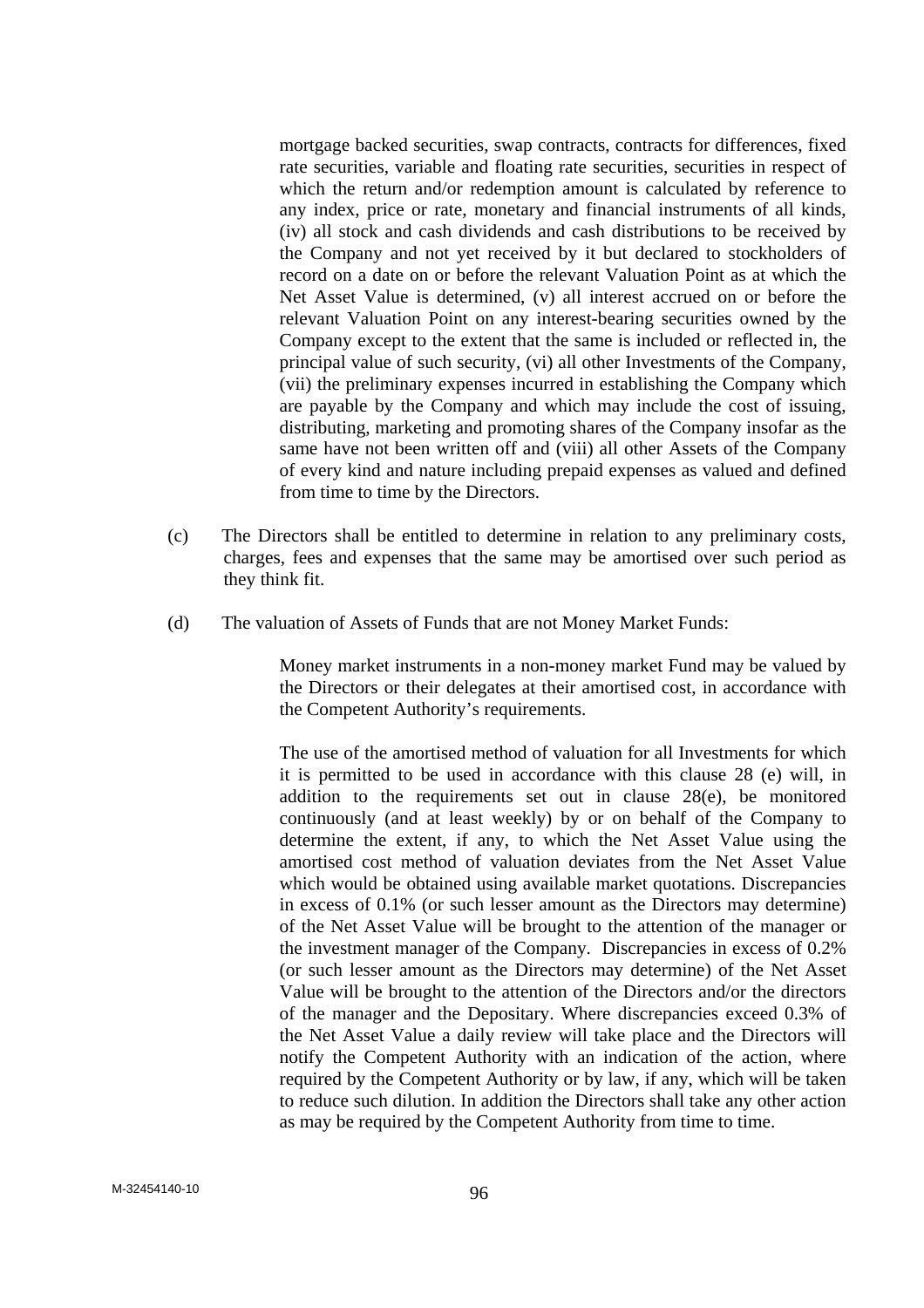mortgage backed securities, swap contracts, contracts for differences, fixed rate securities, variable and floating rate securities, securities in respect of which the return and/or redemption amount is calculated by reference to any index, price or rate, monetary and financial instruments of all kinds, (iv) all stock and cash dividends and cash distributions to be received by the Company and not yet received by it but declared to stockholders of record on a date on or before the relevant Valuation Point as at which the Net Asset Value is determined, (v) all interest accrued on or before the relevant Valuation Point on any interest-bearing securities owned by the Company except to the extent that the same is included or reflected in, the principal value of such security, (vi) all other Investments of the Company, (vii) the preliminary expenses incurred in establishing the Company which are payable by the Company and which may include the cost of issuing, distributing, marketing and promoting shares of the Company insofar as the same have not been written off and (viii) all other Assets of the Company of every kind and nature including prepaid expenses as valued and defined from time to time by the Directors.

(c) The Directors shall be entitled to determine in relation to any preliminary costs, charges, fees and expenses that the same may be amortised over such period as they think fit.

(d) The valuation of Assets of Funds that are not Money Market Funds:

Money market instruments in a non-money market Fund may be valued by the Directors or their delegates at their amortised cost, in accordance with the Competent Authority's requirements.

The use of the amortised method of valuation for all Investments for which it is permitted to be used in accordance with this clause 28 (e) will, in addition to the requirements set out in clause 28(e), be monitored continuously (and at least weekly) by or on behalf of the Company to determine the extent, if any, to which the Net Asset Value using the amortised cost method of valuation deviates from the Net Asset Value which would be obtained using available market quotations. Discrepancies in excess of 0.1% (or such lesser amount as the Directors may determine) of the Net Asset Value will be brought to the attention of the manager or the investment manager of the Company. Discrepancies in excess of 0.2% (or such lesser amount as the Directors may determine) of the Net Asset Value will be brought to the attention of the Directors and/or the directors of the manager and the Depositary. Where discrepancies exceed 0.3% of the Net Asset Value a daily review will take place and the Directors will notify the Competent Authority with an indication of the action, where required by the Competent Authority or by law, if any, which will be taken to reduce such dilution. In addition the Directors shall take any other action as may be required by the Competent Authority from time to time.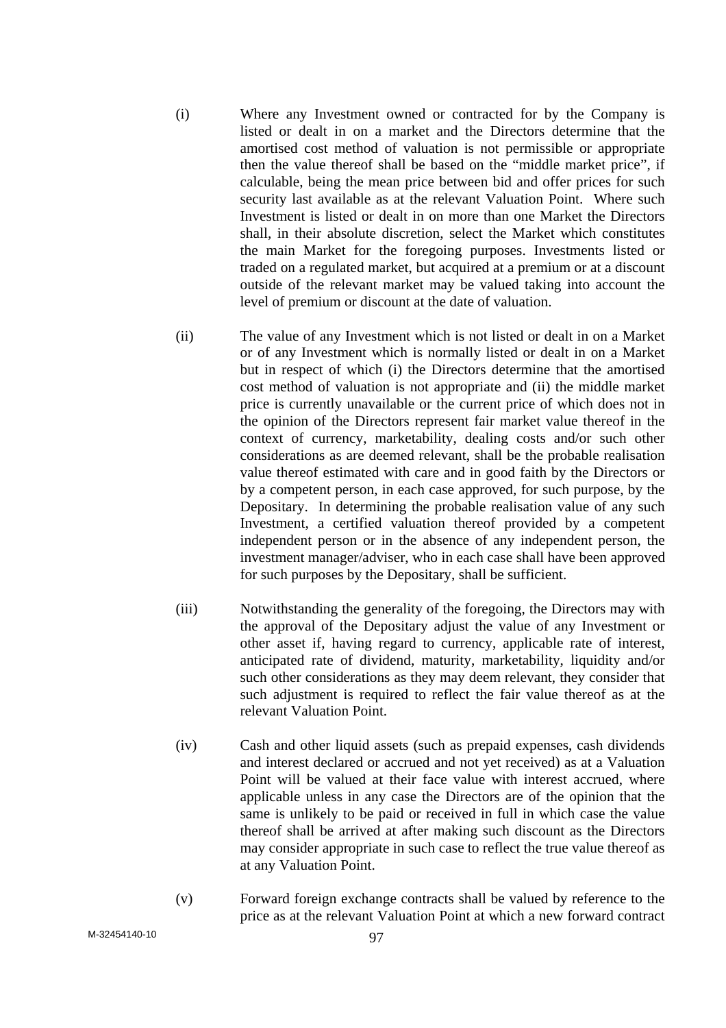(i) Where any Investment owned or contracted for by the Company is listed or dealt in on a market and the Directors determine that the amortised cost method of valuation is not permissible or appropriate then the value thereof shall be based on the "middle market price", if calculable, being the mean price between bid and offer prices for such security last available as at the relevant Valuation Point. Where such Investment is listed or dealt in on more than one Market the Directors shall, in their absolute discretion, select the Market which constitutes the main Market for the foregoing purposes. Investments listed or traded on a regulated market, but acquired at a premium or at a discount outside of the relevant market may be valued taking into account the level of premium or discount at the date of valuation.

(ii) The value of any Investment which is not listed or dealt in on a Market or of any Investment which is normally listed or dealt in on a Market but in respect of which (i) the Directors determine that the amortised cost method of valuation is not appropriate and (ii) the middle market price is currently unavailable or the current price of which does not in the opinion of the Directors represent fair market value thereof in the context of currency, marketability, dealing costs and/or such other considerations as are deemed relevant, shall be the probable realisation value thereof estimated with care and in good faith by the Directors or by a competent person, in each case approved, for such purpose, by the Depositary. In determining the probable realisation value of any such Investment, a certified valuation thereof provided by a competent independent person or in the absence of any independent person, the investment manager/adviser, who in each case shall have been approved for such purposes by the Depositary, shall be sufficient.

(iii) Notwithstanding the generality of the foregoing, the Directors may with the approval of the Depositary adjust the value of any Investment or other asset if, having regard to currency, applicable rate of interest, anticipated rate of dividend, maturity, marketability, liquidity and/or such other considerations as they may deem relevant, they consider that such adjustment is required to reflect the fair value thereof as at the relevant Valuation Point.

(iv) Cash and other liquid assets (such as prepaid expenses, cash dividends and interest declared or accrued and not yet received) as at a Valuation Point will be valued at their face value with interest accrued, where applicable unless in any case the Directors are of the opinion that the same is unlikely to be paid or received in full in which case the value thereof shall be arrived at after making such discount as the Directors may consider appropriate in such case to reflect the true value thereof as at any Valuation Point.

(v) Forward foreign exchange contracts shall be valued by reference to the price as at the relevant Valuation Point at which a new forward contract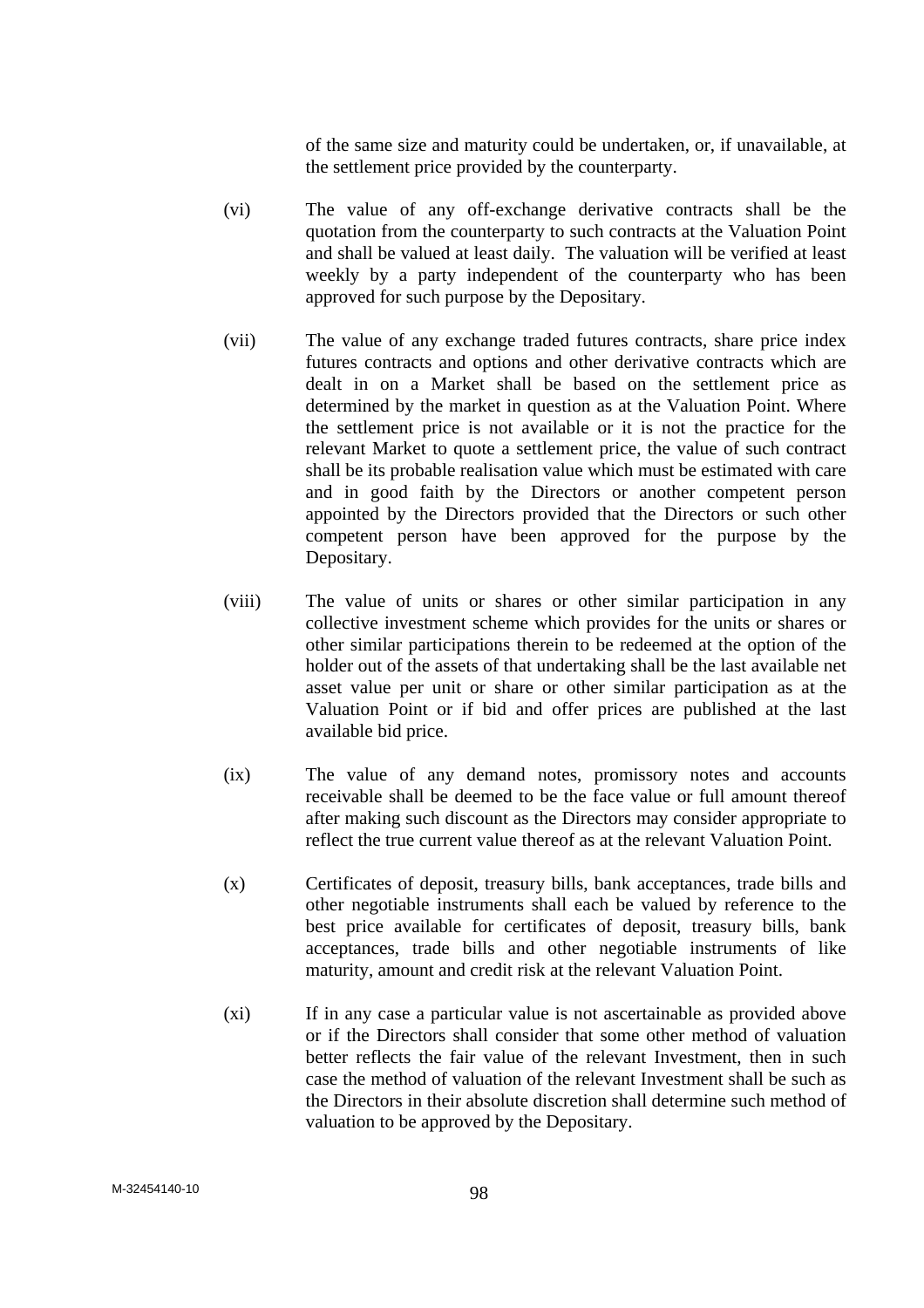of the same size and maturity could be undertaken, or, if unavailable, at the settlement price provided by the counterparty.

(vi) The value of any off-exchange derivative contracts shall be the quotation from the counterparty to such contracts at the Valuation Point and shall be valued at least daily. The valuation will be verified at least weekly by a party independent of the counterparty who has been approved for such purpose by the Depositary.

(vii) The value of any exchange traded futures contracts, share price index futures contracts and options and other derivative contracts which are dealt in on a Market shall be based on the settlement price as determined by the market in question as at the Valuation Point. Where the settlement price is not available or it is not the practice for the relevant Market to quote a settlement price, the value of such contract shall be its probable realisation value which must be estimated with care and in good faith by the Directors or another competent person appointed by the Directors provided that the Directors or such other competent person have been approved for the purpose by the Depositary.

(viii) The value of units or shares or other similar participation in any collective investment scheme which provides for the units or shares or other similar participations therein to be redeemed at the option of the holder out of the assets of that undertaking shall be the last available net asset value per unit or share or other similar participation as at the Valuation Point or if bid and offer prices are published at the last available bid price.

(ix) The value of any demand notes, promissory notes and accounts receivable shall be deemed to be the face value or full amount thereof after making such discount as the Directors may consider appropriate to reflect the true current value thereof as at the relevant Valuation Point.

(x) Certificates of deposit, treasury bills, bank acceptances, trade bills and other negotiable instruments shall each be valued by reference to the best price available for certificates of deposit, treasury bills, bank acceptances, trade bills and other negotiable instruments of like maturity, amount and credit risk at the relevant Valuation Point.

(xi) If in any case a particular value is not ascertainable as provided above or if the Directors shall consider that some other method of valuation better reflects the fair value of the relevant Investment, then in such case the method of valuation of the relevant Investment shall be such as the Directors in their absolute discretion shall determine such method of valuation to be approved by the Depositary.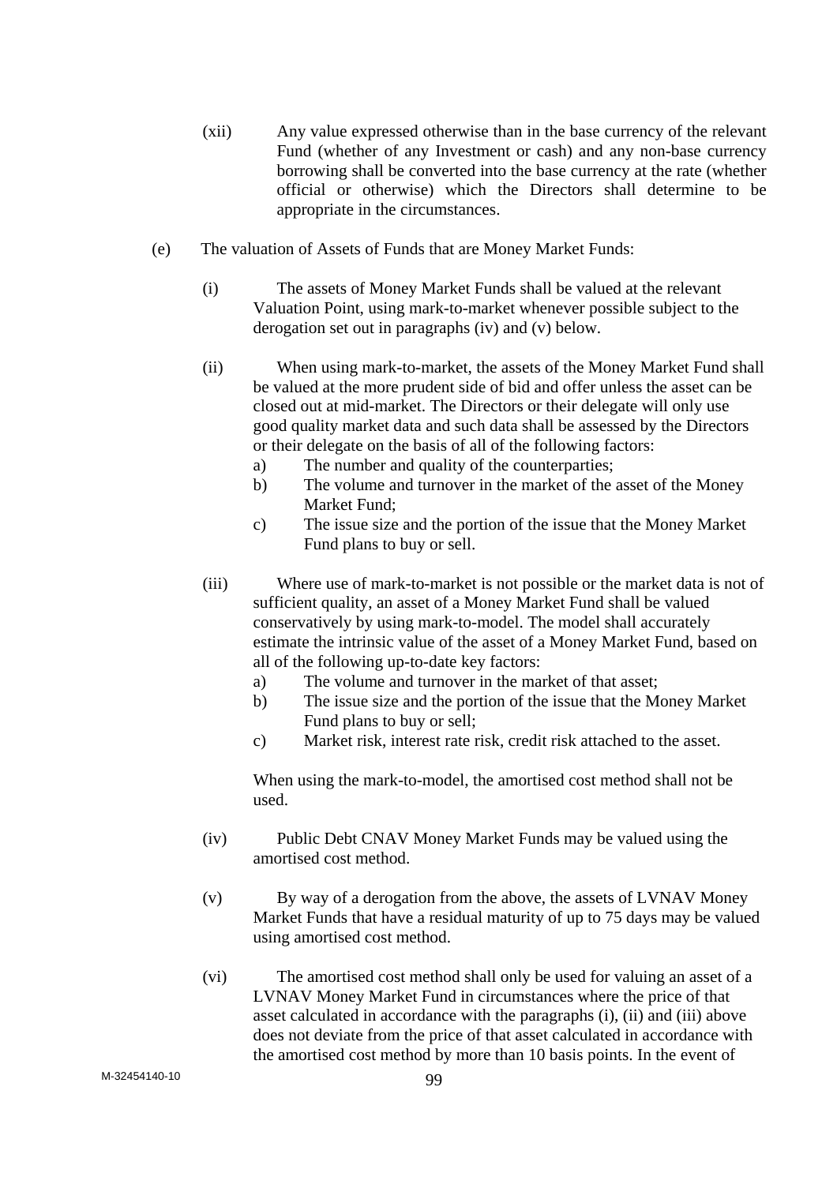(xii) Any value expressed otherwise than in the base currency of the relevant Fund (whether of any Investment or cash) and any non-base currency borrowing shall be converted into the base currency at the rate (whether official or otherwise) which the Directors shall determine to be appropriate in the circumstances.

(e) The valuation of Assets of Funds that are Money Market Funds:

(i) The assets of Money Market Funds shall be valued at the relevant Valuation Point, using mark-to-market whenever possible subject to the derogation set out in paragraphs (iv) and (v) below.

(ii) When using mark-to-market, the assets of the Money Market Fund shall be valued at the more prudent side of bid and offer unless the asset can be closed out at mid-market. The Directors or their delegate will only use good quality market data and such data shall be assessed by the Directors or their delegate on the basis of all of the following factors:

a) The number and quality of the counterparties;
b) The volume and turnover in the market of the asset of the Money Market Fund;
c) The issue size and the portion of the issue that the Money Market Fund plans to buy or sell.

(iii) Where use of mark-to-market is not possible or the market data is not of sufficient quality, an asset of a Money Market Fund shall be valued conservatively by using mark-to-model. The model shall accurately estimate the intrinsic value of the asset of a Money Market Fund, based on all of the following up-to-date key factors:

a) The volume and turnover in the market of that asset;
b) The issue size and the portion of the issue that the Money Market Fund plans to buy or sell;
c) Market risk, interest rate risk, credit risk attached to the asset.

When using the mark-to-model, the amortised cost method shall not be used.

(iv) Public Debt CNAV Money Market Funds may be valued using the amortised cost method.

(v) By way of a derogation from the above, the assets of LVNAV Money Market Funds that have a residual maturity of up to 75 days may be valued using amortised cost method.

(vi) The amortised cost method shall only be used for valuing an asset of a LVNAV Money Market Fund in circumstances where the price of that asset calculated in accordance with the paragraphs (i), (ii) and (iii) above does not deviate from the price of that asset calculated in accordance with the amortised cost method by more than 10 basis points. In the event of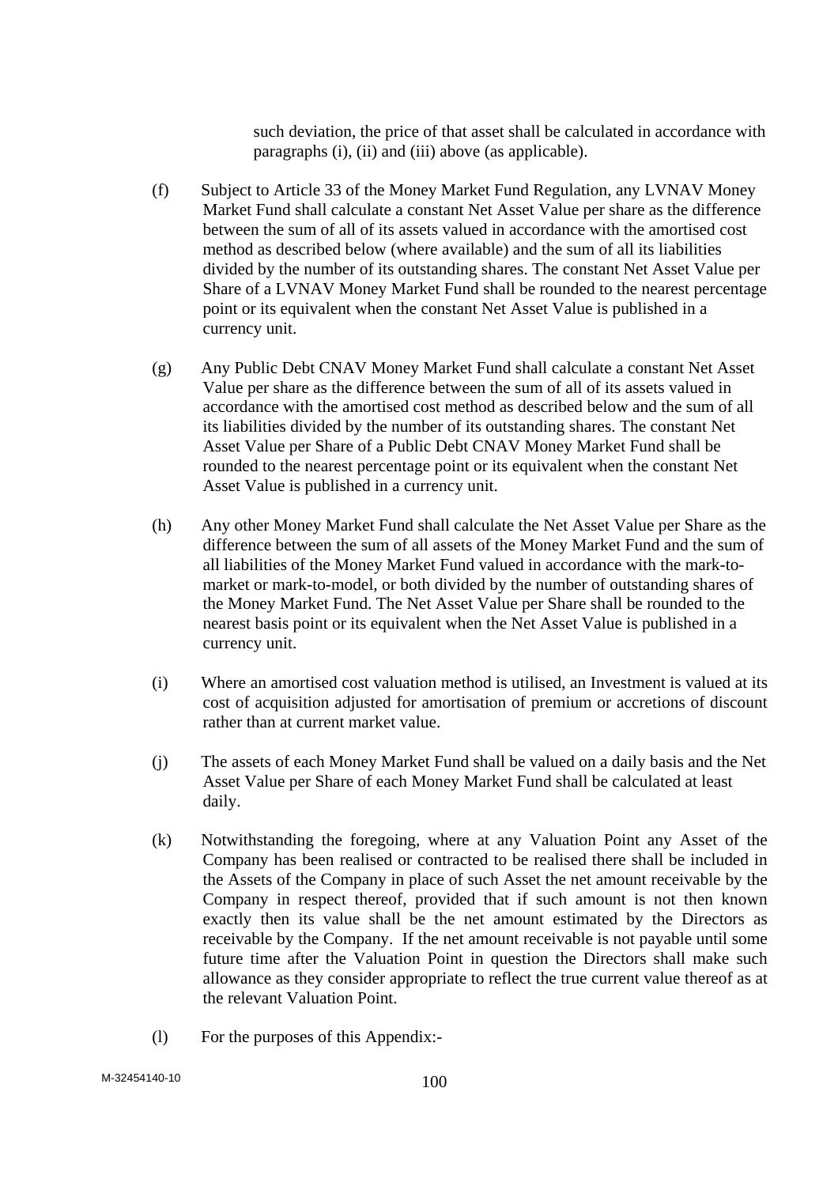such deviation, the price of that asset shall be calculated in accordance with paragraphs (i), (ii) and (iii) above (as applicable).

(f) Subject to Article 33 of the Money Market Fund Regulation, any LVNAV Money Market Fund shall calculate a constant Net Asset Value per share as the difference between the sum of all of its assets valued in accordance with the amortised cost method as described below (where available) and the sum of all its liabilities divided by the number of its outstanding shares. The constant Net Asset Value per Share of a LVNAV Money Market Fund shall be rounded to the nearest percentage point or its equivalent when the constant Net Asset Value is published in a currency unit.

(g) Any Public Debt CNAV Money Market Fund shall calculate a constant Net Asset Value per share as the difference between the sum of all of its assets valued in accordance with the amortised cost method as described below and the sum of all its liabilities divided by the number of its outstanding shares. The constant Net Asset Value per Share of a Public Debt CNAV Money Market Fund shall be rounded to the nearest percentage point or its equivalent when the constant Net Asset Value is published in a currency unit.

(h) Any other Money Market Fund shall calculate the Net Asset Value per Share as the difference between the sum of all assets of the Money Market Fund and the sum of all liabilities of the Money Market Fund valued in accordance with the mark-to-market or mark-to-model, or both divided by the number of outstanding shares of the Money Market Fund. The Net Asset Value per Share shall be rounded to the nearest basis point or its equivalent when the Net Asset Value is published in a currency unit.

(i) Where an amortised cost valuation method is utilised, an Investment is valued at its cost of acquisition adjusted for amortisation of premium or accretions of discount rather than at current market value.

(j) The assets of each Money Market Fund shall be valued on a daily basis and the Net Asset Value per Share of each Money Market Fund shall be calculated at least daily.

(k) Notwithstanding the foregoing, where at any Valuation Point any Asset of the Company has been realised or contracted to be realised there shall be included in the Assets of the Company in place of such Asset the net amount receivable by the Company in respect thereof, provided that if such amount is not then known exactly then its value shall be the net amount estimated by the Directors as receivable by the Company. If the net amount receivable is not payable until some future time after the Valuation Point in question the Directors shall make such allowance as they consider appropriate to reflect the true current value thereof as at the relevant Valuation Point.

(l) For the purposes of this Appendix:-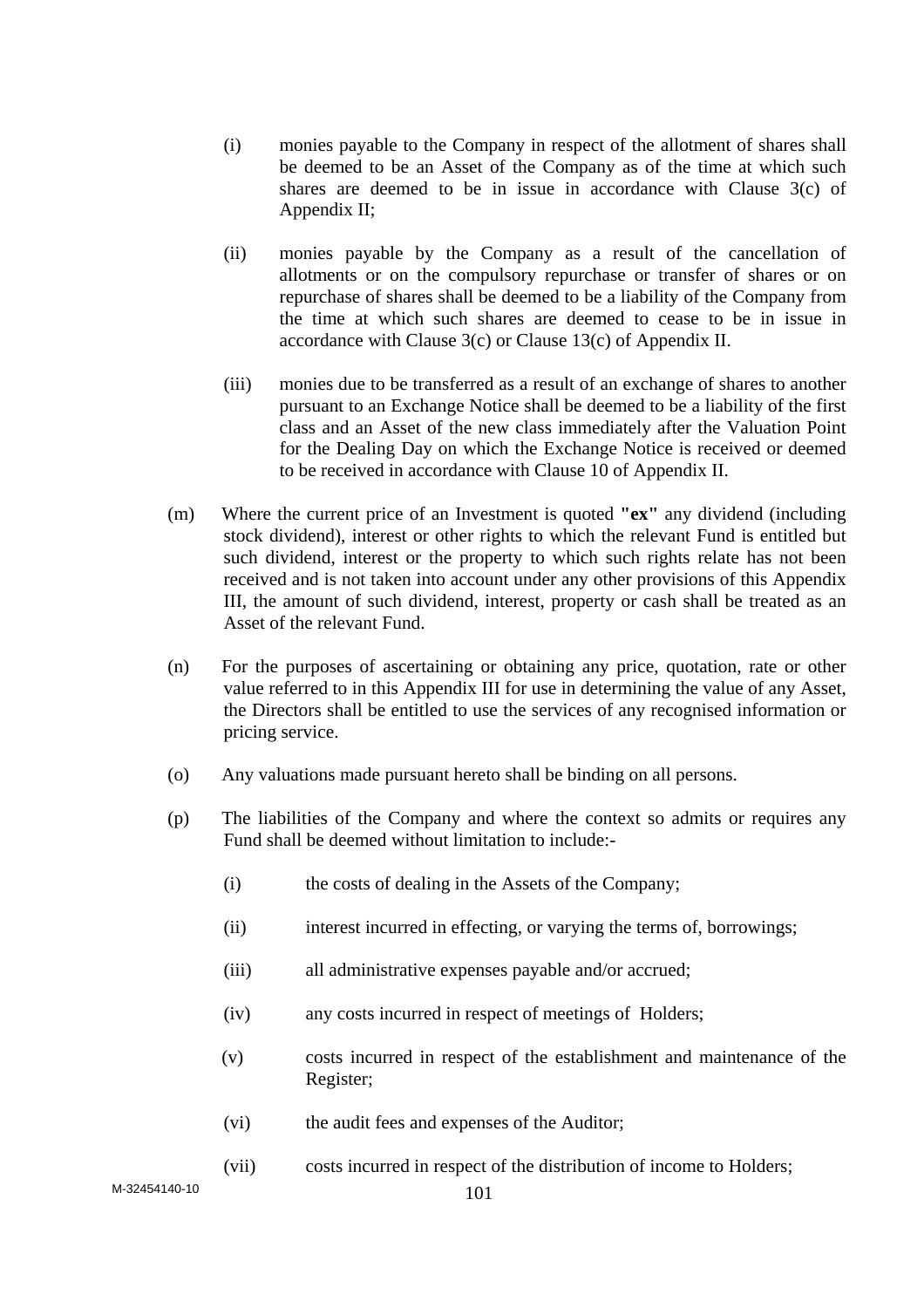(i) monies payable to the Company in respect of the allotment of shares shall be deemed to be an Asset of the Company as of the time at which such shares are deemed to be in issue in accordance with Clause 3(c) of Appendix II;

(ii) monies payable by the Company as a result of the cancellation of allotments or on the compulsory repurchase or transfer of shares or on repurchase of shares shall be deemed to be a liability of the Company from the time at which such shares are deemed to cease to be in issue in accordance with Clause 3(c) or Clause 13(c) of Appendix II.

(iii) monies due to be transferred as a result of an exchange of shares to another pursuant to an Exchange Notice shall be deemed to be a liability of the first class and an Asset of the new class immediately after the Valuation Point for the Dealing Day on which the Exchange Notice is received or deemed to be received in accordance with Clause 10 of Appendix II.

(m) Where the current price of an Investment is quoted **"ex"** any dividend (including stock dividend), interest or other rights to which the relevant Fund is entitled but such dividend, interest or the property to which such rights relate has not been received and is not taken into account under any other provisions of this Appendix III, the amount of such dividend, interest, property or cash shall be treated as an Asset of the relevant Fund.

(n) For the purposes of ascertaining or obtaining any price, quotation, rate or other value referred to in this Appendix III for use in determining the value of any Asset, the Directors shall be entitled to use the services of any recognised information or pricing service.

(o) Any valuations made pursuant hereto shall be binding on all persons.

(p) The liabilities of the Company and where the context so admits or requires any Fund shall be deemed without limitation to include:-

(i) the costs of dealing in the Assets of the Company;

(ii) interest incurred in effecting, or varying the terms of, borrowings;

(iii) all administrative expenses payable and/or accrued;

(iv) any costs incurred in respect of meetings of Holders;

(v) costs incurred in respect of the establishment and maintenance of the Register;

(vi) the audit fees and expenses of the Auditor;

(vii) costs incurred in respect of the distribution of income to Holders;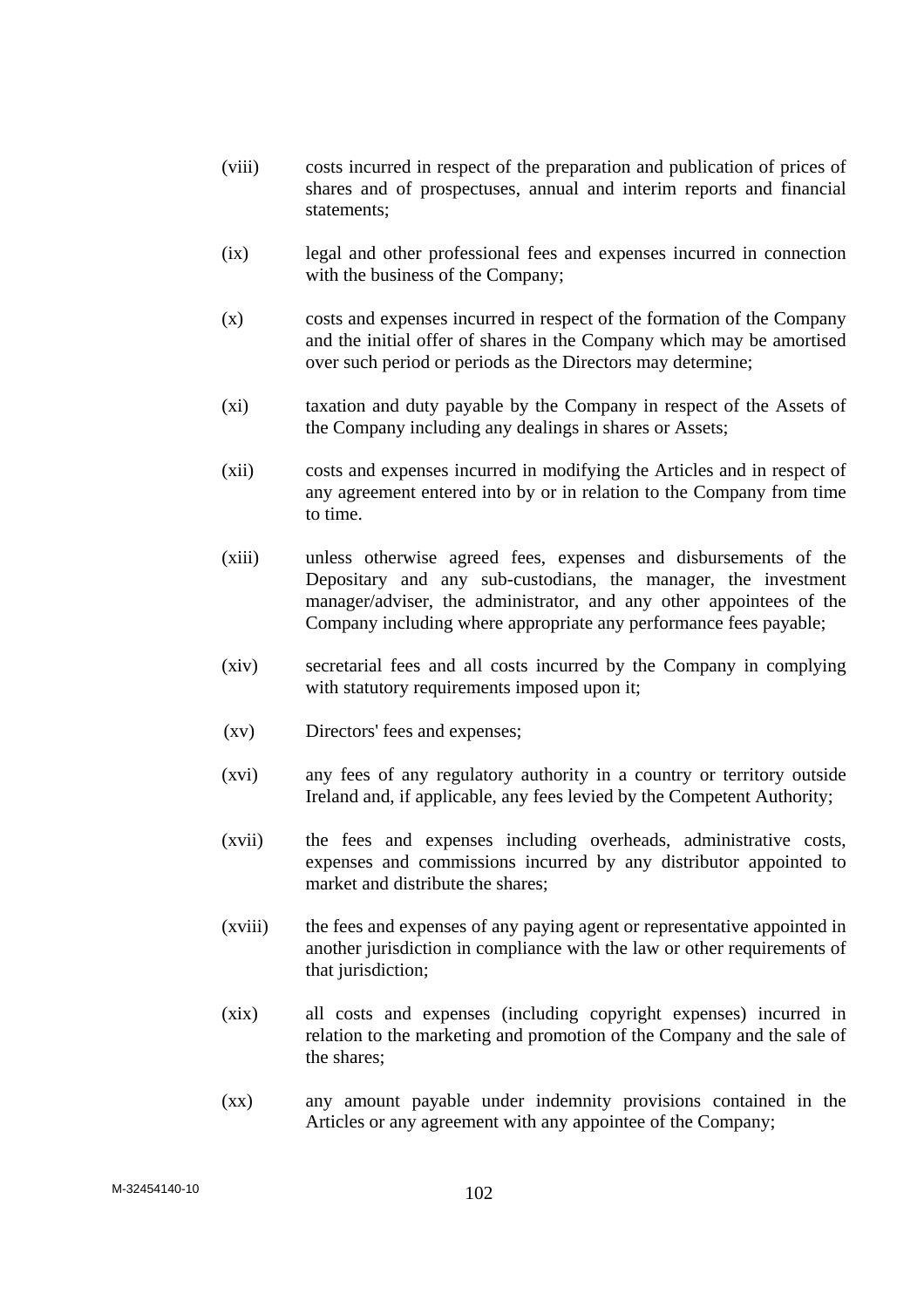(viii) costs incurred in respect of the preparation and publication of prices of shares and of prospectuses, annual and interim reports and financial statements;

(ix) legal and other professional fees and expenses incurred in connection with the business of the Company;

(x) costs and expenses incurred in respect of the formation of the Company and the initial offer of shares in the Company which may be amortised over such period or periods as the Directors may determine;

(xi) taxation and duty payable by the Company in respect of the Assets of the Company including any dealings in shares or Assets;

(xii) costs and expenses incurred in modifying the Articles and in respect of any agreement entered into by or in relation to the Company from time to time.

(xiii) unless otherwise agreed fees, expenses and disbursements of the Depositary and any sub-custodians, the manager, the investment manager/adviser, the administrator, and any other appointees of the Company including where appropriate any performance fees payable;

(xiv) secretarial fees and all costs incurred by the Company in complying with statutory requirements imposed upon it;

(xv) Directors' fees and expenses;

(xvi) any fees of any regulatory authority in a country or territory outside Ireland and, if applicable, any fees levied by the Competent Authority;

(xvii) the fees and expenses including overheads, administrative costs, expenses and commissions incurred by any distributor appointed to market and distribute the shares;

(xviii) the fees and expenses of any paying agent or representative appointed in another jurisdiction in compliance with the law or other requirements of that jurisdiction;

(xix) all costs and expenses (including copyright expenses) incurred in relation to the marketing and promotion of the Company and the sale of the shares;

(xx) any amount payable under indemnity provisions contained in the Articles or any agreement with any appointee of the Company;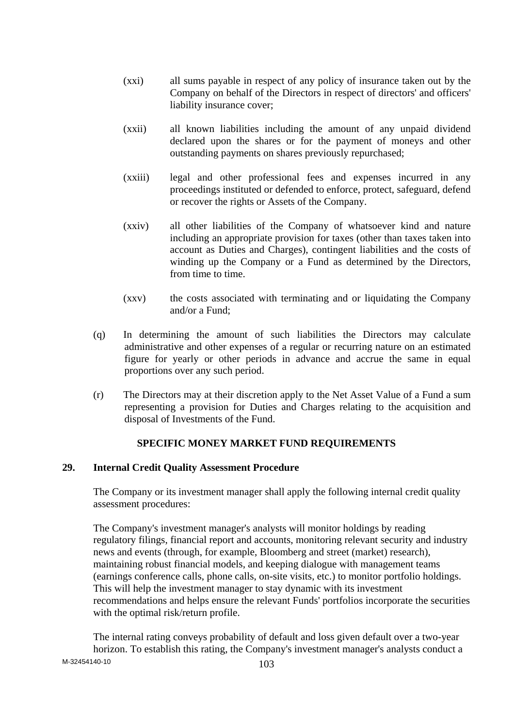(xxi) all sums payable in respect of any policy of insurance taken out by the Company on behalf of the Directors in respect of directors' and officers' liability insurance cover;

(xxii) all known liabilities including the amount of any unpaid dividend declared upon the shares or for the payment of moneys and other outstanding payments on shares previously repurchased;

(xxiii) legal and other professional fees and expenses incurred in any proceedings instituted or defended to enforce, protect, safeguard, defend or recover the rights or Assets of the Company.

(xxiv) all other liabilities of the Company of whatsoever kind and nature including an appropriate provision for taxes (other than taxes taken into account as Duties and Charges), contingent liabilities and the costs of winding up the Company or a Fund as determined by the Directors, from time to time.

(xxv) the costs associated with terminating and or liquidating the Company and/or a Fund;

(q) In determining the amount of such liabilities the Directors may calculate administrative and other expenses of a regular or recurring nature on an estimated figure for yearly or other periods in advance and accrue the same in equal proportions over any such period.

(r) The Directors may at their discretion apply to the Net Asset Value of a Fund a sum representing a provision for Duties and Charges relating to the acquisition and disposal of Investments of the Fund.

**SPECIFIC MONEY MARKET FUND REQUIREMENTS**

**29. Internal Credit Quality Assessment Procedure**

The Company or its investment manager shall apply the following internal credit quality assessment procedures:

The Company's investment manager's analysts will monitor holdings by reading regulatory filings, financial report and accounts, monitoring relevant security and industry news and events (through, for example, Bloomberg and street (market) research), maintaining robust financial models, and keeping dialogue with management teams (earnings conference calls, phone calls, on-site visits, etc.) to monitor portfolio holdings. This will help the investment manager to stay dynamic with its investment recommendations and helps ensure the relevant Funds' portfolios incorporate the securities with the optimal risk/return profile.

The internal rating conveys probability of default and loss given default over a two-year horizon. To establish this rating, the Company's investment manager's analysts conduct a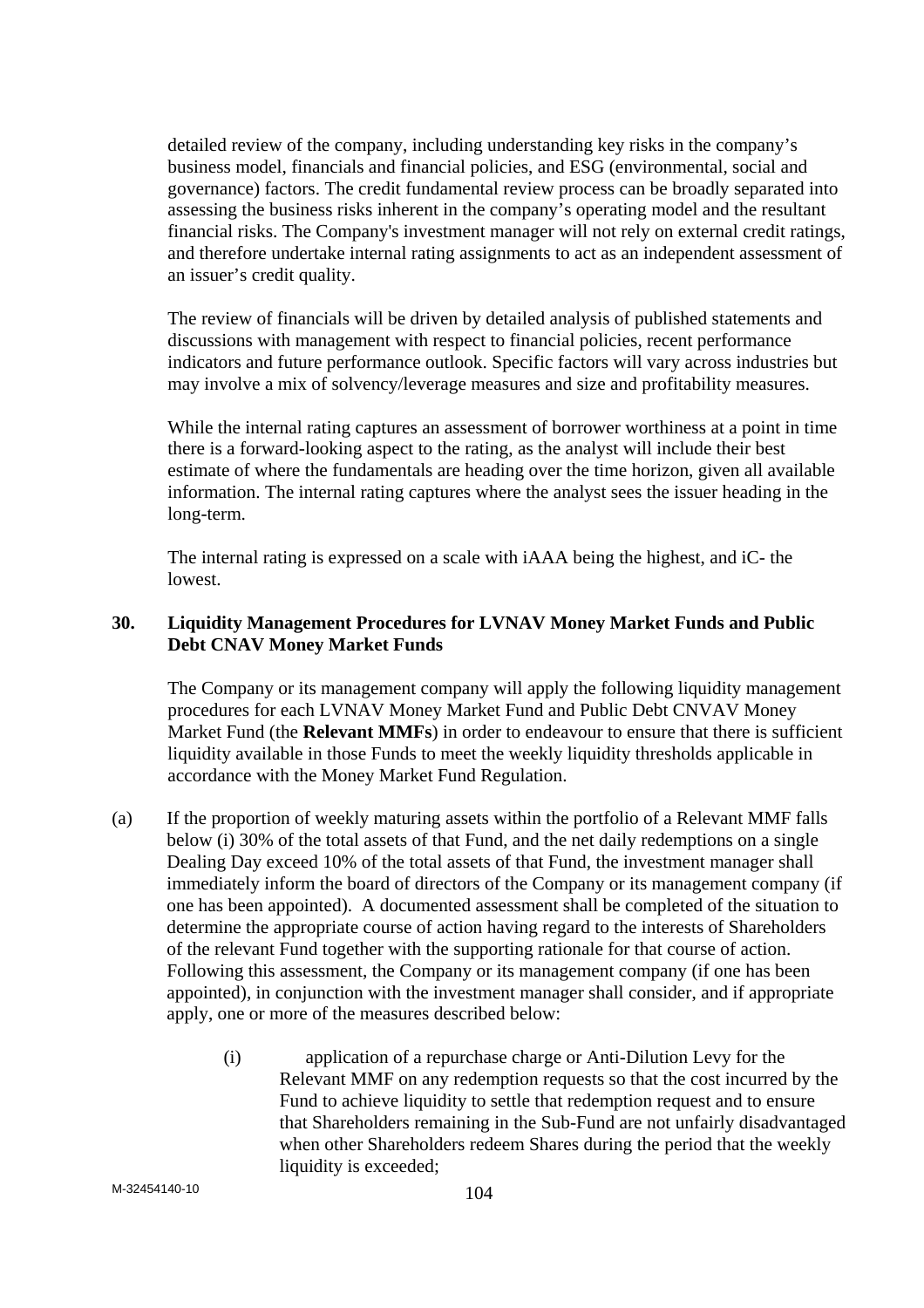detailed review of the company, including understanding key risks in the company's business model, financials and financial policies, and ESG (environmental, social and governance) factors. The credit fundamental review process can be broadly separated into assessing the business risks inherent in the company's operating model and the resultant financial risks. The Company's investment manager will not rely on external credit ratings, and therefore undertake internal rating assignments to act as an independent assessment of an issuer's credit quality.

The review of financials will be driven by detailed analysis of published statements and discussions with management with respect to financial policies, recent performance indicators and future performance outlook. Specific factors will vary across industries but may involve a mix of solvency/leverage measures and size and profitability measures.

While the internal rating captures an assessment of borrower worthiness at a point in time there is a forward-looking aspect to the rating, as the analyst will include their best estimate of where the fundamentals are heading over the time horizon, given all available information. The internal rating captures where the analyst sees the issuer heading in the long-term.

The internal rating is expressed on a scale with iAAA being the highest, and iC- the lowest.

## 30. Liquidity Management Procedures for LVNAV Money Market Funds and Public Debt CNAV Money Market Funds

The Company or its management company will apply the following liquidity management procedures for each LVNAV Money Market Fund and Public Debt CNVAV Money Market Fund (the **Relevant MMFs**) in order to endeavour to ensure that there is sufficient liquidity available in those Funds to meet the weekly liquidity thresholds applicable in accordance with the Money Market Fund Regulation.

(a) If the proportion of weekly maturing assets within the portfolio of a Relevant MMF falls below (i) 30% of the total assets of that Fund, and the net daily redemptions on a single Dealing Day exceed 10% of the total assets of that Fund, the investment manager shall immediately inform the board of directors of the Company or its management company (if one has been appointed). A documented assessment shall be completed of the situation to determine the appropriate course of action having regard to the interests of Shareholders of the relevant Fund together with the supporting rationale for that course of action. Following this assessment, the Company or its management company (if one has been appointed), in conjunction with the investment manager shall consider, and if appropriate apply, one or more of the measures described below:

(i) application of a repurchase charge or Anti-Dilution Levy for the Relevant MMF on any redemption requests so that the cost incurred by the Fund to achieve liquidity to settle that redemption request and to ensure that Shareholders remaining in the Sub-Fund are not unfairly disadvantaged when other Shareholders redeem Shares during the period that the weekly liquidity is exceeded;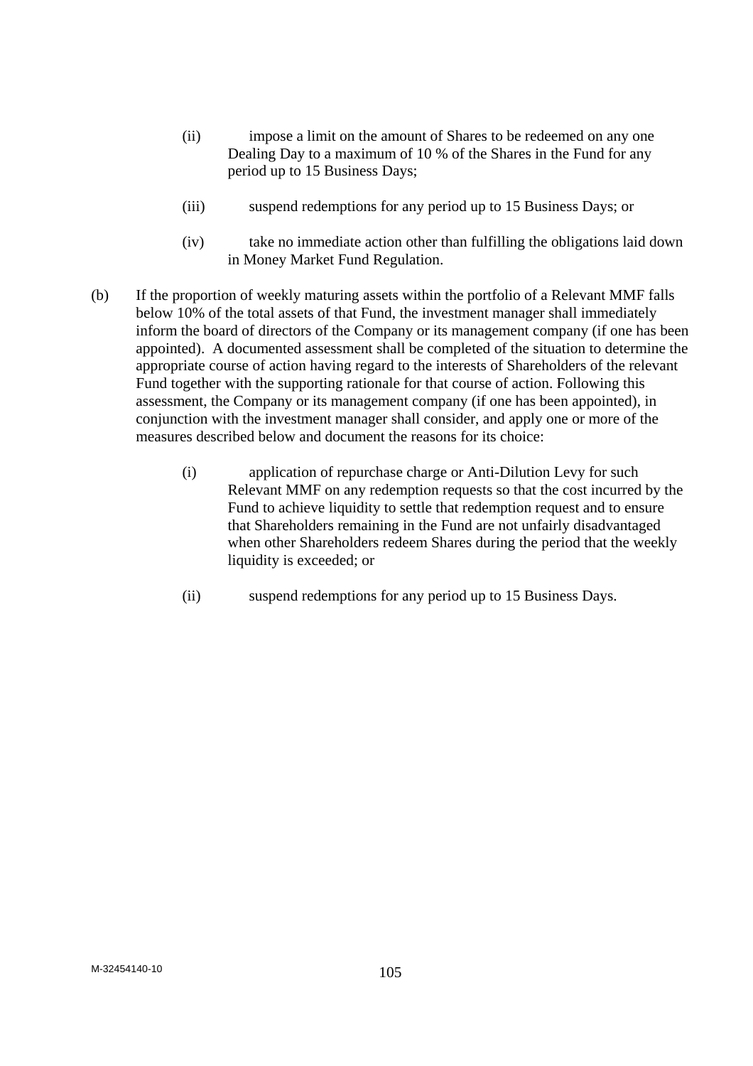(ii) impose a limit on the amount of Shares to be redeemed on any one Dealing Day to a maximum of 10 % of the Shares in the Fund for any period up to 15 Business Days;

(iii) suspend redemptions for any period up to 15 Business Days; or

(iv) take no immediate action other than fulfilling the obligations laid down in Money Market Fund Regulation.

(b) If the proportion of weekly maturing assets within the portfolio of a Relevant MMF falls below 10% of the total assets of that Fund, the investment manager shall immediately inform the board of directors of the Company or its management company (if one has been appointed). A documented assessment shall be completed of the situation to determine the appropriate course of action having regard to the interests of Shareholders of the relevant Fund together with the supporting rationale for that course of action. Following this assessment, the Company or its management company (if one has been appointed), in conjunction with the investment manager shall consider, and apply one or more of the measures described below and document the reasons for its choice:

(i) application of repurchase charge or Anti-Dilution Levy for such Relevant MMF on any redemption requests so that the cost incurred by the Fund to achieve liquidity to settle that redemption request and to ensure that Shareholders remaining in the Fund are not unfairly disadvantaged when other Shareholders redeem Shares during the period that the weekly liquidity is exceeded; or

(ii) suspend redemptions for any period up to 15 Business Days.

M-32454140-10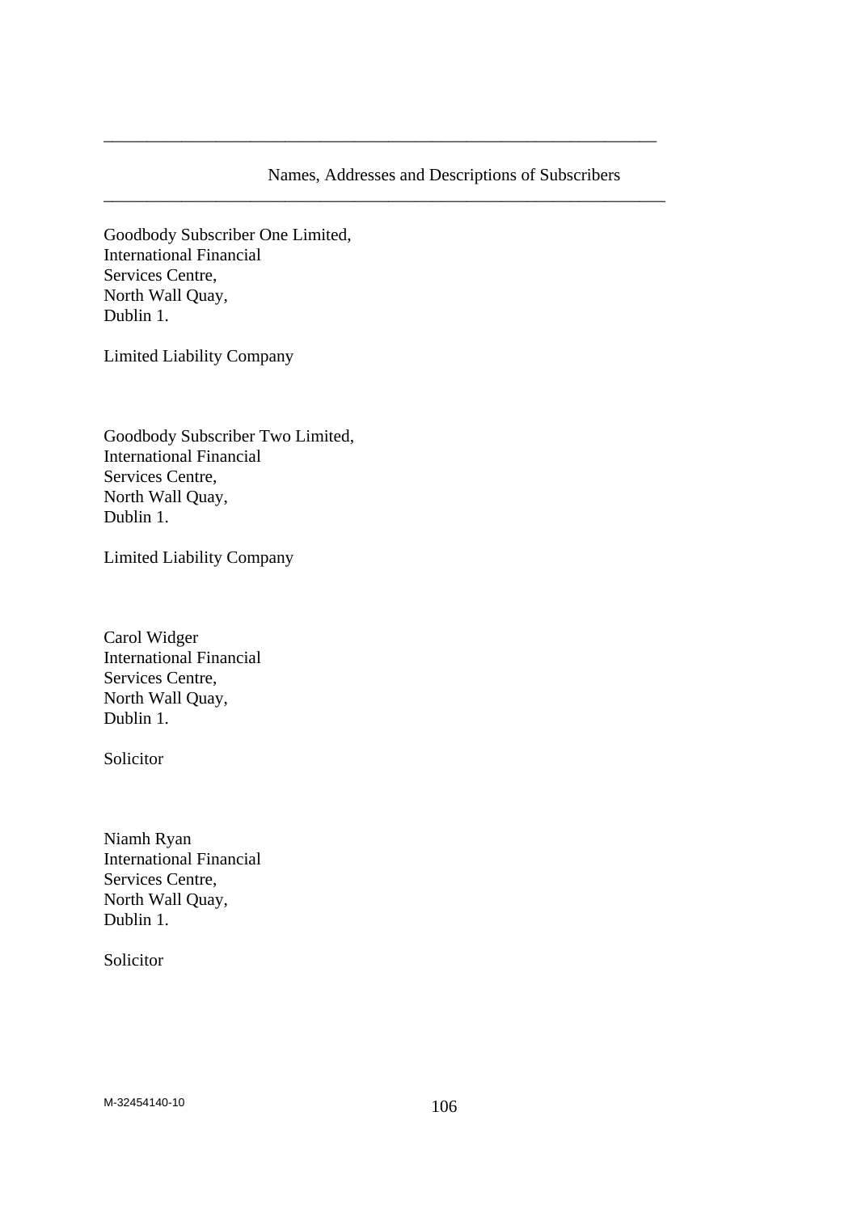---

Names, Addresses and Descriptions of Subscribers

---

Goodbody Subscriber One Limited,
International Financial
Services Centre,
North Wall Quay,
Dublin 1.

Limited Liability Company

Goodbody Subscriber Two Limited,
International Financial
Services Centre,
North Wall Quay,
Dublin 1.

Limited Liability Company

Carol Widger
International Financial
Services Centre,
North Wall Quay,
Dublin 1.

Solicitor

Niamh Ryan
International Financial
Services Centre,
North Wall Quay,
Dublin 1.

Solicitor

M-32454140-10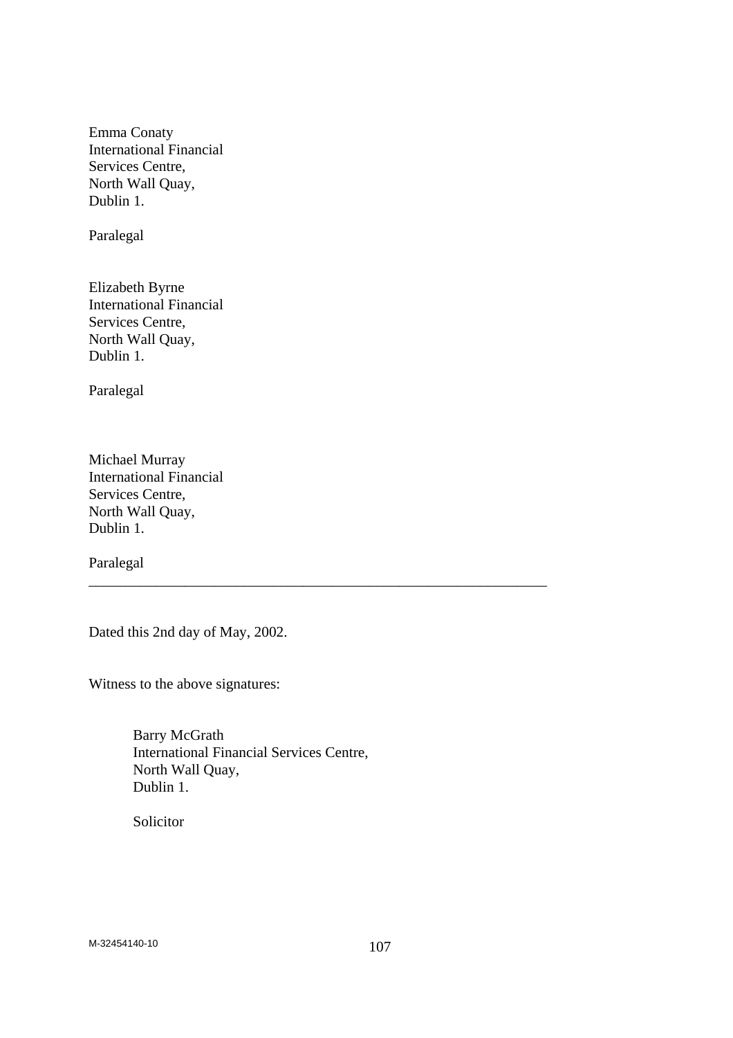Emma Conaty
International Financial
Services Centre,
North Wall Quay,
Dublin 1.

Paralegal

Elizabeth Byrne
International Financial
Services Centre,
North Wall Quay,
Dublin 1.

Paralegal

Michael Murray
International Financial
Services Centre,
North Wall Quay,
Dublin 1.

Paralegal

---

Dated this 2nd day of May, 2002.

Witness to the above signatures:

Barry McGrath
International Financial Services Centre,
North Wall Quay,
Dublin 1.

Solicitor